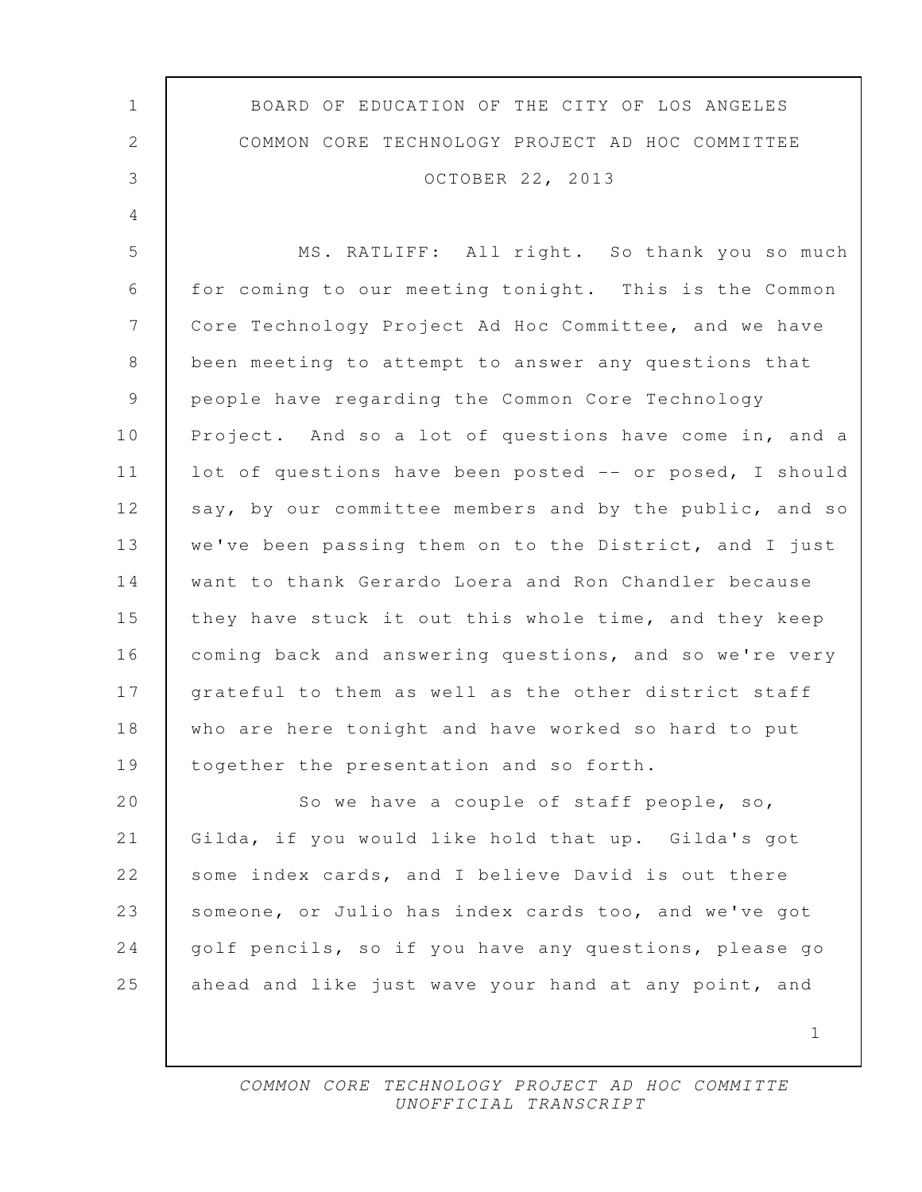BOARD OF EDUCATION OF THE CITY OF LOS ANGELES
COMMON CORE TECHNOLOGY PROJECT AD HOC COMMITTEE
OCTOBER 22, 2013

MS. RATLIFF: All right. So thank you so much for coming to our meeting tonight. This is the Common Core Technology Project Ad Hoc Committee, and we have been meeting to attempt to answer any questions that people have regarding the Common Core Technology Project. And so a lot of questions have come in, and a lot of questions have been posted -- or posed, I should say, by our committee members and by the public, and so we've been passing them on to the District, and I just want to thank Gerardo Loera and Ron Chandler because they have stuck it out this whole time, and they keep coming back and answering questions, and so we're very grateful to them as well as the other district staff who are here tonight and have worked so hard to put together the presentation and so forth.

So we have a couple of staff people, so, Gilda, if you would like hold that up. Gilda's got some index cards, and I believe David is out there someone, or Julio has index cards too, and we've got golf pencils, so if you have any questions, please go ahead and like just wave your hand at any point, and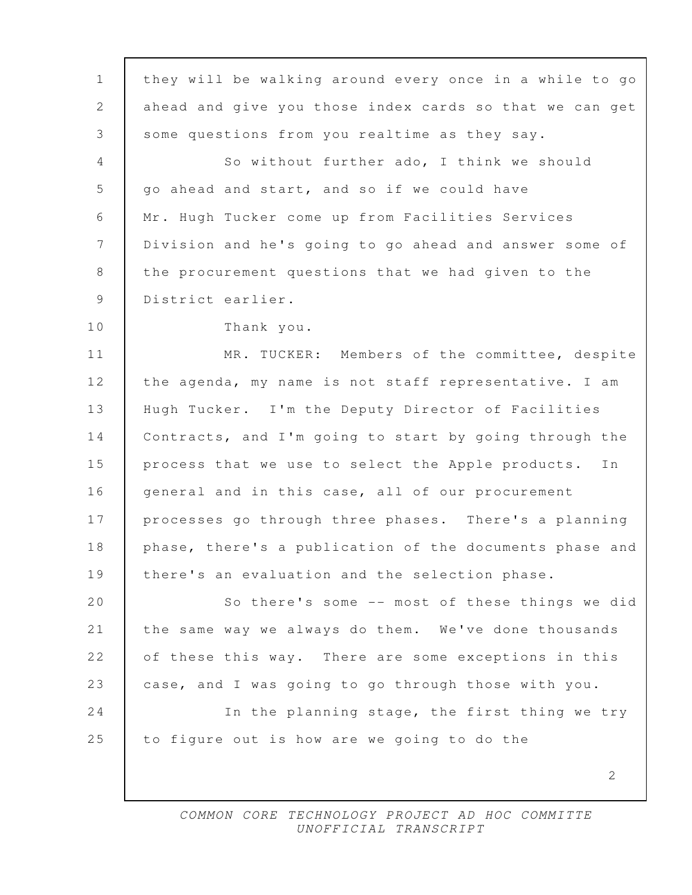they will be walking around every once in a while to go ahead and give you those index cards so that we can get some questions from you realtime as they say.

So without further ado, I think we should go ahead and start, and so if we could have Mr. Hugh Tucker come up from Facilities Services Division and he's going to go ahead and answer some of the procurement questions that we had given to the District earlier.

Thank you.

MR. TUCKER: Members of the committee, despite the agenda, my name is not staff representative. I am Hugh Tucker. I'm the Deputy Director of Facilities Contracts, and I'm going to start by going through the process that we use to select the Apple products. In general and in this case, all of our procurement processes go through three phases. There's a planning phase, there's a publication of the documents phase and there's an evaluation and the selection phase.

So there's some -- most of these things we did the same way we always do them. We've done thousands of these this way. There are some exceptions in this case, and I was going to go through those with you.

In the planning stage, the first thing we try to figure out is how are we going to do the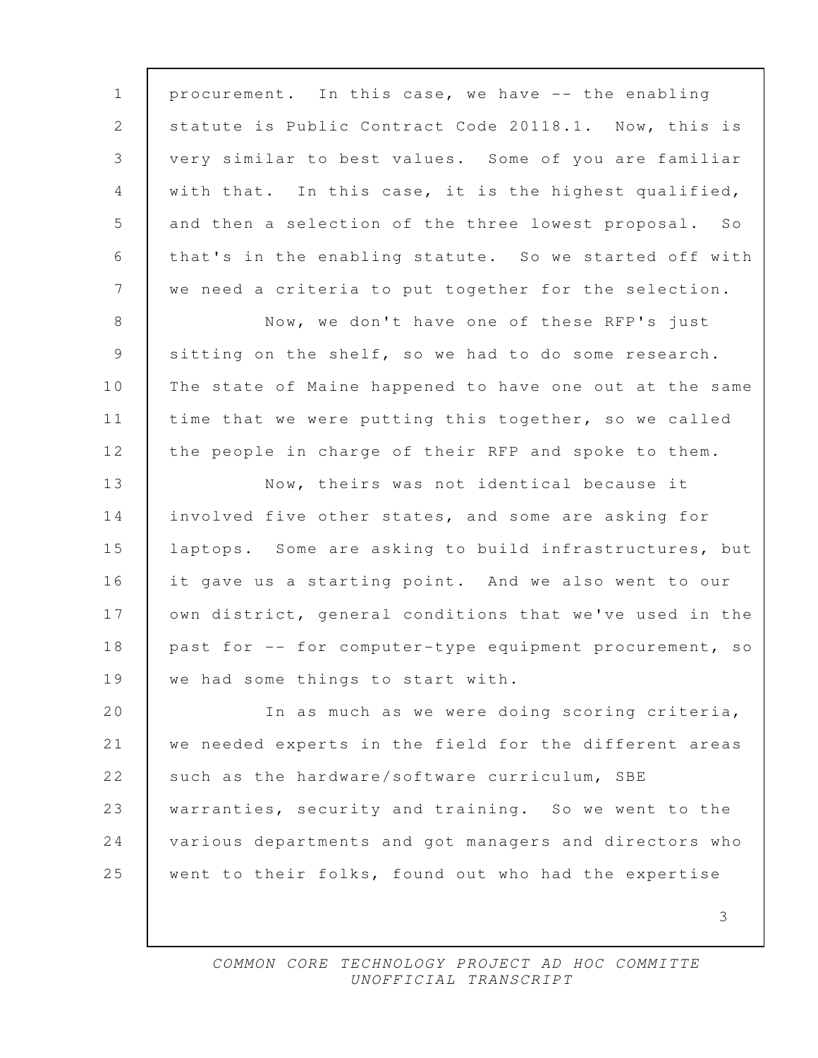procurement. In this case, we have -- the enabling statute is Public Contract Code 20118.1. Now, this is very similar to best values. Some of you are familiar with that. In this case, it is the highest qualified, and then a selection of the three lowest proposal. So that's in the enabling statute. So we started off with we need a criteria to put together for the selection.

Now, we don't have one of these RFP's just sitting on the shelf, so we had to do some research. The state of Maine happened to have one out at the same time that we were putting this together, so we called the people in charge of their RFP and spoke to them.

Now, theirs was not identical because it involved five other states, and some are asking for laptops. Some are asking to build infrastructures, but it gave us a starting point. And we also went to our own district, general conditions that we've used in the past for -- for computer-type equipment procurement, so we had some things to start with.

In as much as we were doing scoring criteria, we needed experts in the field for the different areas such as the hardware/software curriculum, SBE warranties, security and training. So we went to the various departments and got managers and directors who went to their folks, found out who had the expertise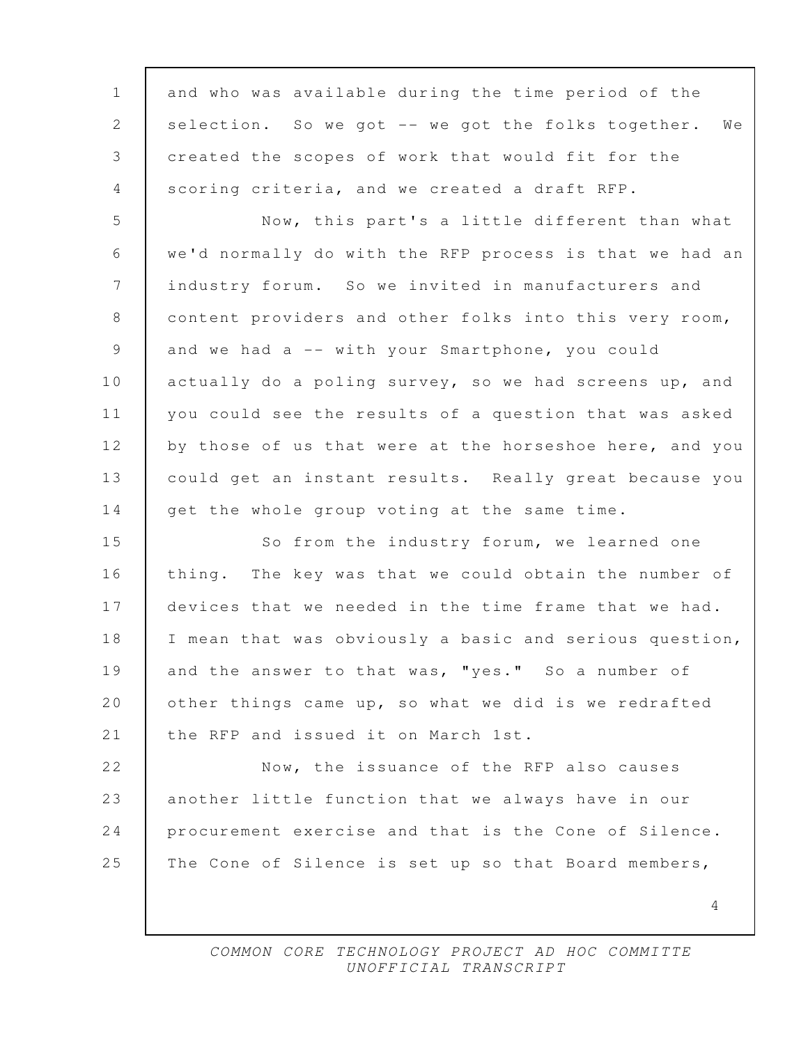and who was available during the time period of the selection. So we got -- we got the folks together. We created the scopes of work that would fit for the scoring criteria, and we created a draft RFP.

Now, this part's a little different than what we'd normally do with the RFP process is that we had an industry forum. So we invited in manufacturers and content providers and other folks into this very room, and we had a -- with your Smartphone, you could actually do a poling survey, so we had screens up, and you could see the results of a question that was asked by those of us that were at the horseshoe here, and you could get an instant results. Really great because you get the whole group voting at the same time.

So from the industry forum, we learned one thing. The key was that we could obtain the number of devices that we needed in the time frame that we had. I mean that was obviously a basic and serious question, and the answer to that was, "yes." So a number of other things came up, so what we did is we redrafted the RFP and issued it on March 1st.

Now, the issuance of the RFP also causes another little function that we always have in our procurement exercise and that is the Cone of Silence. The Cone of Silence is set up so that Board members,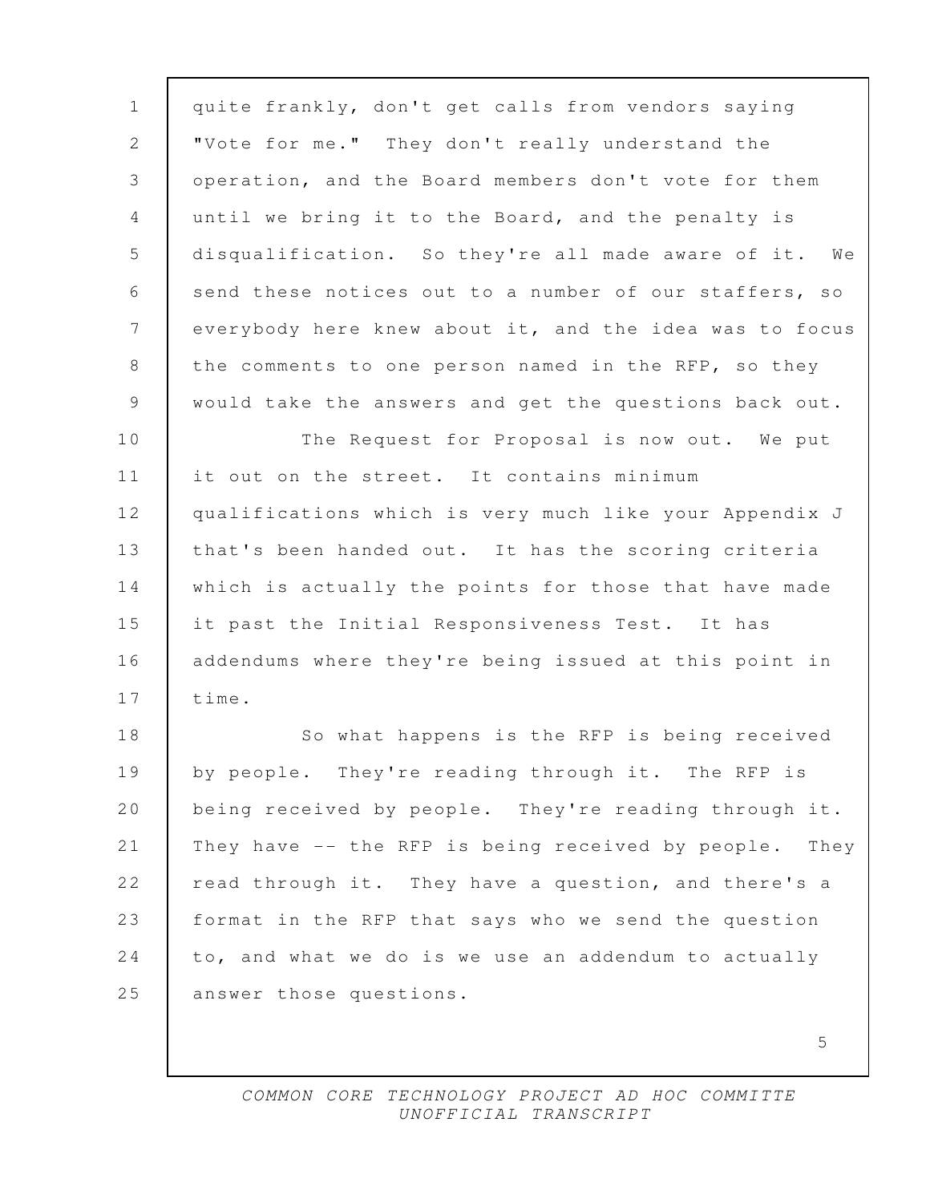quite frankly, don't get calls from vendors saying "Vote for me." They don't really understand the operation, and the Board members don't vote for them until we bring it to the Board, and the penalty is disqualification. So they're all made aware of it. We send these notices out to a number of our staffers, so everybody here knew about it, and the idea was to focus the comments to one person named in the RFP, so they would take the answers and get the questions back out.

The Request for Proposal is now out. We put it out on the street. It contains minimum qualifications which is very much like your Appendix J that's been handed out. It has the scoring criteria which is actually the points for those that have made it past the Initial Responsiveness Test. It has addendums where they're being issued at this point in time.

So what happens is the RFP is being received by people. They're reading through it. The RFP is being received by people. They're reading through it. They have -- the RFP is being received by people. They read through it. They have a question, and there's a format in the RFP that says who we send the question to, and what we do is we use an addendum to actually answer those questions.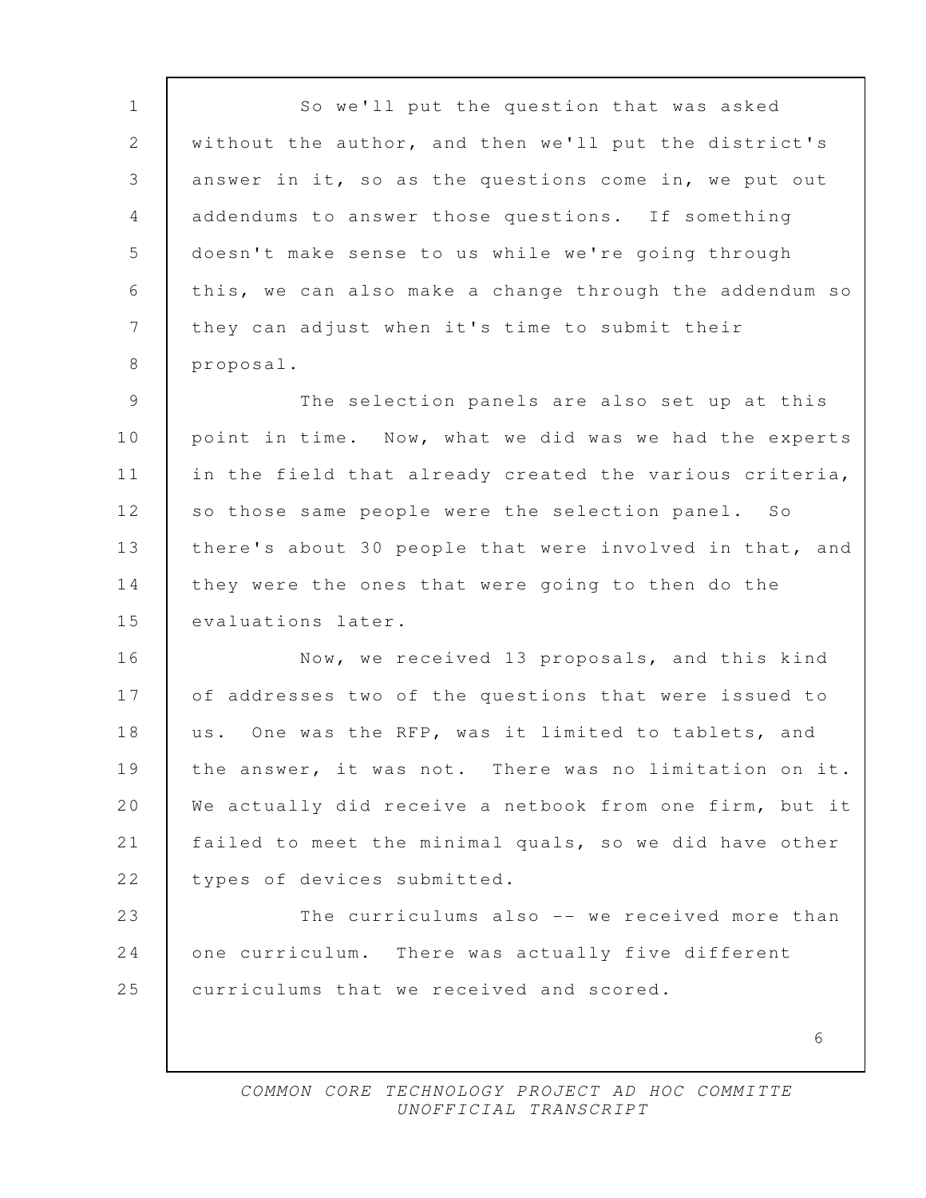So we'll put the question that was asked without the author, and then we'll put the district's answer in it, so as the questions come in, we put out addendums to answer those questions. If something doesn't make sense to us while we're going through this, we can also make a change through the addendum so they can adjust when it's time to submit their proposal.

The selection panels are also set up at this point in time. Now, what we did was we had the experts in the field that already created the various criteria, so those same people were the selection panel. So there's about 30 people that were involved in that, and they were the ones that were going to then do the evaluations later.

Now, we received 13 proposals, and this kind of addresses two of the questions that were issued to us. One was the RFP, was it limited to tablets, and the answer, it was not. There was no limitation on it. We actually did receive a netbook from one firm, but it failed to meet the minimal quals, so we did have other types of devices submitted.

The curriculums also -- we received more than one curriculum. There was actually five different curriculums that we received and scored.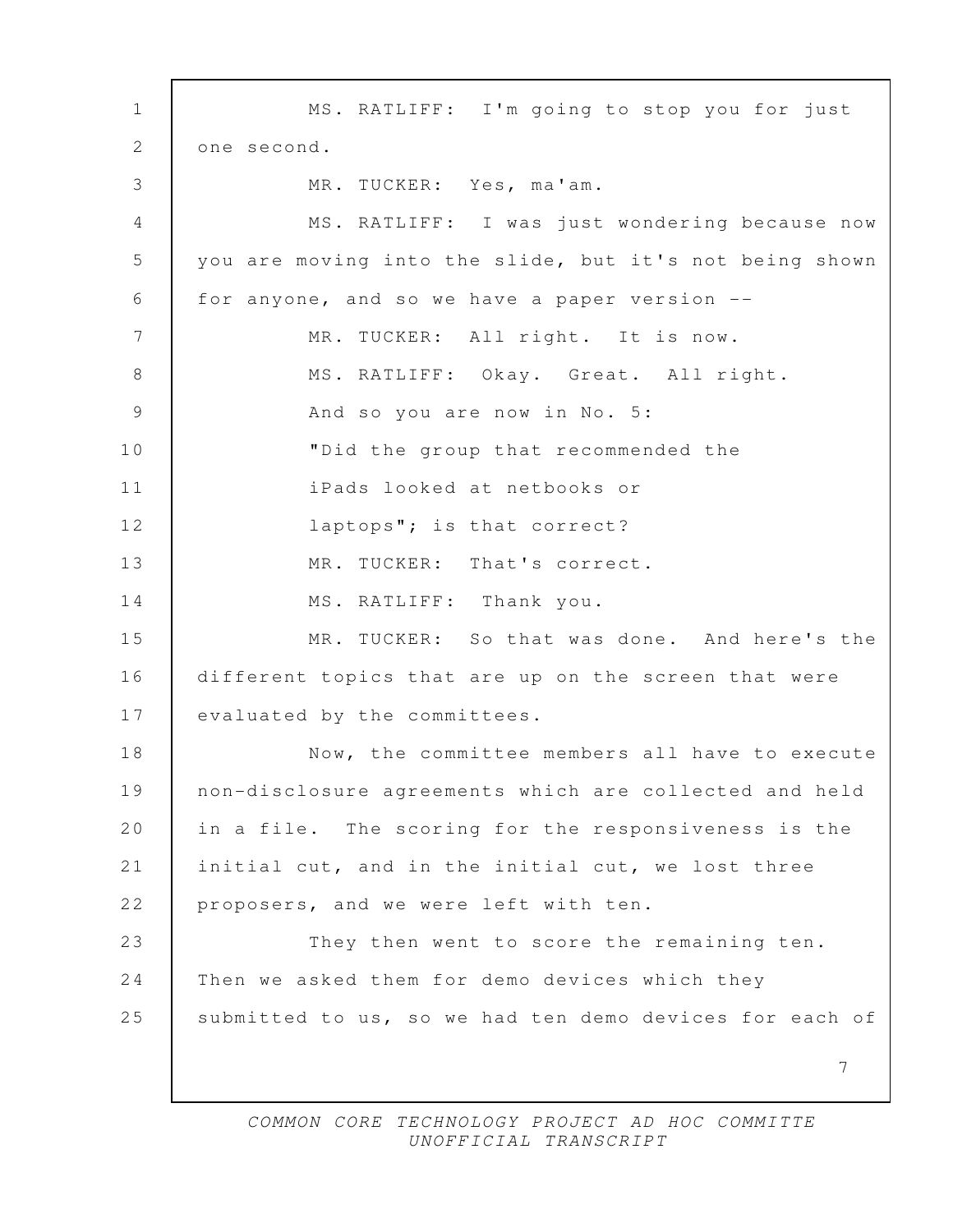MS. RATLIFF: I'm going to stop you for just one second.

MR. TUCKER: Yes, ma'am.

MS. RATLIFF: I was just wondering because now you are moving into the slide, but it's not being shown for anyone, and so we have a paper version --

MR. TUCKER: All right. It is now.

MS. RATLIFF: Okay. Great. All right.

And so you are now in No. 5:

"Did the group that recommended the iPads looked at netbooks or laptops"; is that correct?

MR. TUCKER: That's correct.

MS. RATLIFF: Thank you.

MR. TUCKER: So that was done. And here's the different topics that are up on the screen that were evaluated by the committees.

Now, the committee members all have to execute non-disclosure agreements which are collected and held in a file. The scoring for the responsiveness is the initial cut, and in the initial cut, we lost three proposers, and we were left with ten.

They then went to score the remaining ten. Then we asked them for demo devices which they submitted to us, so we had ten demo devices for each of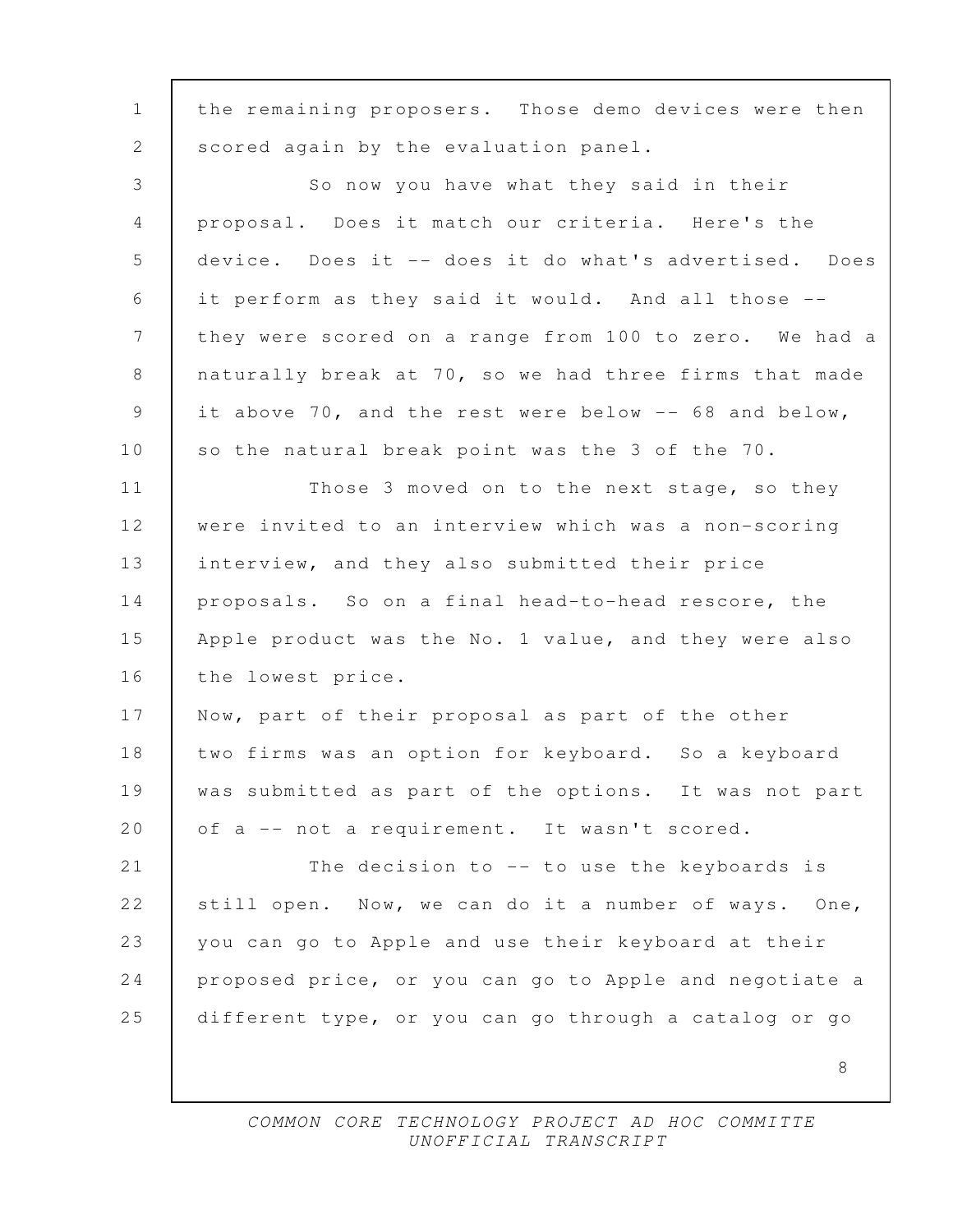the remaining proposers. Those demo devices were then scored again by the evaluation panel.

So now you have what they said in their proposal. Does it match our criteria. Here's the device. Does it -- does it do what's advertised. Does it perform as they said it would. And all those -- they were scored on a range from 100 to zero. We had a naturally break at 70, so we had three firms that made it above 70, and the rest were below -- 68 and below, so the natural break point was the 3 of the 70.

Those 3 moved on to the next stage, so they were invited to an interview which was a non-scoring interview, and they also submitted their price proposals. So on a final head-to-head rescore, the Apple product was the No. 1 value, and they were also the lowest price.

Now, part of their proposal as part of the other two firms was an option for keyboard. So a keyboard was submitted as part of the options. It was not part of a -- not a requirement. It wasn't scored.

The decision to -- to use the keyboards is still open. Now, we can do it a number of ways. One, you can go to Apple and use their keyboard at their proposed price, or you can go to Apple and negotiate a different type, or you can go through a catalog or go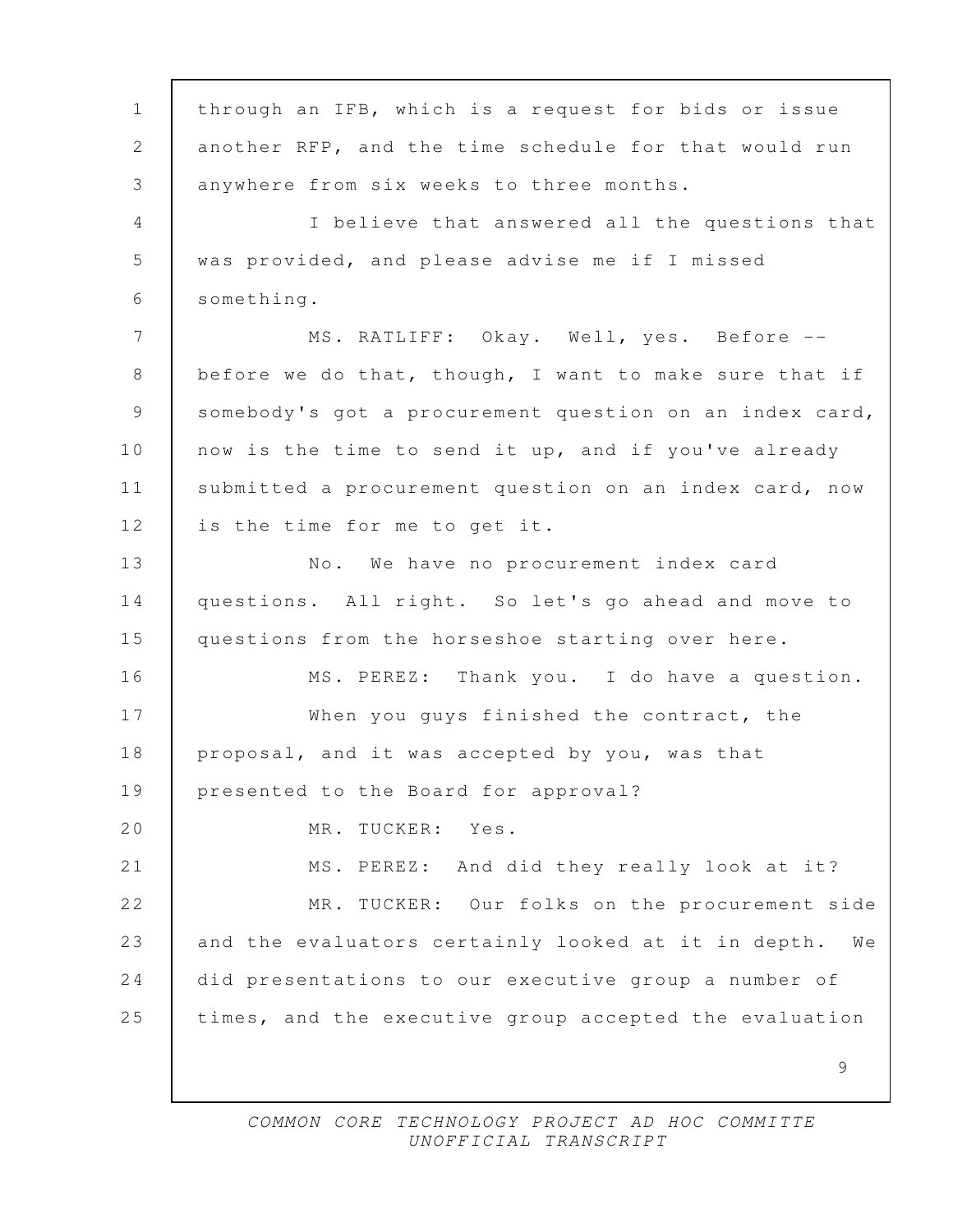through an IFB, which is a request for bids or issue another RFP, and the time schedule for that would run anywhere from six weeks to three months.

I believe that answered all the questions that was provided, and please advise me if I missed something.

MS. RATLIFF: Okay. Well, yes. Before -- before we do that, though, I want to make sure that if somebody's got a procurement question on an index card, now is the time to send it up, and if you've already submitted a procurement question on an index card, now is the time for me to get it.

No. We have no procurement index card questions. All right. So let's go ahead and move to questions from the horseshoe starting over here.

MS. PEREZ: Thank you. I do have a question.

When you guys finished the contract, the proposal, and it was accepted by you, was that presented to the Board for approval?

MR. TUCKER: Yes.

MS. PEREZ: And did they really look at it?

MR. TUCKER: Our folks on the procurement side and the evaluators certainly looked at it in depth. We did presentations to our executive group a number of times, and the executive group accepted the evaluation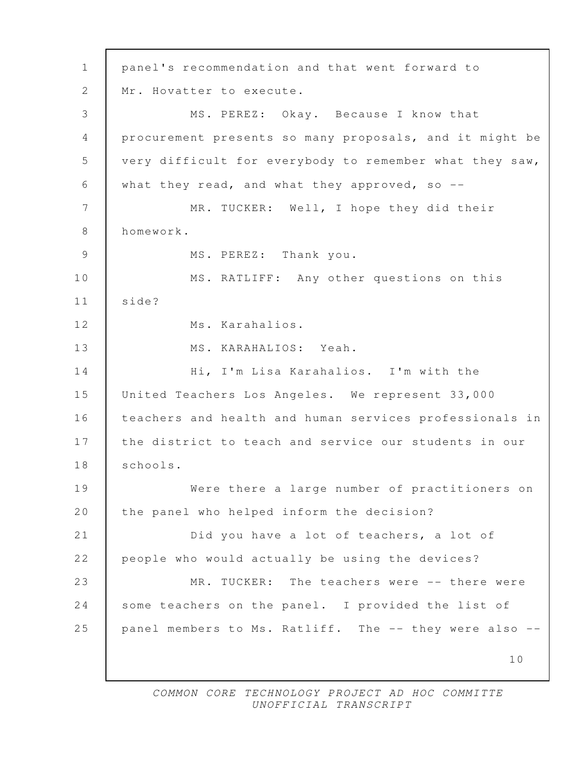panel's recommendation and that went forward to Mr. Hovatter to execute.

MS. PEREZ: Okay. Because I know that procurement presents so many proposals, and it might be very difficult for everybody to remember what they saw, what they read, and what they approved, so --

MR. TUCKER: Well, I hope they did their homework.

MS. PEREZ: Thank you.

MS. RATLIFF: Any other questions on this side?

Ms. Karahalios.

MS. KARAHALIOS: Yeah.

Hi, I'm Lisa Karahalios. I'm with the United Teachers Los Angeles. We represent 33,000 teachers and health and human services professionals in the district to teach and service our students in our schools.

Were there a large number of practitioners on the panel who helped inform the decision?

Did you have a lot of teachers, a lot of people who would actually be using the devices?

MR. TUCKER: The teachers were -- there were some teachers on the panel. I provided the list of panel members to Ms. Ratliff. The -- they were also --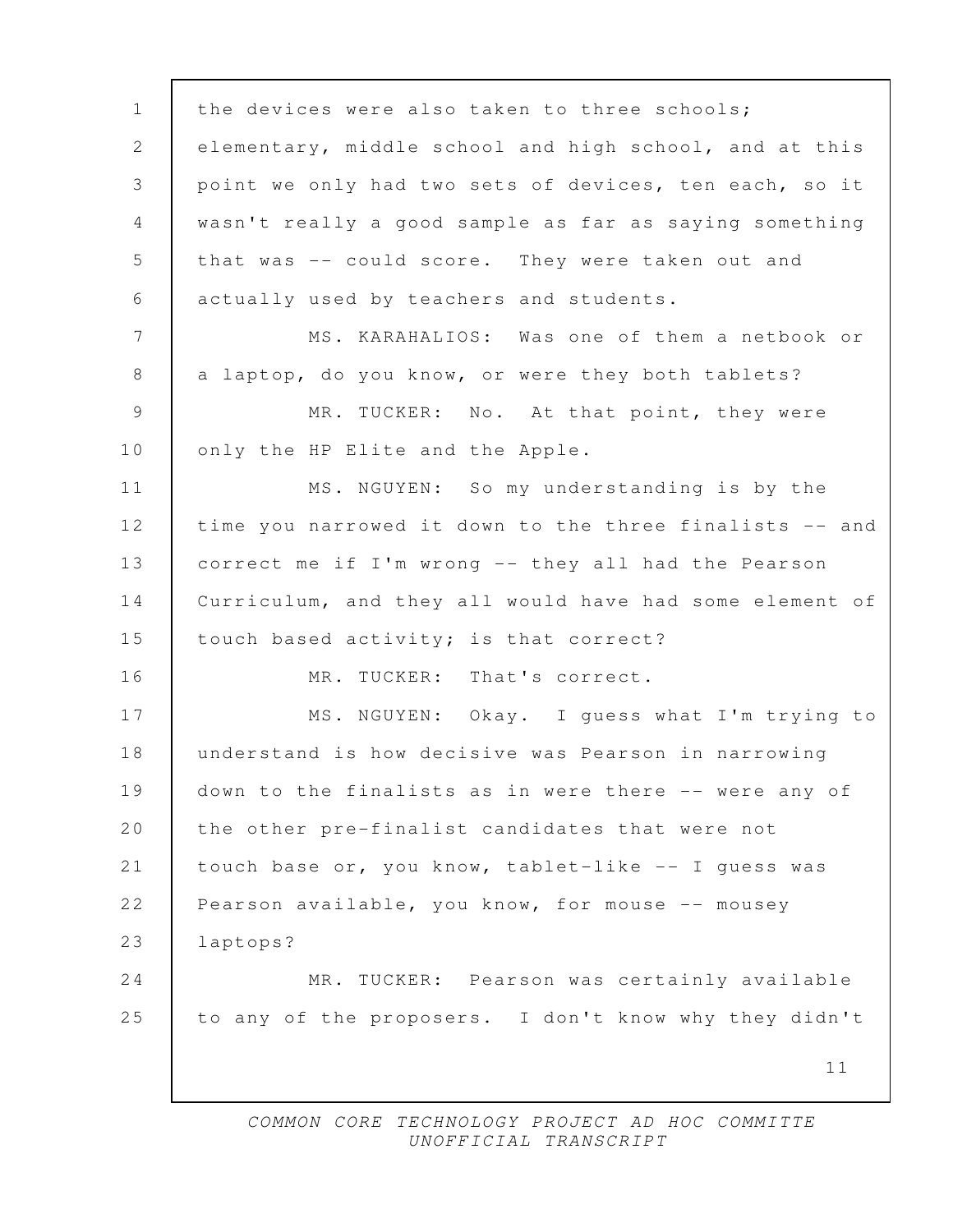the devices were also taken to three schools; elementary, middle school and high school, and at this point we only had two sets of devices, ten each, so it wasn't really a good sample as far as saying something that was -- could score. They were taken out and actually used by teachers and students.

MS. KARAHALIOS: Was one of them a netbook or a laptop, do you know, or were they both tablets?

MR. TUCKER: No. At that point, they were only the HP Elite and the Apple.

MS. NGUYEN: So my understanding is by the time you narrowed it down to the three finalists -- and correct me if I'm wrong -- they all had the Pearson Curriculum, and they all would have had some element of touch based activity; is that correct?

MR. TUCKER: That's correct.

MS. NGUYEN: Okay. I guess what I'm trying to understand is how decisive was Pearson in narrowing down to the finalists as in were there -- were any of the other pre-finalist candidates that were not touch base or, you know, tablet-like -- I guess was Pearson available, you know, for mouse -- mousey laptops?

MR. TUCKER: Pearson was certainly available to any of the proposers. I don't know why they didn't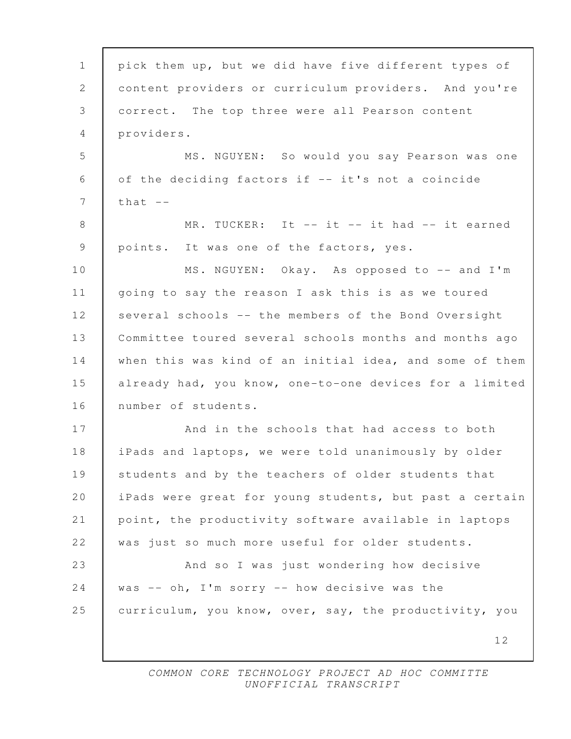pick them up, but we did have five different types of content providers or curriculum providers. And you're correct. The top three were all Pearson content providers.

MS. NGUYEN: So would you say Pearson was one of the deciding factors if -- it's not a coincide that --

MR. TUCKER: It -- it -- it had -- it earned points. It was one of the factors, yes.

MS. NGUYEN: Okay. As opposed to -- and I'm going to say the reason I ask this is as we toured several schools -- the members of the Bond Oversight Committee toured several schools months and months ago when this was kind of an initial idea, and some of them already had, you know, one-to-one devices for a limited number of students.

And in the schools that had access to both iPads and laptops, we were told unanimously by older students and by the teachers of older students that iPads were great for young students, but past a certain point, the productivity software available in laptops was just so much more useful for older students.

And so I was just wondering how decisive was -- oh, I'm sorry -- how decisive was the curriculum, you know, over, say, the productivity, you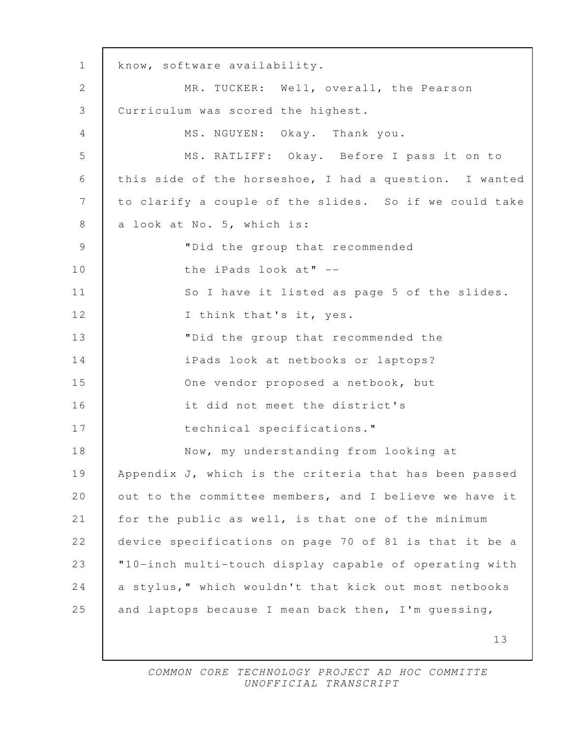know, software availability.

MR. TUCKER: Well, overall, the Pearson Curriculum was scored the highest.

MS. NGUYEN: Okay. Thank you.

MS. RATLIFF: Okay. Before I pass it on to this side of the horseshoe, I had a question. I wanted to clarify a couple of the slides. So if we could take a look at No. 5, which is:

"Did the group that recommended the iPads look at" --

So I have it listed as page 5 of the slides.

I think that's it, yes.

"Did the group that recommended the iPads look at netbooks or laptops? One vendor proposed a netbook, but it did not meet the district's technical specifications."

Now, my understanding from looking at Appendix J, which is the criteria that has been passed out to the committee members, and I believe we have it for the public as well, is that one of the minimum device specifications on page 70 of 81 is that it be a "10-inch multi-touch display capable of operating with a stylus," which wouldn't that kick out most netbooks and laptops because I mean back then, I'm guessing,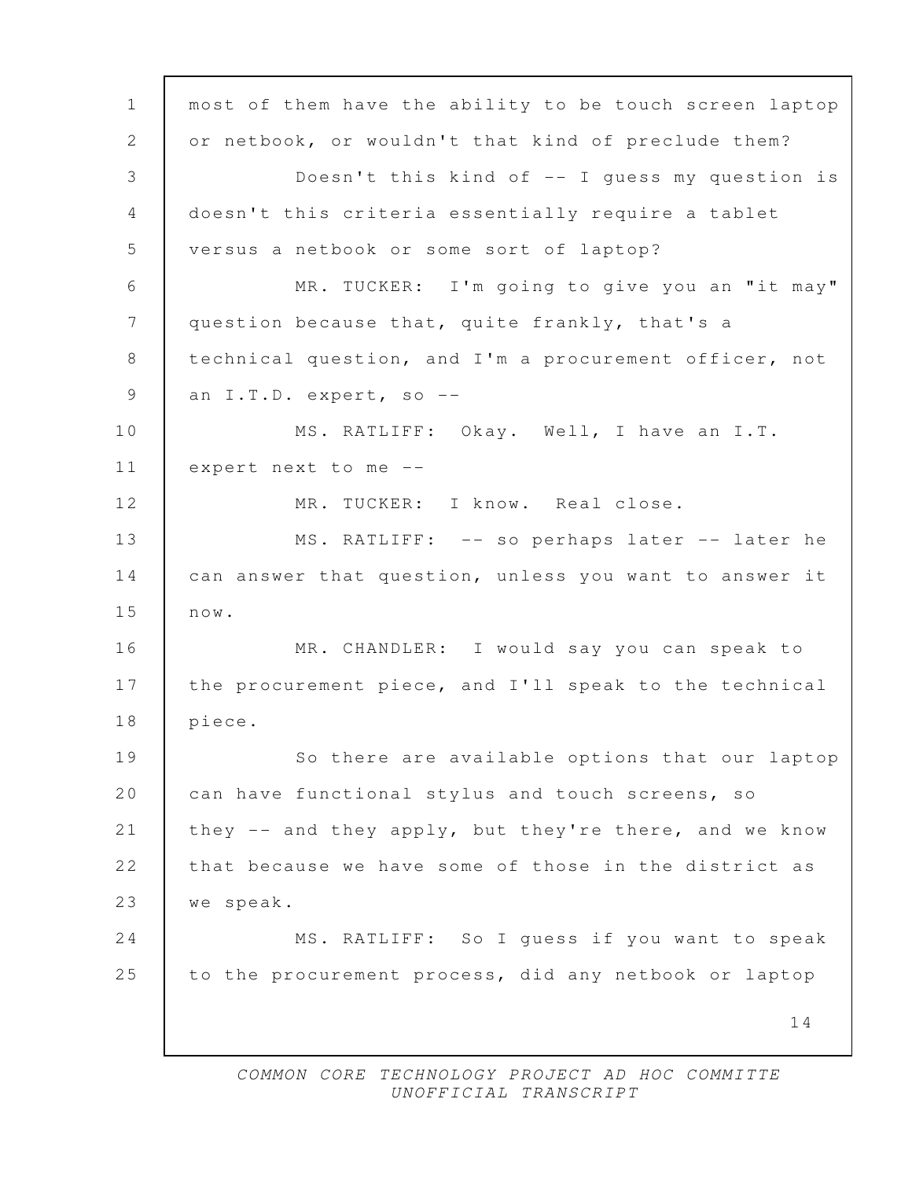most of them have the ability to be touch screen laptop or netbook, or wouldn't that kind of preclude them?

Doesn't this kind of -- I guess my question is doesn't this criteria essentially require a tablet versus a netbook or some sort of laptop?

MR. TUCKER: I'm going to give you an "it may" question because that, quite frankly, that's a technical question, and I'm a procurement officer, not an I.T.D. expert, so --

MS. RATLIFF: Okay. Well, I have an I.T. expert next to me --

MR. TUCKER: I know. Real close.

MS. RATLIFF: -- so perhaps later -- later he can answer that question, unless you want to answer it now.

MR. CHANDLER: I would say you can speak to the procurement piece, and I'll speak to the technical piece.

So there are available options that our laptop can have functional stylus and touch screens, so they -- and they apply, but they're there, and we know that because we have some of those in the district as we speak.

MS. RATLIFF: So I guess if you want to speak to the procurement process, did any netbook or laptop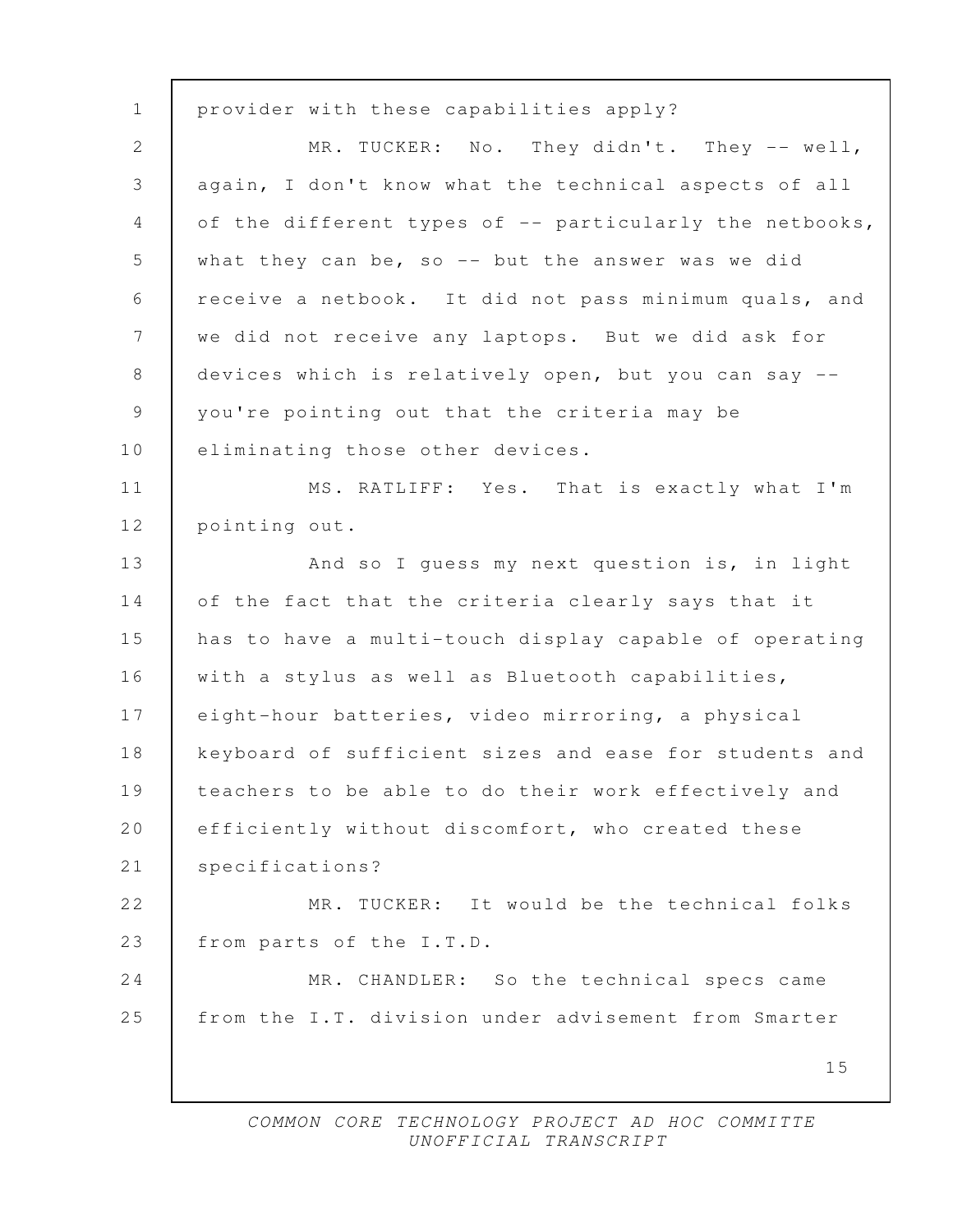provider with these capabilities apply?

MR. TUCKER: No. They didn't. They -- well, again, I don't know what the technical aspects of all of the different types of -- particularly the netbooks, what they can be, so -- but the answer was we did receive a netbook. It did not pass minimum quals, and we did not receive any laptops. But we did ask for devices which is relatively open, but you can say -- you're pointing out that the criteria may be eliminating those other devices.

MS. RATLIFF: Yes. That is exactly what I'm pointing out.

And so I guess my next question is, in light of the fact that the criteria clearly says that it has to have a multi-touch display capable of operating with a stylus as well as Bluetooth capabilities, eight-hour batteries, video mirroring, a physical keyboard of sufficient sizes and ease for students and teachers to be able to do their work effectively and efficiently without discomfort, who created these specifications?

MR. TUCKER: It would be the technical folks from parts of the I.T.D.

MR. CHANDLER: So the technical specs came from the I.T. division under advisement from Smarter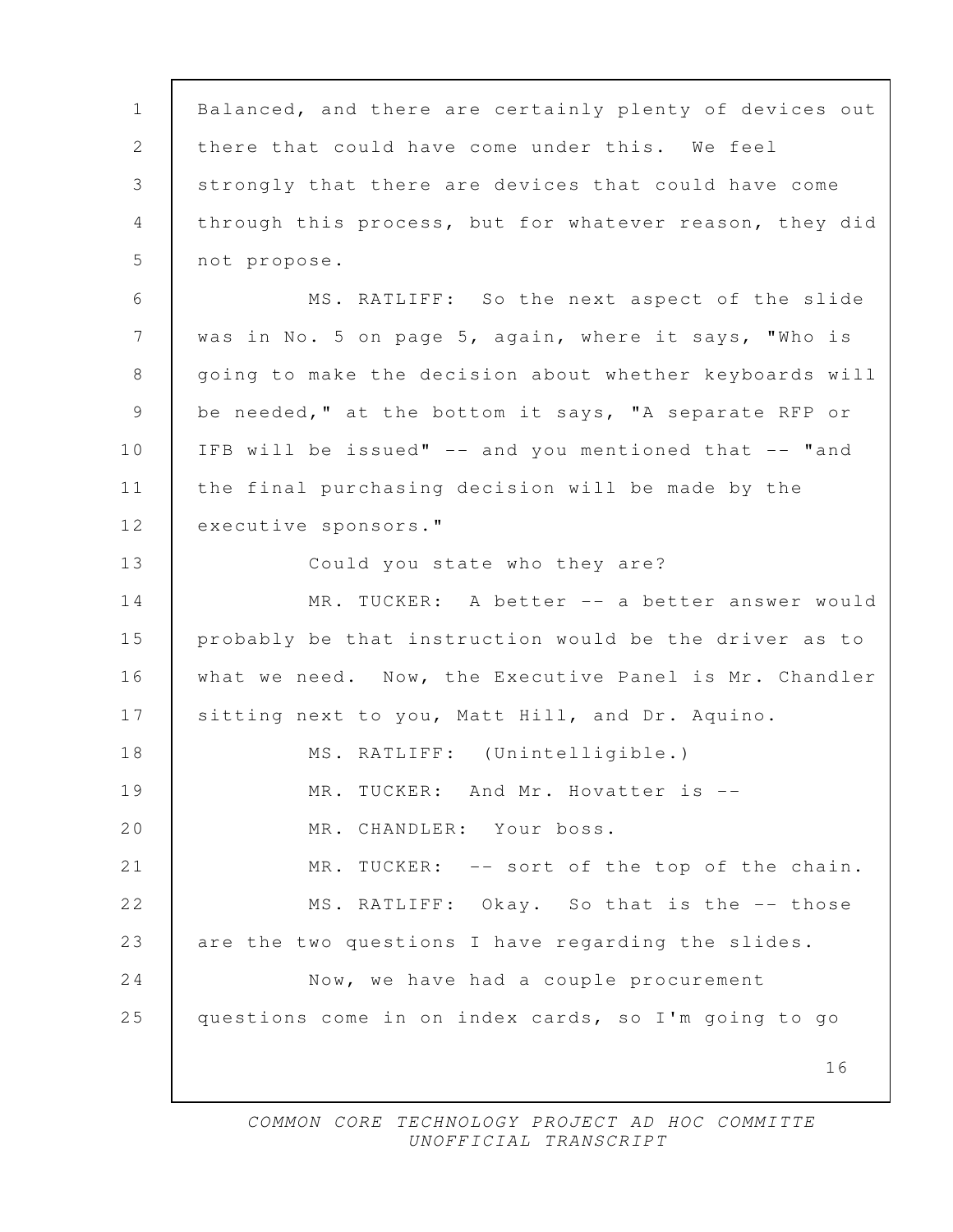Balanced, and there are certainly plenty of devices out there that could have come under this. We feel strongly that there are devices that could have come through this process, but for whatever reason, they did not propose.

MS. RATLIFF: So the next aspect of the slide was in No. 5 on page 5, again, where it says, "Who is going to make the decision about whether keyboards will be needed," at the bottom it says, "A separate RFP or IFB will be issued" -- and you mentioned that -- "and the final purchasing decision will be made by the executive sponsors."

Could you state who they are?

MR. TUCKER: A better -- a better answer would probably be that instruction would be the driver as to what we need. Now, the Executive Panel is Mr. Chandler sitting next to you, Matt Hill, and Dr. Aquino.

MS. RATLIFF: (Unintelligible.)

MR. TUCKER: And Mr. Hovatter is --

MR. CHANDLER: Your boss.

MR. TUCKER: -- sort of the top of the chain.

MS. RATLIFF: Okay. So that is the -- those are the two questions I have regarding the slides.

Now, we have had a couple procurement questions come in on index cards, so I'm going to go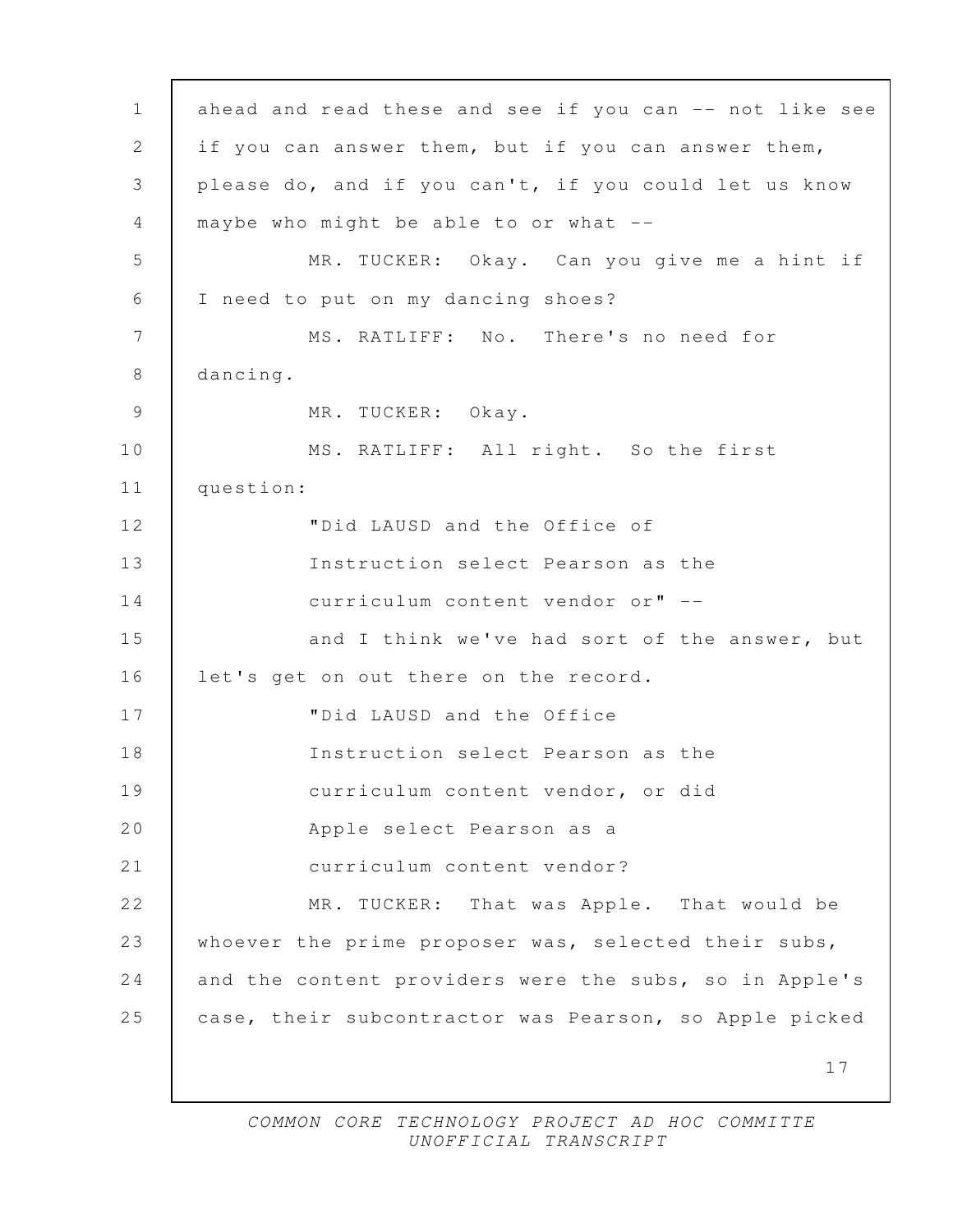ahead and read these and see if you can -- not like see if you can answer them, but if you can answer them, please do, and if you can't, if you could let us know maybe who might be able to or what --

MR. TUCKER: Okay. Can you give me a hint if I need to put on my dancing shoes?

MS. RATLIFF: No. There's no need for dancing.

MR. TUCKER: Okay.

MS. RATLIFF: All right. So the first question:

"Did LAUSD and the Office of Instruction select Pearson as the curriculum content vendor or" --

and I think we've had sort of the answer, but let's get on out there on the record.

"Did LAUSD and the Office Instruction select Pearson as the curriculum content vendor, or did Apple select Pearson as a curriculum content vendor?

MR. TUCKER: That was Apple. That would be whoever the prime proposer was, selected their subs, and the content providers were the subs, so in Apple's case, their subcontractor was Pearson, so Apple picked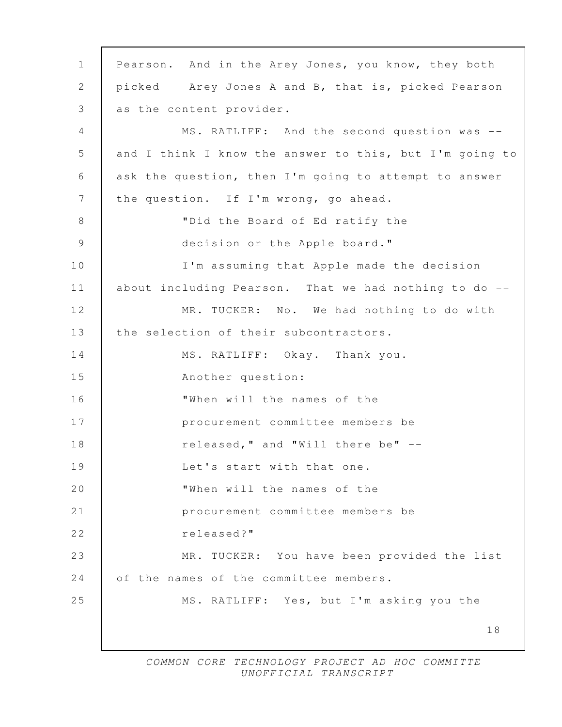Pearson. And in the Arey Jones, you know, they both picked -- Arey Jones A and B, that is, picked Pearson as the content provider.

MS. RATLIFF: And the second question was -- and I think I know the answer to this, but I'm going to ask the question, then I'm going to attempt to answer the question. If I'm wrong, go ahead.

"Did the Board of Ed ratify the decision or the Apple board."

I'm assuming that Apple made the decision about including Pearson. That we had nothing to do --

MR. TUCKER: No. We had nothing to do with the selection of their subcontractors.

MS. RATLIFF: Okay. Thank you.

Another question:

"When will the names of the procurement committee members be released," and "Will there be" --

Let's start with that one.

"When will the names of the procurement committee members be released?"

MR. TUCKER: You have been provided the list of the names of the committee members.

MS. RATLIFF: Yes, but I'm asking you the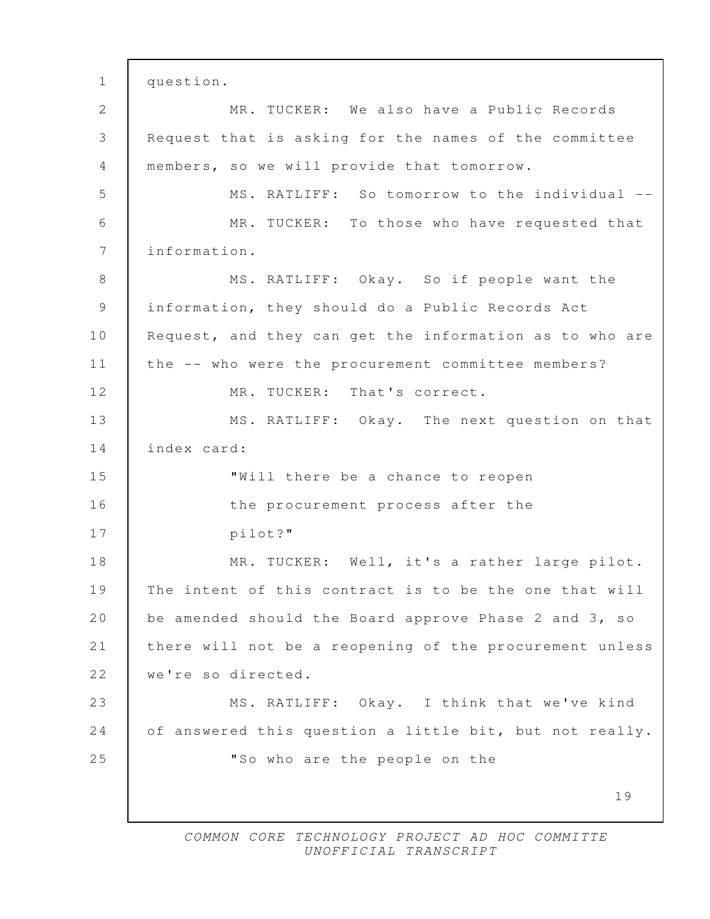question.

MR. TUCKER: We also have a Public Records Request that is asking for the names of the committee members, so we will provide that tomorrow.

MS. RATLIFF: So tomorrow to the individual --

MR. TUCKER: To those who have requested that information.

MS. RATLIFF: Okay. So if people want the information, they should do a Public Records Act Request, and they can get the information as to who are the -- who were the procurement committee members?

MR. TUCKER: That's correct.

MS. RATLIFF: Okay. The next question on that index card:

"Will there be a chance to reopen the procurement process after the pilot?"

MR. TUCKER: Well, it's a rather large pilot. The intent of this contract is to be the one that will be amended should the Board approve Phase 2 and 3, so there will not be a reopening of the procurement unless we're so directed.

MS. RATLIFF: Okay. I think that we've kind of answered this question a little bit, but not really.

"So who are the people on the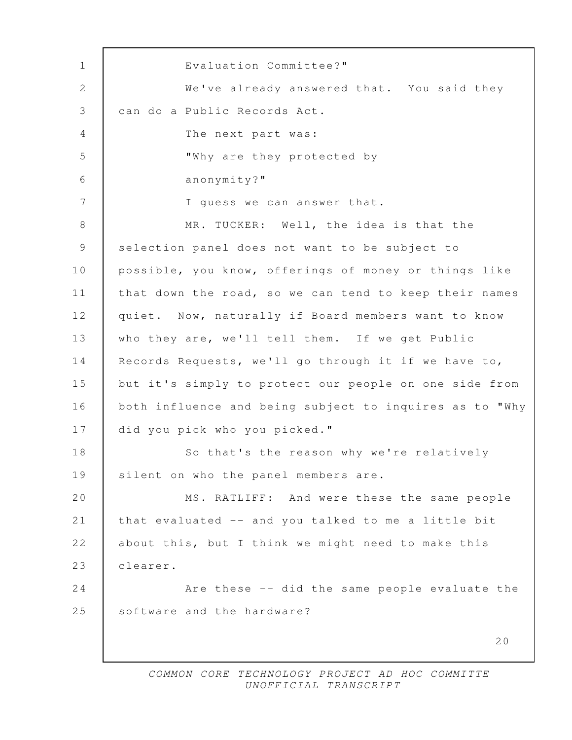Evaluation Committee?"

We've already answered that. You said they can do a Public Records Act.

The next part was:

"Why are they protected by anonymity?"

I guess we can answer that.

MR. TUCKER: Well, the idea is that the selection panel does not want to be subject to possible, you know, offerings of money or things like that down the road, so we can tend to keep their names quiet. Now, naturally if Board members want to know who they are, we'll tell them. If we get Public Records Requests, we'll go through it if we have to, but it's simply to protect our people on one side from both influence and being subject to inquires as to "Why did you pick who you picked."

So that's the reason why we're relatively silent on who the panel members are.

MS. RATLIFF: And were these the same people that evaluated -- and you talked to me a little bit about this, but I think we might need to make this clearer.

Are these -- did the same people evaluate the software and the hardware?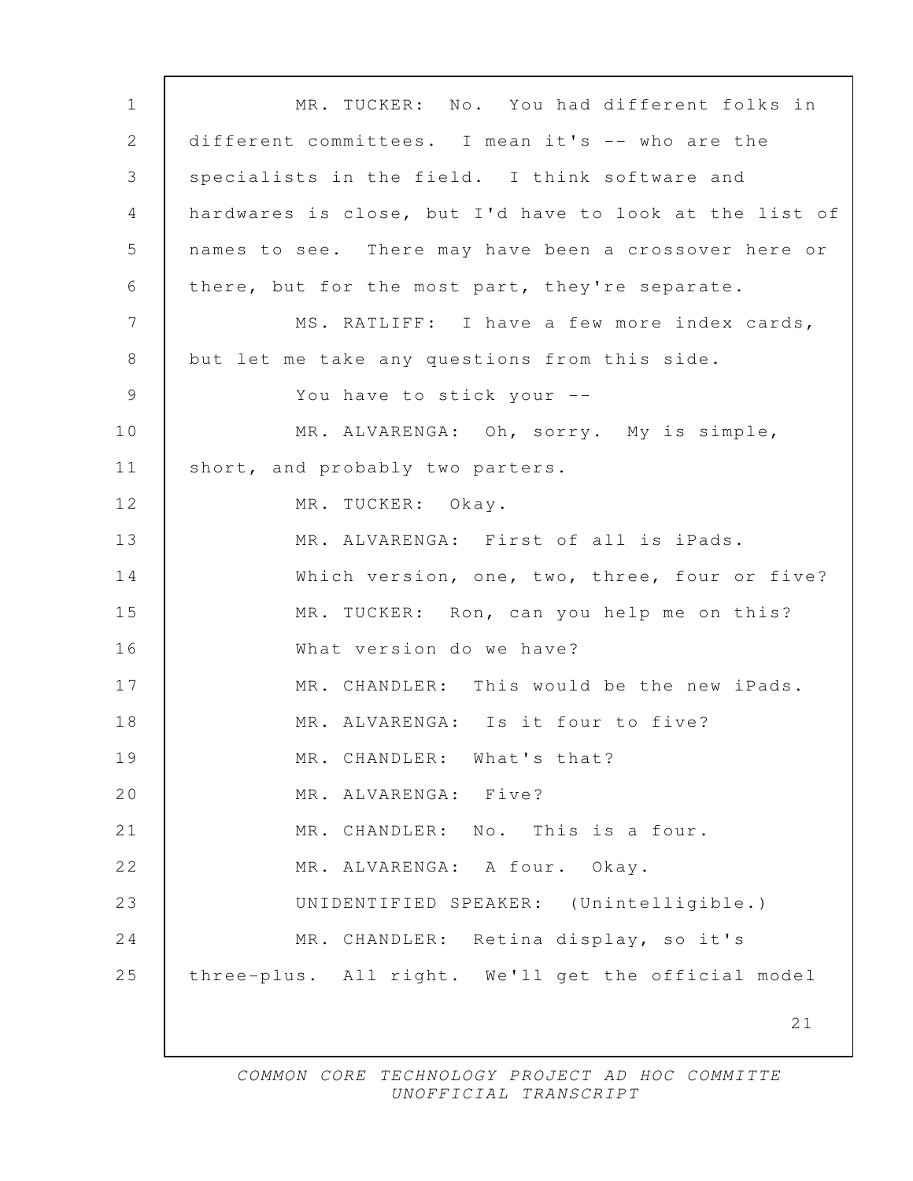MR. TUCKER: No. You had different folks in different committees. I mean it's -- who are the specialists in the field. I think software and hardwares is close, but I'd have to look at the list of names to see. There may have been a crossover here or there, but for the most part, they're separate.

MS. RATLIFF: I have a few more index cards, but let me take any questions from this side.

You have to stick your --

MR. ALVARENGA: Oh, sorry. My is simple, short, and probably two parters.

MR. TUCKER: Okay.

MR. ALVARENGA: First of all is iPads. Which version, one, two, three, four or five?

MR. TUCKER: Ron, can you help me on this? What version do we have?

MR. CHANDLER: This would be the new iPads.

MR. ALVARENGA: Is it four to five?

MR. CHANDLER: What's that?

MR. ALVARENGA: Five?

MR. CHANDLER: No. This is a four.

MR. ALVARENGA: A four. Okay.

UNIDENTIFIED SPEAKER: (Unintelligible.)

MR. CHANDLER: Retina display, so it's three-plus. All right. We'll get the official model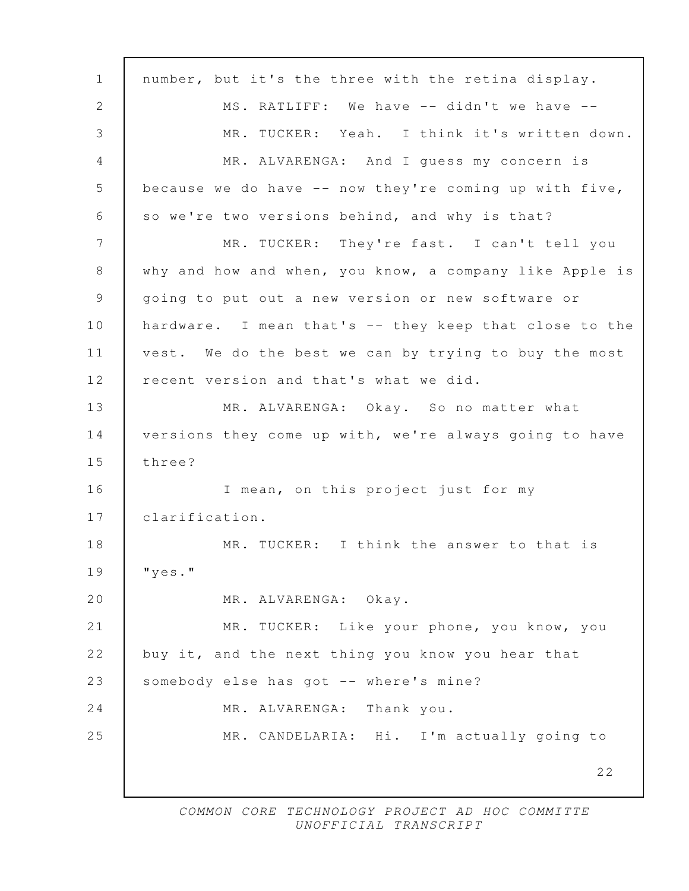number, but it's the three with the retina display.

MS. RATLIFF: We have -- didn't we have --

MR. TUCKER: Yeah. I think it's written down.

MR. ALVARENGA: And I guess my concern is because we do have -- now they're coming up with five, so we're two versions behind, and why is that?

MR. TUCKER: They're fast. I can't tell you why and how and when, you know, a company like Apple is going to put out a new version or new software or hardware. I mean that's -- they keep that close to the vest. We do the best we can by trying to buy the most recent version and that's what we did.

MR. ALVARENGA: Okay. So no matter what versions they come up with, we're always going to have three?

I mean, on this project just for my clarification.

MR. TUCKER: I think the answer to that is "yes."

MR. ALVARENGA: Okay.

MR. TUCKER: Like your phone, you know, you buy it, and the next thing you know you hear that somebody else has got -- where's mine?

MR. ALVARENGA: Thank you.

MR. CANDELARIA: Hi. I'm actually going to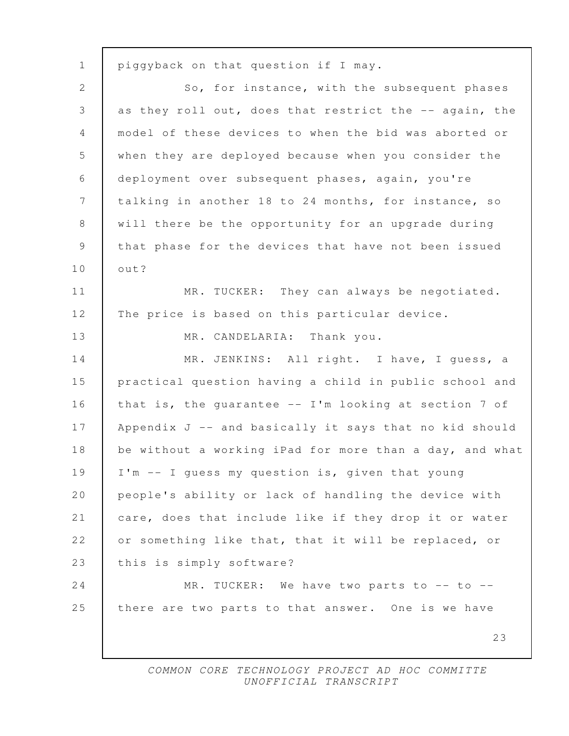piggyback on that question if I may.

So, for instance, with the subsequent phases as they roll out, does that restrict the -- again, the model of these devices to when the bid was aborted or when they are deployed because when you consider the deployment over subsequent phases, again, you're talking in another 18 to 24 months, for instance, so will there be the opportunity for an upgrade during that phase for the devices that have not been issued out?

MR. TUCKER: They can always be negotiated. The price is based on this particular device.

MR. CANDELARIA: Thank you.

MR. JENKINS: All right. I have, I guess, a practical question having a child in public school and that is, the guarantee -- I'm looking at section 7 of Appendix J -- and basically it says that no kid should be without a working iPad for more than a day, and what I'm -- I guess my question is, given that young people's ability or lack of handling the device with care, does that include like if they drop it or water or something like that, that it will be replaced, or this is simply software?

MR. TUCKER: We have two parts to -- to -- there are two parts to that answer. One is we have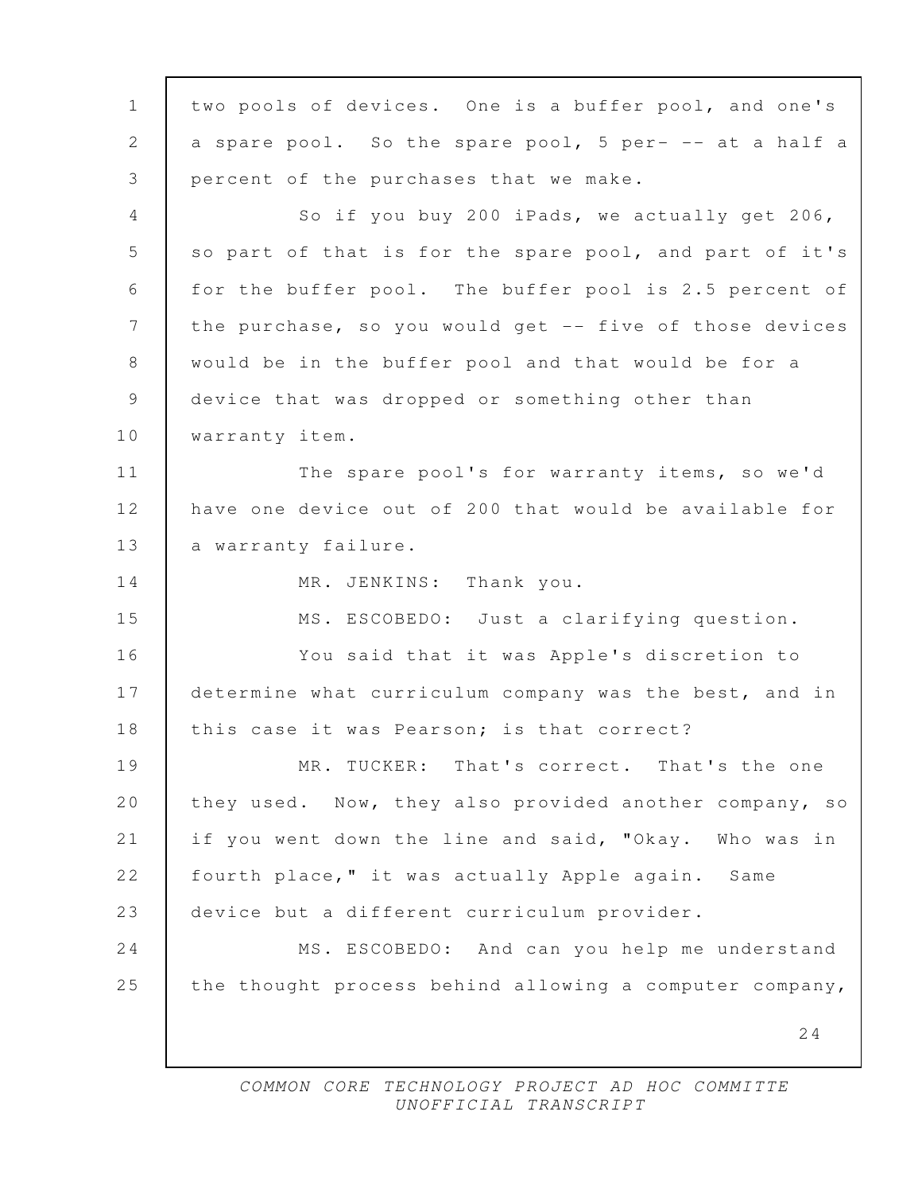two pools of devices. One is a buffer pool, and one's a spare pool. So the spare pool, 5 per- -- at a half a percent of the purchases that we make.

So if you buy 200 iPads, we actually get 206, so part of that is for the spare pool, and part of it's for the buffer pool. The buffer pool is 2.5 percent of the purchase, so you would get -- five of those devices would be in the buffer pool and that would be for a device that was dropped or something other than warranty item.

The spare pool's for warranty items, so we'd have one device out of 200 that would be available for a warranty failure.

MR. JENKINS: Thank you.

MS. ESCOBEDO: Just a clarifying question.

You said that it was Apple's discretion to determine what curriculum company was the best, and in this case it was Pearson; is that correct?

MR. TUCKER: That's correct. That's the one they used. Now, they also provided another company, so if you went down the line and said, "Okay. Who was in fourth place," it was actually Apple again. Same device but a different curriculum provider.

MS. ESCOBEDO: And can you help me understand the thought process behind allowing a computer company,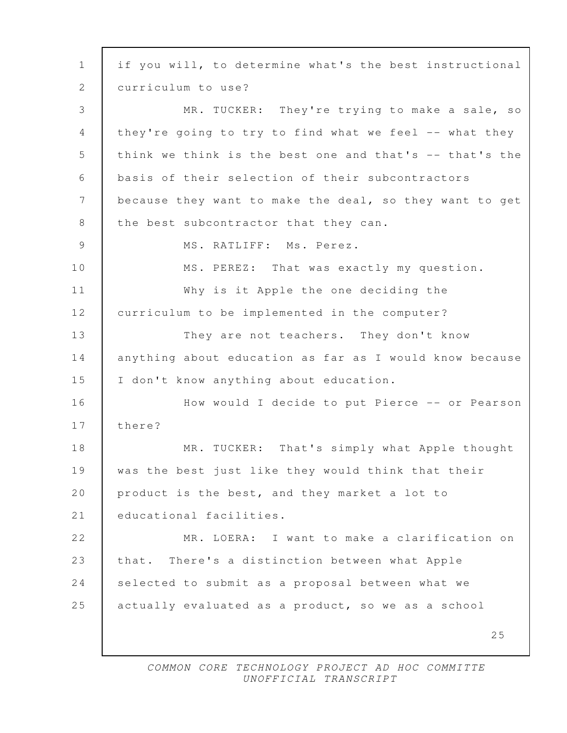if you will, to determine what's the best instructional curriculum to use?

MR. TUCKER: They're trying to make a sale, so they're going to try to find what we feel -- what they think we think is the best one and that's -- that's the basis of their selection of their subcontractors because they want to make the deal, so they want to get the best subcontractor that they can.

MS. RATLIFF: Ms. Perez.

MS. PEREZ: That was exactly my question.

Why is it Apple the one deciding the curriculum to be implemented in the computer?

They are not teachers. They don't know anything about education as far as I would know because I don't know anything about education.

How would I decide to put Pierce -- or Pearson there?

MR. TUCKER: That's simply what Apple thought was the best just like they would think that their product is the best, and they market a lot to educational facilities.

MR. LOERA: I want to make a clarification on that. There's a distinction between what Apple selected to submit as a proposal between what we actually evaluated as a product, so we as a school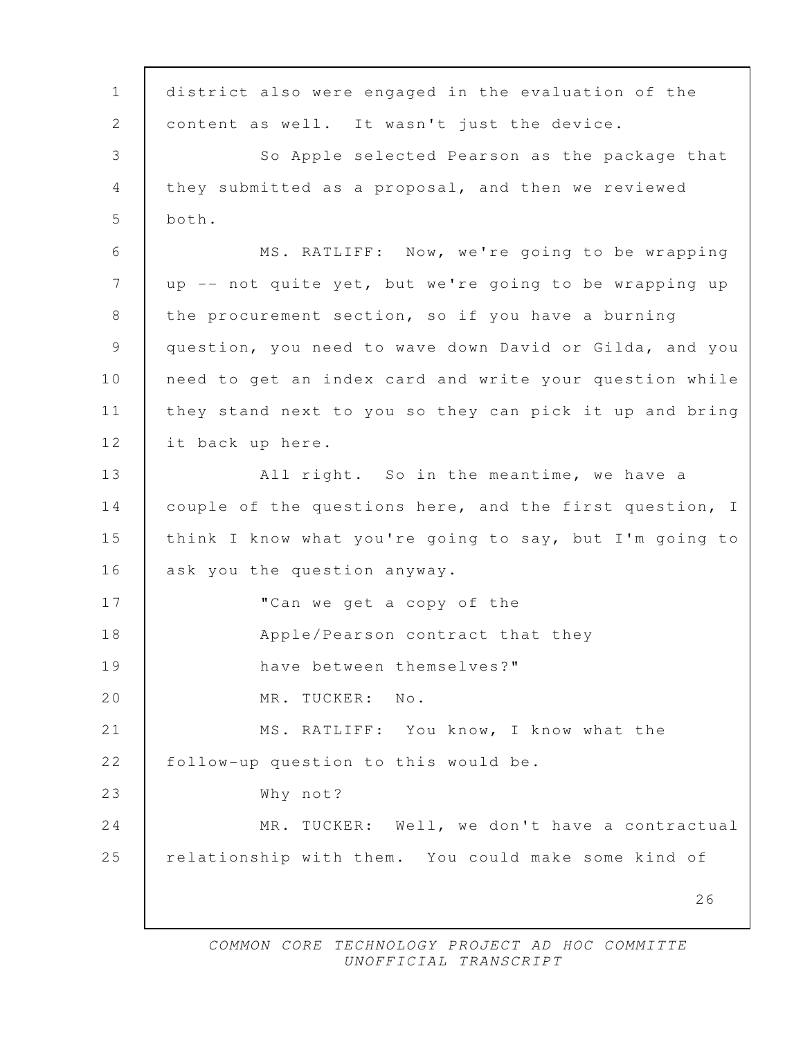district also were engaged in the evaluation of the content as well. It wasn't just the device.

So Apple selected Pearson as the package that they submitted as a proposal, and then we reviewed both.

MS. RATLIFF: Now, we're going to be wrapping up -- not quite yet, but we're going to be wrapping up the procurement section, so if you have a burning question, you need to wave down David or Gilda, and you need to get an index card and write your question while they stand next to you so they can pick it up and bring it back up here.

All right. So in the meantime, we have a couple of the questions here, and the first question, I think I know what you're going to say, but I'm going to ask you the question anyway.

"Can we get a copy of the Apple/Pearson contract that they have between themselves?"

MR. TUCKER: No.

MS. RATLIFF: You know, I know what the follow-up question to this would be.

Why not?

MR. TUCKER: Well, we don't have a contractual relationship with them. You could make some kind of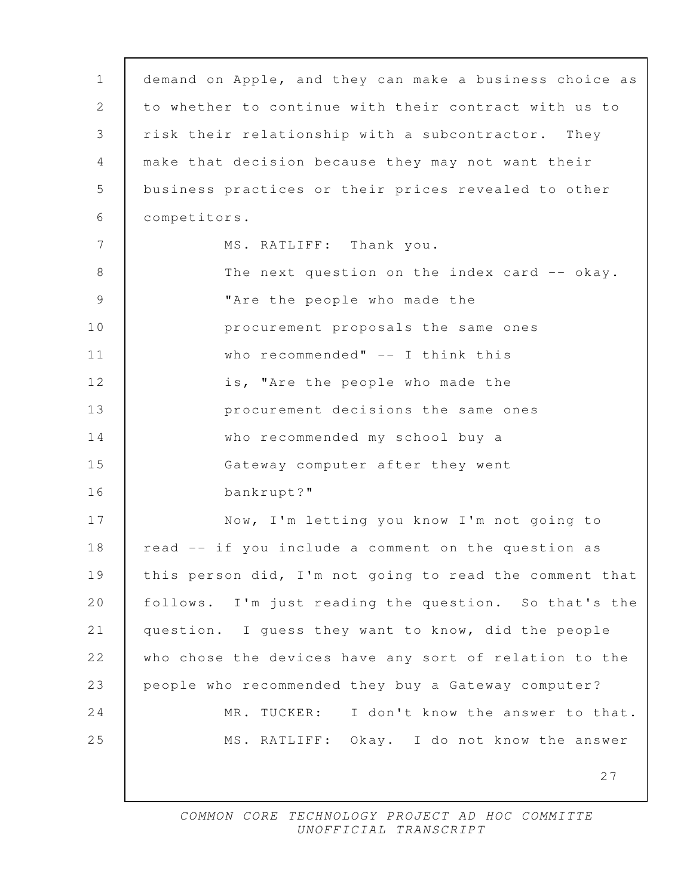demand on Apple, and they can make a business choice as to whether to continue with their contract with us to risk their relationship with a subcontractor. They make that decision because they may not want their business practices or their prices revealed to other competitors.

MS. RATLIFF: Thank you.

The next question on the index card -- okay.

"Are the people who made the procurement proposals the same ones who recommended" -- I think this is, "Are the people who made the procurement decisions the same ones who recommended my school buy a Gateway computer after they went bankrupt?"

Now, I'm letting you know I'm not going to read -- if you include a comment on the question as this person did, I'm not going to read the comment that follows. I'm just reading the question. So that's the question. I guess they want to know, did the people who chose the devices have any sort of relation to the people who recommended they buy a Gateway computer?

MR. TUCKER: I don't know the answer to that.

MS. RATLIFF: Okay. I do not know the answer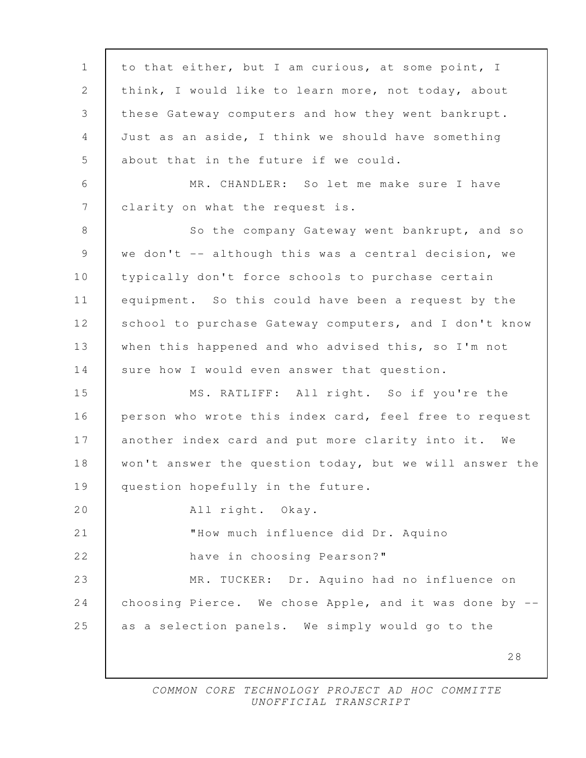to that either, but I am curious, at some point, I think, I would like to learn more, not today, about these Gateway computers and how they went bankrupt. Just as an aside, I think we should have something about that in the future if we could.

MR. CHANDLER: So let me make sure I have clarity on what the request is.

So the company Gateway went bankrupt, and so we don't -- although this was a central decision, we typically don't force schools to purchase certain equipment. So this could have been a request by the school to purchase Gateway computers, and I don't know when this happened and who advised this, so I'm not sure how I would even answer that question.

MS. RATLIFF: All right. So if you're the person who wrote this index card, feel free to request another index card and put more clarity into it. We won't answer the question today, but we will answer the question hopefully in the future.

All right. Okay.

"How much influence did Dr. Aquino have in choosing Pearson?"

MR. TUCKER: Dr. Aquino had no influence on choosing Pierce. We chose Apple, and it was done by -- as a selection panels. We simply would go to the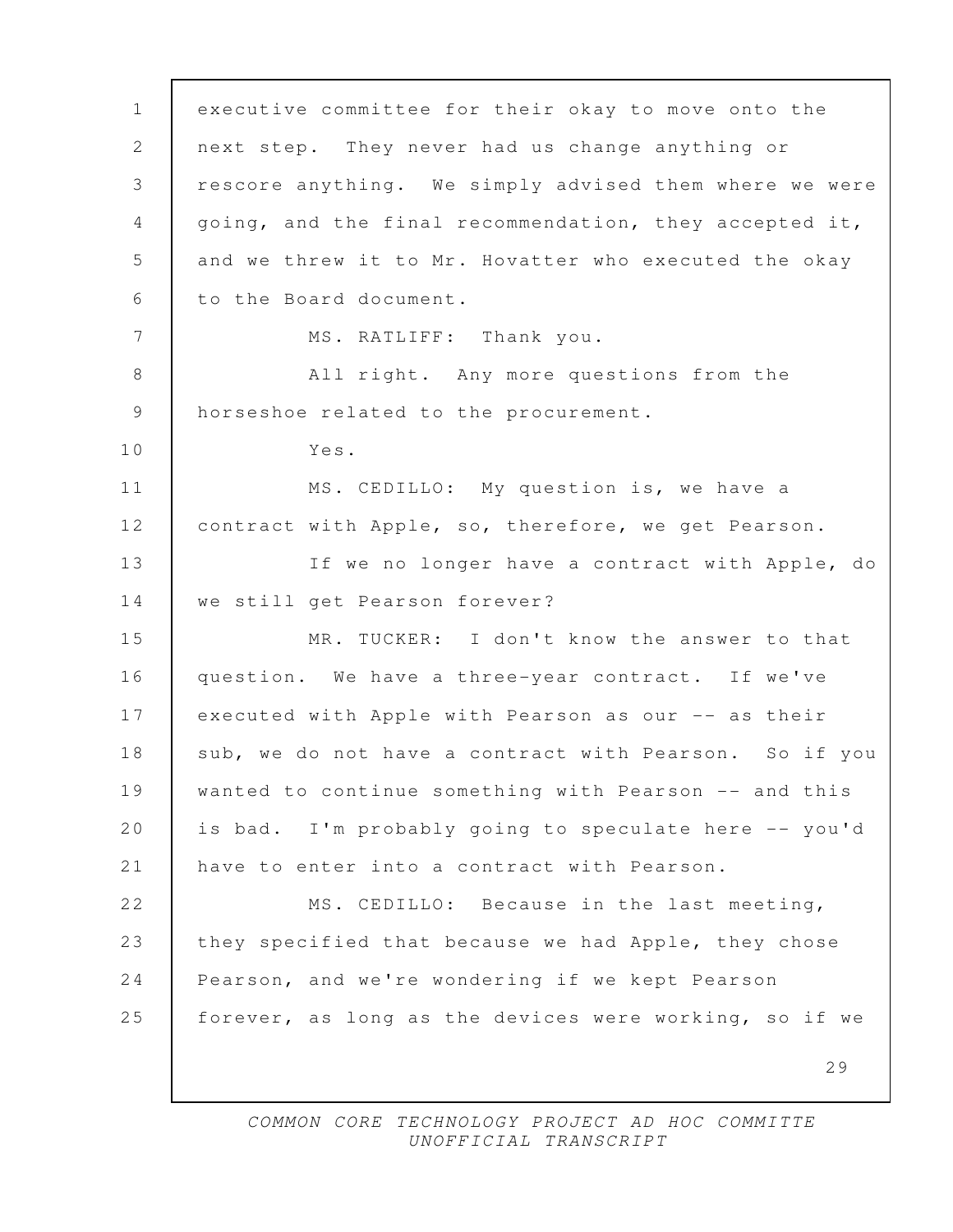executive committee for their okay to move onto the next step. They never had us change anything or rescore anything. We simply advised them where we were going, and the final recommendation, they accepted it, and we threw it to Mr. Hovatter who executed the okay to the Board document.

MS. RATLIFF: Thank you.

All right. Any more questions from the horseshoe related to the procurement.

Yes.

MS. CEDILLO: My question is, we have a contract with Apple, so, therefore, we get Pearson.

If we no longer have a contract with Apple, do we still get Pearson forever?

MR. TUCKER: I don't know the answer to that question. We have a three-year contract. If we've executed with Apple with Pearson as our -- as their sub, we do not have a contract with Pearson. So if you wanted to continue something with Pearson -- and this is bad. I'm probably going to speculate here -- you'd have to enter into a contract with Pearson.

MS. CEDILLO: Because in the last meeting, they specified that because we had Apple, they chose Pearson, and we're wondering if we kept Pearson forever, as long as the devices were working, so if we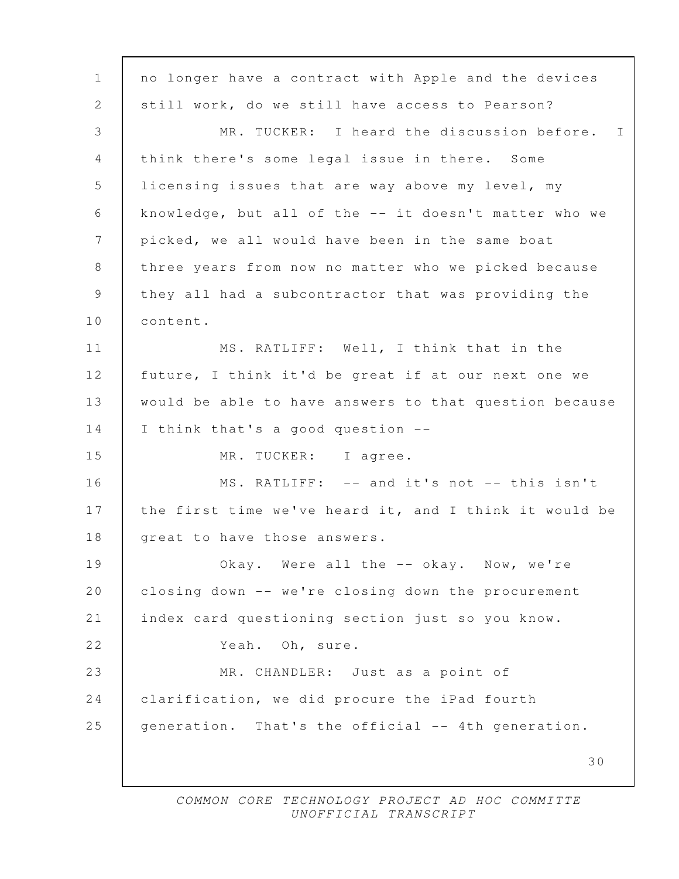no longer have a contract with Apple and the devices still work, do we still have access to Pearson?

MR. TUCKER: I heard the discussion before. I think there's some legal issue in there. Some licensing issues that are way above my level, my knowledge, but all of the -- it doesn't matter who we picked, we all would have been in the same boat three years from now no matter who we picked because they all had a subcontractor that was providing the content.

MS. RATLIFF: Well, I think that in the future, I think it'd be great if at our next one we would be able to have answers to that question because I think that's a good question --

MR. TUCKER: I agree.

MS. RATLIFF: -- and it's not -- this isn't the first time we've heard it, and I think it would be great to have those answers.

Okay. Were all the -- okay. Now, we're closing down -- we're closing down the procurement index card questioning section just so you know.

Yeah. Oh, sure.

MR. CHANDLER: Just as a point of clarification, we did procure the iPad fourth generation. That's the official -- 4th generation.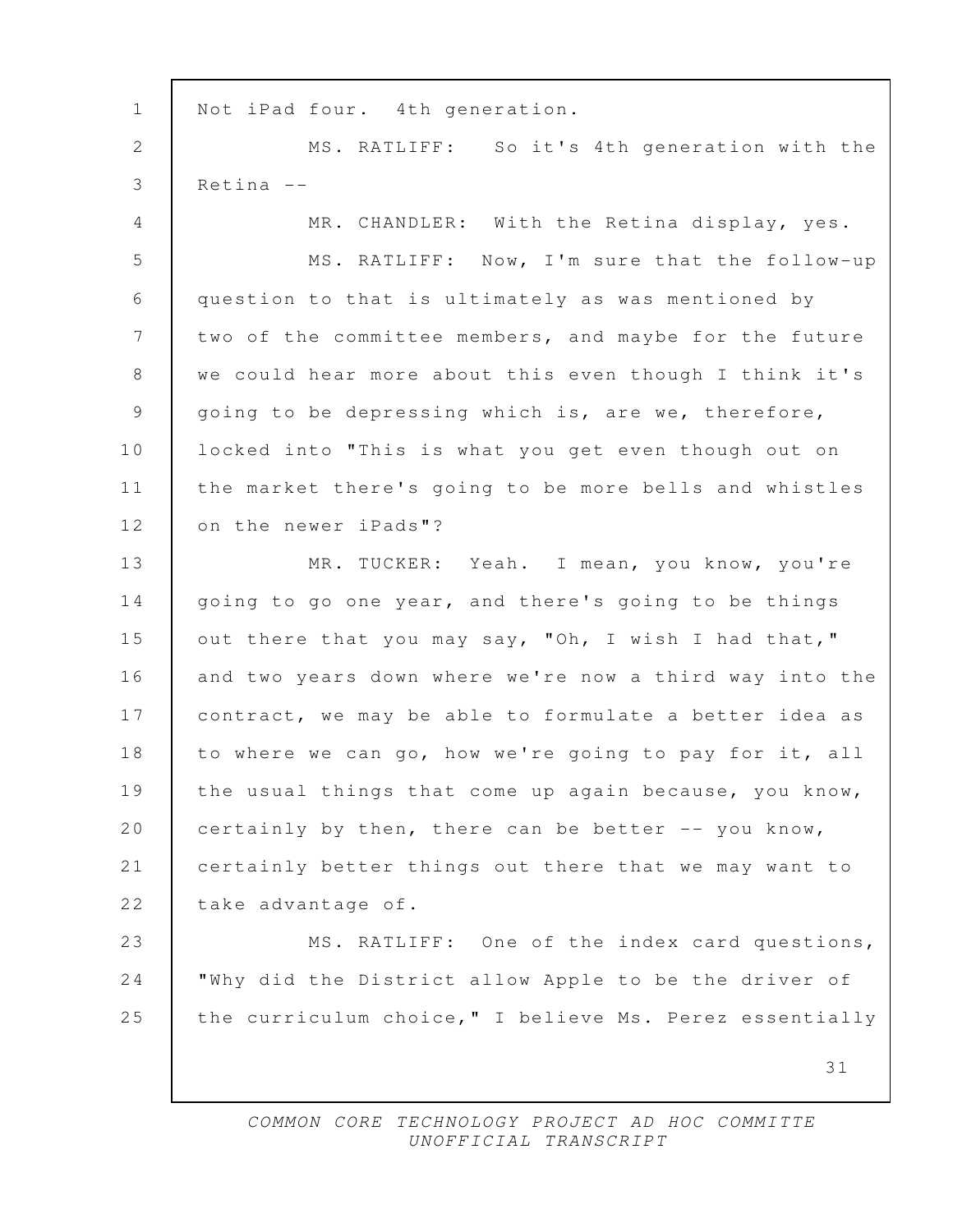Not iPad four. 4th generation.

MS. RATLIFF: So it's 4th generation with the Retina --

MR. CHANDLER: With the Retina display, yes.

MS. RATLIFF: Now, I'm sure that the follow-up question to that is ultimately as was mentioned by two of the committee members, and maybe for the future we could hear more about this even though I think it's going to be depressing which is, are we, therefore, locked into "This is what you get even though out on the market there's going to be more bells and whistles on the newer iPads"?

MR. TUCKER: Yeah. I mean, you know, you're going to go one year, and there's going to be things out there that you may say, "Oh, I wish I had that," and two years down where we're now a third way into the contract, we may be able to formulate a better idea as to where we can go, how we're going to pay for it, all the usual things that come up again because, you know, certainly by then, there can be better -- you know, certainly better things out there that we may want to take advantage of.

MS. RATLIFF: One of the index card questions, "Why did the District allow Apple to be the driver of the curriculum choice," I believe Ms. Perez essentially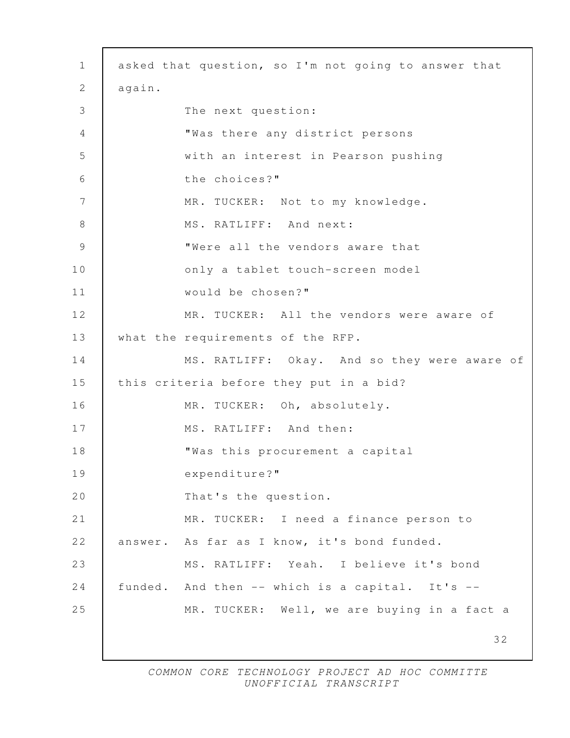asked that question, so I'm not going to answer that again.

The next question:

"Was there any district persons with an interest in Pearson pushing the choices?"

MR. TUCKER: Not to my knowledge.

MS. RATLIFF: And next:

"Were all the vendors aware that only a tablet touch-screen model would be chosen?"

MR. TUCKER: All the vendors were aware of what the requirements of the RFP.

MS. RATLIFF: Okay. And so they were aware of this criteria before they put in a bid?

MR. TUCKER: Oh, absolutely.

MS. RATLIFF: And then:

"Was this procurement a capital expenditure?"

That's the question.

MR. TUCKER: I need a finance person to answer. As far as I know, it's bond funded.

MS. RATLIFF: Yeah. I believe it's bond funded. And then -- which is a capital. It's --

MR. TUCKER: Well, we are buying in a fact a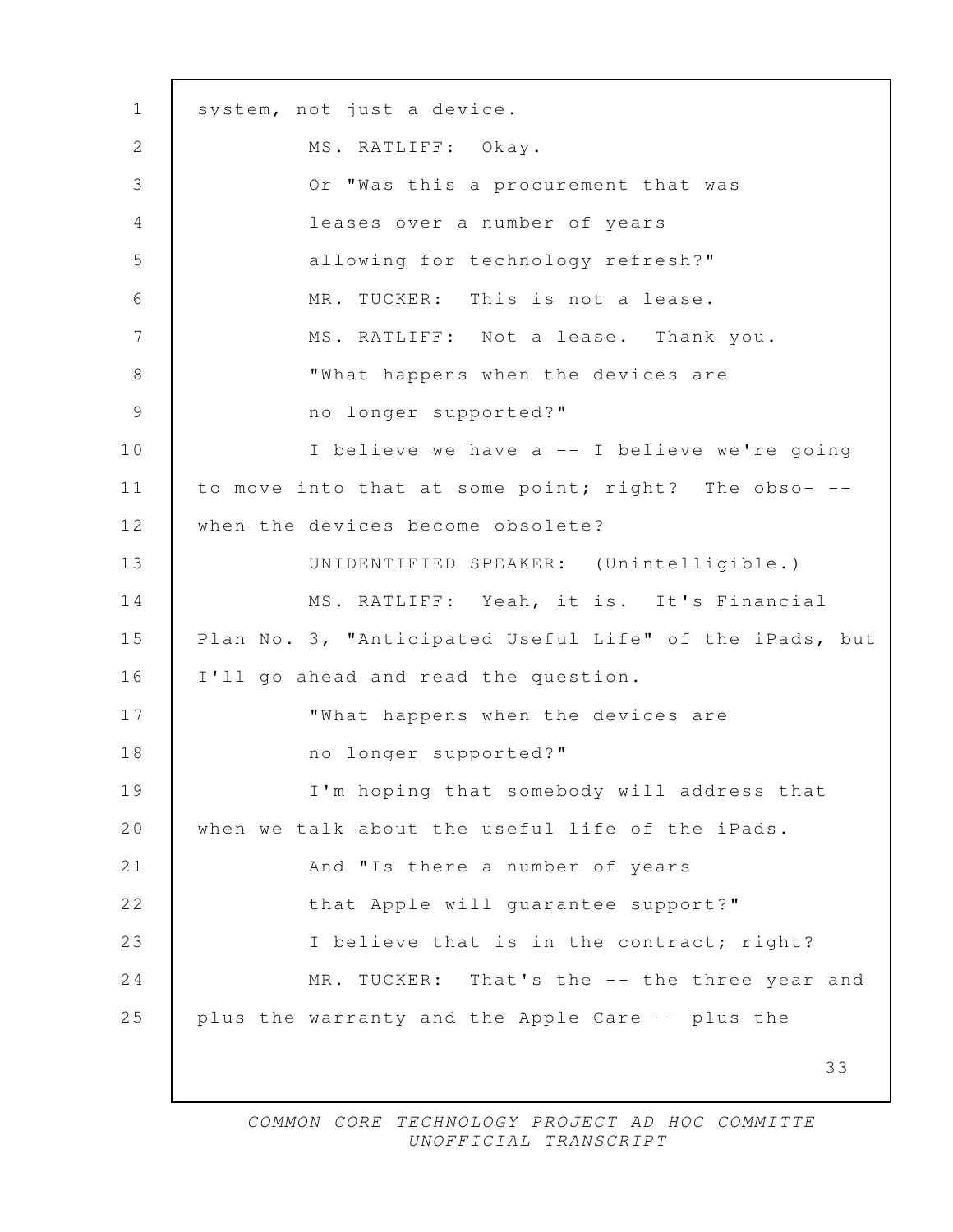system, not just a device.

MS. RATLIFF: Okay.

Or "Was this a procurement that was leases over a number of years allowing for technology refresh?"

MR. TUCKER: This is not a lease.

MS. RATLIFF: Not a lease. Thank you.

"What happens when the devices are no longer supported?"

I believe we have a -- I believe we're going to move into that at some point; right? The obso- -- when the devices become obsolete?

UNIDENTIFIED SPEAKER: (Unintelligible.)

MS. RATLIFF: Yeah, it is. It's Financial Plan No. 3, "Anticipated Useful Life" of the iPads, but I'll go ahead and read the question.

"What happens when the devices are no longer supported?"

I'm hoping that somebody will address that when we talk about the useful life of the iPads.

And "Is there a number of years that Apple will guarantee support?"

I believe that is in the contract; right?

MR. TUCKER: That's the -- the three year and plus the warranty and the Apple Care -- plus the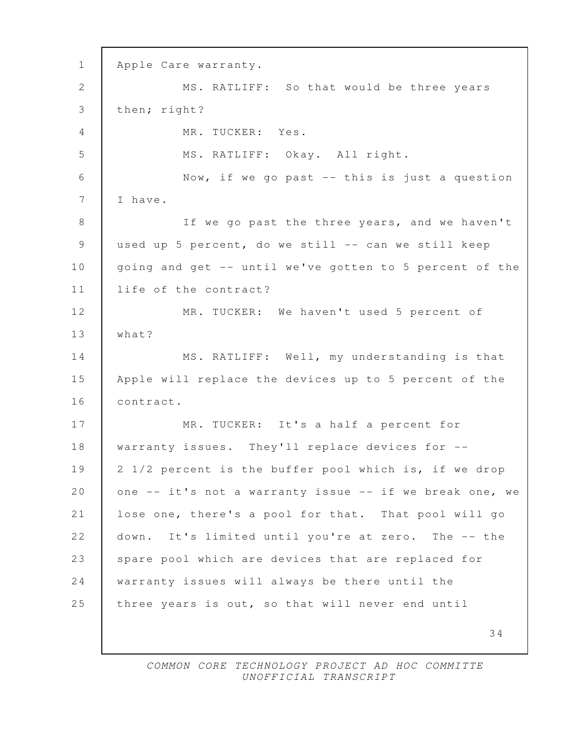Apple Care warranty.

MS. RATLIFF: So that would be three years then; right?

MR. TUCKER: Yes.

MS. RATLIFF: Okay. All right.

Now, if we go past -- this is just a question I have.

If we go past the three years, and we haven't used up 5 percent, do we still -- can we still keep going and get -- until we've gotten to 5 percent of the life of the contract?

MR. TUCKER: We haven't used 5 percent of what?

MS. RATLIFF: Well, my understanding is that Apple will replace the devices up to 5 percent of the contract.

MR. TUCKER: It's a half a percent for warranty issues. They'll replace devices for -- 2 1/2 percent is the buffer pool which is, if we drop one -- it's not a warranty issue -- if we break one, we lose one, there's a pool for that. That pool will go down. It's limited until you're at zero. The -- the spare pool which are devices that are replaced for warranty issues will always be there until the three years is out, so that will never end until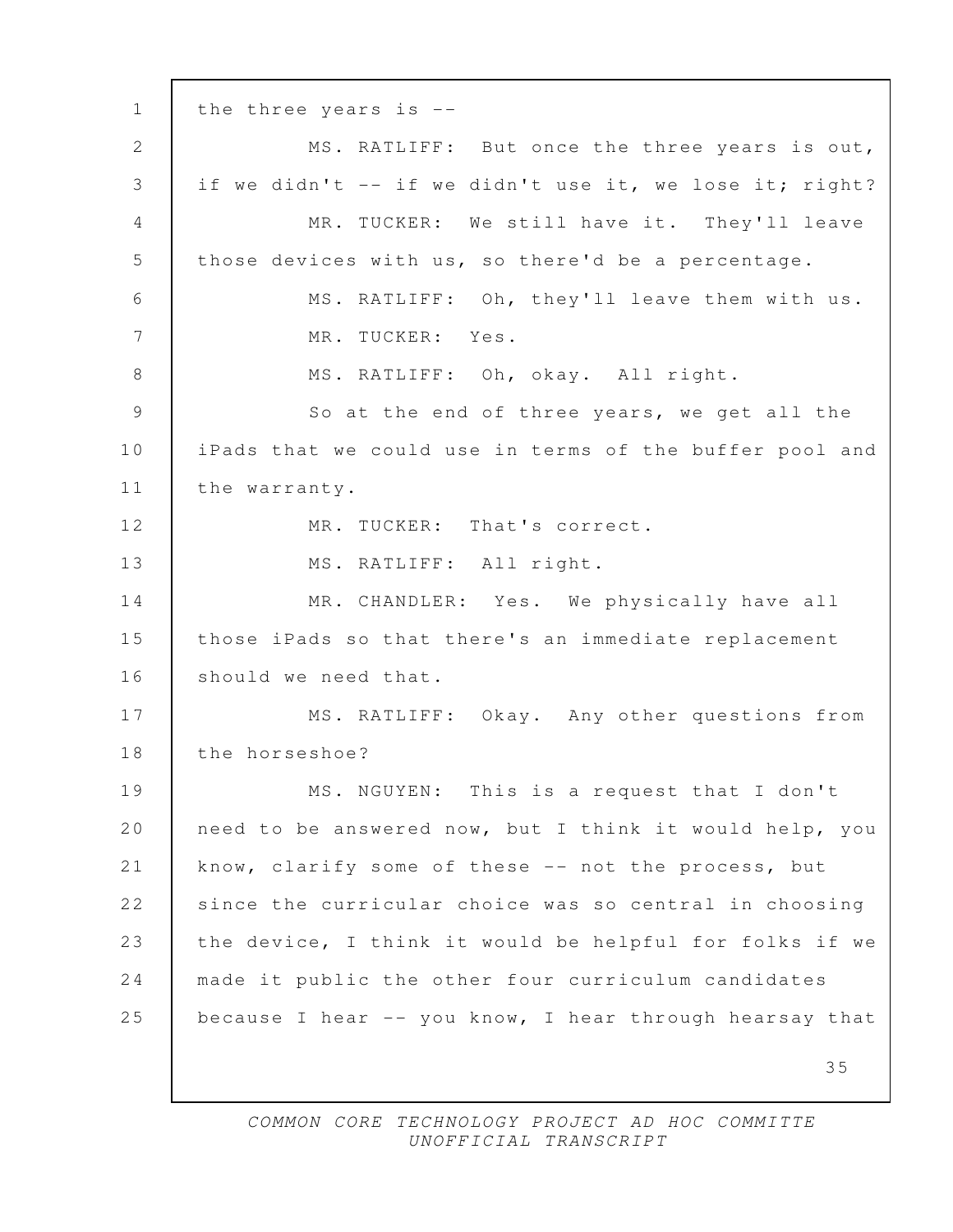the three years is --

MS. RATLIFF: But once the three years is out, if we didn't -- if we didn't use it, we lose it; right?

MR. TUCKER: We still have it. They'll leave those devices with us, so there'd be a percentage.

MS. RATLIFF: Oh, they'll leave them with us.

MR. TUCKER: Yes.

MS. RATLIFF: Oh, okay. All right.

So at the end of three years, we get all the iPads that we could use in terms of the buffer pool and the warranty.

MR. TUCKER: That's correct.

MS. RATLIFF: All right.

MR. CHANDLER: Yes. We physically have all those iPads so that there's an immediate replacement should we need that.

MS. RATLIFF: Okay. Any other questions from the horseshoe?

MS. NGUYEN: This is a request that I don't need to be answered now, but I think it would help, you know, clarify some of these -- not the process, but since the curricular choice was so central in choosing the device, I think it would be helpful for folks if we made it public the other four curriculum candidates because I hear -- you know, I hear through hearsay that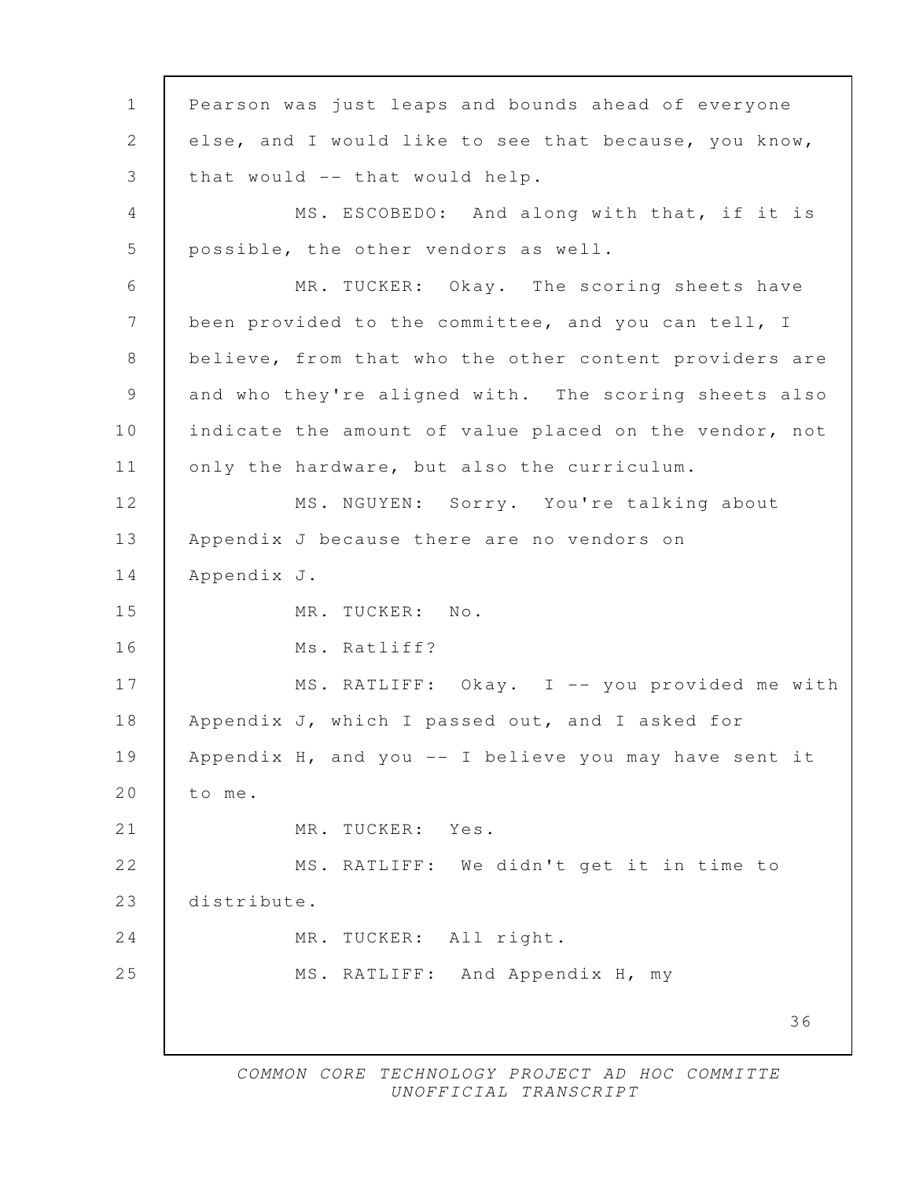Pearson was just leaps and bounds ahead of everyone else, and I would like to see that because, you know, that would -- that would help.

MS. ESCOBEDO: And along with that, if it is possible, the other vendors as well.

MR. TUCKER: Okay. The scoring sheets have been provided to the committee, and you can tell, I believe, from that who the other content providers are and who they're aligned with. The scoring sheets also indicate the amount of value placed on the vendor, not only the hardware, but also the curriculum.

MS. NGUYEN: Sorry. You're talking about Appendix J because there are no vendors on Appendix J.

MR. TUCKER: No.

Ms. Ratliff?

MS. RATLIFF: Okay. I -- you provided me with Appendix J, which I passed out, and I asked for Appendix H, and you -- I believe you may have sent it to me.

MR. TUCKER: Yes.

MS. RATLIFF: We didn't get it in time to distribute.

MR. TUCKER: All right.

MS. RATLIFF: And Appendix H, my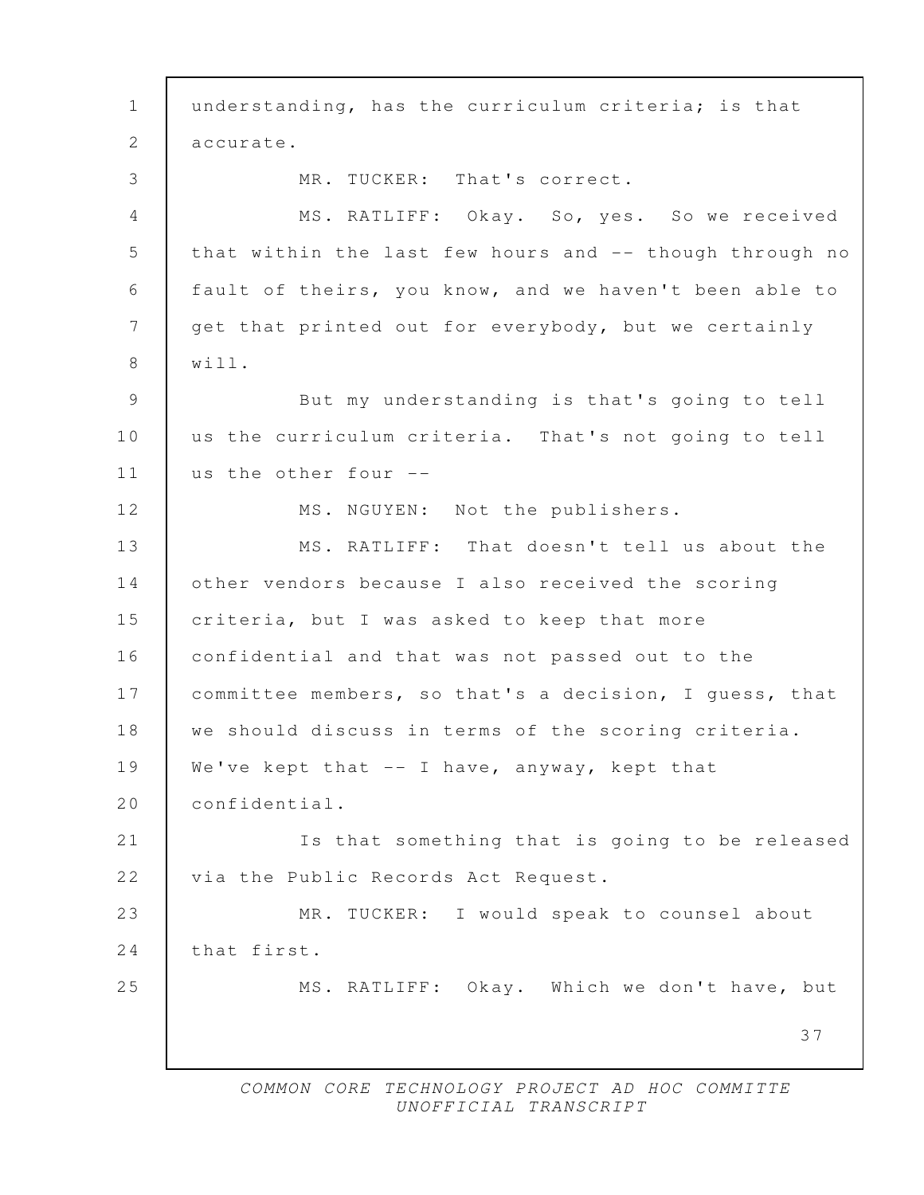understanding, has the curriculum criteria; is that accurate.

MR. TUCKER: That's correct.

MS. RATLIFF: Okay. So, yes. So we received that within the last few hours and -- though through no fault of theirs, you know, and we haven't been able to get that printed out for everybody, but we certainly will.

But my understanding is that's going to tell us the curriculum criteria. That's not going to tell us the other four --

MS. NGUYEN: Not the publishers.

MS. RATLIFF: That doesn't tell us about the other vendors because I also received the scoring criteria, but I was asked to keep that more confidential and that was not passed out to the committee members, so that's a decision, I guess, that we should discuss in terms of the scoring criteria. We've kept that -- I have, anyway, kept that confidential.

Is that something that is going to be released via the Public Records Act Request.

MR. TUCKER: I would speak to counsel about that first.

MS. RATLIFF: Okay. Which we don't have, but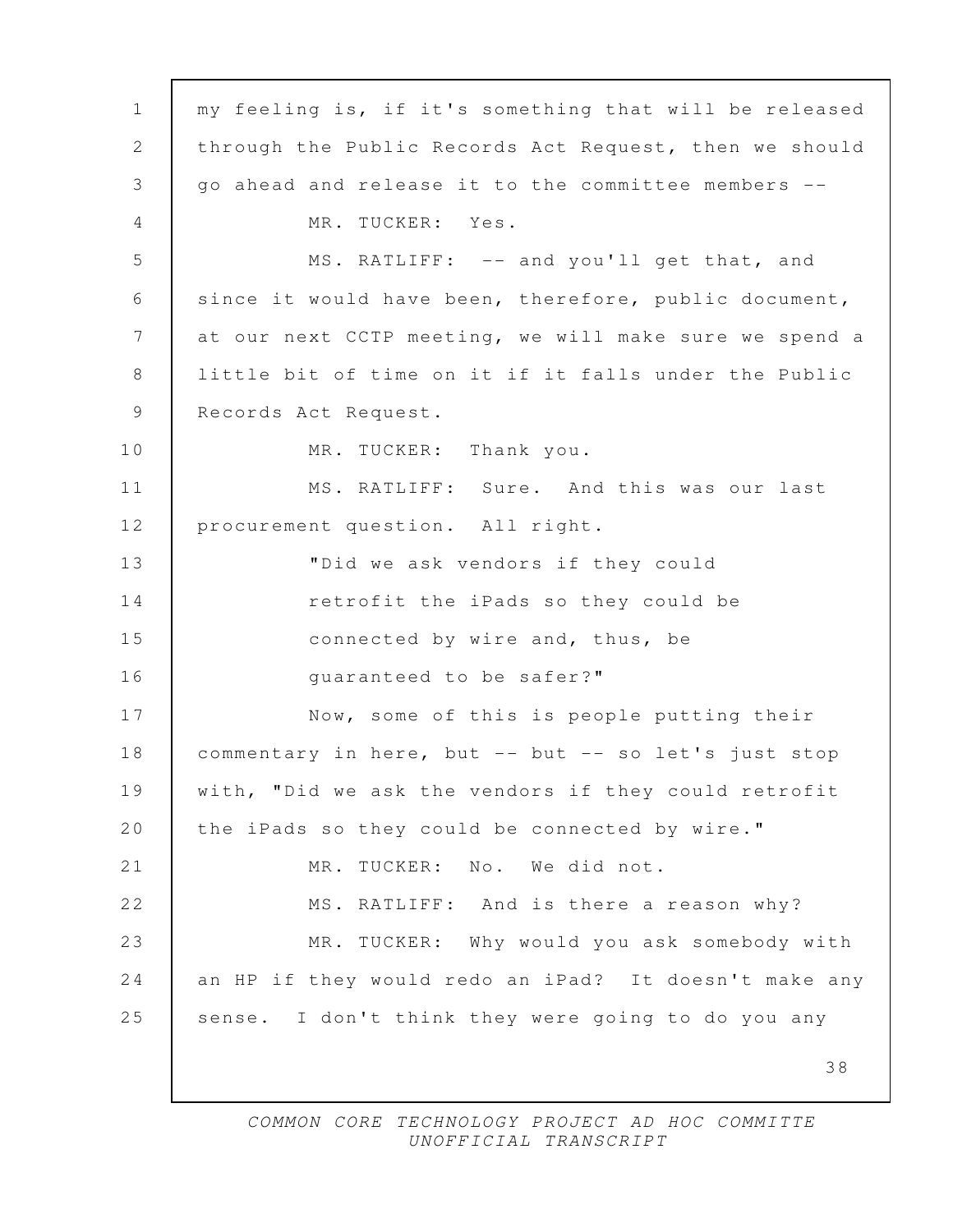my feeling is, if it's something that will be released through the Public Records Act Request, then we should go ahead and release it to the committee members --

MR. TUCKER: Yes.

MS. RATLIFF: -- and you'll get that, and since it would have been, therefore, public document, at our next CCTP meeting, we will make sure we spend a little bit of time on it if it falls under the Public Records Act Request.

MR. TUCKER: Thank you.

MS. RATLIFF: Sure. And this was our last procurement question. All right.

"Did we ask vendors if they could retrofit the iPads so they could be connected by wire and, thus, be guaranteed to be safer?"

Now, some of this is people putting their commentary in here, but -- but -- so let's just stop with, "Did we ask the vendors if they could retrofit the iPads so they could be connected by wire."

MR. TUCKER: No. We did not.

MS. RATLIFF: And is there a reason why?

MR. TUCKER: Why would you ask somebody with an HP if they would redo an iPad? It doesn't make any sense. I don't think they were going to do you any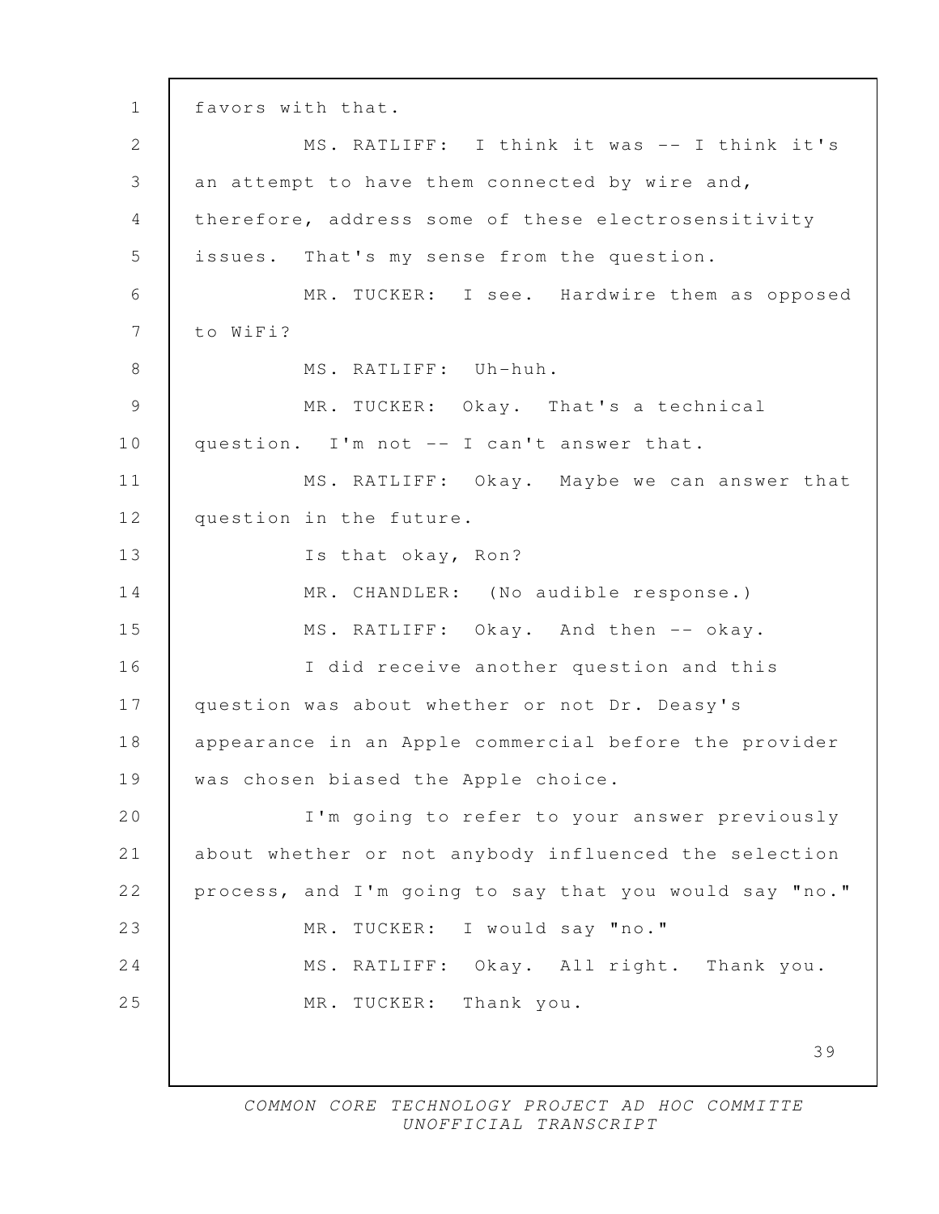favors with that.

MS. RATLIFF: I think it was -- I think it's an attempt to have them connected by wire and, therefore, address some of these electrosensitivity issues. That's my sense from the question.

MR. TUCKER: I see. Hardwire them as opposed to WiFi?

MS. RATLIFF: Uh-huh.

MR. TUCKER: Okay. That's a technical question. I'm not -- I can't answer that.

MS. RATLIFF: Okay. Maybe we can answer that question in the future.

Is that okay, Ron?

MR. CHANDLER: (No audible response.)

MS. RATLIFF: Okay. And then -- okay.

I did receive another question and this question was about whether or not Dr. Deasy's appearance in an Apple commercial before the provider was chosen biased the Apple choice.

I'm going to refer to your answer previously about whether or not anybody influenced the selection process, and I'm going to say that you would say "no."

MR. TUCKER: I would say "no."

MS. RATLIFF: Okay. All right. Thank you.

MR. TUCKER: Thank you.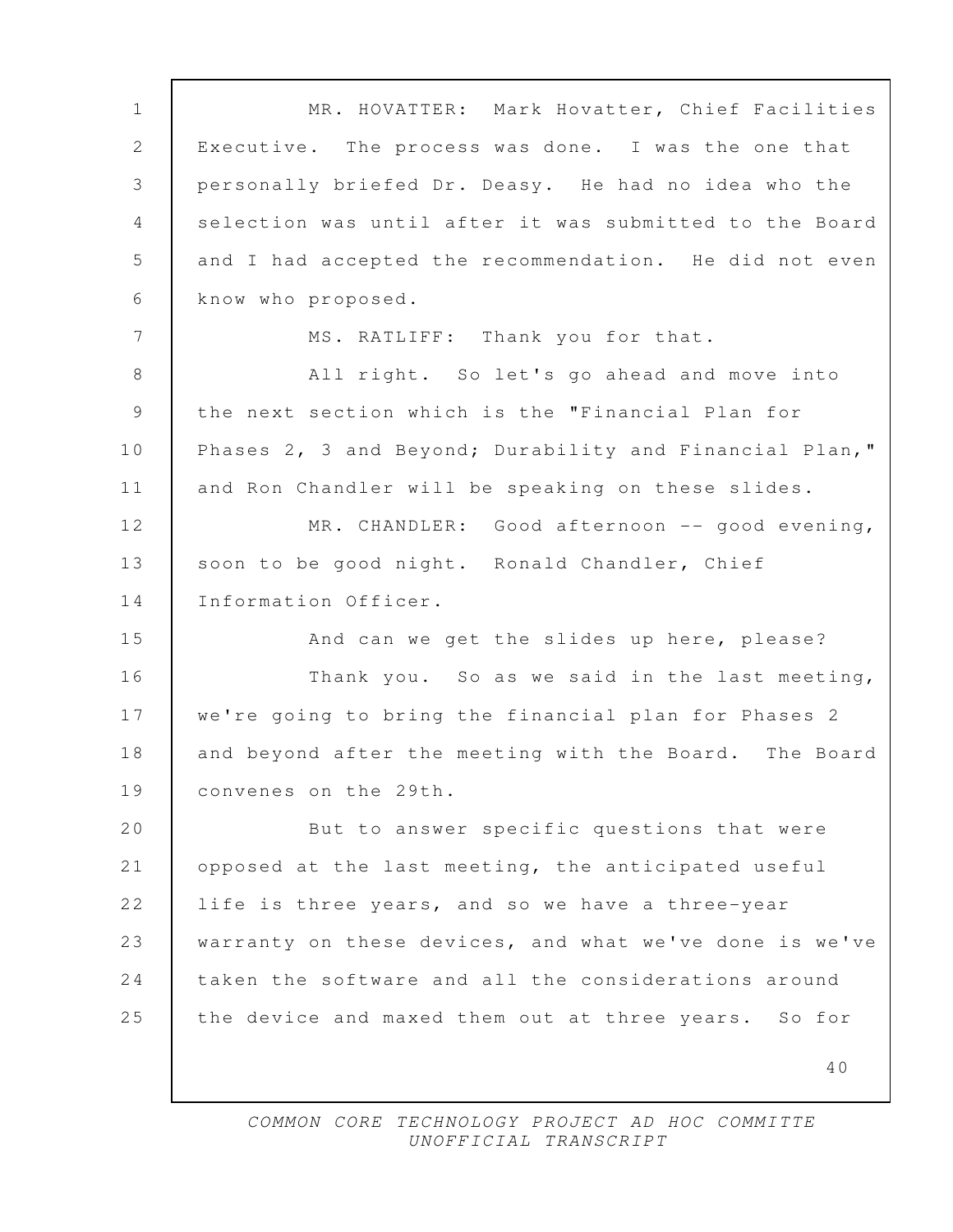MR. HOVATTER: Mark Hovatter, Chief Facilities Executive. The process was done. I was the one that personally briefed Dr. Deasy. He had no idea who the selection was until after it was submitted to the Board and I had accepted the recommendation. He did not even know who proposed.

MS. RATLIFF: Thank you for that.

All right. So let's go ahead and move into the next section which is the "Financial Plan for Phases 2, 3 and Beyond; Durability and Financial Plan," and Ron Chandler will be speaking on these slides.

MR. CHANDLER: Good afternoon -- good evening, soon to be good night. Ronald Chandler, Chief Information Officer.

And can we get the slides up here, please?

Thank you. So as we said in the last meeting, we're going to bring the financial plan for Phases 2 and beyond after the meeting with the Board. The Board convenes on the 29th.

But to answer specific questions that were opposed at the last meeting, the anticipated useful life is three years, and so we have a three-year warranty on these devices, and what we've done is we've taken the software and all the considerations around the device and maxed them out at three years. So for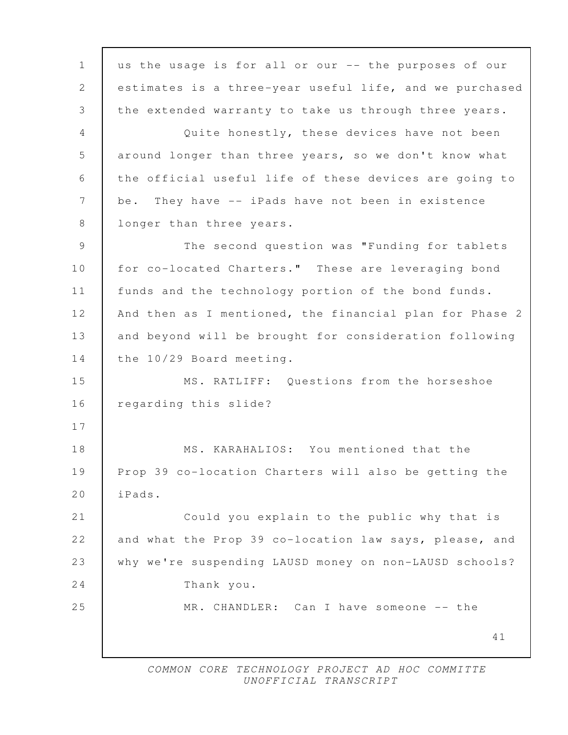us the usage is for all or our -- the purposes of our estimates is a three-year useful life, and we purchased the extended warranty to take us through three years.

Quite honestly, these devices have not been around longer than three years, so we don't know what the official useful life of these devices are going to be. They have -- iPads have not been in existence longer than three years.

The second question was "Funding for tablets for co-located Charters." These are leveraging bond funds and the technology portion of the bond funds. And then as I mentioned, the financial plan for Phase 2 and beyond will be brought for consideration following the 10/29 Board meeting.

MS. RATLIFF: Questions from the horseshoe regarding this slide?

MS. KARAHALIOS: You mentioned that the Prop 39 co-location Charters will also be getting the iPads.

Could you explain to the public why that is and what the Prop 39 co-location law says, please, and why we're suspending LAUSD money on non-LAUSD schools?

Thank you.

MR. CHANDLER: Can I have someone -- the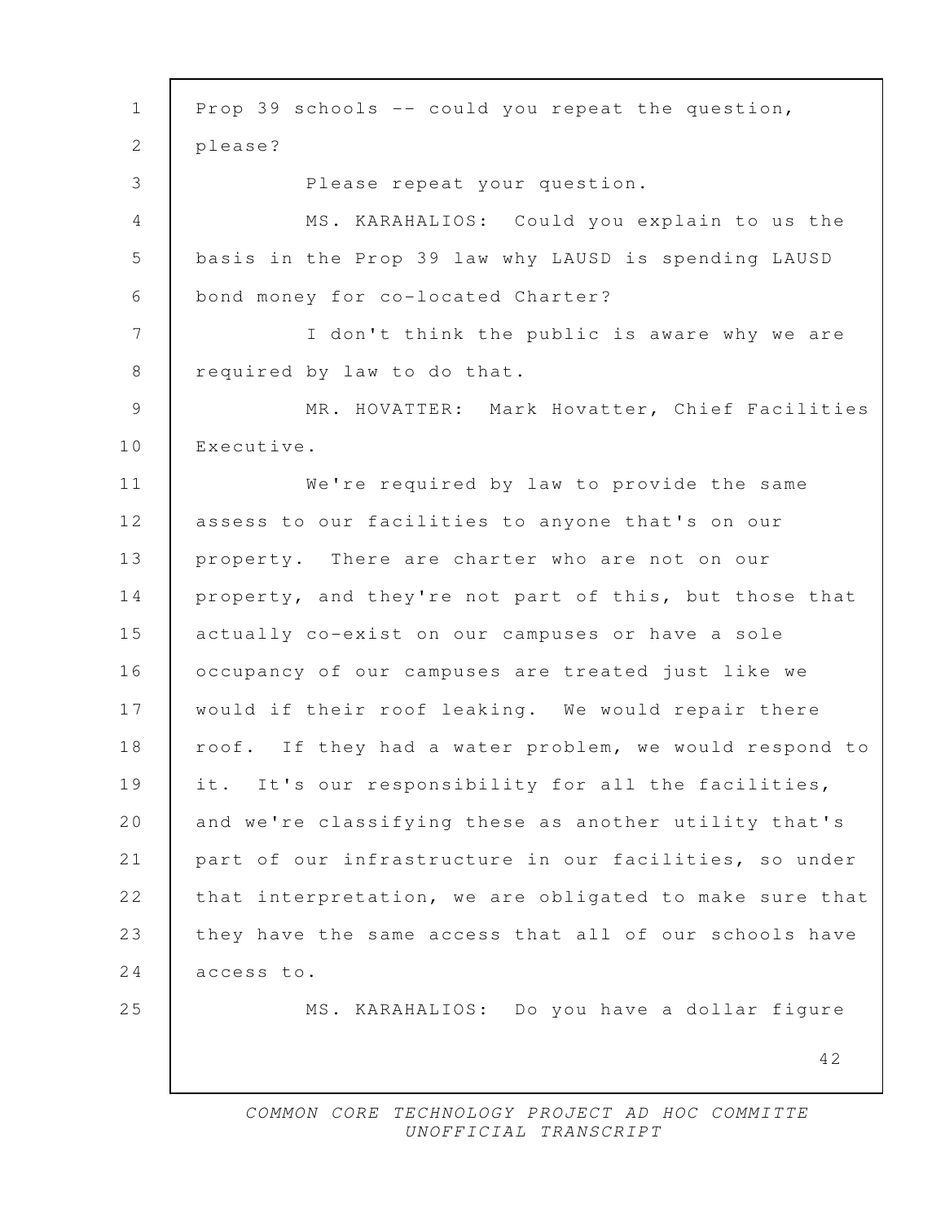Prop 39 schools -- could you repeat the question, please?

Please repeat your question.

MS. KARAHALIOS: Could you explain to us the basis in the Prop 39 law why LAUSD is spending LAUSD bond money for co-located Charter?

I don't think the public is aware why we are required by law to do that.

MR. HOVATTER: Mark Hovatter, Chief Facilities Executive.

We're required by law to provide the same assess to our facilities to anyone that's on our property. There are charter who are not on our property, and they're not part of this, but those that actually co-exist on our campuses or have a sole occupancy of our campuses are treated just like we would if their roof leaking. We would repair there roof. If they had a water problem, we would respond to it. It's our responsibility for all the facilities, and we're classifying these as another utility that's part of our infrastructure in our facilities, so under that interpretation, we are obligated to make sure that they have the same access that all of our schools have access to.

MS. KARAHALIOS: Do you have a dollar figure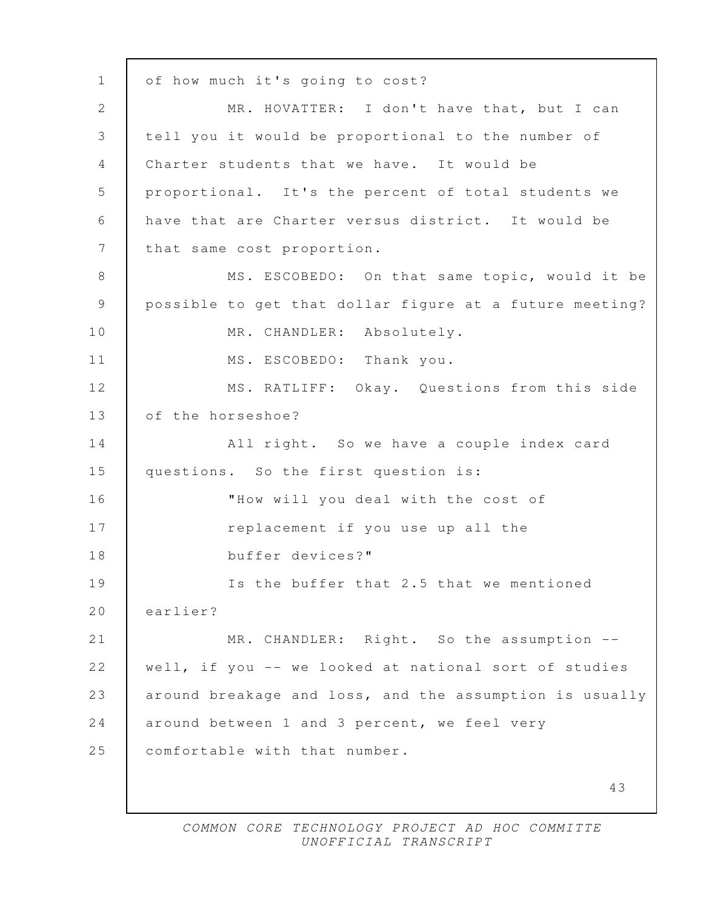of how much it's going to cost?

MR. HOVATTER: I don't have that, but I can tell you it would be proportional to the number of Charter students that we have. It would be proportional. It's the percent of total students we have that are Charter versus district. It would be that same cost proportion.

MS. ESCOBEDO: On that same topic, would it be possible to get that dollar figure at a future meeting?

MR. CHANDLER: Absolutely.

MS. ESCOBEDO: Thank you.

MS. RATLIFF: Okay. Questions from this side of the horseshoe?

All right. So we have a couple index card questions. So the first question is:

"How will you deal with the cost of replacement if you use up all the buffer devices?"

Is the buffer that 2.5 that we mentioned earlier?

MR. CHANDLER: Right. So the assumption -- well, if you -- we looked at national sort of studies around breakage and loss, and the assumption is usually around between 1 and 3 percent, we feel very comfortable with that number.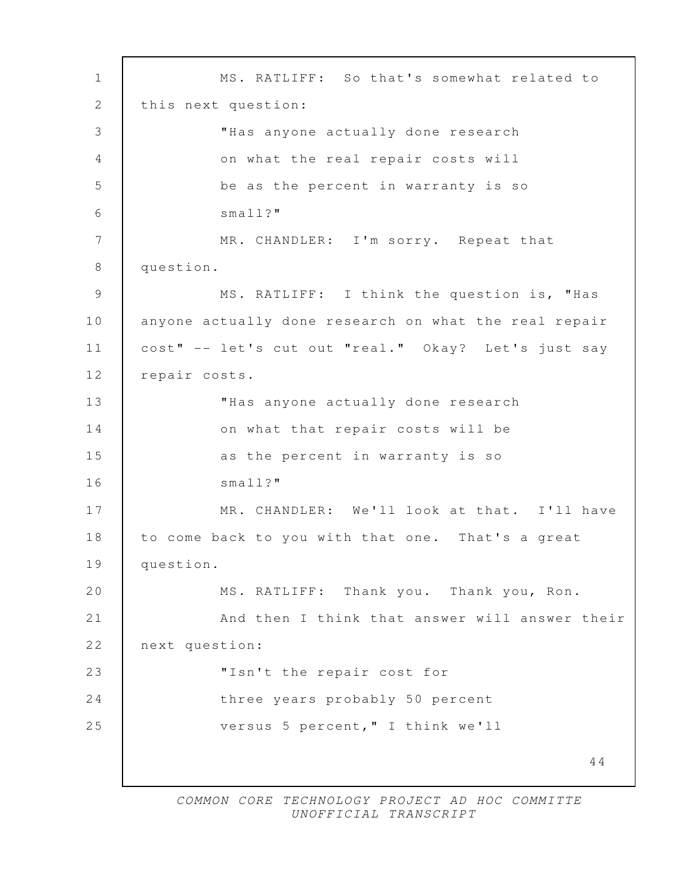MS. RATLIFF: So that's somewhat related to this next question:

> "Has anyone actually done research on what the real repair costs will be as the percent in warranty is so small?"

MR. CHANDLER: I'm sorry. Repeat that question.

MS. RATLIFF: I think the question is, "Has anyone actually done research on what the real repair cost" -- let's cut out "real." Okay? Let's just say repair costs.

> "Has anyone actually done research on what that repair costs will be as the percent in warranty is so small?"

MR. CHANDLER: We'll look at that. I'll have to come back to you with that one. That's a great question.

MS. RATLIFF: Thank you. Thank you, Ron.

And then I think that answer will answer their next question:

> "Isn't the repair cost for three years probably 50 percent versus 5 percent," I think we'll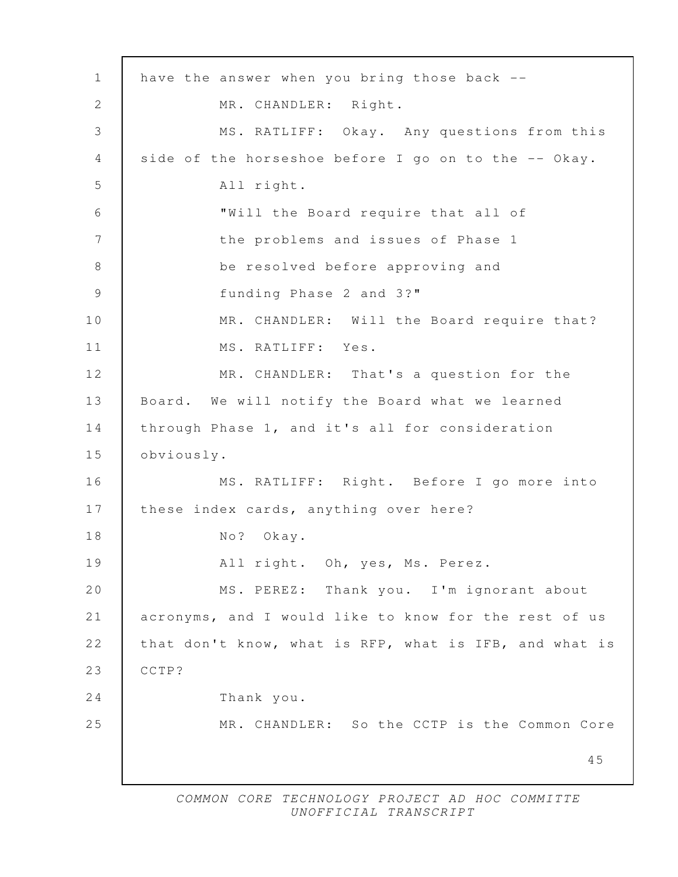have the answer when you bring those back --

MR. CHANDLER: Right.

MS. RATLIFF: Okay. Any questions from this side of the horseshoe before I go on to the -- Okay.

All right.

"Will the Board require that all of the problems and issues of Phase 1 be resolved before approving and funding Phase 2 and 3?"

MR. CHANDLER: Will the Board require that?

MS. RATLIFF: Yes.

MR. CHANDLER: That's a question for the Board. We will notify the Board what we learned through Phase 1, and it's all for consideration obviously.

MS. RATLIFF: Right. Before I go more into these index cards, anything over here?

No? Okay.

All right. Oh, yes, Ms. Perez.

MS. PEREZ: Thank you. I'm ignorant about acronyms, and I would like to know for the rest of us that don't know, what is RFP, what is IFB, and what is CCTP?

Thank you.

MR. CHANDLER: So the CCTP is the Common Core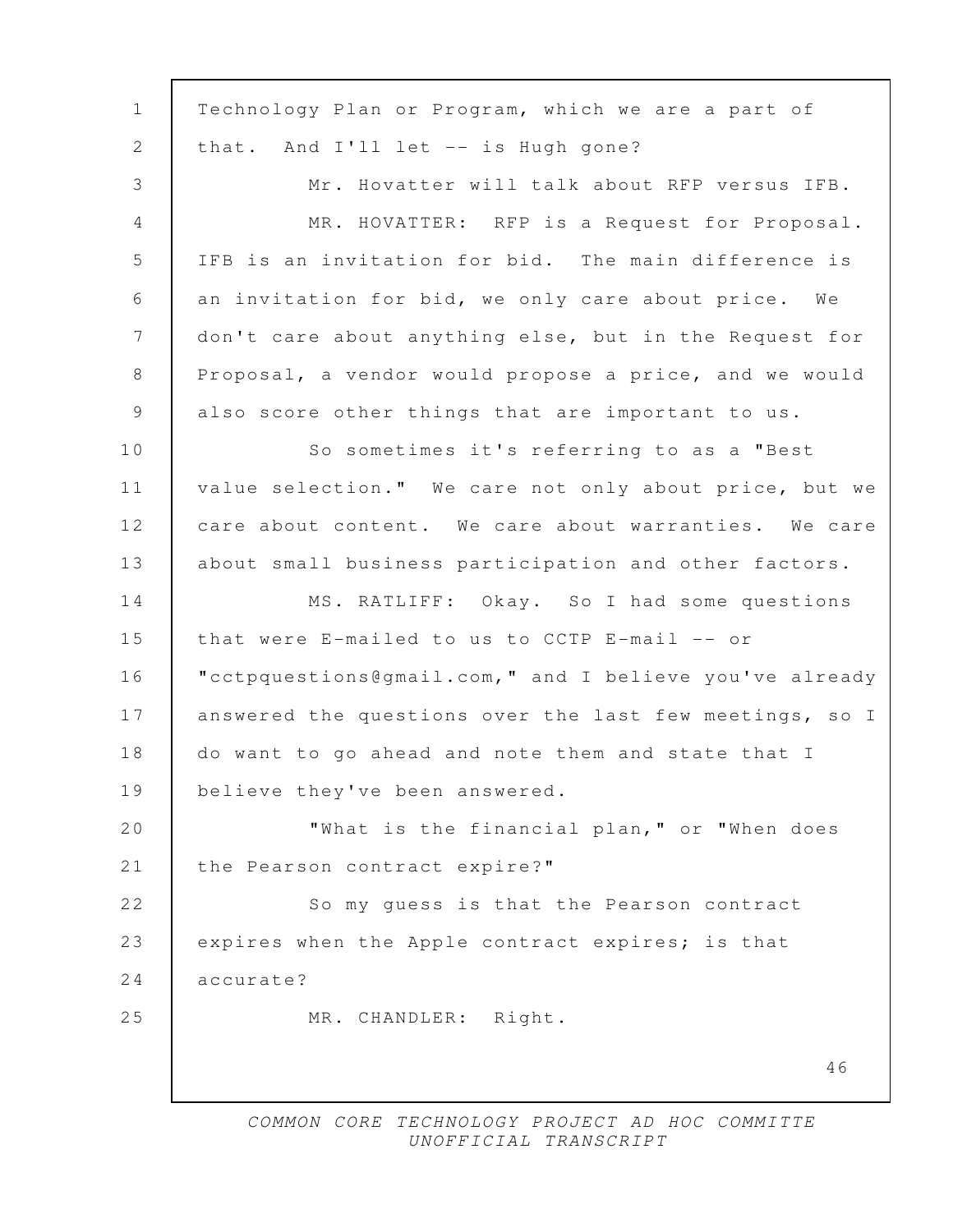Technology Plan or Program, which we are a part of that. And I'll let -- is Hugh gone?

Mr. Hovatter will talk about RFP versus IFB.

MR. HOVATTER: RFP is a Request for Proposal. IFB is an invitation for bid. The main difference is an invitation for bid, we only care about price. We don't care about anything else, but in the Request for Proposal, a vendor would propose a price, and we would also score other things that are important to us.

So sometimes it's referring to as a "Best value selection." We care not only about price, but we care about content. We care about warranties. We care about small business participation and other factors.

MS. RATLIFF: Okay. So I had some questions that were E-mailed to us to CCTP E-mail -- or "cctpquestions@gmail.com," and I believe you've already answered the questions over the last few meetings, so I do want to go ahead and note them and state that I believe they've been answered.

"What is the financial plan," or "When does the Pearson contract expire?"

So my guess is that the Pearson contract expires when the Apple contract expires; is that accurate?

MR. CHANDLER: Right.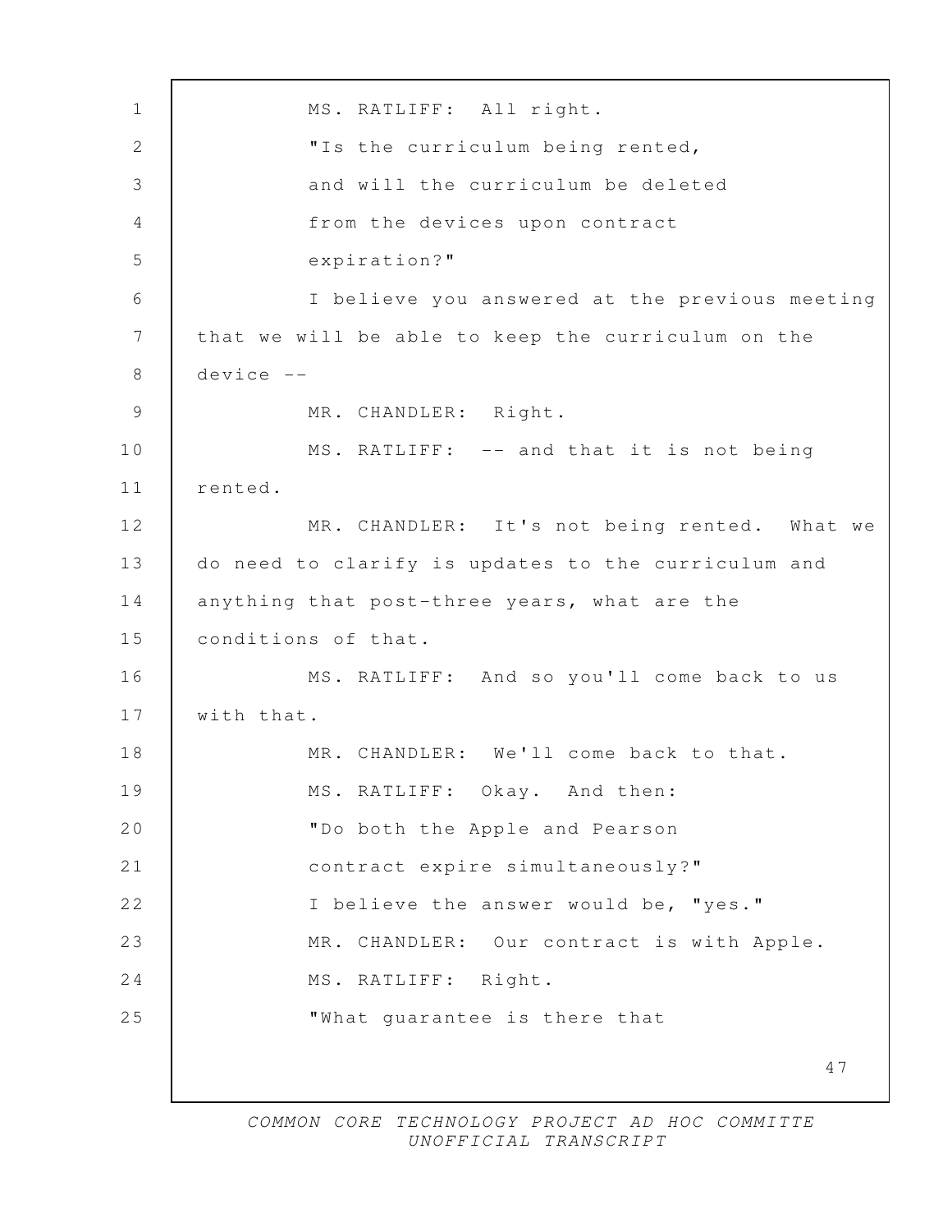MS. RATLIFF: All right.

"Is the curriculum being rented, and will the curriculum be deleted from the devices upon contract expiration?"

I believe you answered at the previous meeting that we will be able to keep the curriculum on the device --

MR. CHANDLER: Right.

MS. RATLIFF: -- and that it is not being rented.

MR. CHANDLER: It's not being rented. What we do need to clarify is updates to the curriculum and anything that post-three years, what are the conditions of that.

MS. RATLIFF: And so you'll come back to us with that.

MR. CHANDLER: We'll come back to that.

MS. RATLIFF: Okay. And then:

"Do both the Apple and Pearson contract expire simultaneously?"

I believe the answer would be, "yes."

MR. CHANDLER: Our contract is with Apple.

MS. RATLIFF: Right.

"What guarantee is there that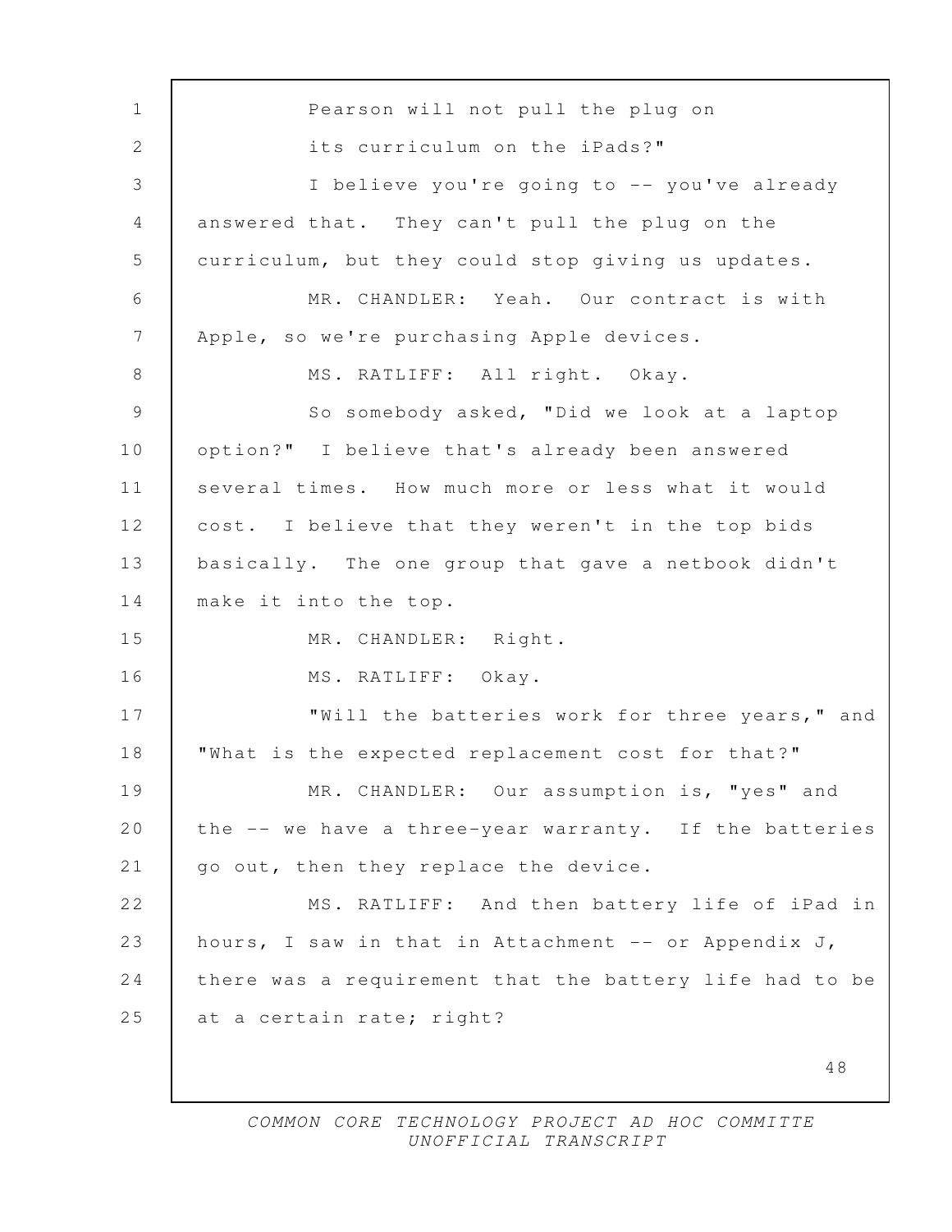Pearson will not pull the plug on its curriculum on the iPads?"

I believe you're going to -- you've already answered that. They can't pull the plug on the curriculum, but they could stop giving us updates.

MR. CHANDLER: Yeah. Our contract is with Apple, so we're purchasing Apple devices.

MS. RATLIFF: All right. Okay.

So somebody asked, "Did we look at a laptop option?" I believe that's already been answered several times. How much more or less what it would cost. I believe that they weren't in the top bids basically. The one group that gave a netbook didn't make it into the top.

MR. CHANDLER: Right.

MS. RATLIFF: Okay.

"Will the batteries work for three years," and "What is the expected replacement cost for that?"

MR. CHANDLER: Our assumption is, "yes" and the -- we have a three-year warranty. If the batteries go out, then they replace the device.

MS. RATLIFF: And then battery life of iPad in hours, I saw in that in Attachment -- or Appendix J, there was a requirement that the battery life had to be at a certain rate; right?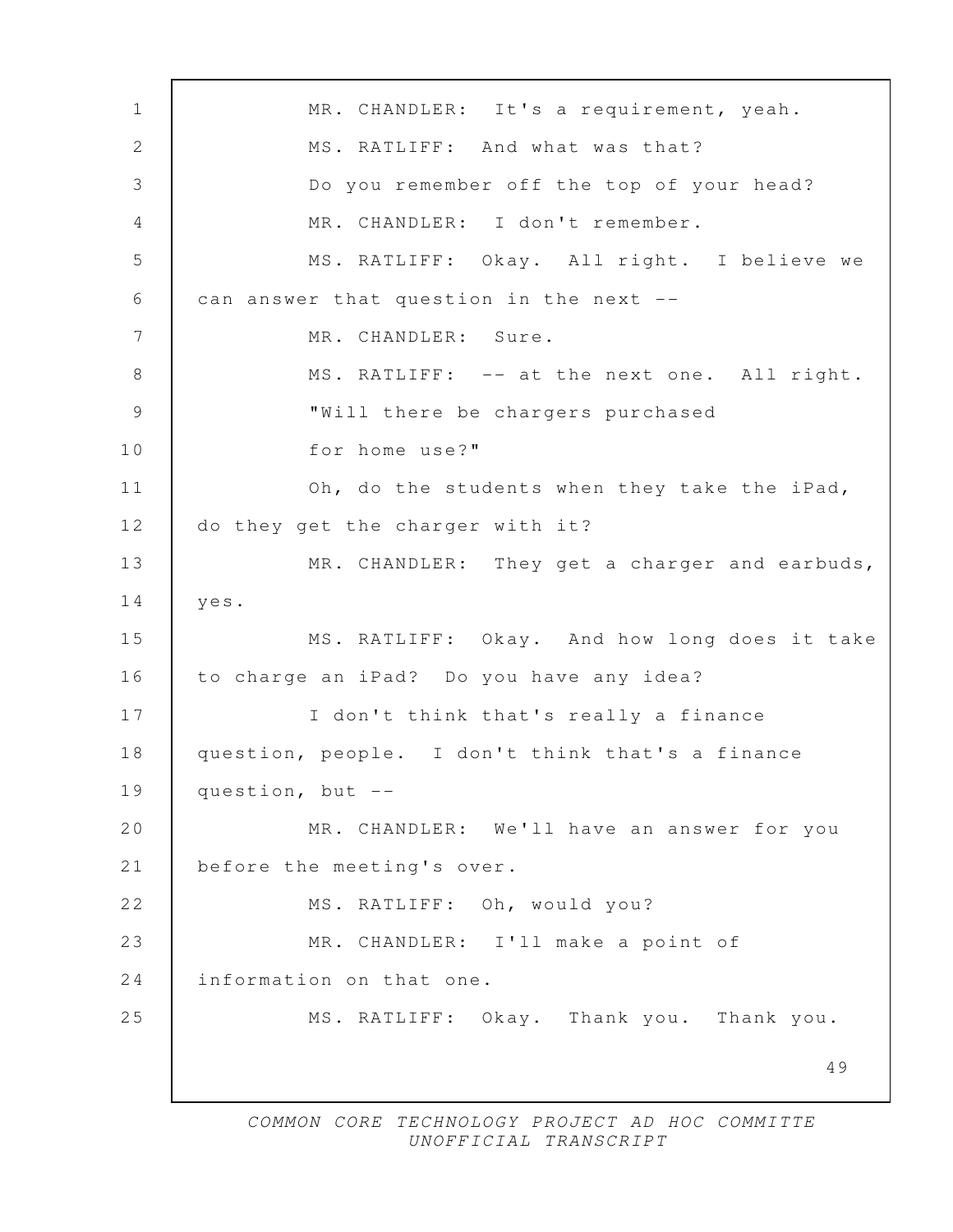MR. CHANDLER: It's a requirement, yeah.

MS. RATLIFF: And what was that?

Do you remember off the top of your head?

MR. CHANDLER: I don't remember.

MS. RATLIFF: Okay. All right. I believe we can answer that question in the next --

MR. CHANDLER: Sure.

MS. RATLIFF: -- at the next one. All right.

"Will there be chargers purchased for home use?"

Oh, do the students when they take the iPad, do they get the charger with it?

MR. CHANDLER: They get a charger and earbuds, yes.

MS. RATLIFF: Okay. And how long does it take to charge an iPad? Do you have any idea?

I don't think that's really a finance question, people. I don't think that's a finance question, but --

MR. CHANDLER: We'll have an answer for you before the meeting's over.

MS. RATLIFF: Oh, would you?

MR. CHANDLER: I'll make a point of information on that one.

MS. RATLIFF: Okay. Thank you. Thank you.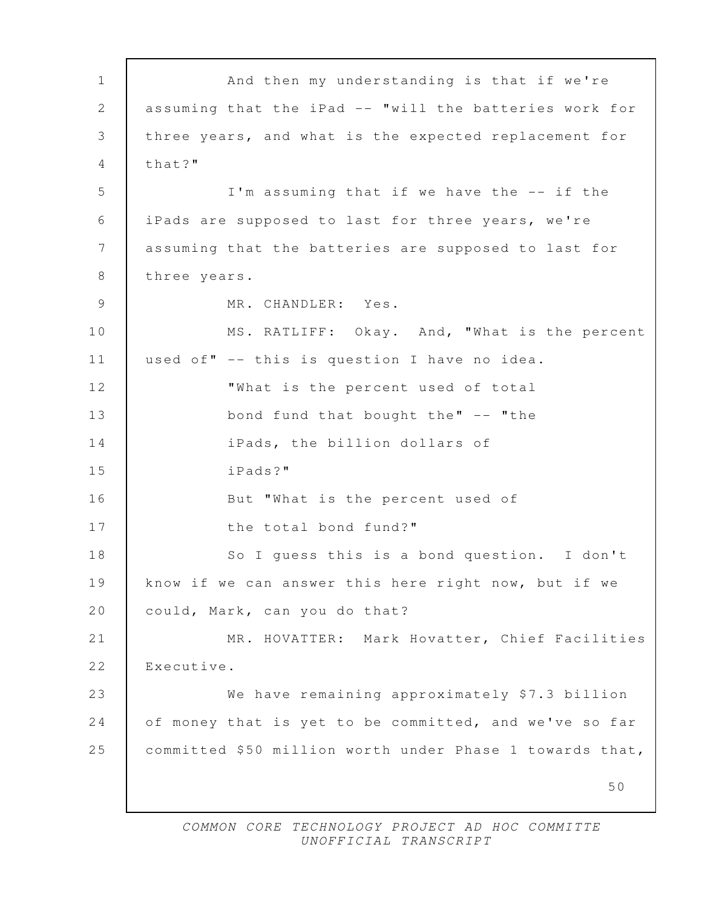And then my understanding is that if we're assuming that the iPad -- "will the batteries work for three years, and what is the expected replacement for that?"

I'm assuming that if we have the -- if the iPads are supposed to last for three years, we're assuming that the batteries are supposed to last for three years.

MR. CHANDLER: Yes.

MS. RATLIFF: Okay. And, "What is the percent used of" -- this is question I have no idea.

"What is the percent used of total bond fund that bought the" -- "the iPads, the billion dollars of iPads?"

But "What is the percent used of the total bond fund?"

So I guess this is a bond question. I don't know if we can answer this here right now, but if we could, Mark, can you do that?

MR. HOVATTER: Mark Hovatter, Chief Facilities Executive.

We have remaining approximately $7.3 billion of money that is yet to be committed, and we've so far committed $50 million worth under Phase 1 towards that,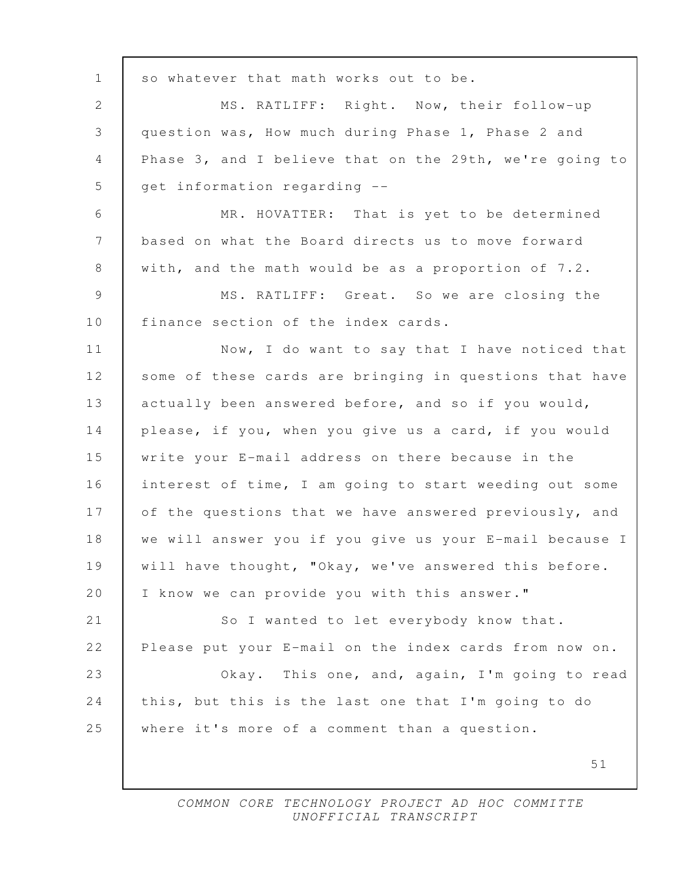so whatever that math works out to be.

MS. RATLIFF: Right. Now, their follow-up question was, How much during Phase 1, Phase 2 and Phase 3, and I believe that on the 29th, we're going to get information regarding --

MR. HOVATTER: That is yet to be determined based on what the Board directs us to move forward with, and the math would be as a proportion of 7.2.

MS. RATLIFF: Great. So we are closing the finance section of the index cards.

Now, I do want to say that I have noticed that some of these cards are bringing in questions that have actually been answered before, and so if you would, please, if you, when you give us a card, if you would write your E-mail address on there because in the interest of time, I am going to start weeding out some of the questions that we have answered previously, and we will answer you if you give us your E-mail because I will have thought, "Okay, we've answered this before. I know we can provide you with this answer."

So I wanted to let everybody know that. Please put your E-mail on the index cards from now on.

Okay. This one, and, again, I'm going to read this, but this is the last one that I'm going to do where it's more of a comment than a question.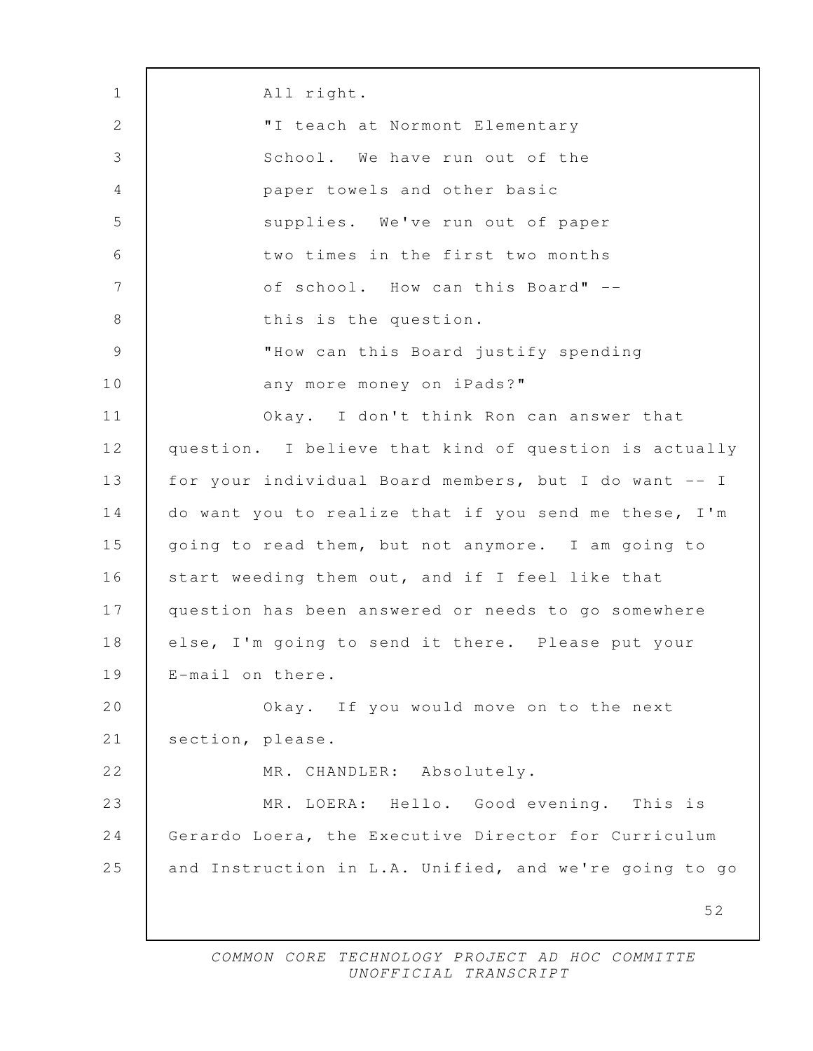All right.

"I teach at Normont Elementary School. We have run out of the paper towels and other basic supplies. We've run out of paper two times in the first two months of school. How can this Board" -- this is the question.

"How can this Board justify spending any more money on iPads?"

Okay. I don't think Ron can answer that question. I believe that kind of question is actually for your individual Board members, but I do want -- I do want you to realize that if you send me these, I'm going to read them, but not anymore. I am going to start weeding them out, and if I feel like that question has been answered or needs to go somewhere else, I'm going to send it there. Please put your E-mail on there.

Okay. If you would move on to the next section, please.

MR. CHANDLER: Absolutely.

MR. LOERA: Hello. Good evening. This is Gerardo Loera, the Executive Director for Curriculum and Instruction in L.A. Unified, and we're going to go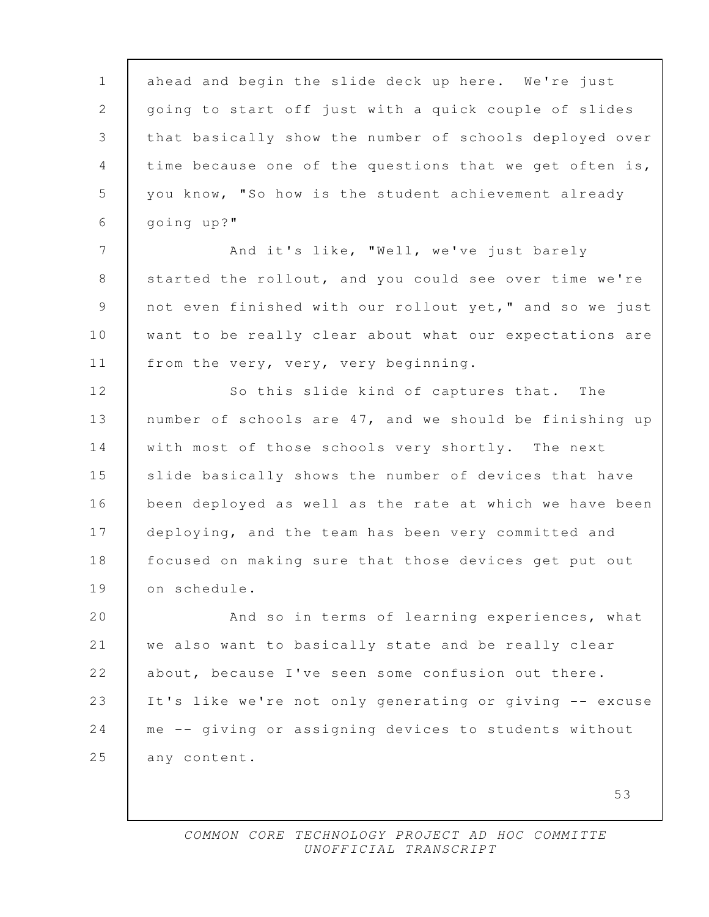ahead and begin the slide deck up here. We're just going to start off just with a quick couple of slides that basically show the number of schools deployed over time because one of the questions that we get often is, you know, "So how is the student achievement already going up?"

And it's like, "Well, we've just barely started the rollout, and you could see over time we're not even finished with our rollout yet," and so we just want to be really clear about what our expectations are from the very, very, very beginning.

So this slide kind of captures that. The number of schools are 47, and we should be finishing up with most of those schools very shortly. The next slide basically shows the number of devices that have been deployed as well as the rate at which we have been deploying, and the team has been very committed and focused on making sure that those devices get put out on schedule.

And so in terms of learning experiences, what we also want to basically state and be really clear about, because I've seen some confusion out there. It's like we're not only generating or giving -- excuse me -- giving or assigning devices to students without any content.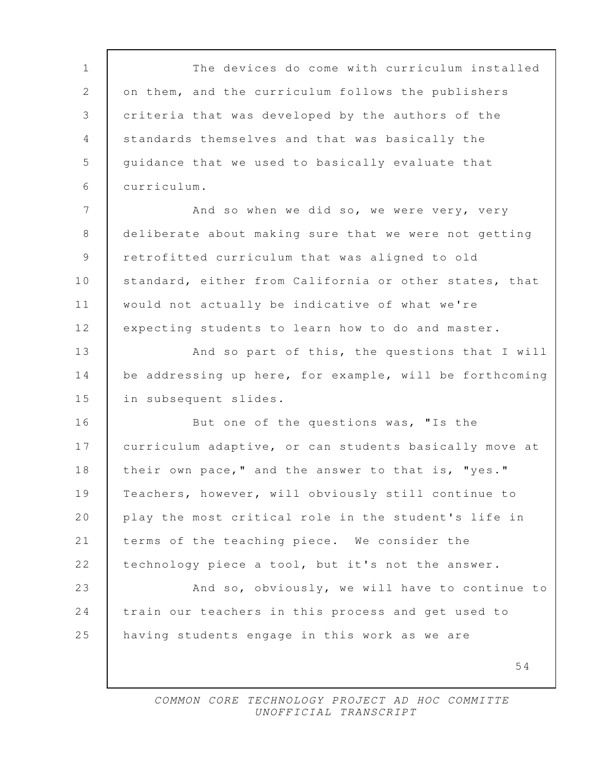The devices do come with curriculum installed on them, and the curriculum follows the publishers criteria that was developed by the authors of the standards themselves and that was basically the guidance that we used to basically evaluate that curriculum.

And so when we did so, we were very, very deliberate about making sure that we were not getting retrofitted curriculum that was aligned to old standard, either from California or other states, that would not actually be indicative of what we're expecting students to learn how to do and master.

And so part of this, the questions that I will be addressing up here, for example, will be forthcoming in subsequent slides.

But one of the questions was, "Is the curriculum adaptive, or can students basically move at their own pace," and the answer to that is, "yes." Teachers, however, will obviously still continue to play the most critical role in the student's life in terms of the teaching piece. We consider the technology piece a tool, but it's not the answer.

And so, obviously, we will have to continue to train our teachers in this process and get used to having students engage in this work as we are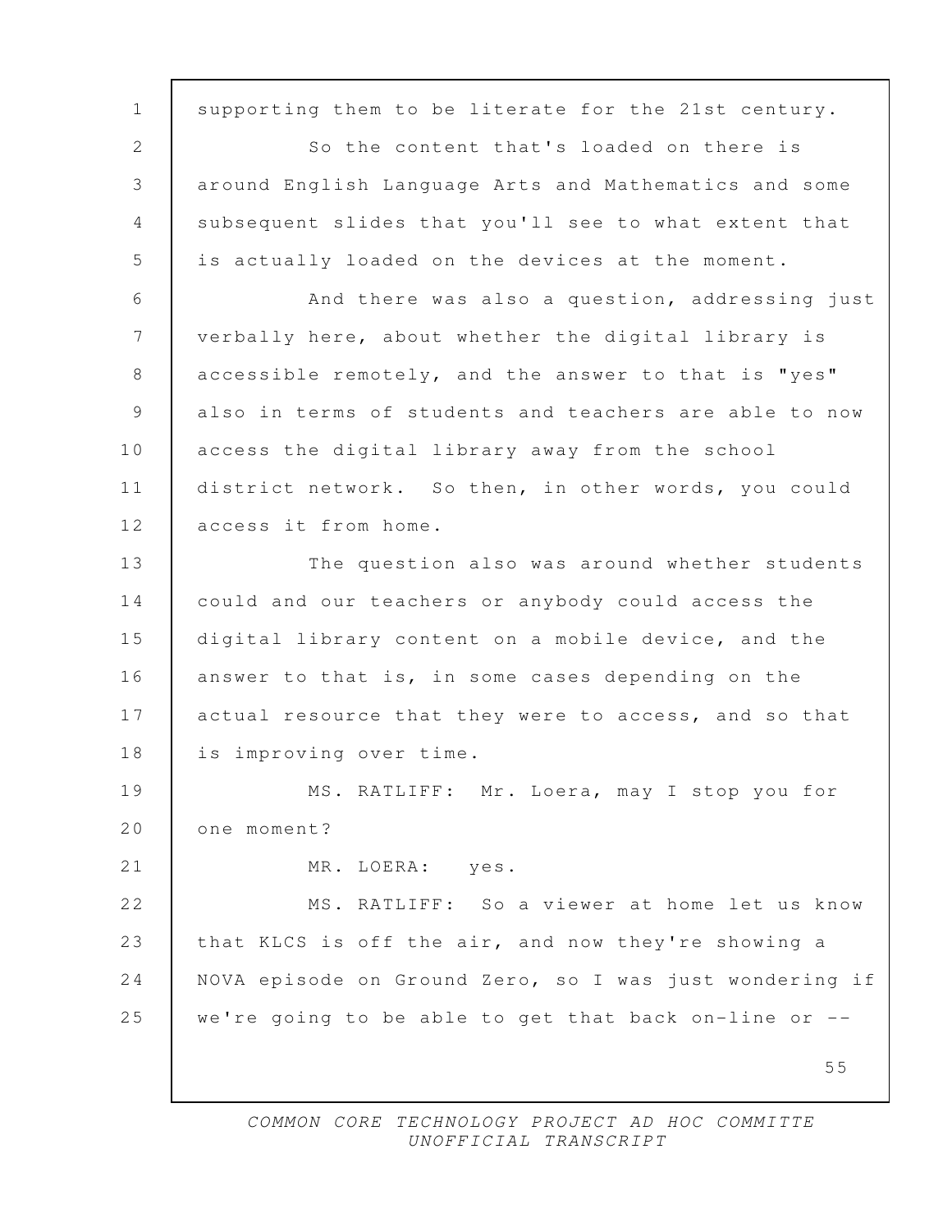supporting them to be literate for the 21st century.

So the content that's loaded on there is around English Language Arts and Mathematics and some subsequent slides that you'll see to what extent that is actually loaded on the devices at the moment.

And there was also a question, addressing just verbally here, about whether the digital library is accessible remotely, and the answer to that is "yes" also in terms of students and teachers are able to now access the digital library away from the school district network. So then, in other words, you could access it from home.

The question also was around whether students could and our teachers or anybody could access the digital library content on a mobile device, and the answer to that is, in some cases depending on the actual resource that they were to access, and so that is improving over time.

MS. RATLIFF: Mr. Loera, may I stop you for one moment?

MR. LOERA: yes.

MS. RATLIFF: So a viewer at home let us know that KLCS is off the air, and now they're showing a NOVA episode on Ground Zero, so I was just wondering if we're going to be able to get that back on-line or --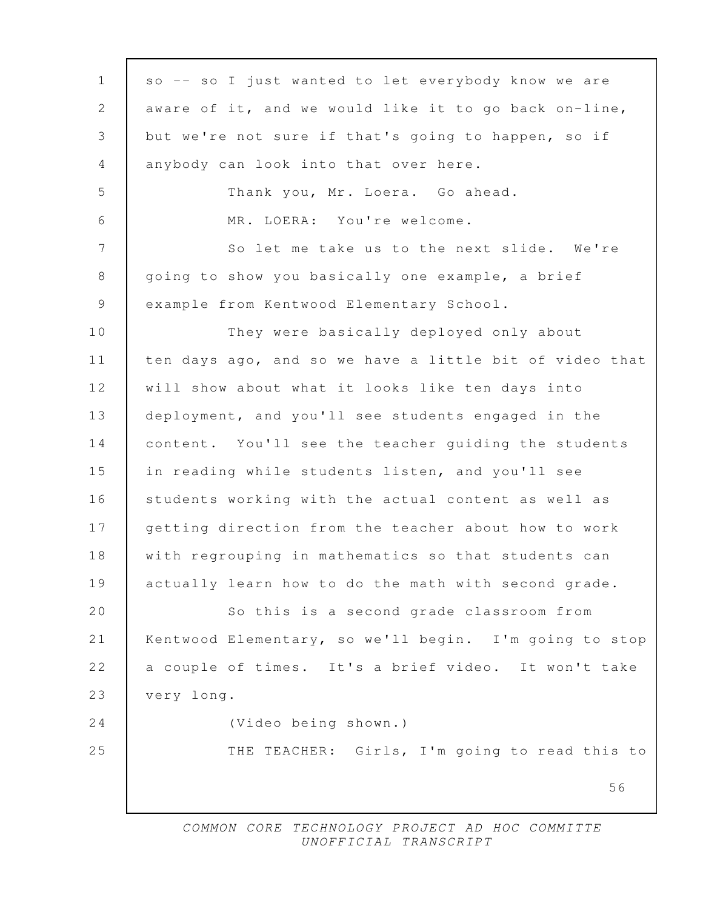so -- so I just wanted to let everybody know we are aware of it, and we would like it to go back on-line, but we're not sure if that's going to happen, so if anybody can look into that over here.

Thank you, Mr. Loera. Go ahead.

MR. LOERA: You're welcome.

So let me take us to the next slide. We're going to show you basically one example, a brief example from Kentwood Elementary School.

They were basically deployed only about ten days ago, and so we have a little bit of video that will show about what it looks like ten days into deployment, and you'll see students engaged in the content. You'll see the teacher guiding the students in reading while students listen, and you'll see students working with the actual content as well as getting direction from the teacher about how to work with regrouping in mathematics so that students can actually learn how to do the math with second grade.

So this is a second grade classroom from Kentwood Elementary, so we'll begin. I'm going to stop a couple of times. It's a brief video. It won't take very long.

(Video being shown.)

THE TEACHER: Girls, I'm going to read this to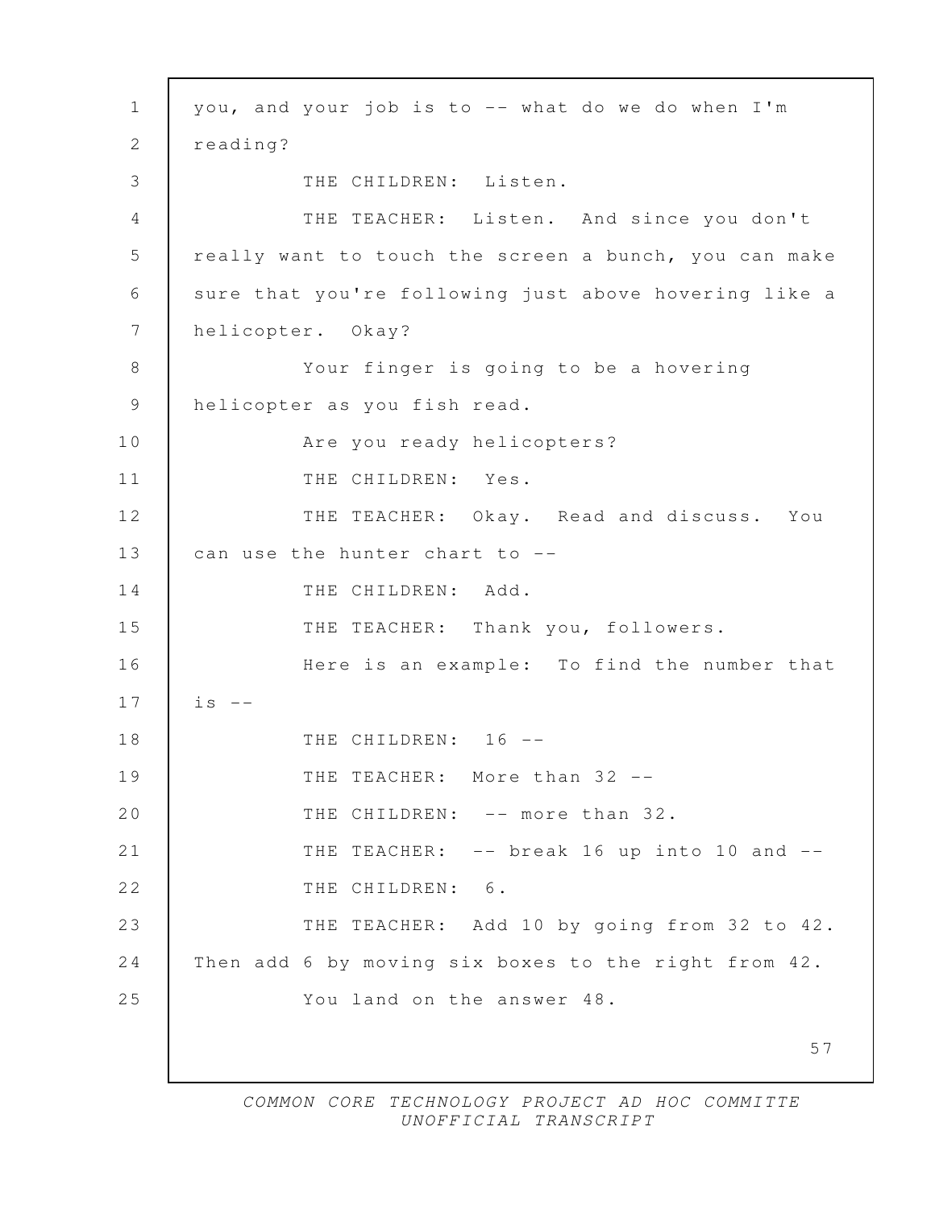you, and your job is to -- what do we do when I'm reading?

THE CHILDREN: Listen.

THE TEACHER: Listen. And since you don't really want to touch the screen a bunch, you can make sure that you're following just above hovering like a helicopter. Okay?

Your finger is going to be a hovering helicopter as you fish read.

Are you ready helicopters?

THE CHILDREN: Yes.

THE TEACHER: Okay. Read and discuss. You can use the hunter chart to --

THE CHILDREN: Add.

THE TEACHER: Thank you, followers.

Here is an example: To find the number that is --

THE CHILDREN: 16 --

THE TEACHER: More than 32 --

THE CHILDREN: -- more than 32.

THE TEACHER: -- break 16 up into 10 and --

THE CHILDREN: 6.

THE TEACHER: Add 10 by going from 32 to 42. Then add 6 by moving six boxes to the right from 42.

You land on the answer 48.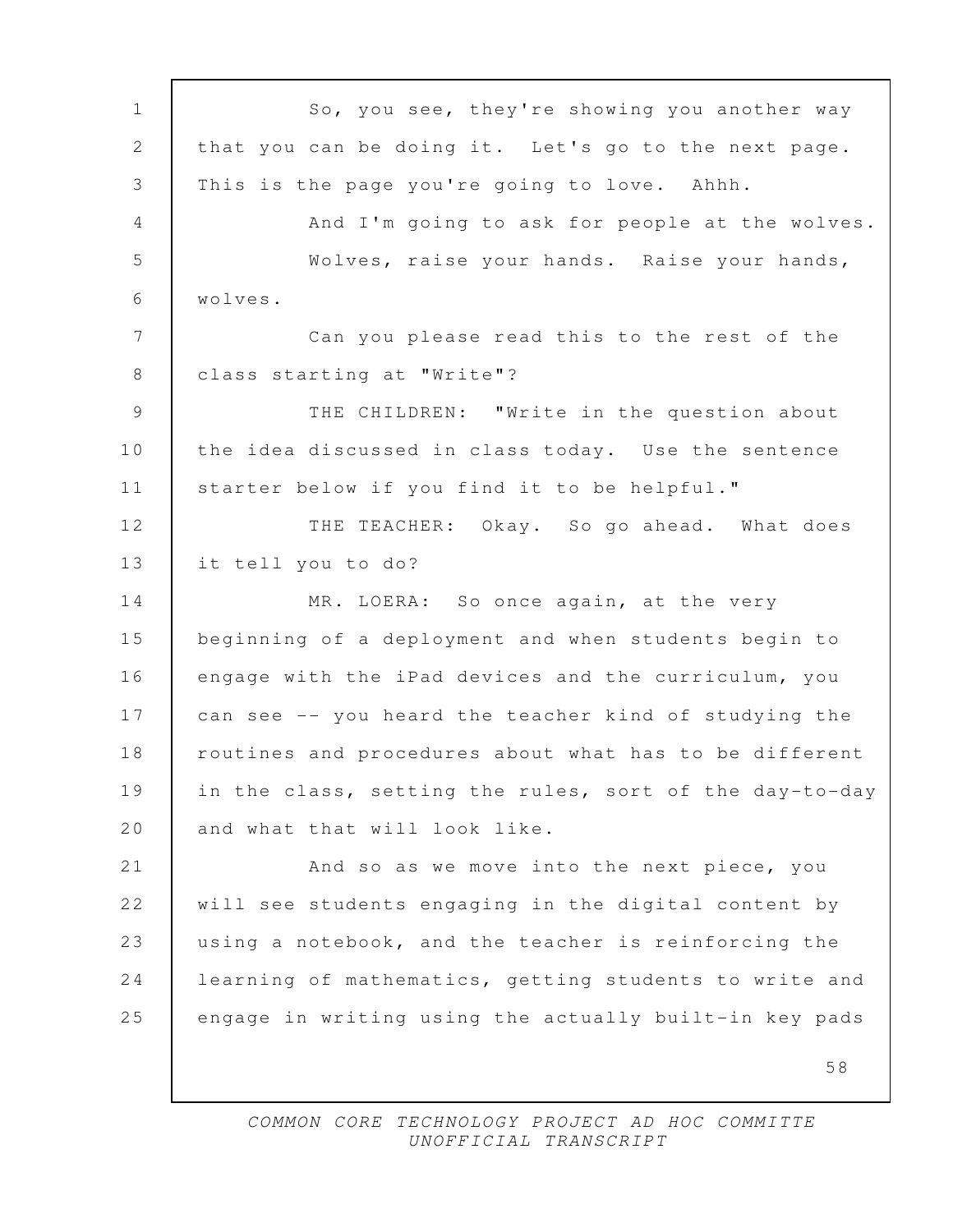So, you see, they're showing you another way that you can be doing it. Let's go to the next page. This is the page you're going to love. Ahhh.

And I'm going to ask for people at the wolves.

Wolves, raise your hands. Raise your hands, wolves.

Can you please read this to the rest of the class starting at "Write"?

THE CHILDREN: "Write in the question about the idea discussed in class today. Use the sentence starter below if you find it to be helpful."

THE TEACHER: Okay. So go ahead. What does it tell you to do?

MR. LOERA: So once again, at the very beginning of a deployment and when students begin to engage with the iPad devices and the curriculum, you can see -- you heard the teacher kind of studying the routines and procedures about what has to be different in the class, setting the rules, sort of the day-to-day and what that will look like.

And so as we move into the next piece, you will see students engaging in the digital content by using a notebook, and the teacher is reinforcing the learning of mathematics, getting students to write and engage in writing using the actually built-in key pads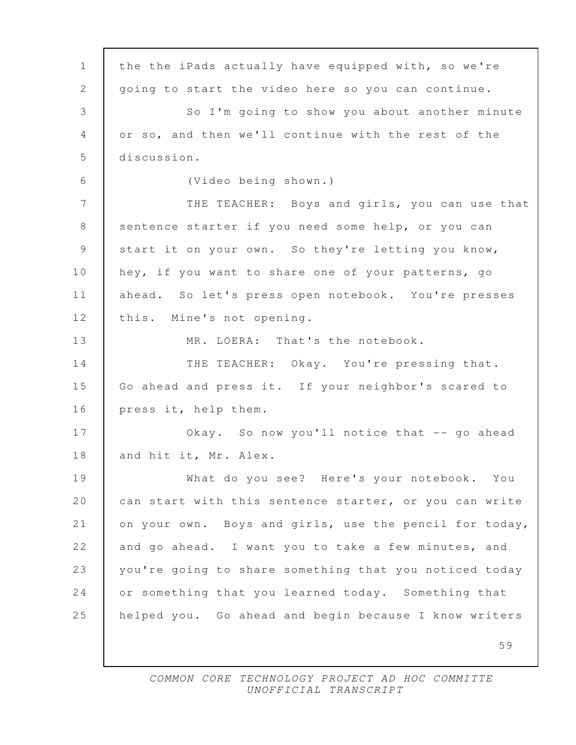the the iPads actually have equipped with, so we're going to start the video here so you can continue.

So I'm going to show you about another minute or so, and then we'll continue with the rest of the discussion.

(Video being shown.)

THE TEACHER: Boys and girls, you can use that sentence starter if you need some help, or you can start it on your own. So they're letting you know, hey, if you want to share one of your patterns, go ahead. So let's press open notebook. You're presses this. Mine's not opening.

MR. LOERA: That's the notebook.

THE TEACHER: Okay. You're pressing that. Go ahead and press it. If your neighbor's scared to press it, help them.

Okay. So now you'll notice that -- go ahead and hit it, Mr. Alex.

What do you see? Here's your notebook. You can start with this sentence starter, or you can write on your own. Boys and girls, use the pencil for today, and go ahead. I want you to take a few minutes, and you're going to share something that you noticed today or something that you learned today. Something that helped you. Go ahead and begin because I know writers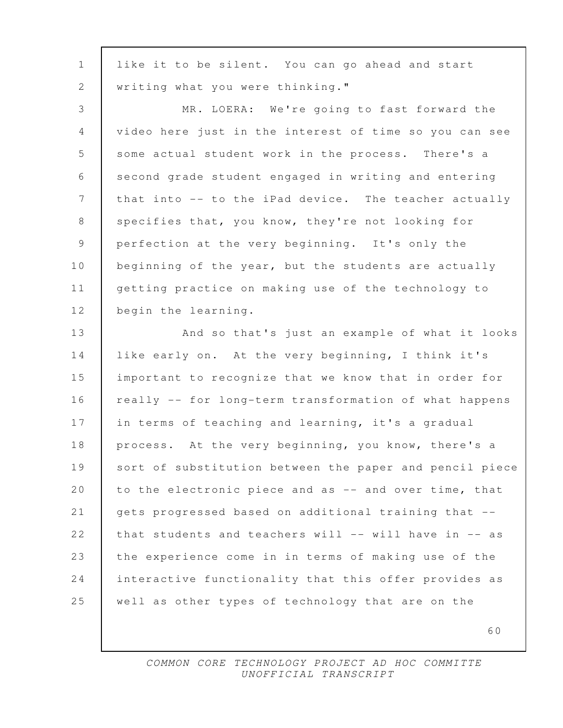like it to be silent. You can go ahead and start writing what you were thinking."

MR. LOERA: We're going to fast forward the video here just in the interest of time so you can see some actual student work in the process. There's a second grade student engaged in writing and entering that into -- to the iPad device. The teacher actually specifies that, you know, they're not looking for perfection at the very beginning. It's only the beginning of the year, but the students are actually getting practice on making use of the technology to begin the learning.

And so that's just an example of what it looks like early on. At the very beginning, I think it's important to recognize that we know that in order for really -- for long-term transformation of what happens in terms of teaching and learning, it's a gradual process. At the very beginning, you know, there's a sort of substitution between the paper and pencil piece to the electronic piece and as -- and over time, that gets progressed based on additional training that -- that students and teachers will -- will have in -- as the experience come in in terms of making use of the interactive functionality that this offer provides as well as other types of technology that are on the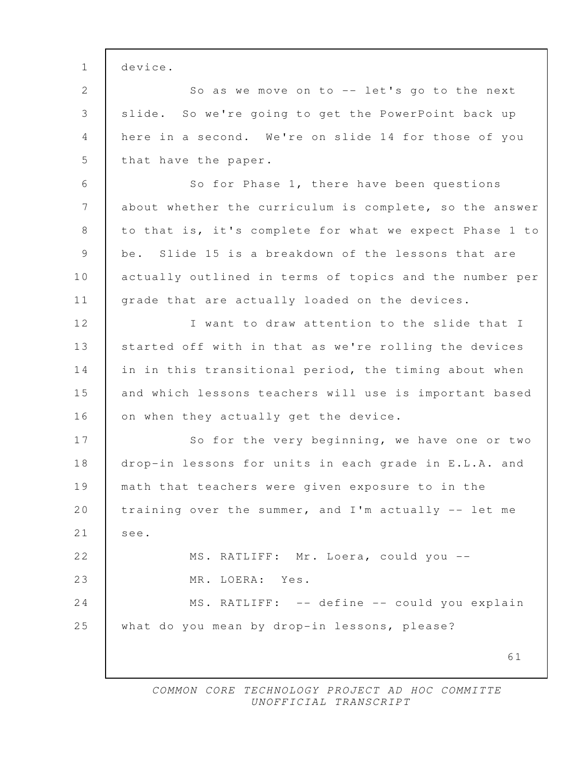device.

So as we move on to -- let's go to the next slide. So we're going to get the PowerPoint back up here in a second. We're on slide 14 for those of you that have the paper.

So for Phase 1, there have been questions about whether the curriculum is complete, so the answer to that is, it's complete for what we expect Phase 1 to be. Slide 15 is a breakdown of the lessons that are actually outlined in terms of topics and the number per grade that are actually loaded on the devices.

I want to draw attention to the slide that I started off with in that as we're rolling the devices in in this transitional period, the timing about when and which lessons teachers will use is important based on when they actually get the device.

So for the very beginning, we have one or two drop-in lessons for units in each grade in E.L.A. and math that teachers were given exposure to in the training over the summer, and I'm actually -- let me see.

MS. RATLIFF: Mr. Loera, could you --

MR. LOERA: Yes.

MS. RATLIFF: -- define -- could you explain what do you mean by drop-in lessons, please?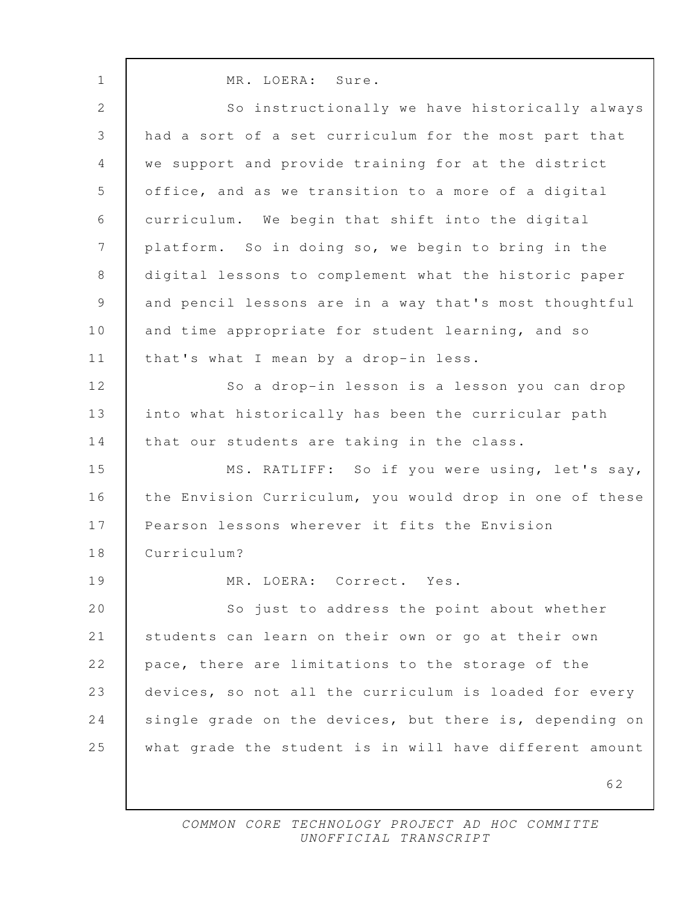MR. LOERA: Sure.

So instructionally we have historically always had a sort of a set curriculum for the most part that we support and provide training for at the district office, and as we transition to a more of a digital curriculum. We begin that shift into the digital platform. So in doing so, we begin to bring in the digital lessons to complement what the historic paper and pencil lessons are in a way that's most thoughtful and time appropriate for student learning, and so that's what I mean by a drop-in less.

So a drop-in lesson is a lesson you can drop into what historically has been the curricular path that our students are taking in the class.

MS. RATLIFF: So if you were using, let's say, the Envision Curriculum, you would drop in one of these Pearson lessons wherever it fits the Envision Curriculum?

MR. LOERA: Correct. Yes.

So just to address the point about whether students can learn on their own or go at their own pace, there are limitations to the storage of the devices, so not all the curriculum is loaded for every single grade on the devices, but there is, depending on what grade the student is in will have different amount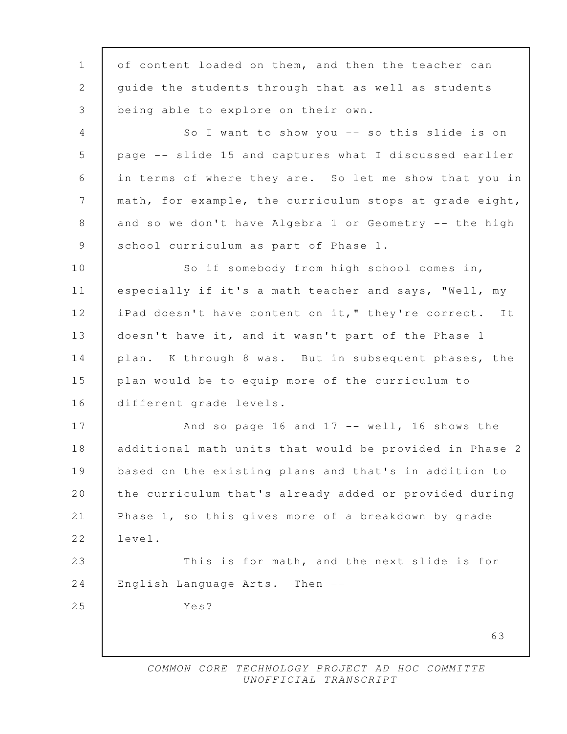of content loaded on them, and then the teacher can guide the students through that as well as students being able to explore on their own.

So I want to show you -- so this slide is on page -- slide 15 and captures what I discussed earlier in terms of where they are. So let me show that you in math, for example, the curriculum stops at grade eight, and so we don't have Algebra 1 or Geometry -- the high school curriculum as part of Phase 1.

So if somebody from high school comes in, especially if it's a math teacher and says, "Well, my iPad doesn't have content on it," they're correct. It doesn't have it, and it wasn't part of the Phase 1 plan. K through 8 was. But in subsequent phases, the plan would be to equip more of the curriculum to different grade levels.

And so page 16 and 17 -- well, 16 shows the additional math units that would be provided in Phase 2 based on the existing plans and that's in addition to the curriculum that's already added or provided during Phase 1, so this gives more of a breakdown by grade level.

This is for math, and the next slide is for English Language Arts. Then --

Yes?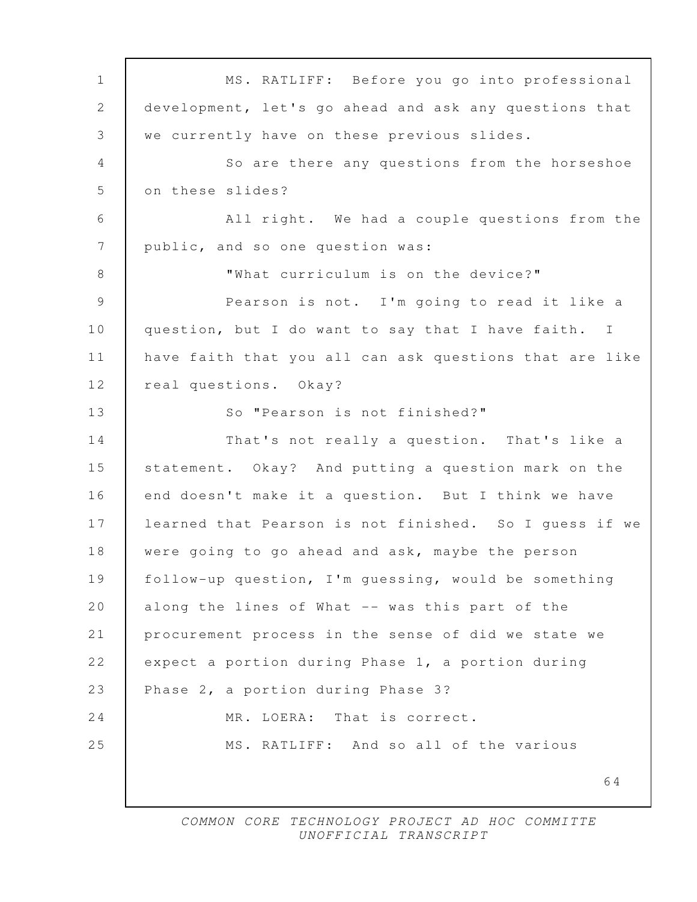MS. RATLIFF: Before you go into professional development, let's go ahead and ask any questions that we currently have on these previous slides.

So are there any questions from the horseshoe on these slides?

All right. We had a couple questions from the public, and so one question was:

"What curriculum is on the device?"

Pearson is not. I'm going to read it like a question, but I do want to say that I have faith. I have faith that you all can ask questions that are like real questions. Okay?

So "Pearson is not finished?"

That's not really a question. That's like a statement. Okay? And putting a question mark on the end doesn't make it a question. But I think we have learned that Pearson is not finished. So I guess if we were going to go ahead and ask, maybe the person follow-up question, I'm guessing, would be something along the lines of What -- was this part of the procurement process in the sense of did we state we expect a portion during Phase 1, a portion during Phase 2, a portion during Phase 3?

MR. LOERA: That is correct.

MS. RATLIFF: And so all of the various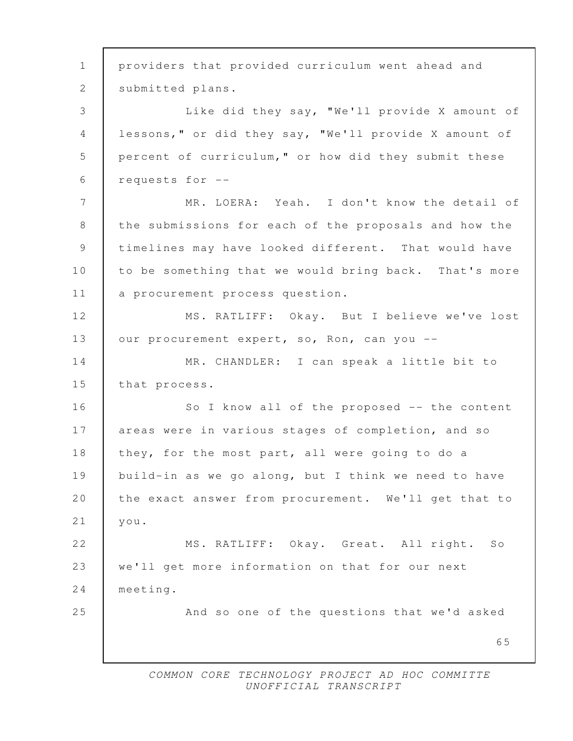providers that provided curriculum went ahead and submitted plans.

Like did they say, "We'll provide X amount of lessons," or did they say, "We'll provide X amount of percent of curriculum," or how did they submit these requests for --

MR. LOERA: Yeah. I don't know the detail of the submissions for each of the proposals and how the timelines may have looked different. That would have to be something that we would bring back. That's more a procurement process question.

MS. RATLIFF: Okay. But I believe we've lost our procurement expert, so, Ron, can you --

MR. CHANDLER: I can speak a little bit to that process.

So I know all of the proposed -- the content areas were in various stages of completion, and so they, for the most part, all were going to do a build-in as we go along, but I think we need to have the exact answer from procurement. We'll get that to you.

MS. RATLIFF: Okay. Great. All right. So we'll get more information on that for our next meeting.

And so one of the questions that we'd asked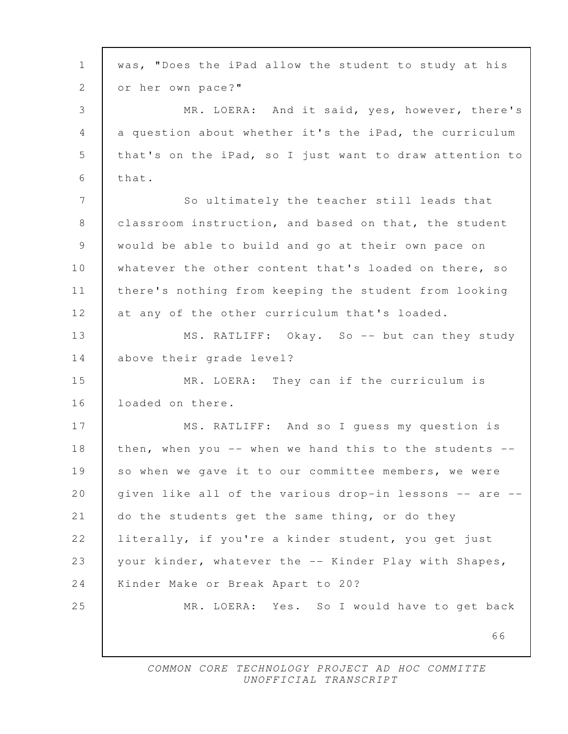was, "Does the iPad allow the student to study at his or her own pace?"

MR. LOERA: And it said, yes, however, there's a question about whether it's the iPad, the curriculum that's on the iPad, so I just want to draw attention to that.

So ultimately the teacher still leads that classroom instruction, and based on that, the student would be able to build and go at their own pace on whatever the other content that's loaded on there, so there's nothing from keeping the student from looking at any of the other curriculum that's loaded.

MS. RATLIFF: Okay. So -- but can they study above their grade level?

MR. LOERA: They can if the curriculum is loaded on there.

MS. RATLIFF: And so I guess my question is then, when you -- when we hand this to the students -- so when we gave it to our committee members, we were given like all of the various drop-in lessons -- are -- do the students get the same thing, or do they literally, if you're a kinder student, you get just your kinder, whatever the -- Kinder Play with Shapes, Kinder Make or Break Apart to 20?

MR. LOERA: Yes. So I would have to get back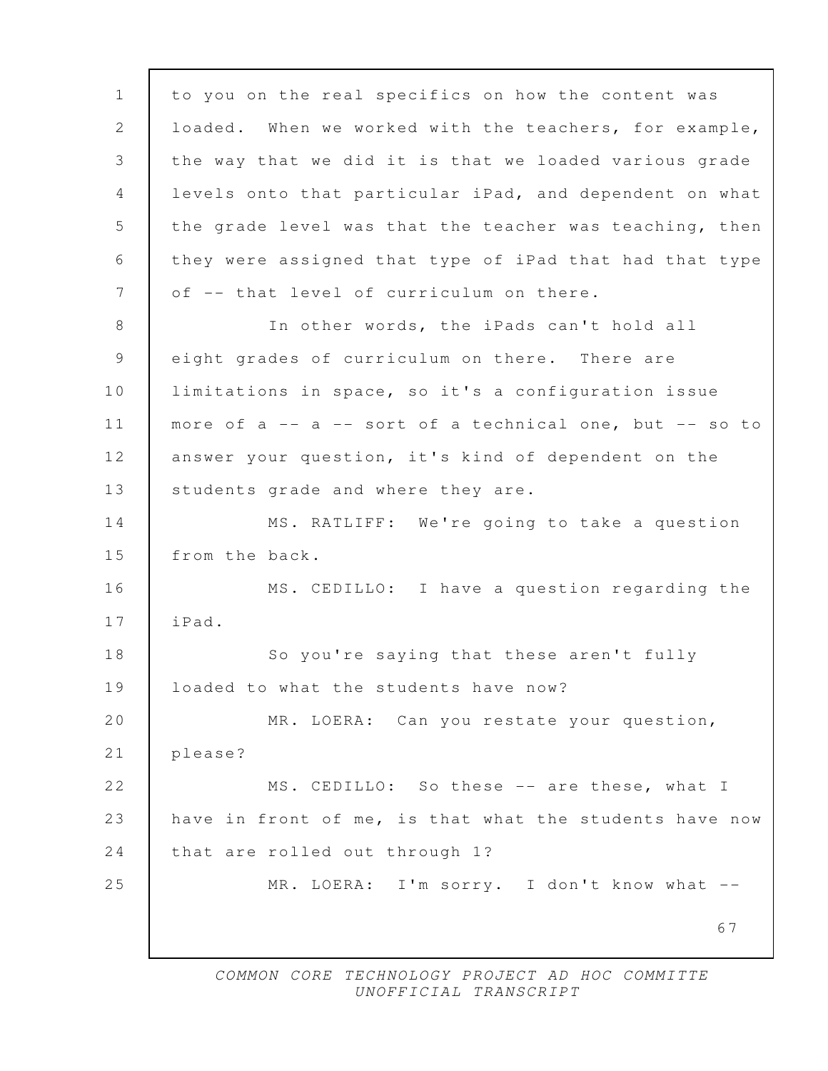to you on the real specifics on how the content was loaded. When we worked with the teachers, for example, the way that we did it is that we loaded various grade levels onto that particular iPad, and dependent on what the grade level was that the teacher was teaching, then they were assigned that type of iPad that had that type of -- that level of curriculum on there.

In other words, the iPads can't hold all eight grades of curriculum on there. There are limitations in space, so it's a configuration issue more of a -- a -- sort of a technical one, but -- so to answer your question, it's kind of dependent on the students grade and where they are.

MS. RATLIFF: We're going to take a question from the back.

MS. CEDILLO: I have a question regarding the iPad.

So you're saying that these aren't fully loaded to what the students have now?

MR. LOERA: Can you restate your question, please?

MS. CEDILLO: So these -- are these, what I have in front of me, is that what the students have now that are rolled out through 1?

MR. LOERA: I'm sorry. I don't know what --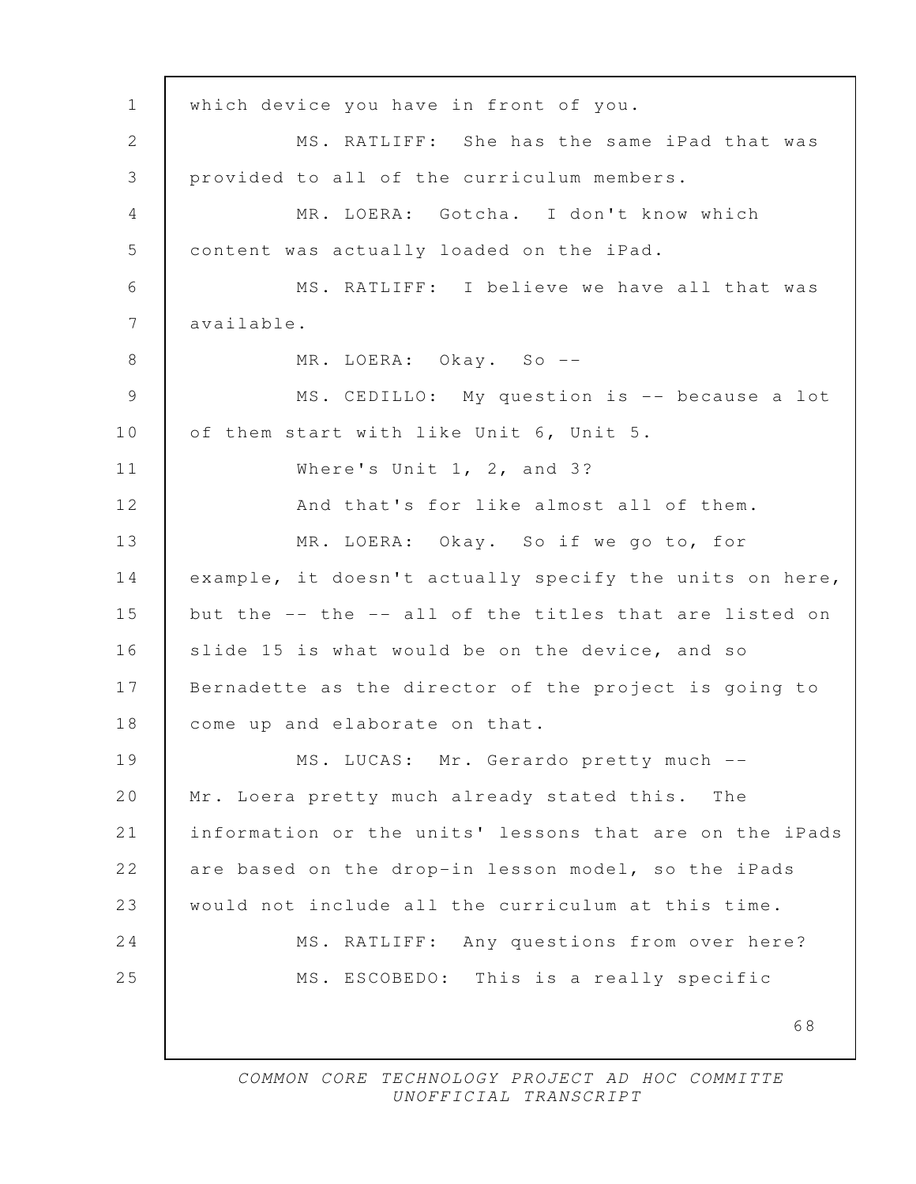which device you have in front of you.

MS. RATLIFF: She has the same iPad that was provided to all of the curriculum members.

MR. LOERA: Gotcha. I don't know which content was actually loaded on the iPad.

MS. RATLIFF: I believe we have all that was available.

MR. LOERA: Okay. So --

MS. CEDILLO: My question is -- because a lot of them start with like Unit 6, Unit 5.

Where's Unit 1, 2, and 3?

And that's for like almost all of them.

MR. LOERA: Okay. So if we go to, for example, it doesn't actually specify the units on here, but the -- the -- all of the titles that are listed on slide 15 is what would be on the device, and so Bernadette as the director of the project is going to come up and elaborate on that.

MS. LUCAS: Mr. Gerardo pretty much -- Mr. Loera pretty much already stated this. The information or the units' lessons that are on the iPads are based on the drop-in lesson model, so the iPads would not include all the curriculum at this time.

MS. RATLIFF: Any questions from over here?

MS. ESCOBEDO: This is a really specific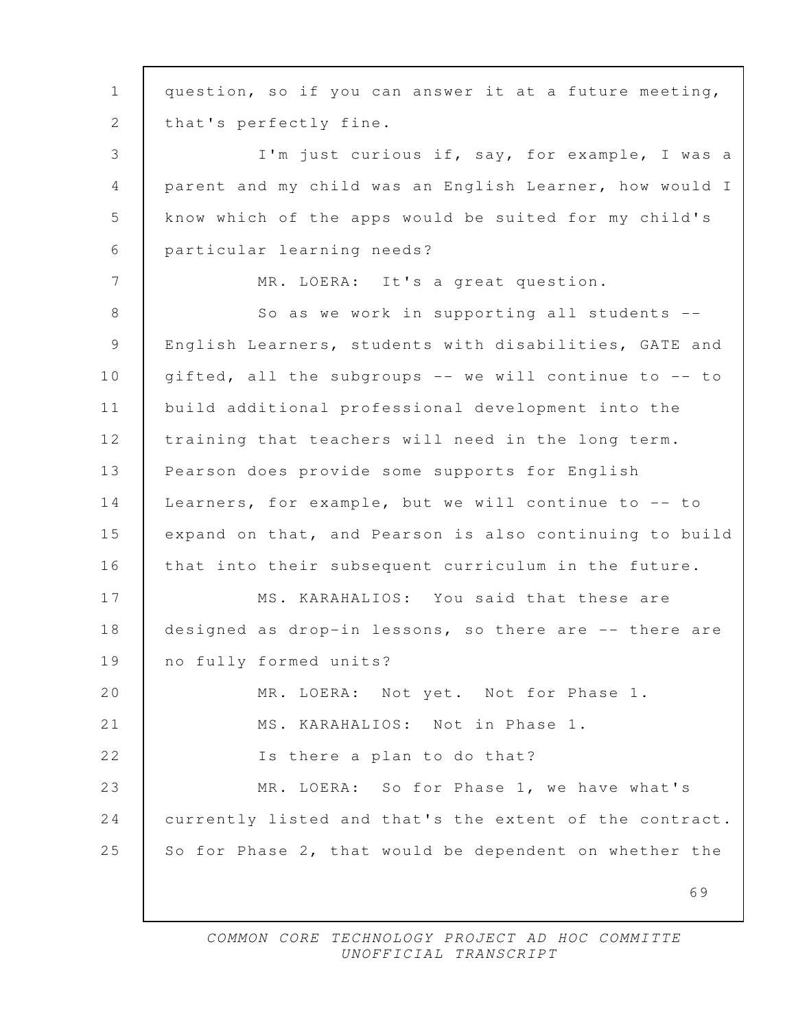question, so if you can answer it at a future meeting, that's perfectly fine.

I'm just curious if, say, for example, I was a parent and my child was an English Learner, how would I know which of the apps would be suited for my child's particular learning needs?

MR. LOERA: It's a great question.

So as we work in supporting all students -- English Learners, students with disabilities, GATE and gifted, all the subgroups -- we will continue to -- to build additional professional development into the training that teachers will need in the long term. Pearson does provide some supports for English Learners, for example, but we will continue to -- to expand on that, and Pearson is also continuing to build that into their subsequent curriculum in the future.

MS. KARAHALIOS: You said that these are designed as drop-in lessons, so there are -- there are no fully formed units?

MR. LOERA: Not yet. Not for Phase 1.

MS. KARAHALIOS: Not in Phase 1.

Is there a plan to do that?

MR. LOERA: So for Phase 1, we have what's currently listed and that's the extent of the contract. So for Phase 2, that would be dependent on whether the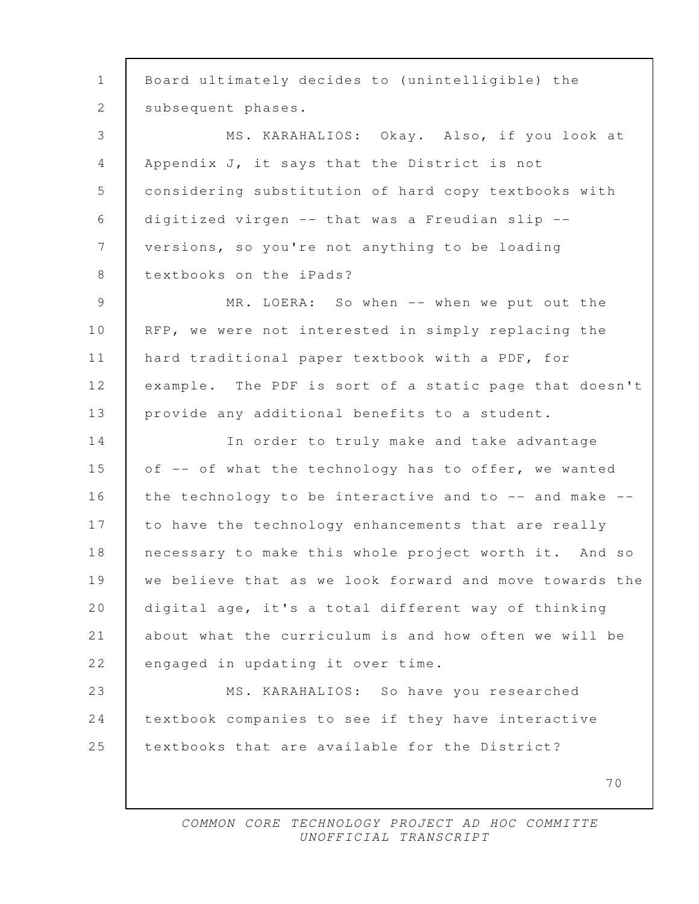Board ultimately decides to (unintelligible) the subsequent phases.

MS. KARAHALIOS: Okay. Also, if you look at Appendix J, it says that the District is not considering substitution of hard copy textbooks with digitized virgen -- that was a Freudian slip -- versions, so you're not anything to be loading textbooks on the iPads?

MR. LOERA: So when -- when we put out the RFP, we were not interested in simply replacing the hard traditional paper textbook with a PDF, for example. The PDF is sort of a static page that doesn't provide any additional benefits to a student.

In order to truly make and take advantage of -- of what the technology has to offer, we wanted the technology to be interactive and to -- and make -- to have the technology enhancements that are really necessary to make this whole project worth it. And so we believe that as we look forward and move towards the digital age, it's a total different way of thinking about what the curriculum is and how often we will be engaged in updating it over time.

MS. KARAHALIOS: So have you researched textbook companies to see if they have interactive textbooks that are available for the District?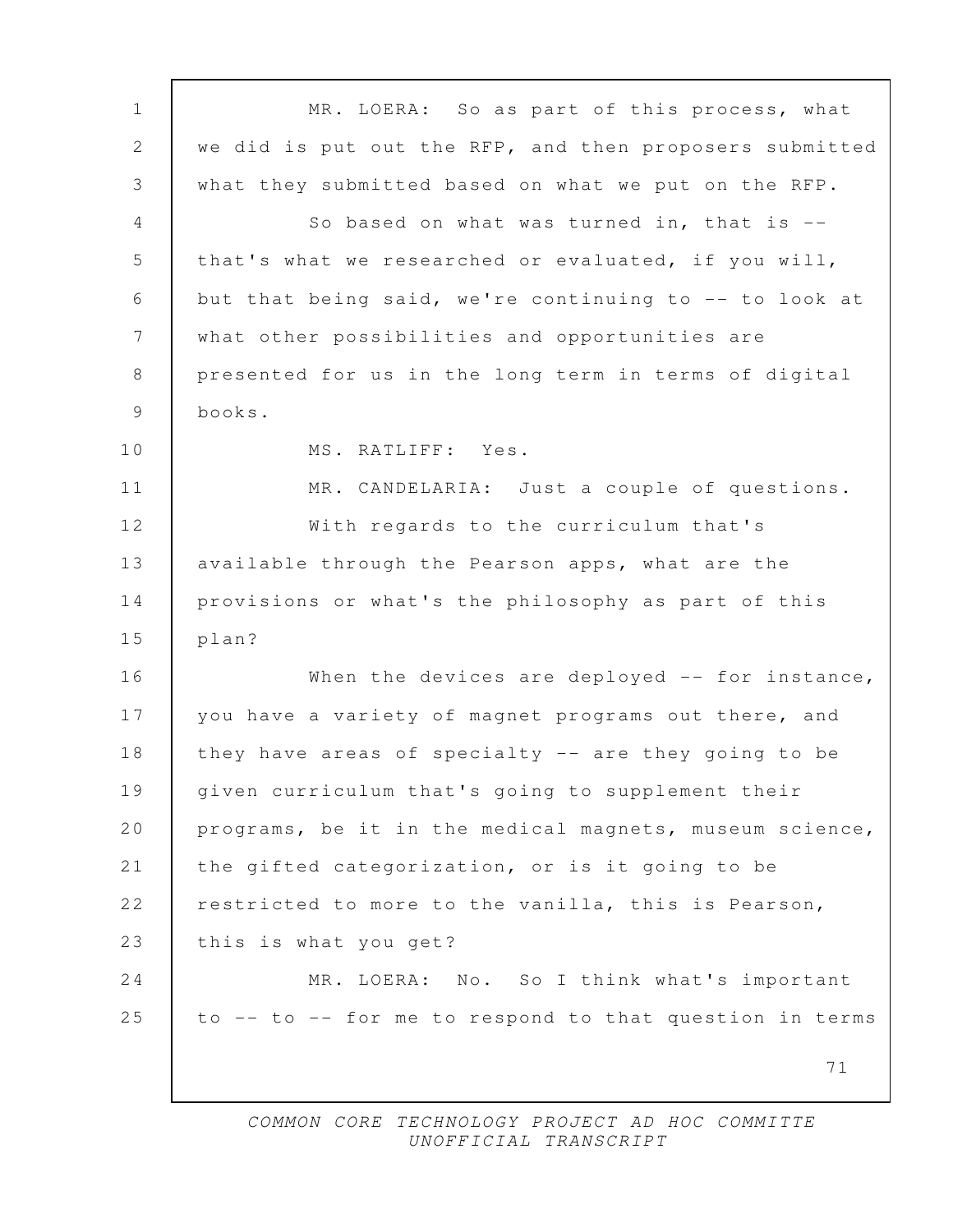MR. LOERA: So as part of this process, what we did is put out the RFP, and then proposers submitted what they submitted based on what we put on the RFP.

So based on what was turned in, that is -- that's what we researched or evaluated, if you will, but that being said, we're continuing to -- to look at what other possibilities and opportunities are presented for us in the long term in terms of digital books.

MS. RATLIFF: Yes.

MR. CANDELARIA: Just a couple of questions.

With regards to the curriculum that's available through the Pearson apps, what are the provisions or what's the philosophy as part of this plan?

When the devices are deployed -- for instance, you have a variety of magnet programs out there, and they have areas of specialty -- are they going to be given curriculum that's going to supplement their programs, be it in the medical magnets, museum science, the gifted categorization, or is it going to be restricted to more to the vanilla, this is Pearson, this is what you get?

MR. LOERA: No. So I think what's important to -- to -- for me to respond to that question in terms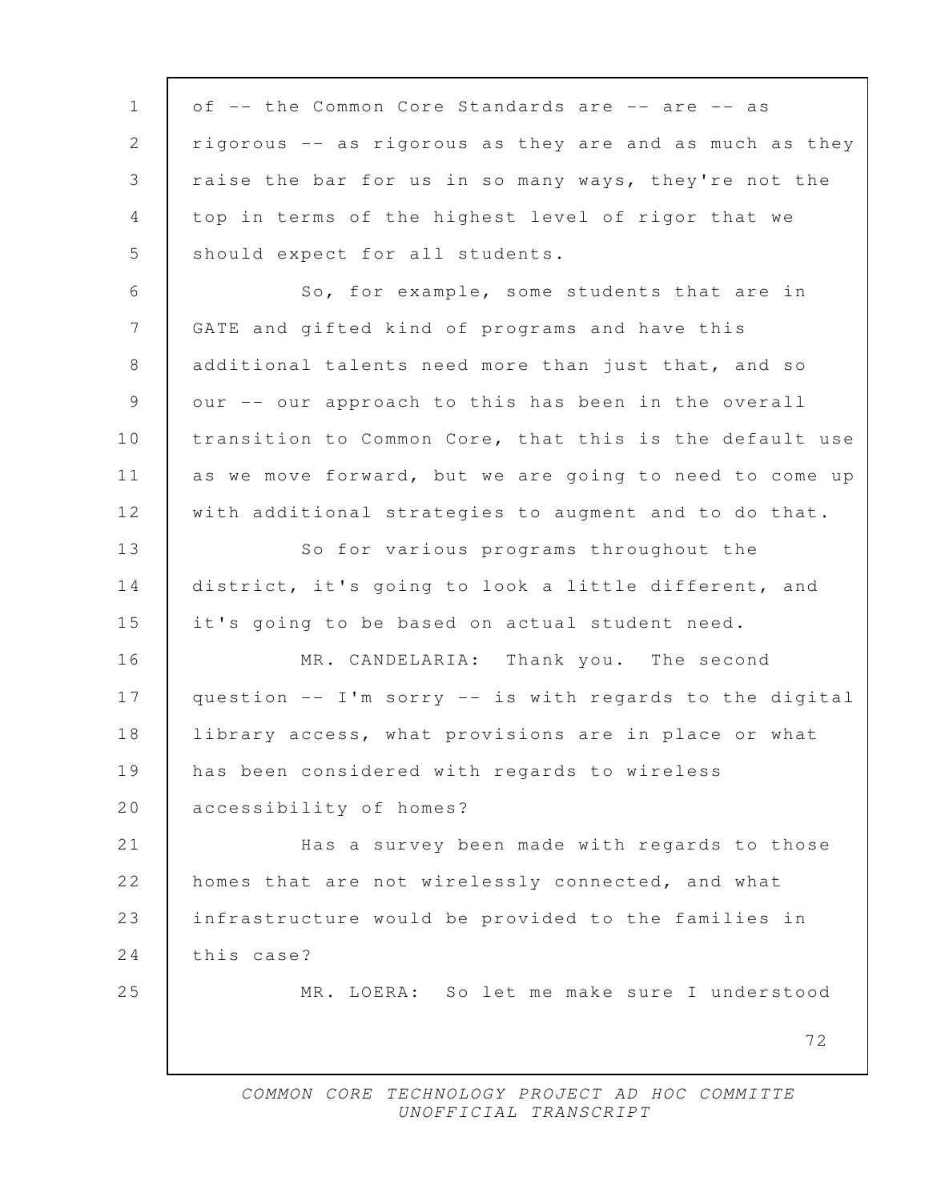of -- the Common Core Standards are -- are -- as rigorous -- as rigorous as they are and as much as they raise the bar for us in so many ways, they're not the top in terms of the highest level of rigor that we should expect for all students.

So, for example, some students that are in GATE and gifted kind of programs and have this additional talents need more than just that, and so our -- our approach to this has been in the overall transition to Common Core, that this is the default use as we move forward, but we are going to need to come up with additional strategies to augment and to do that.

So for various programs throughout the district, it's going to look a little different, and it's going to be based on actual student need.

MR. CANDELARIA: Thank you. The second question -- I'm sorry -- is with regards to the digital library access, what provisions are in place or what has been considered with regards to wireless accessibility of homes?

Has a survey been made with regards to those homes that are not wirelessly connected, and what infrastructure would be provided to the families in this case?

MR. LOERA: So let me make sure I understood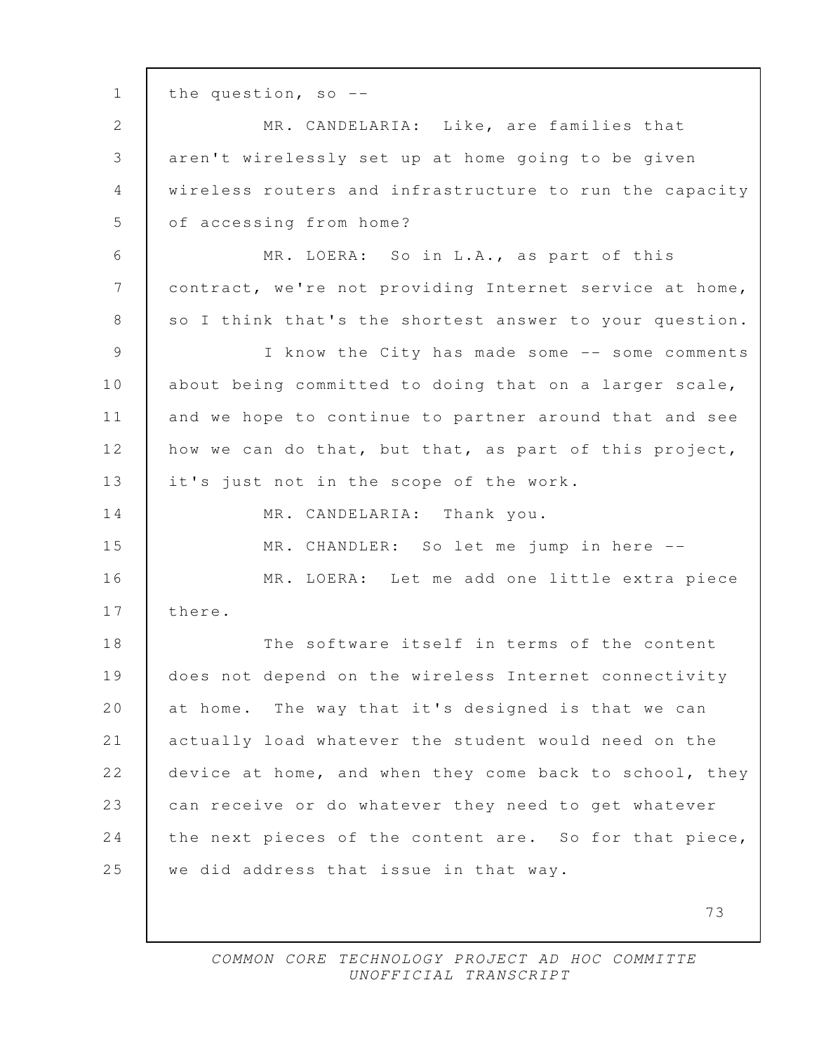the question, so --

MR. CANDELARIA: Like, are families that aren't wirelessly set up at home going to be given wireless routers and infrastructure to run the capacity of accessing from home?

MR. LOERA: So in L.A., as part of this contract, we're not providing Internet service at home, so I think that's the shortest answer to your question.

I know the City has made some -- some comments about being committed to doing that on a larger scale, and we hope to continue to partner around that and see how we can do that, but that, as part of this project, it's just not in the scope of the work.

MR. CANDELARIA: Thank you.

MR. CHANDLER: So let me jump in here --

MR. LOERA: Let me add one little extra piece there.

The software itself in terms of the content does not depend on the wireless Internet connectivity at home. The way that it's designed is that we can actually load whatever the student would need on the device at home, and when they come back to school, they can receive or do whatever they need to get whatever the next pieces of the content are. So for that piece, we did address that issue in that way.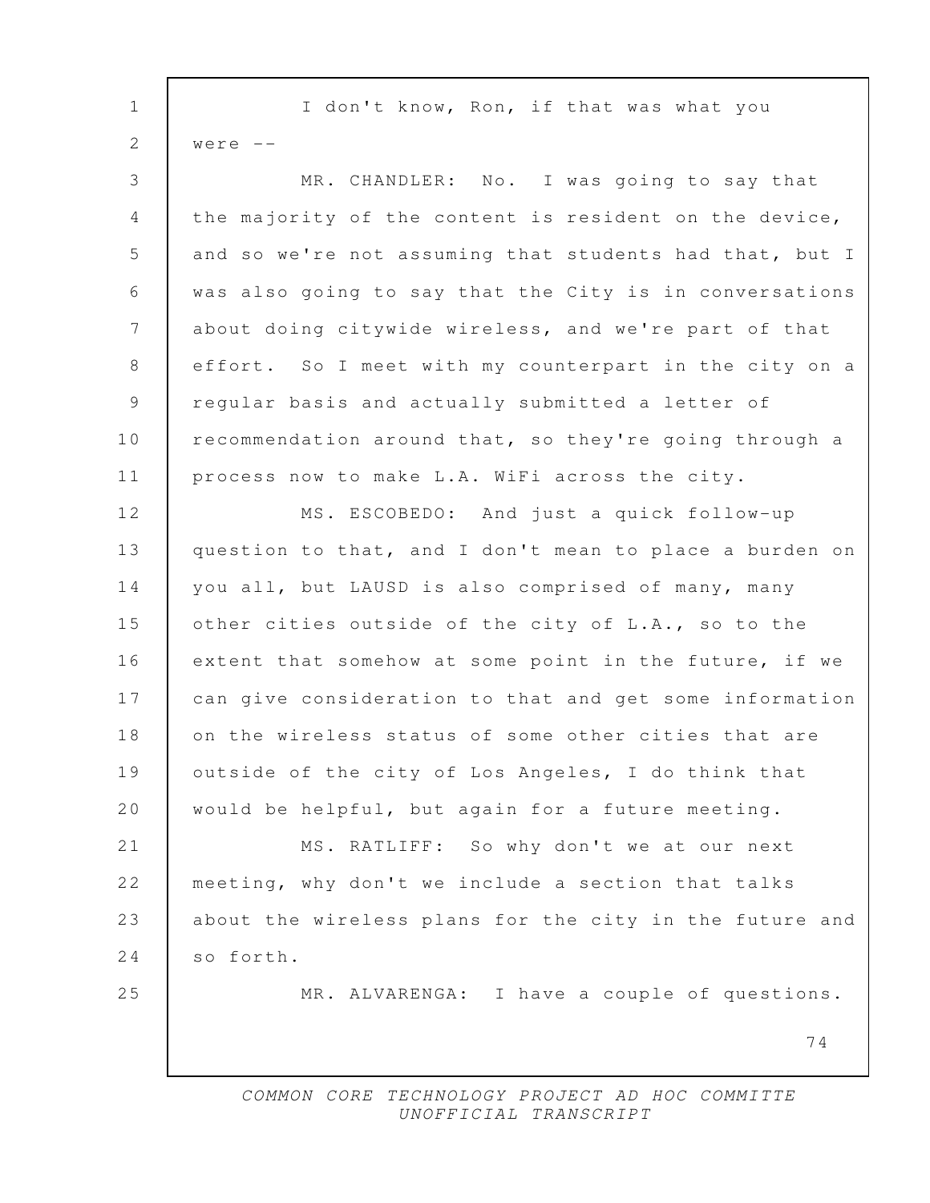I don't know, Ron, if that was what you were --

MR. CHANDLER: No. I was going to say that the majority of the content is resident on the device, and so we're not assuming that students had that, but I was also going to say that the City is in conversations about doing citywide wireless, and we're part of that effort. So I meet with my counterpart in the city on a regular basis and actually submitted a letter of recommendation around that, so they're going through a process now to make L.A. WiFi across the city.

MS. ESCOBEDO: And just a quick follow-up question to that, and I don't mean to place a burden on you all, but LAUSD is also comprised of many, many other cities outside of the city of L.A., so to the extent that somehow at some point in the future, if we can give consideration to that and get some information on the wireless status of some other cities that are outside of the city of Los Angeles, I do think that would be helpful, but again for a future meeting.

MS. RATLIFF: So why don't we at our next meeting, why don't we include a section that talks about the wireless plans for the city in the future and so forth.

MR. ALVARENGA: I have a couple of questions.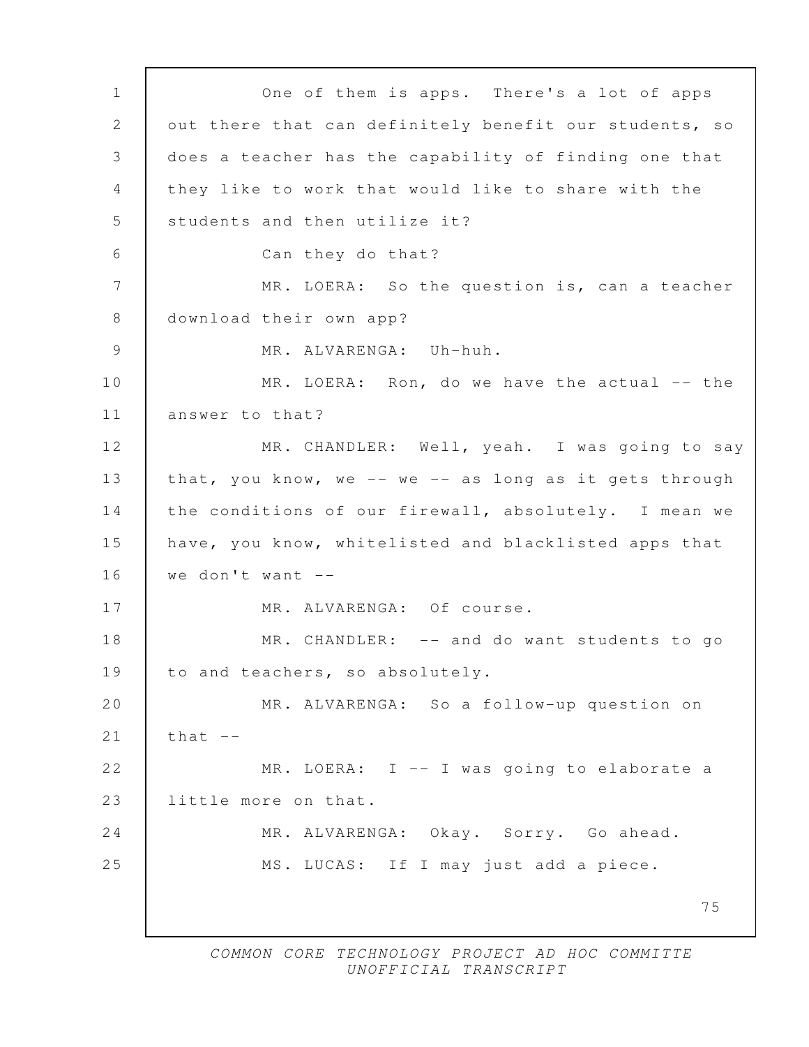One of them is apps. There's a lot of apps out there that can definitely benefit our students, so does a teacher has the capability of finding one that they like to work that would like to share with the students and then utilize it?

Can they do that?

MR. LOERA: So the question is, can a teacher download their own app?

MR. ALVARENGA: Uh-huh.

MR. LOERA: Ron, do we have the actual -- the answer to that?

MR. CHANDLER: Well, yeah. I was going to say that, you know, we -- we -- as long as it gets through the conditions of our firewall, absolutely. I mean we have, you know, whitelisted and blacklisted apps that we don't want --

MR. ALVARENGA: Of course.

MR. CHANDLER: -- and do want students to go to and teachers, so absolutely.

MR. ALVARENGA: So a follow-up question on that --

MR. LOERA: I -- I was going to elaborate a little more on that.

MR. ALVARENGA: Okay. Sorry. Go ahead.

MS. LUCAS: If I may just add a piece.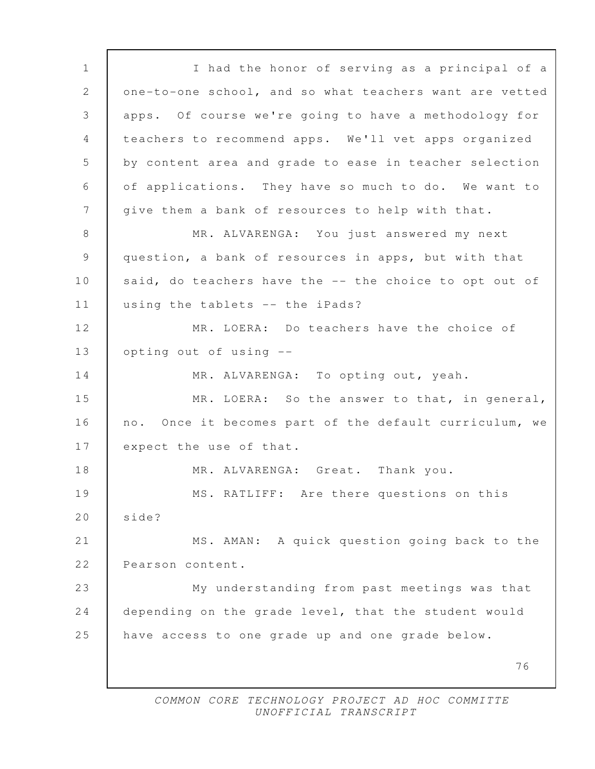I had the honor of serving as a principal of a one-to-one school, and so what teachers want are vetted apps. Of course we're going to have a methodology for teachers to recommend apps. We'll vet apps organized by content area and grade to ease in teacher selection of applications. They have so much to do. We want to give them a bank of resources to help with that.

MR. ALVARENGA: You just answered my next question, a bank of resources in apps, but with that said, do teachers have the -- the choice to opt out of using the tablets -- the iPads?

MR. LOERA: Do teachers have the choice of opting out of using --

MR. ALVARENGA: To opting out, yeah.

MR. LOERA: So the answer to that, in general, no. Once it becomes part of the default curriculum, we expect the use of that.

MR. ALVARENGA: Great. Thank you.

MS. RATLIFF: Are there questions on this side?

MS. AMAN: A quick question going back to the Pearson content.

My understanding from past meetings was that depending on the grade level, that the student would have access to one grade up and one grade below.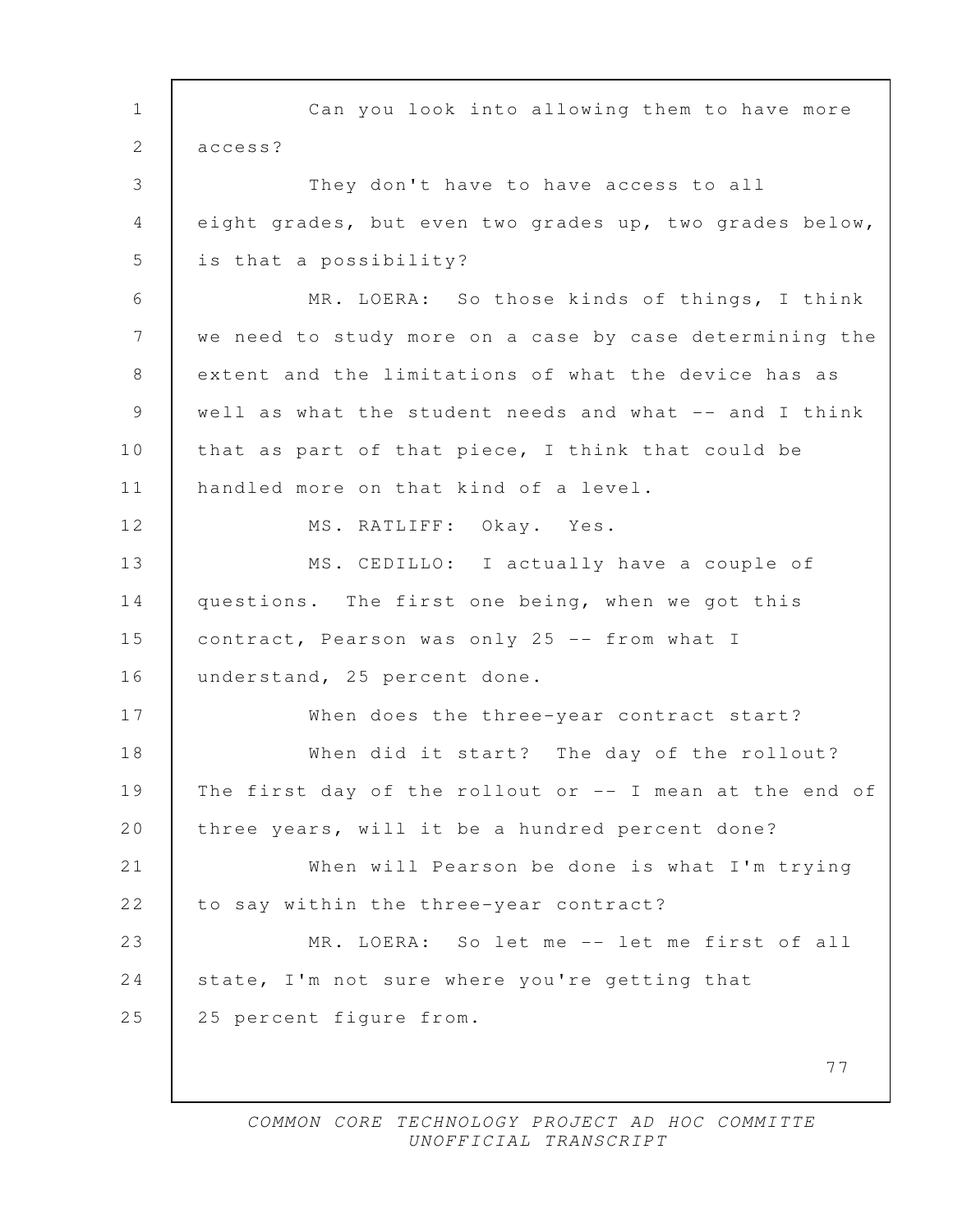Can you look into allowing them to have more access?

They don't have to have access to all eight grades, but even two grades up, two grades below, is that a possibility?

MR. LOERA: So those kinds of things, I think we need to study more on a case by case determining the extent and the limitations of what the device has as well as what the student needs and what -- and I think that as part of that piece, I think that could be handled more on that kind of a level.

MS. RATLIFF: Okay. Yes.

MS. CEDILLO: I actually have a couple of questions. The first one being, when we got this contract, Pearson was only 25 -- from what I understand, 25 percent done.

When does the three-year contract start?

When did it start? The day of the rollout? The first day of the rollout or -- I mean at the end of three years, will it be a hundred percent done?

When will Pearson be done is what I'm trying to say within the three-year contract?

MR. LOERA: So let me -- let me first of all state, I'm not sure where you're getting that 25 percent figure from.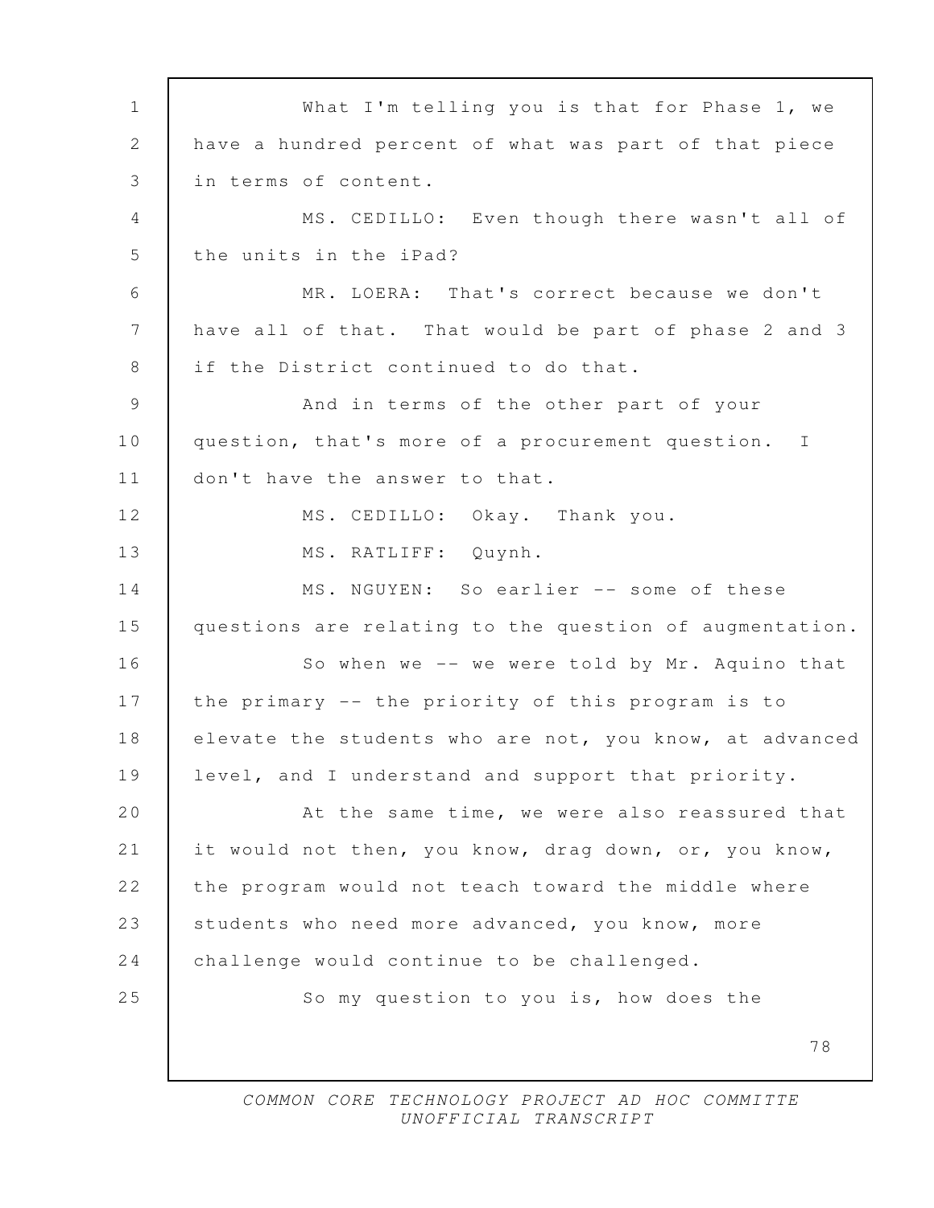What I'm telling you is that for Phase 1, we have a hundred percent of what was part of that piece in terms of content.

MS. CEDILLO: Even though there wasn't all of the units in the iPad?

MR. LOERA: That's correct because we don't have all of that. That would be part of phase 2 and 3 if the District continued to do that.

And in terms of the other part of your question, that's more of a procurement question. I don't have the answer to that.

MS. CEDILLO: Okay. Thank you.

MS. RATLIFF: Quynh.

MS. NGUYEN: So earlier -- some of these questions are relating to the question of augmentation.

So when we -- we were told by Mr. Aquino that the primary -- the priority of this program is to elevate the students who are not, you know, at advanced level, and I understand and support that priority.

At the same time, we were also reassured that it would not then, you know, drag down, or, you know, the program would not teach toward the middle where students who need more advanced, you know, more challenge would continue to be challenged.

So my question to you is, how does the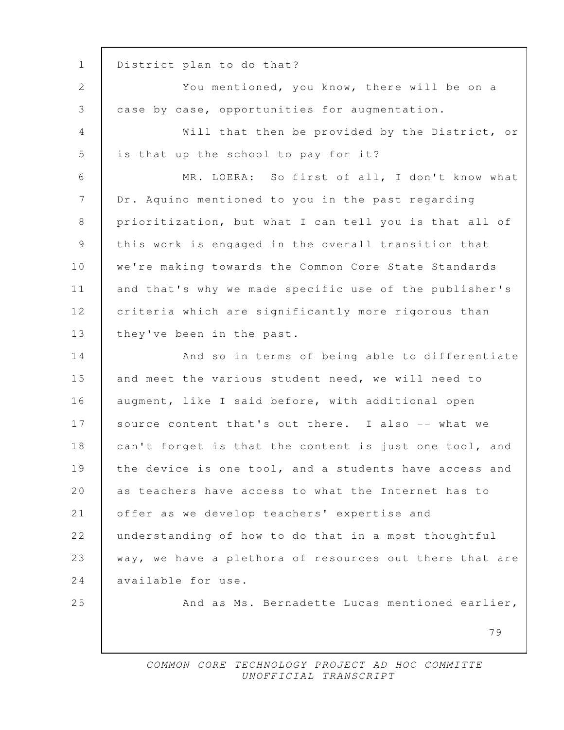District plan to do that?

You mentioned, you know, there will be on a case by case, opportunities for augmentation.

Will that then be provided by the District, or is that up the school to pay for it?

MR. LOERA: So first of all, I don't know what Dr. Aquino mentioned to you in the past regarding prioritization, but what I can tell you is that all of this work is engaged in the overall transition that we're making towards the Common Core State Standards and that's why we made specific use of the publisher's criteria which are significantly more rigorous than they've been in the past.

And so in terms of being able to differentiate and meet the various student need, we will need to augment, like I said before, with additional open source content that's out there. I also -- what we can't forget is that the content is just one tool, and the device is one tool, and a students have access and as teachers have access to what the Internet has to offer as we develop teachers' expertise and understanding of how to do that in a most thoughtful way, we have a plethora of resources out there that are available for use.

And as Ms. Bernadette Lucas mentioned earlier,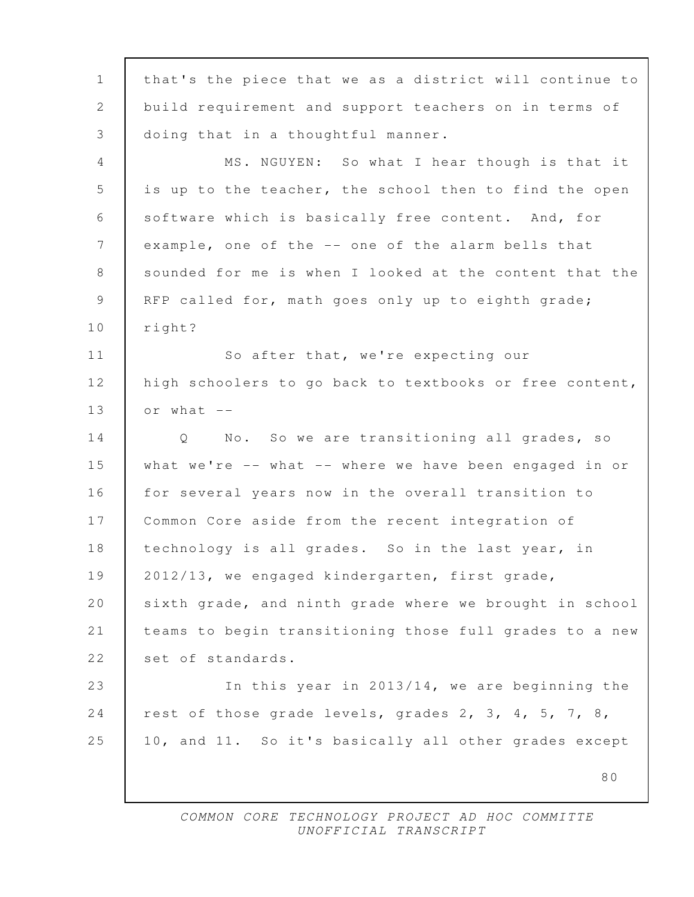that's the piece that we as a district will continue to build requirement and support teachers on in terms of doing that in a thoughtful manner.

MS. NGUYEN: So what I hear though is that it is up to the teacher, the school then to find the open software which is basically free content. And, for example, one of the -- one of the alarm bells that sounded for me is when I looked at the content that the RFP called for, math goes only up to eighth grade; right?

So after that, we're expecting our high schoolers to go back to textbooks or free content, or what --

Q No. So we are transitioning all grades, so what we're -- what -- where we have been engaged in or for several years now in the overall transition to Common Core aside from the recent integration of technology is all grades. So in the last year, in 2012/13, we engaged kindergarten, first grade, sixth grade, and ninth grade where we brought in school teams to begin transitioning those full grades to a new set of standards.

In this year in 2013/14, we are beginning the rest of those grade levels, grades 2, 3, 4, 5, 7, 8, 10, and 11. So it's basically all other grades except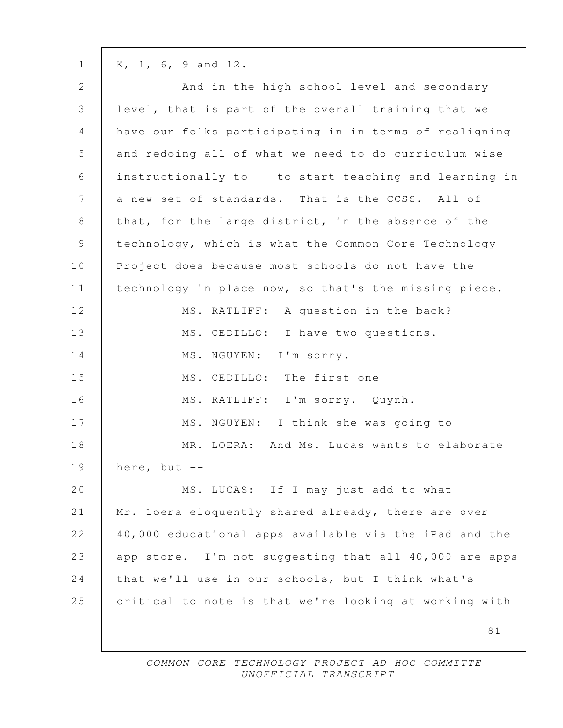K, 1, 6, 9 and 12.

And in the high school level and secondary level, that is part of the overall training that we have our folks participating in in terms of realigning and redoing all of what we need to do curriculum-wise instructionally to -- to start teaching and learning in a new set of standards. That is the CCSS. All of that, for the large district, in the absence of the technology, which is what the Common Core Technology Project does because most schools do not have the technology in place now, so that's the missing piece.

MS. RATLIFF: A question in the back?

MS. CEDILLO: I have two questions.

MS. NGUYEN: I'm sorry.

MS. CEDILLO: The first one --

MS. RATLIFF: I'm sorry. Quynh.

MS. NGUYEN: I think she was going to --

MR. LOERA: And Ms. Lucas wants to elaborate here, but --

MS. LUCAS: If I may just add to what Mr. Loera eloquently shared already, there are over 40,000 educational apps available via the iPad and the app store. I'm not suggesting that all 40,000 are apps that we'll use in our schools, but I think what's critical to note is that we're looking at working with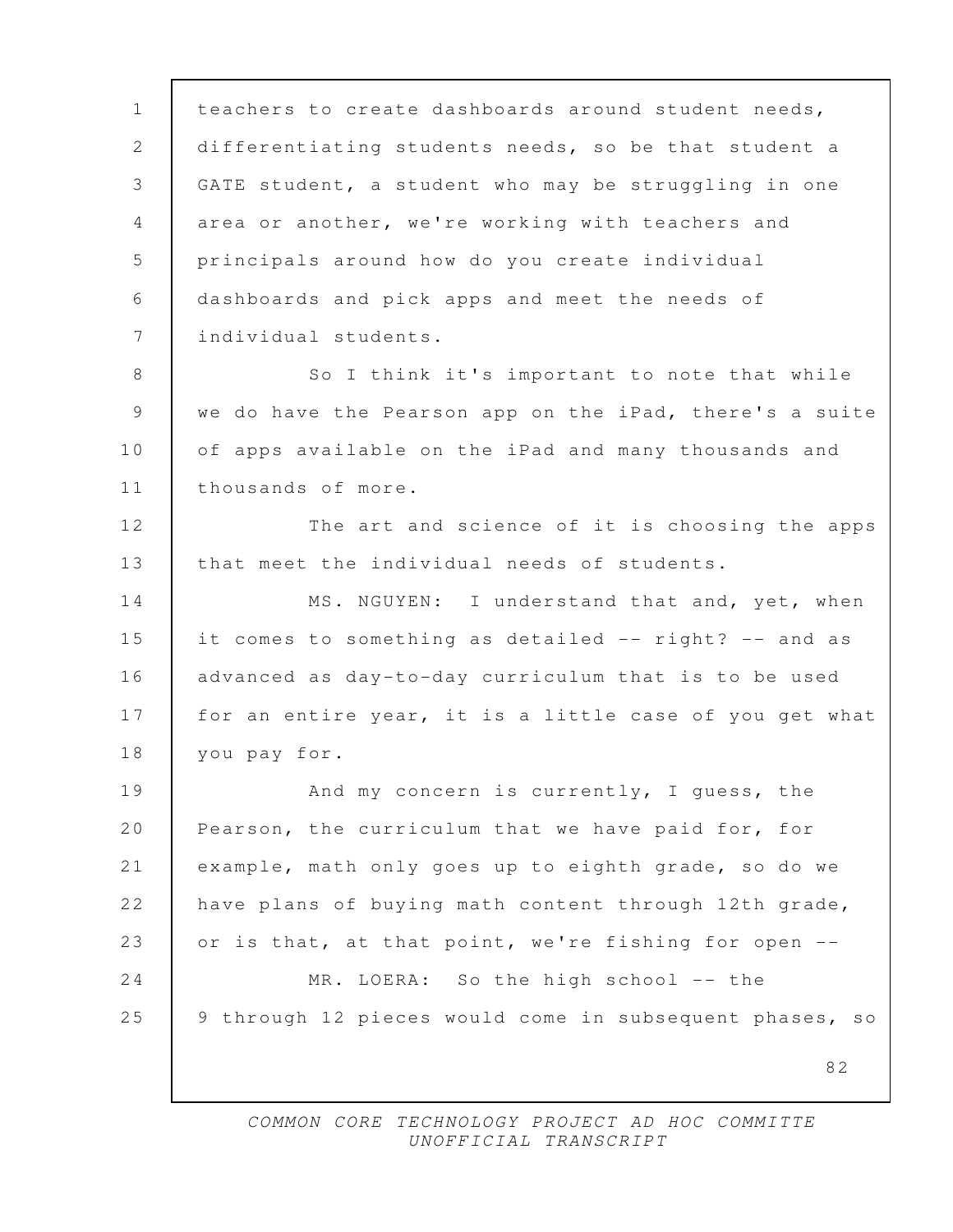teachers to create dashboards around student needs, differentiating students needs, so be that student a GATE student, a student who may be struggling in one area or another, we're working with teachers and principals around how do you create individual dashboards and pick apps and meet the needs of individual students.

So I think it's important to note that while we do have the Pearson app on the iPad, there's a suite of apps available on the iPad and many thousands and thousands of more.

The art and science of it is choosing the apps that meet the individual needs of students.

MS. NGUYEN: I understand that and, yet, when it comes to something as detailed -- right? -- and as advanced as day-to-day curriculum that is to be used for an entire year, it is a little case of you get what you pay for.

And my concern is currently, I guess, the Pearson, the curriculum that we have paid for, for example, math only goes up to eighth grade, so do we have plans of buying math content through 12th grade, or is that, at that point, we're fishing for open --

MR. LOERA: So the high school -- the 9 through 12 pieces would come in subsequent phases, so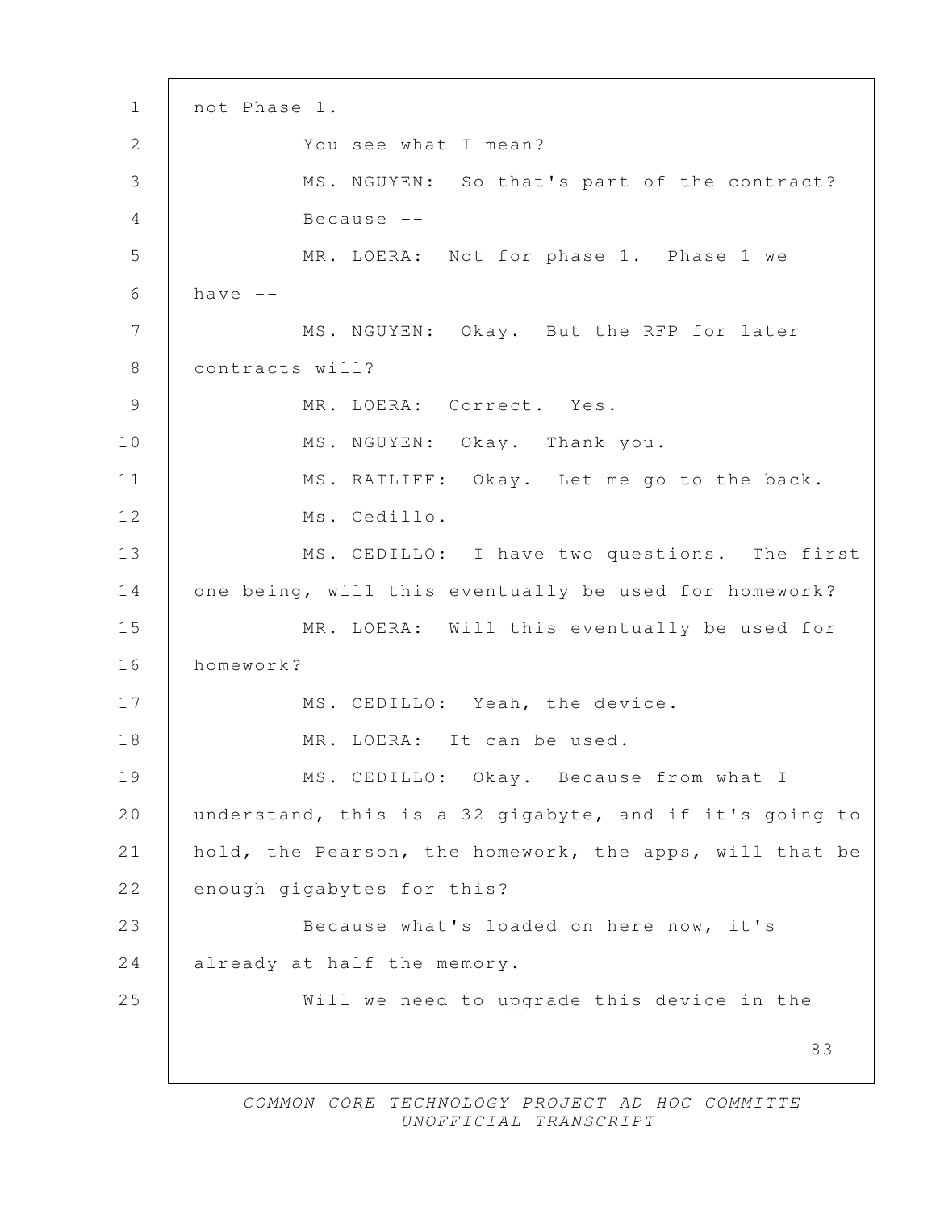not Phase 1.

You see what I mean?

MS. NGUYEN: So that's part of the contract? Because --

MR. LOERA: Not for phase 1. Phase 1 we have --

MS. NGUYEN: Okay. But the RFP for later contracts will?

MR. LOERA: Correct. Yes.

MS. NGUYEN: Okay. Thank you.

MS. RATLIFF: Okay. Let me go to the back. Ms. Cedillo.

MS. CEDILLO: I have two questions. The first one being, will this eventually be used for homework?

MR. LOERA: Will this eventually be used for homework?

MS. CEDILLO: Yeah, the device.

MR. LOERA: It can be used.

MS. CEDILLO: Okay. Because from what I understand, this is a 32 gigabyte, and if it's going to hold, the Pearson, the homework, the apps, will that be enough gigabytes for this?

Because what's loaded on here now, it's already at half the memory.

Will we need to upgrade this device in the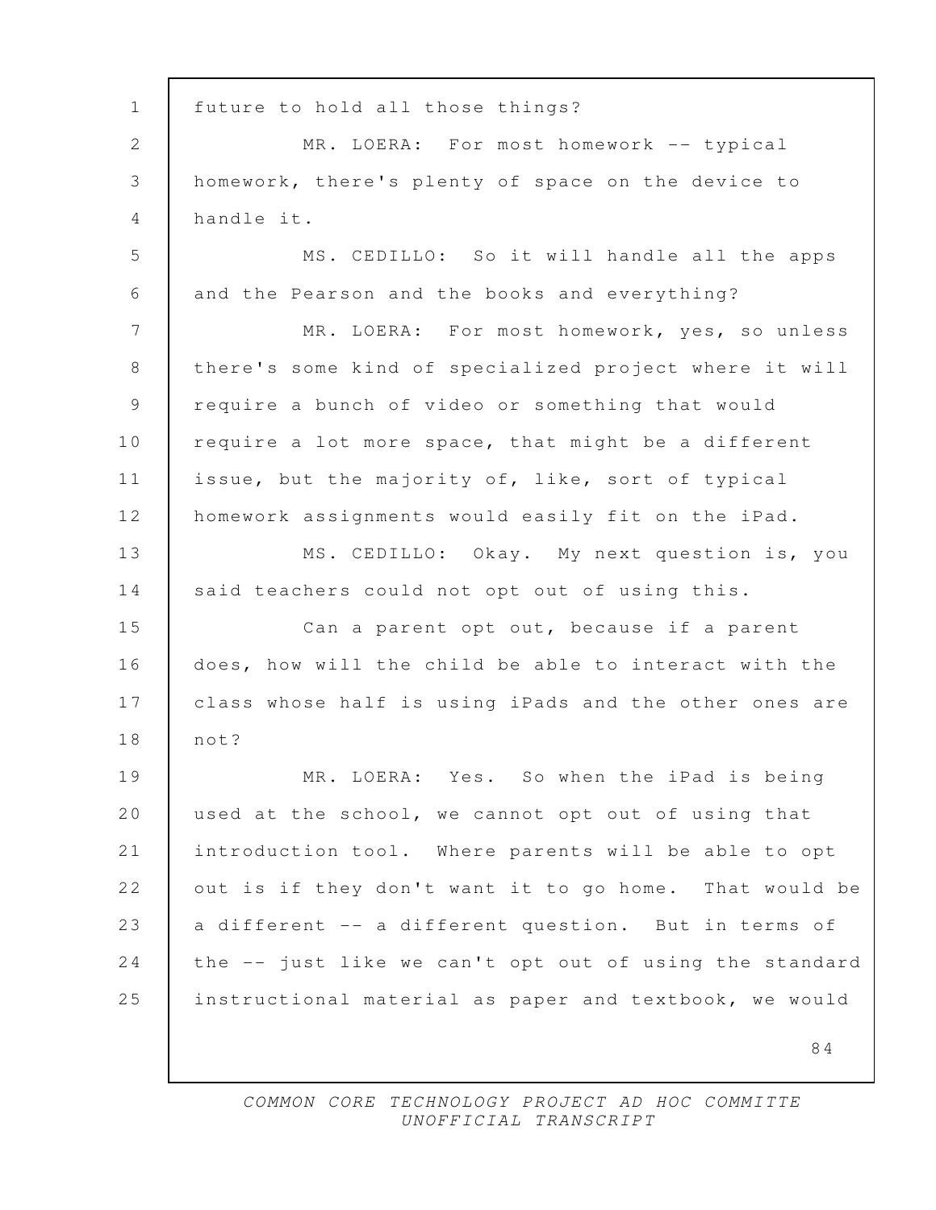future to hold all those things?

MR. LOERA: For most homework -- typical homework, there's plenty of space on the device to handle it.

MS. CEDILLO: So it will handle all the apps and the Pearson and the books and everything?

MR. LOERA: For most homework, yes, so unless there's some kind of specialized project where it will require a bunch of video or something that would require a lot more space, that might be a different issue, but the majority of, like, sort of typical homework assignments would easily fit on the iPad.

MS. CEDILLO: Okay. My next question is, you said teachers could not opt out of using this.

Can a parent opt out, because if a parent does, how will the child be able to interact with the class whose half is using iPads and the other ones are not?

MR. LOERA: Yes. So when the iPad is being used at the school, we cannot opt out of using that introduction tool. Where parents will be able to opt out is if they don't want it to go home. That would be a different -- a different question. But in terms of the -- just like we can't opt out of using the standard instructional material as paper and textbook, we would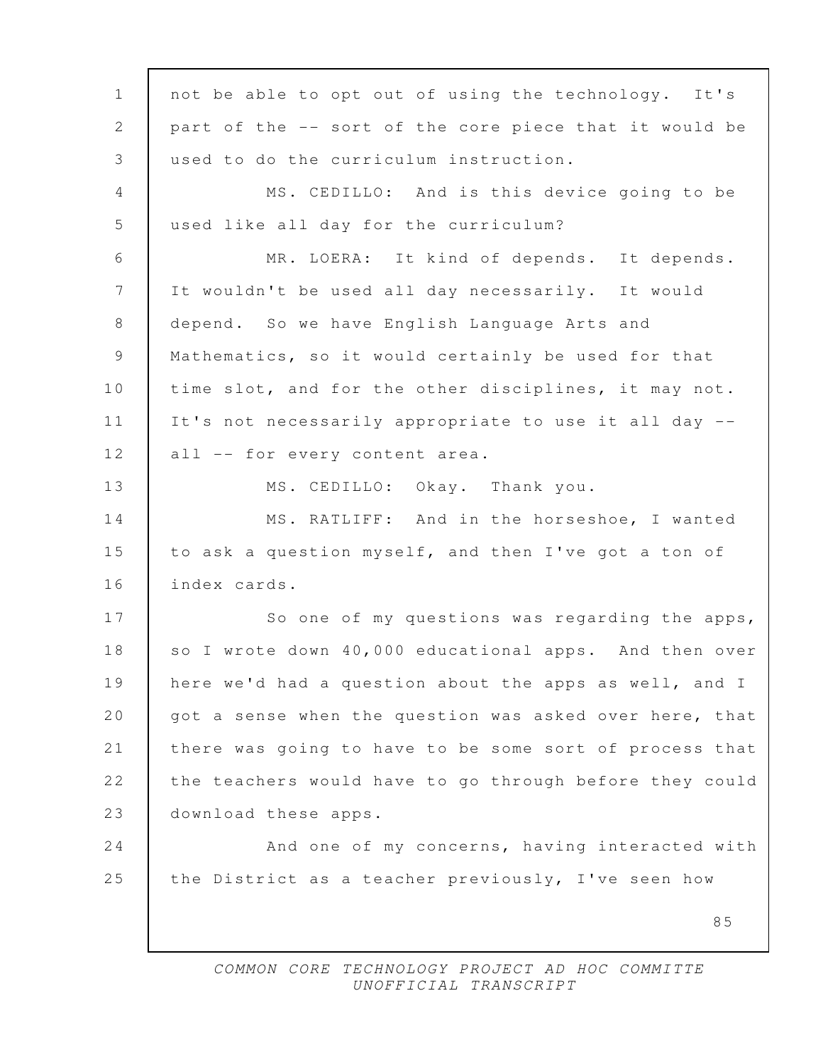not be able to opt out of using the technology. It's part of the -- sort of the core piece that it would be used to do the curriculum instruction.

MS. CEDILLO: And is this device going to be used like all day for the curriculum?

MR. LOERA: It kind of depends. It depends. It wouldn't be used all day necessarily. It would depend. So we have English Language Arts and Mathematics, so it would certainly be used for that time slot, and for the other disciplines, it may not. It's not necessarily appropriate to use it all day -- all -- for every content area.

MS. CEDILLO: Okay. Thank you.

MS. RATLIFF: And in the horseshoe, I wanted to ask a question myself, and then I've got a ton of index cards.

So one of my questions was regarding the apps, so I wrote down 40,000 educational apps. And then over here we'd had a question about the apps as well, and I got a sense when the question was asked over here, that there was going to have to be some sort of process that the teachers would have to go through before they could download these apps.

And one of my concerns, having interacted with the District as a teacher previously, I've seen how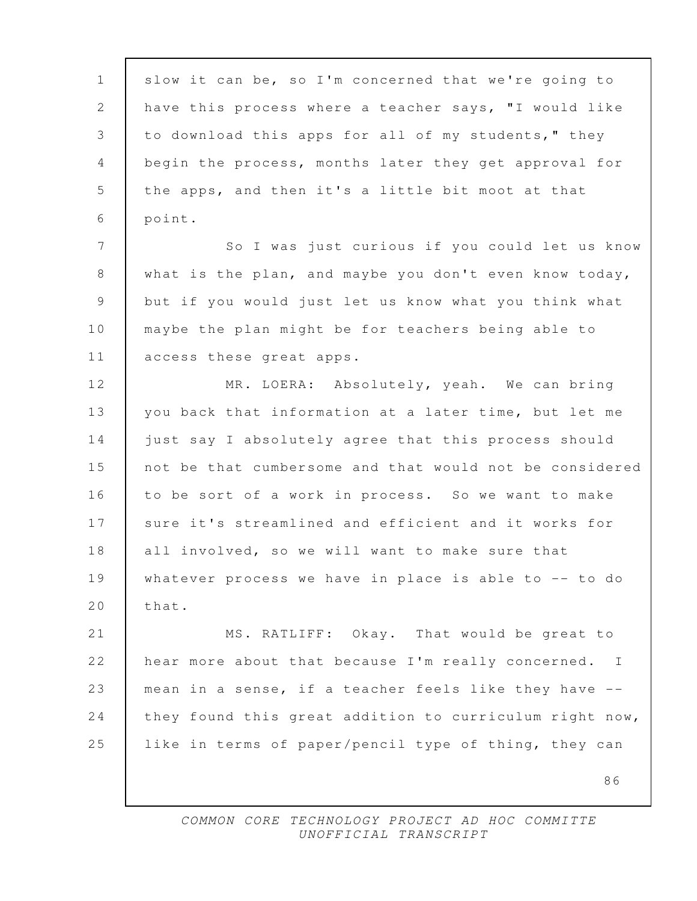slow it can be, so I'm concerned that we're going to have this process where a teacher says, "I would like to download this apps for all of my students," they begin the process, months later they get approval for the apps, and then it's a little bit moot at that point.

So I was just curious if you could let us know what is the plan, and maybe you don't even know today, but if you would just let us know what you think what maybe the plan might be for teachers being able to access these great apps.

MR. LOERA: Absolutely, yeah. We can bring you back that information at a later time, but let me just say I absolutely agree that this process should not be that cumbersome and that would not be considered to be sort of a work in process. So we want to make sure it's streamlined and efficient and it works for all involved, so we will want to make sure that whatever process we have in place is able to -- to do that.

MS. RATLIFF: Okay. That would be great to hear more about that because I'm really concerned. I mean in a sense, if a teacher feels like they have -- they found this great addition to curriculum right now, like in terms of paper/pencil type of thing, they can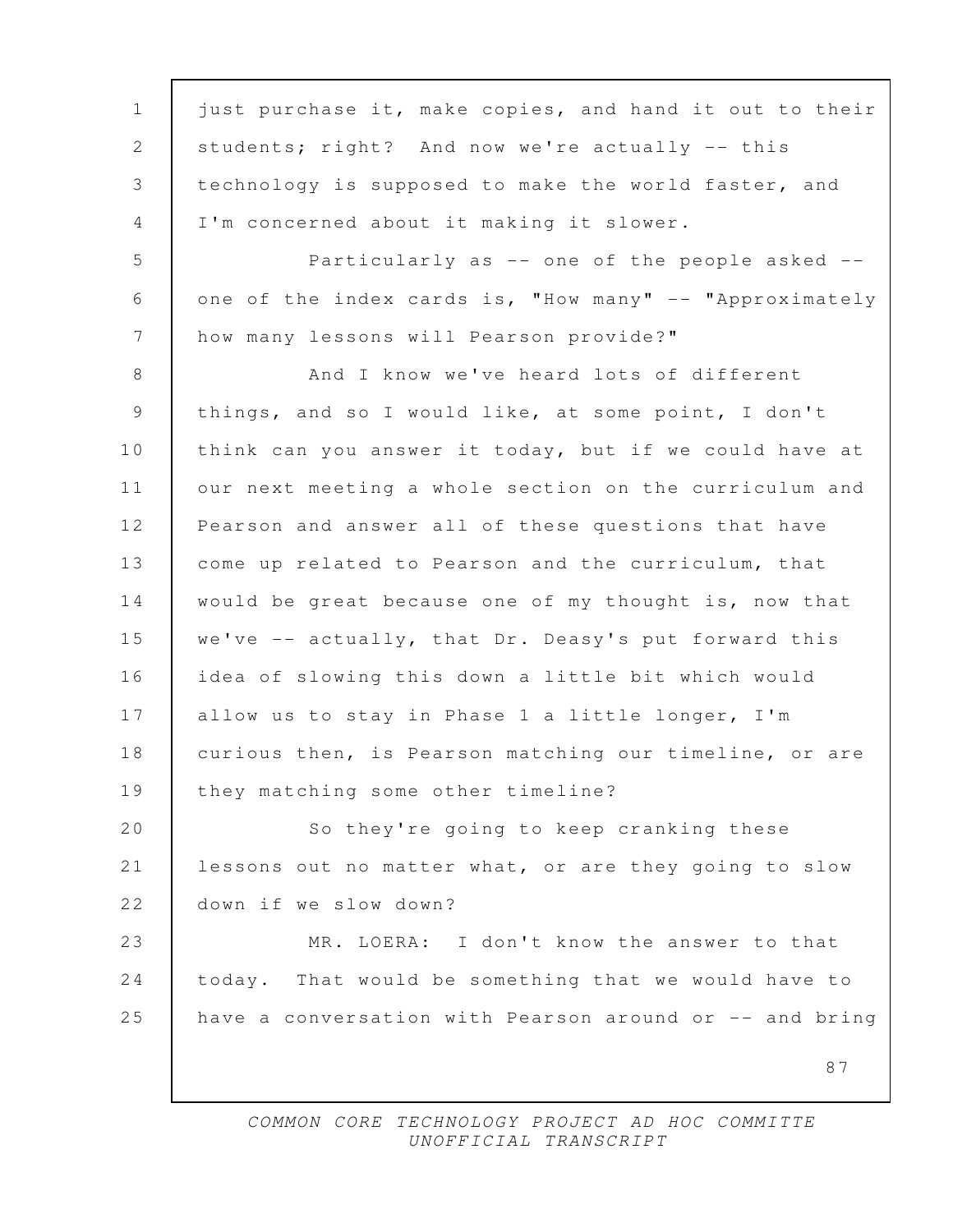just purchase it, make copies, and hand it out to their students; right? And now we're actually -- this technology is supposed to make the world faster, and I'm concerned about it making it slower.

Particularly as -- one of the people asked -- one of the index cards is, "How many" -- "Approximately how many lessons will Pearson provide?"

And I know we've heard lots of different things, and so I would like, at some point, I don't think can you answer it today, but if we could have at our next meeting a whole section on the curriculum and Pearson and answer all of these questions that have come up related to Pearson and the curriculum, that would be great because one of my thought is, now that we've -- actually, that Dr. Deasy's put forward this idea of slowing this down a little bit which would allow us to stay in Phase 1 a little longer, I'm curious then, is Pearson matching our timeline, or are they matching some other timeline?

So they're going to keep cranking these lessons out no matter what, or are they going to slow down if we slow down?

MR. LOERA: I don't know the answer to that today. That would be something that we would have to have a conversation with Pearson around or -- and bring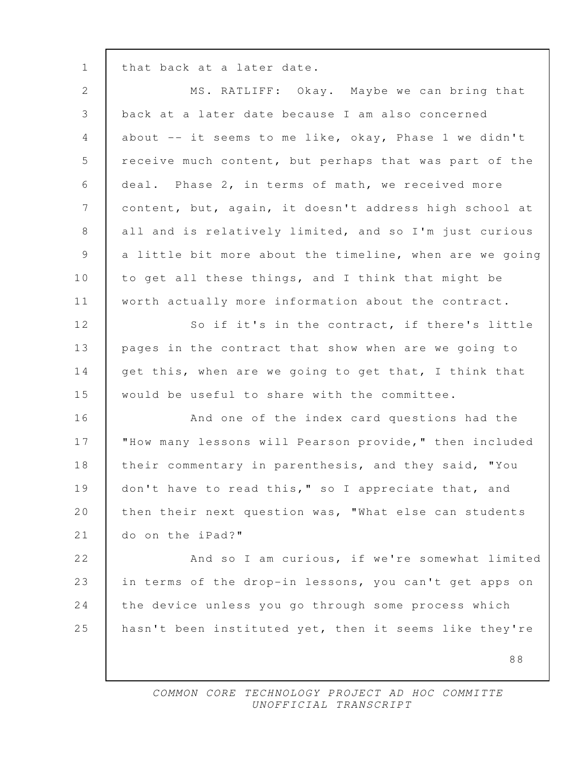that back at a later date.

MS. RATLIFF: Okay. Maybe we can bring that back at a later date because I am also concerned about -- it seems to me like, okay, Phase 1 we didn't receive much content, but perhaps that was part of the deal. Phase 2, in terms of math, we received more content, but, again, it doesn't address high school at all and is relatively limited, and so I'm just curious a little bit more about the timeline, when are we going to get all these things, and I think that might be worth actually more information about the contract.

So if it's in the contract, if there's little pages in the contract that show when are we going to get this, when are we going to get that, I think that would be useful to share with the committee.

And one of the index card questions had the "How many lessons will Pearson provide," then included their commentary in parenthesis, and they said, "You don't have to read this," so I appreciate that, and then their next question was, "What else can students do on the iPad?"

And so I am curious, if we're somewhat limited in terms of the drop-in lessons, you can't get apps on the device unless you go through some process which hasn't been instituted yet, then it seems like they're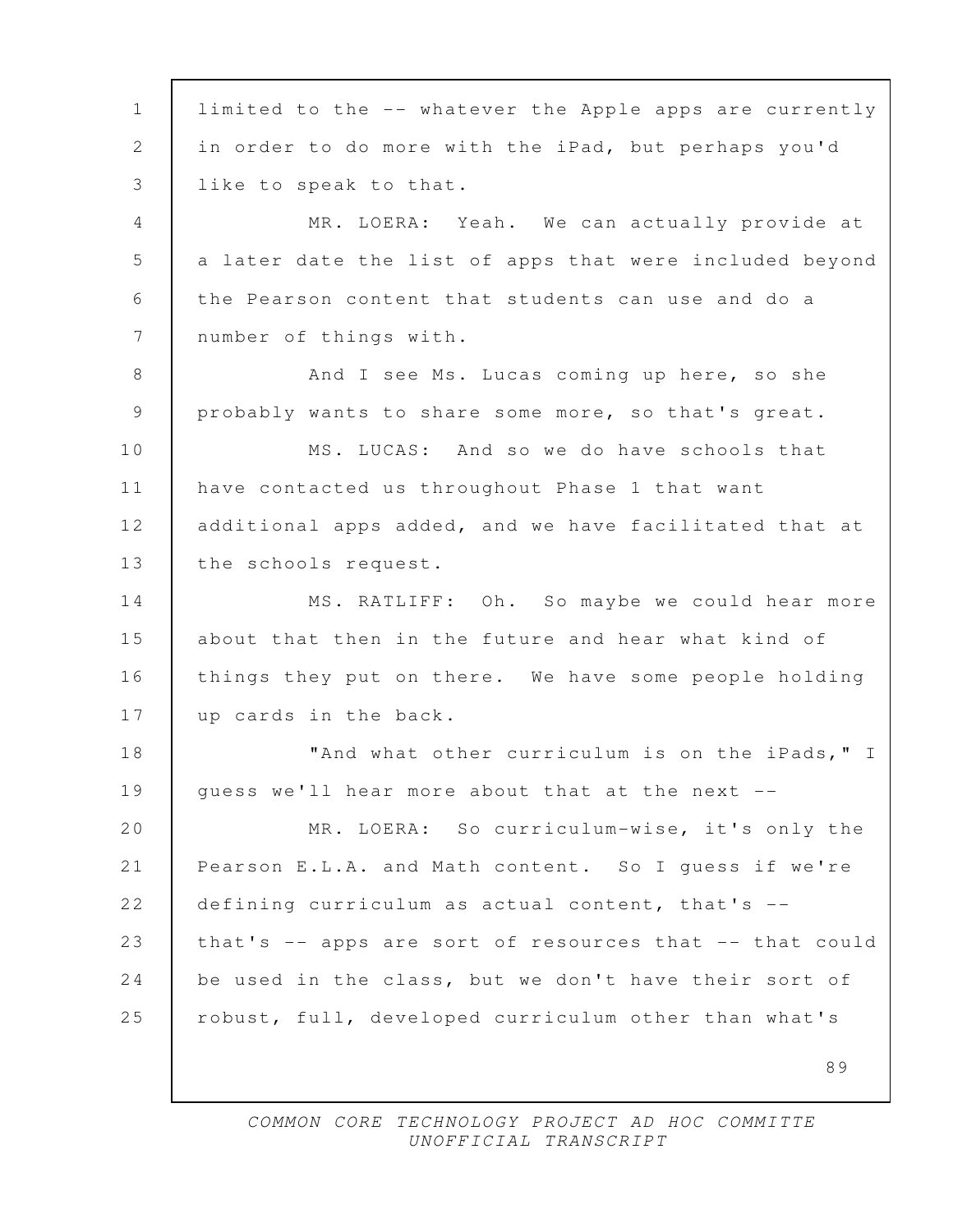limited to the -- whatever the Apple apps are currently in order to do more with the iPad, but perhaps you'd like to speak to that.

MR. LOERA: Yeah. We can actually provide at a later date the list of apps that were included beyond the Pearson content that students can use and do a number of things with.

And I see Ms. Lucas coming up here, so she probably wants to share some more, so that's great.

MS. LUCAS: And so we do have schools that have contacted us throughout Phase 1 that want additional apps added, and we have facilitated that at the schools request.

MS. RATLIFF: Oh. So maybe we could hear more about that then in the future and hear what kind of things they put on there. We have some people holding up cards in the back.

"And what other curriculum is on the iPads," I guess we'll hear more about that at the next --

MR. LOERA: So curriculum-wise, it's only the Pearson E.L.A. and Math content. So I guess if we're defining curriculum as actual content, that's -- that's -- apps are sort of resources that -- that could be used in the class, but we don't have their sort of robust, full, developed curriculum other than what's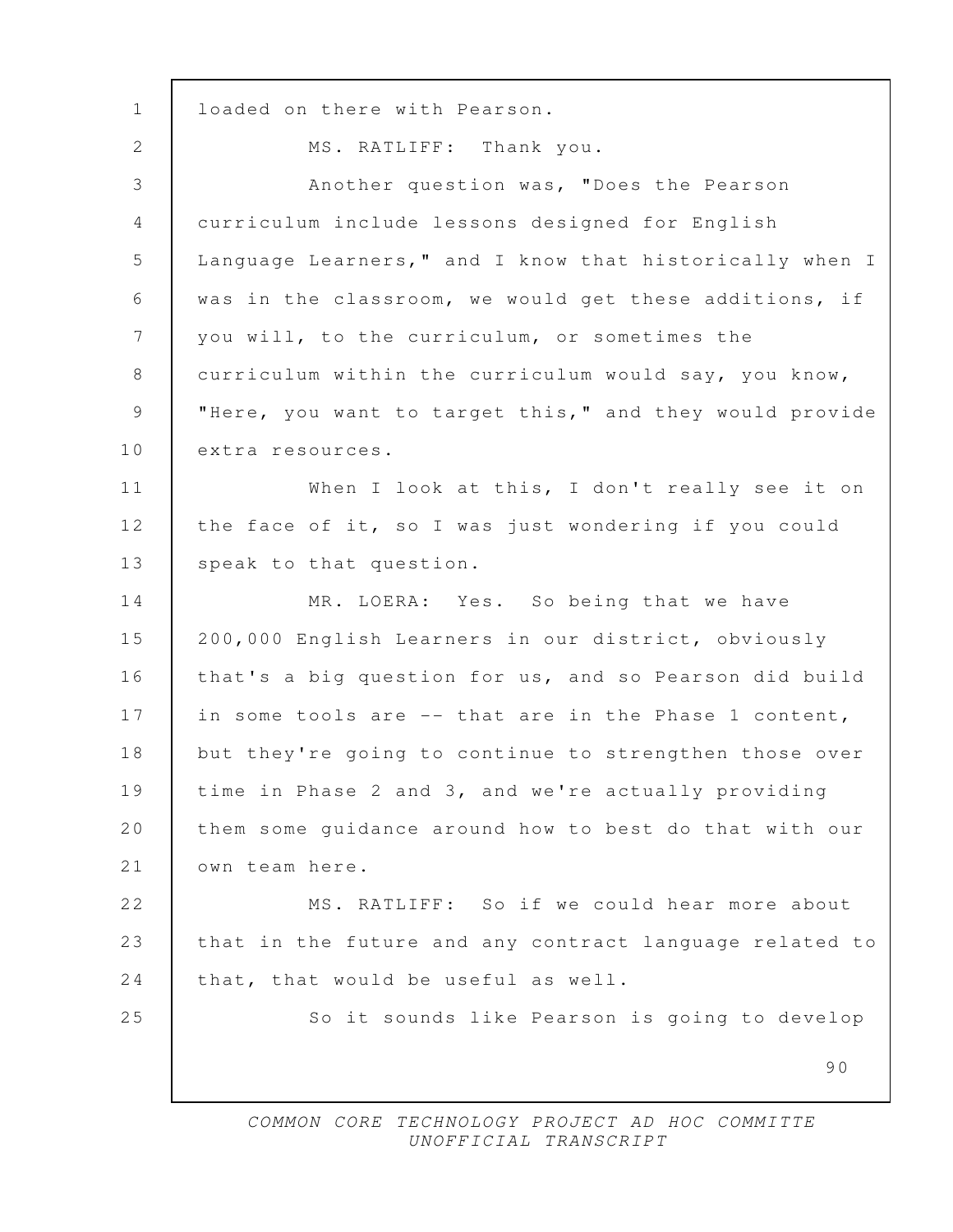loaded on there with Pearson.

MS. RATLIFF: Thank you.

Another question was, "Does the Pearson curriculum include lessons designed for English Language Learners," and I know that historically when I was in the classroom, we would get these additions, if you will, to the curriculum, or sometimes the curriculum within the curriculum would say, you know, "Here, you want to target this," and they would provide extra resources.

When I look at this, I don't really see it on the face of it, so I was just wondering if you could speak to that question.

MR. LOERA: Yes. So being that we have 200,000 English Learners in our district, obviously that's a big question for us, and so Pearson did build in some tools are -- that are in the Phase 1 content, but they're going to continue to strengthen those over time in Phase 2 and 3, and we're actually providing them some guidance around how to best do that with our own team here.

MS. RATLIFF: So if we could hear more about that in the future and any contract language related to that, that would be useful as well.

So it sounds like Pearson is going to develop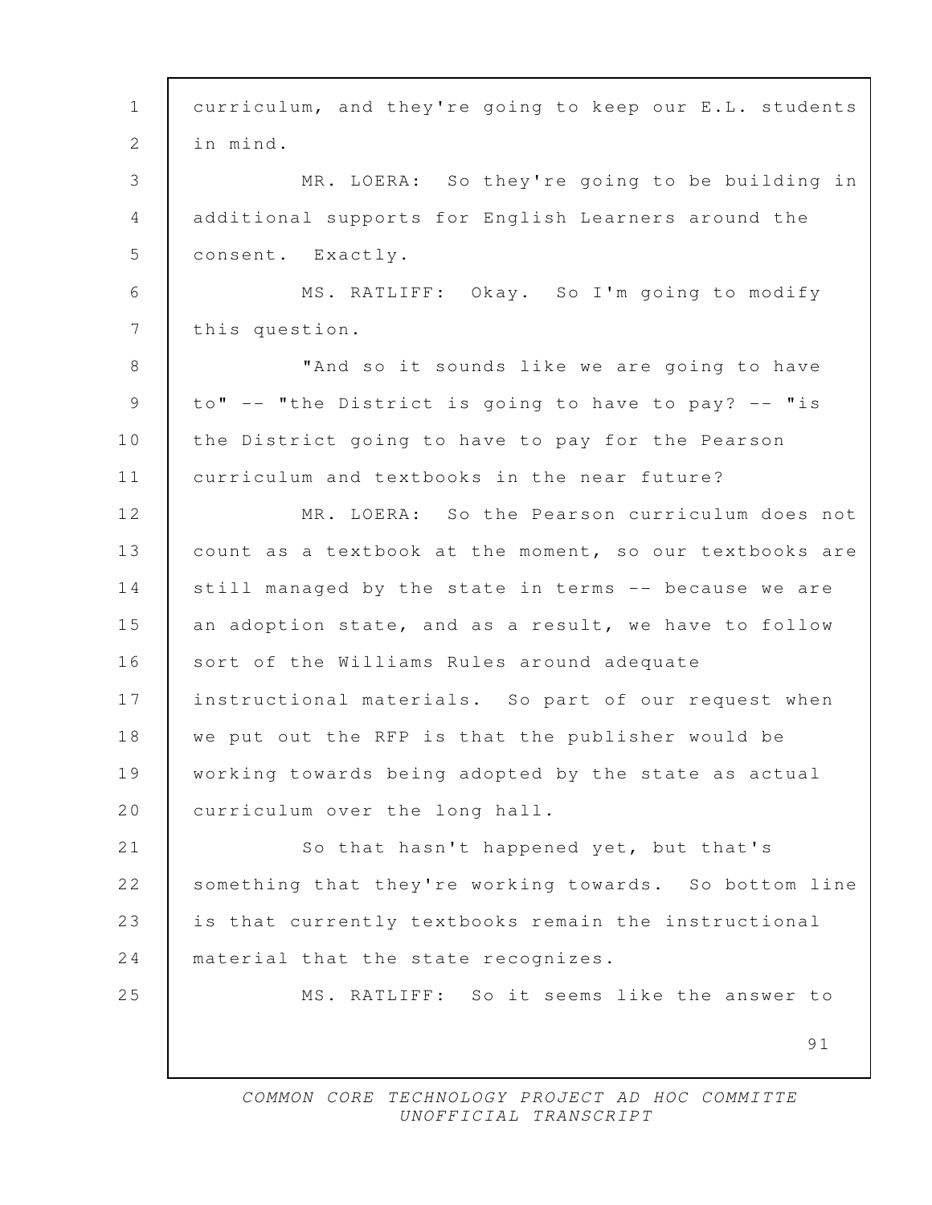curriculum, and they're going to keep our E.L. students in mind.

MR. LOERA: So they're going to be building in additional supports for English Learners around the consent. Exactly.

MS. RATLIFF: Okay. So I'm going to modify this question.

"And so it sounds like we are going to have to" -- "the District is going to have to pay? -- "is the District going to have to pay for the Pearson curriculum and textbooks in the near future?

MR. LOERA: So the Pearson curriculum does not count as a textbook at the moment, so our textbooks are still managed by the state in terms -- because we are an adoption state, and as a result, we have to follow sort of the Williams Rules around adequate instructional materials. So part of our request when we put out the RFP is that the publisher would be working towards being adopted by the state as actual curriculum over the long hall.

So that hasn't happened yet, but that's something that they're working towards. So bottom line is that currently textbooks remain the instructional material that the state recognizes.

MS. RATLIFF: So it seems like the answer to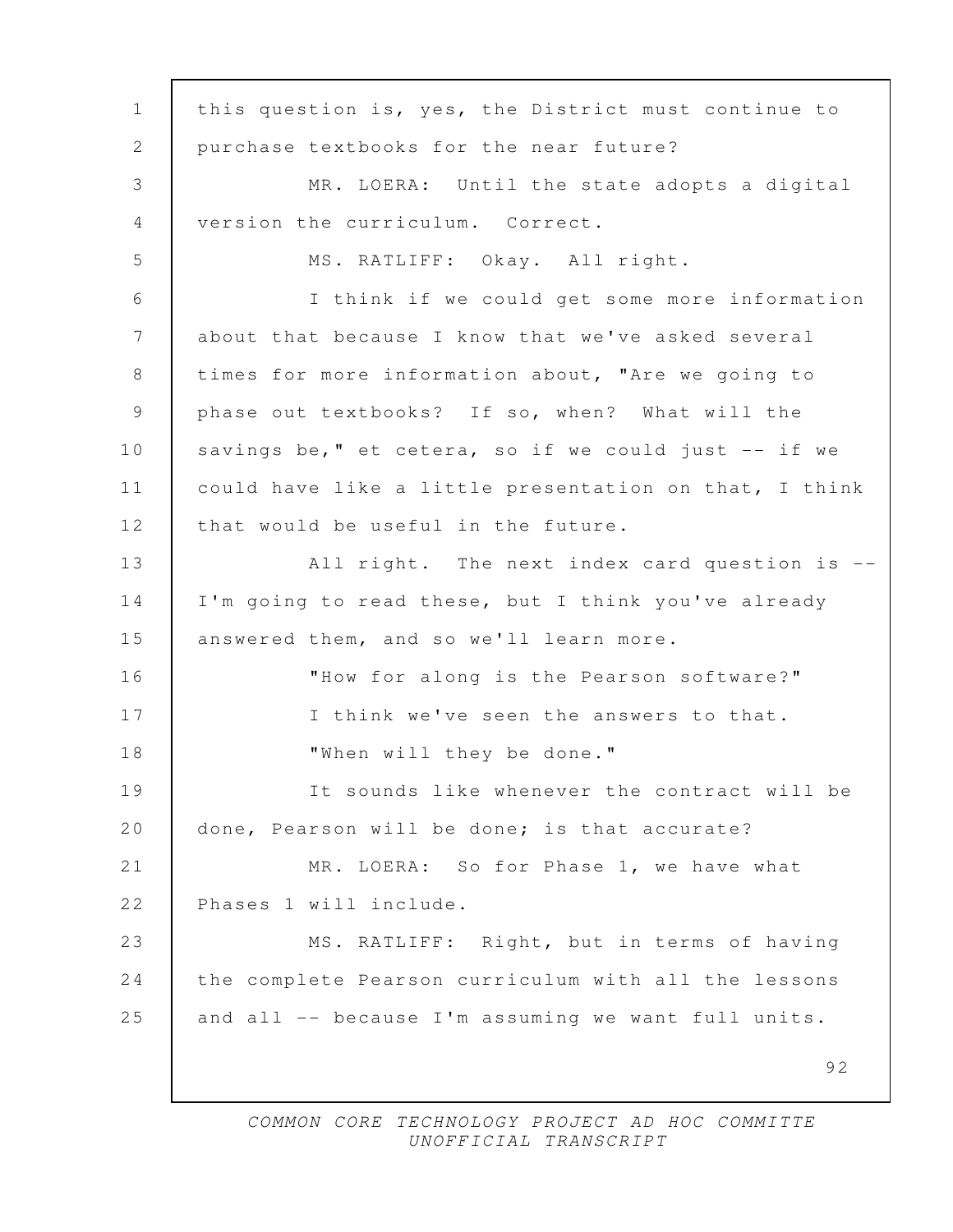this question is, yes, the District must continue to purchase textbooks for the near future?

MR. LOERA: Until the state adopts a digital version the curriculum. Correct.

MS. RATLIFF: Okay. All right.

I think if we could get some more information about that because I know that we've asked several times for more information about, "Are we going to phase out textbooks? If so, when? What will the savings be," et cetera, so if we could just -- if we could have like a little presentation on that, I think that would be useful in the future.

All right. The next index card question is -- I'm going to read these, but I think you've already answered them, and so we'll learn more.

"How for along is the Pearson software?"

I think we've seen the answers to that.

"When will they be done."

It sounds like whenever the contract will be done, Pearson will be done; is that accurate?

MR. LOERA: So for Phase 1, we have what Phases 1 will include.

MS. RATLIFF: Right, but in terms of having the complete Pearson curriculum with all the lessons and all -- because I'm assuming we want full units.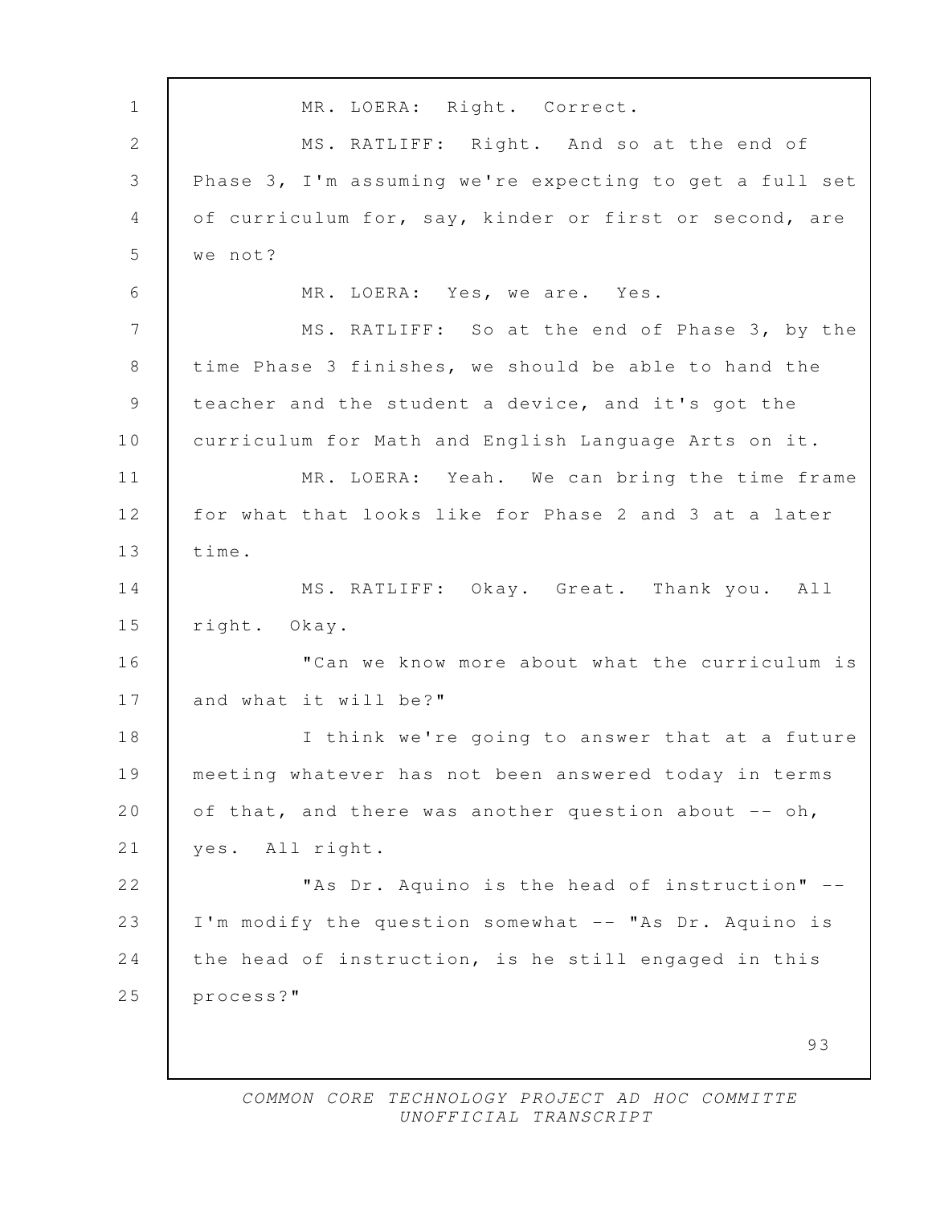MR. LOERA: Right. Correct.

MS. RATLIFF: Right. And so at the end of Phase 3, I'm assuming we're expecting to get a full set of curriculum for, say, kinder or first or second, are we not?

MR. LOERA: Yes, we are. Yes.

MS. RATLIFF: So at the end of Phase 3, by the time Phase 3 finishes, we should be able to hand the teacher and the student a device, and it's got the curriculum for Math and English Language Arts on it.

MR. LOERA: Yeah. We can bring the time frame for what that looks like for Phase 2 and 3 at a later time.

MS. RATLIFF: Okay. Great. Thank you. All right. Okay.

"Can we know more about what the curriculum is and what it will be?"

I think we're going to answer that at a future meeting whatever has not been answered today in terms of that, and there was another question about -- oh, yes. All right.

"As Dr. Aquino is the head of instruction" -- I'm modify the question somewhat -- "As Dr. Aquino is the head of instruction, is he still engaged in this process?"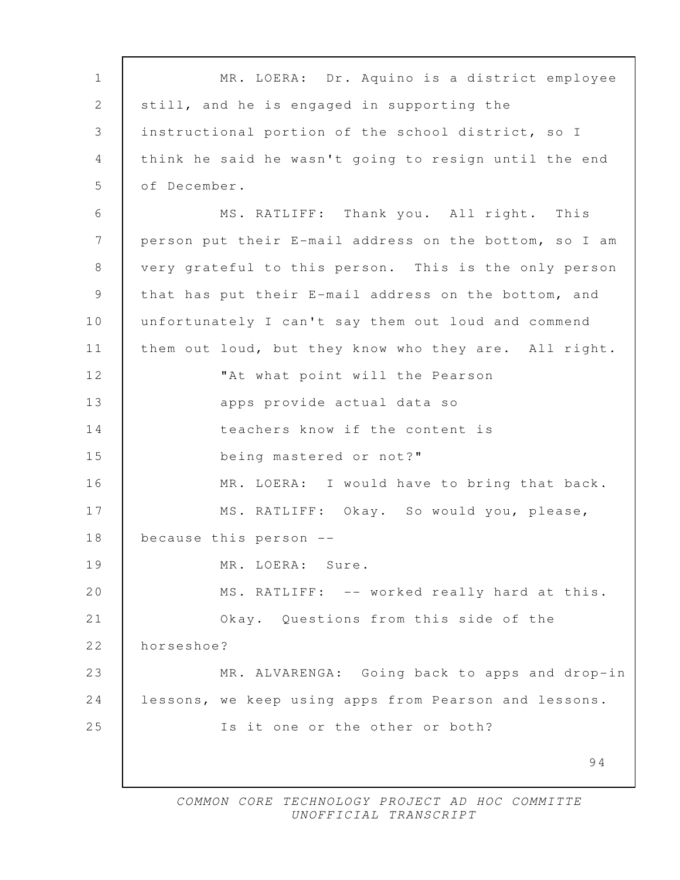MR. LOERA: Dr. Aquino is a district employee still, and he is engaged in supporting the instructional portion of the school district, so I think he said he wasn't going to resign until the end of December.

MS. RATLIFF: Thank you. All right. This person put their E-mail address on the bottom, so I am very grateful to this person. This is the only person that has put their E-mail address on the bottom, and unfortunately I can't say them out loud and commend them out loud, but they know who they are. All right.

"At what point will the Pearson apps provide actual data so teachers know if the content is being mastered or not?"

MR. LOERA: I would have to bring that back.

MS. RATLIFF: Okay. So would you, please, because this person --

MR. LOERA: Sure.

MS. RATLIFF: -- worked really hard at this.

Okay. Questions from this side of the horseshoe?

MR. ALVARENGA: Going back to apps and drop-in lessons, we keep using apps from Pearson and lessons.

Is it one or the other or both?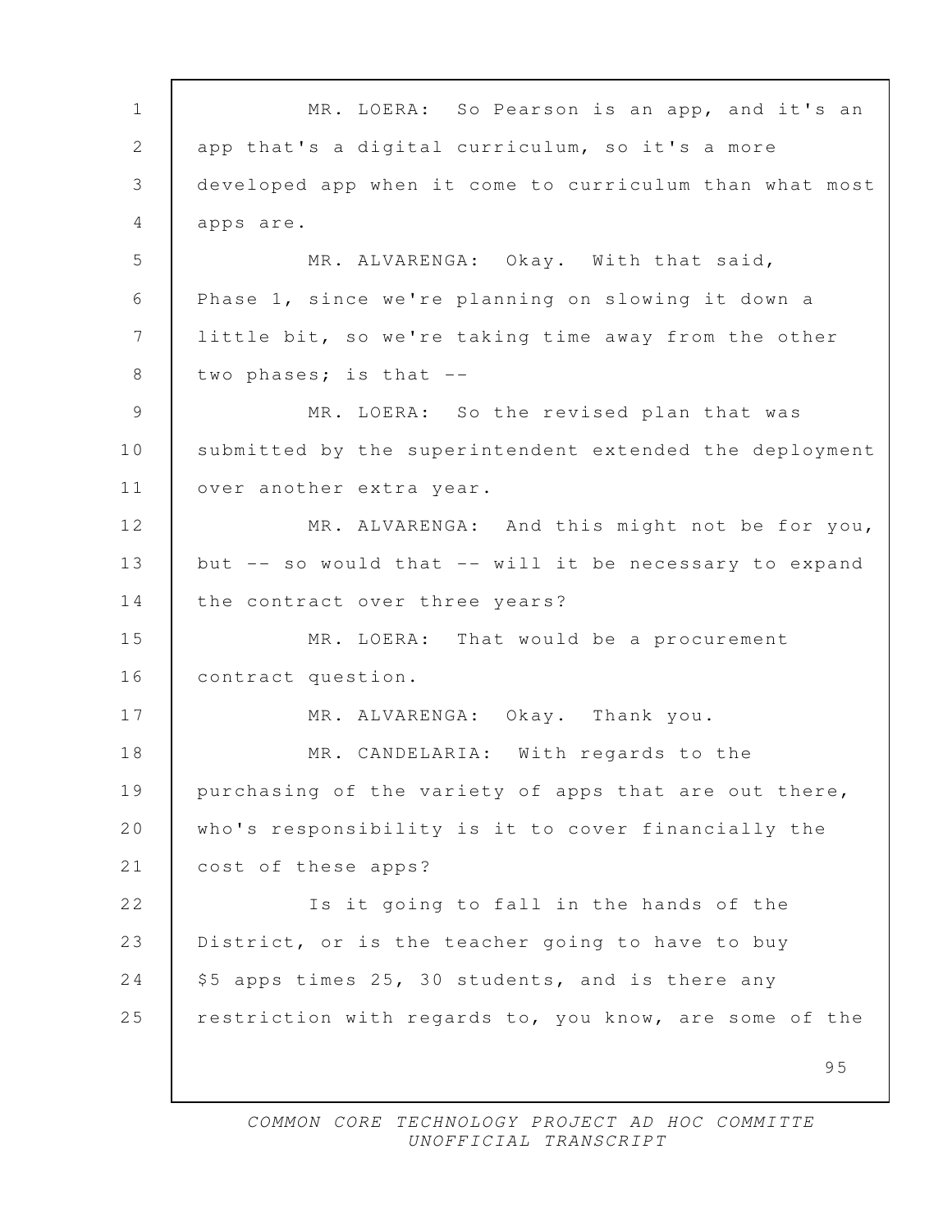MR. LOERA: So Pearson is an app, and it's an app that's a digital curriculum, so it's a more developed app when it come to curriculum than what most apps are.

MR. ALVARENGA: Okay. With that said, Phase 1, since we're planning on slowing it down a little bit, so we're taking time away from the other two phases; is that --

MR. LOERA: So the revised plan that was submitted by the superintendent extended the deployment over another extra year.

MR. ALVARENGA: And this might not be for you, but -- so would that -- will it be necessary to expand the contract over three years?

MR. LOERA: That would be a procurement contract question.

MR. ALVARENGA: Okay. Thank you.

MR. CANDELARIA: With regards to the purchasing of the variety of apps that are out there, who's responsibility is it to cover financially the cost of these apps?

Is it going to fall in the hands of the District, or is the teacher going to have to buy $5 apps times 25, 30 students, and is there any restriction with regards to, you know, are some of the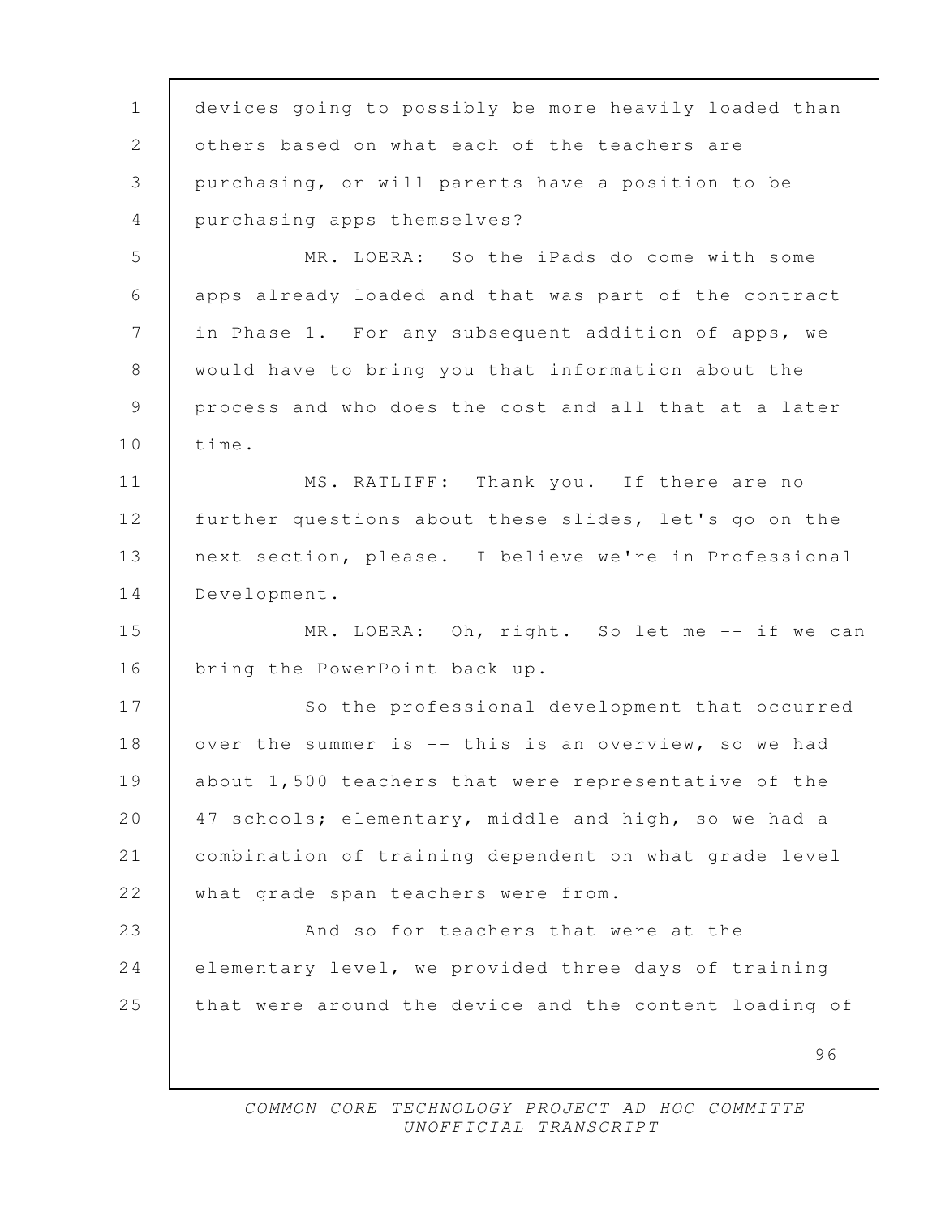devices going to possibly be more heavily loaded than others based on what each of the teachers are purchasing, or will parents have a position to be purchasing apps themselves?

MR. LOERA: So the iPads do come with some apps already loaded and that was part of the contract in Phase 1. For any subsequent addition of apps, we would have to bring you that information about the process and who does the cost and all that at a later time.

MS. RATLIFF: Thank you. If there are no further questions about these slides, let's go on the next section, please. I believe we're in Professional Development.

MR. LOERA: Oh, right. So let me -- if we can bring the PowerPoint back up.

So the professional development that occurred over the summer is -- this is an overview, so we had about 1,500 teachers that were representative of the 47 schools; elementary, middle and high, so we had a combination of training dependent on what grade level what grade span teachers were from.

And so for teachers that were at the elementary level, we provided three days of training that were around the device and the content loading of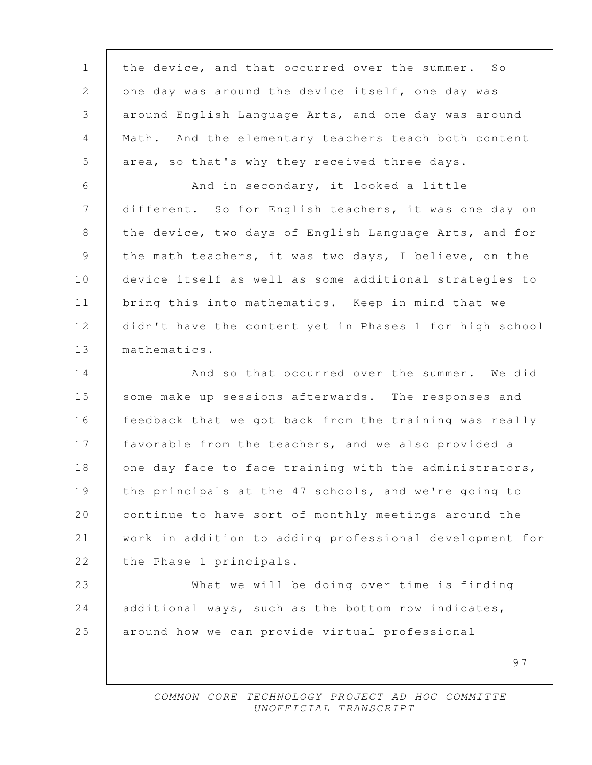the device, and that occurred over the summer. So one day was around the device itself, one day was around English Language Arts, and one day was around Math. And the elementary teachers teach both content area, so that's why they received three days.

And in secondary, it looked a little different. So for English teachers, it was one day on the device, two days of English Language Arts, and for the math teachers, it was two days, I believe, on the device itself as well as some additional strategies to bring this into mathematics. Keep in mind that we didn't have the content yet in Phases 1 for high school mathematics.

And so that occurred over the summer. We did some make-up sessions afterwards. The responses and feedback that we got back from the training was really favorable from the teachers, and we also provided a one day face-to-face training with the administrators, the principals at the 47 schools, and we're going to continue to have sort of monthly meetings around the work in addition to adding professional development for the Phase 1 principals.

What we will be doing over time is finding additional ways, such as the bottom row indicates, around how we can provide virtual professional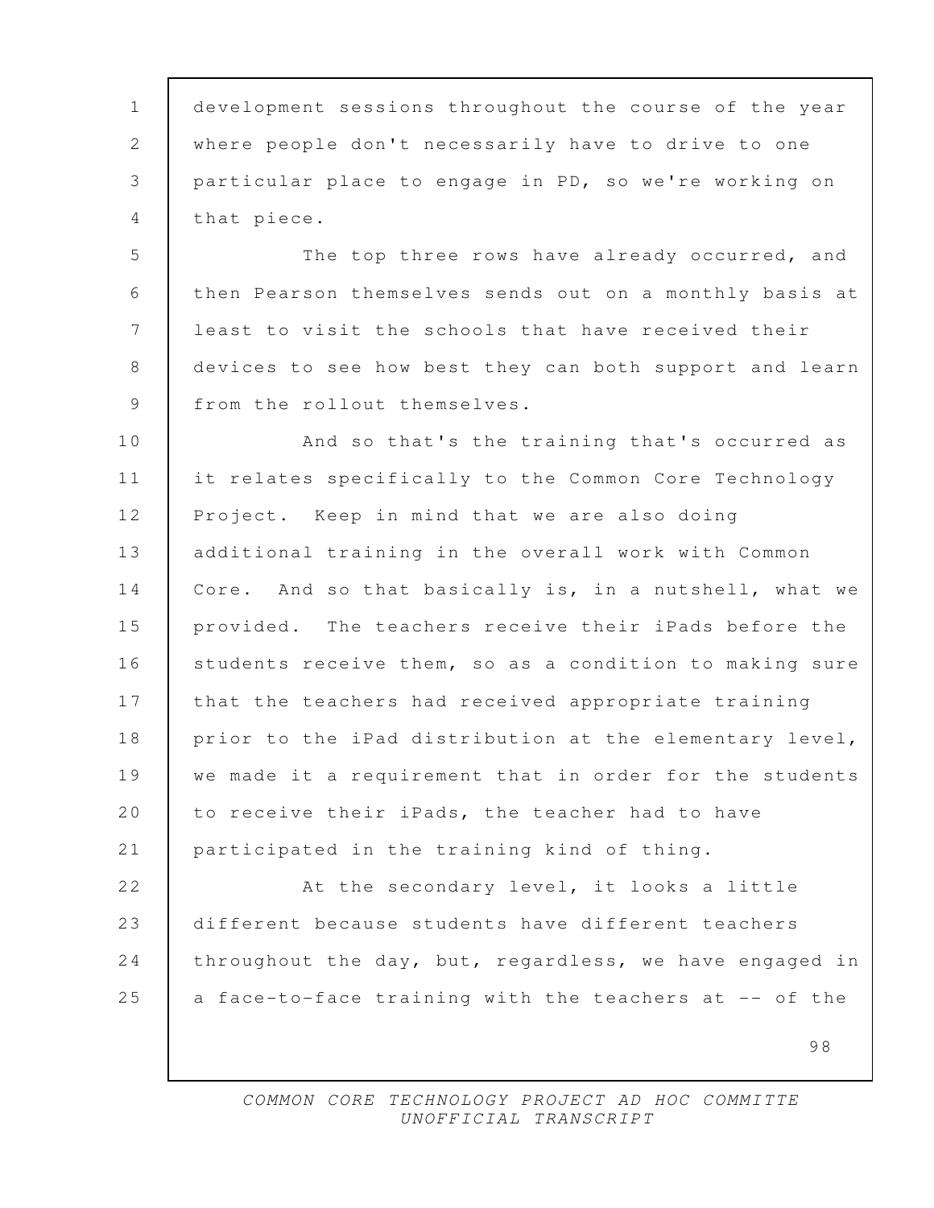development sessions throughout the course of the year where people don't necessarily have to drive to one particular place to engage in PD, so we're working on that piece.

The top three rows have already occurred, and then Pearson themselves sends out on a monthly basis at least to visit the schools that have received their devices to see how best they can both support and learn from the rollout themselves.

And so that's the training that's occurred as it relates specifically to the Common Core Technology Project. Keep in mind that we are also doing additional training in the overall work with Common Core. And so that basically is, in a nutshell, what we provided. The teachers receive their iPads before the students receive them, so as a condition to making sure that the teachers had received appropriate training prior to the iPad distribution at the elementary level, we made it a requirement that in order for the students to receive their iPads, the teacher had to have participated in the training kind of thing.

At the secondary level, it looks a little different because students have different teachers throughout the day, but, regardless, we have engaged in a face-to-face training with the teachers at -- of the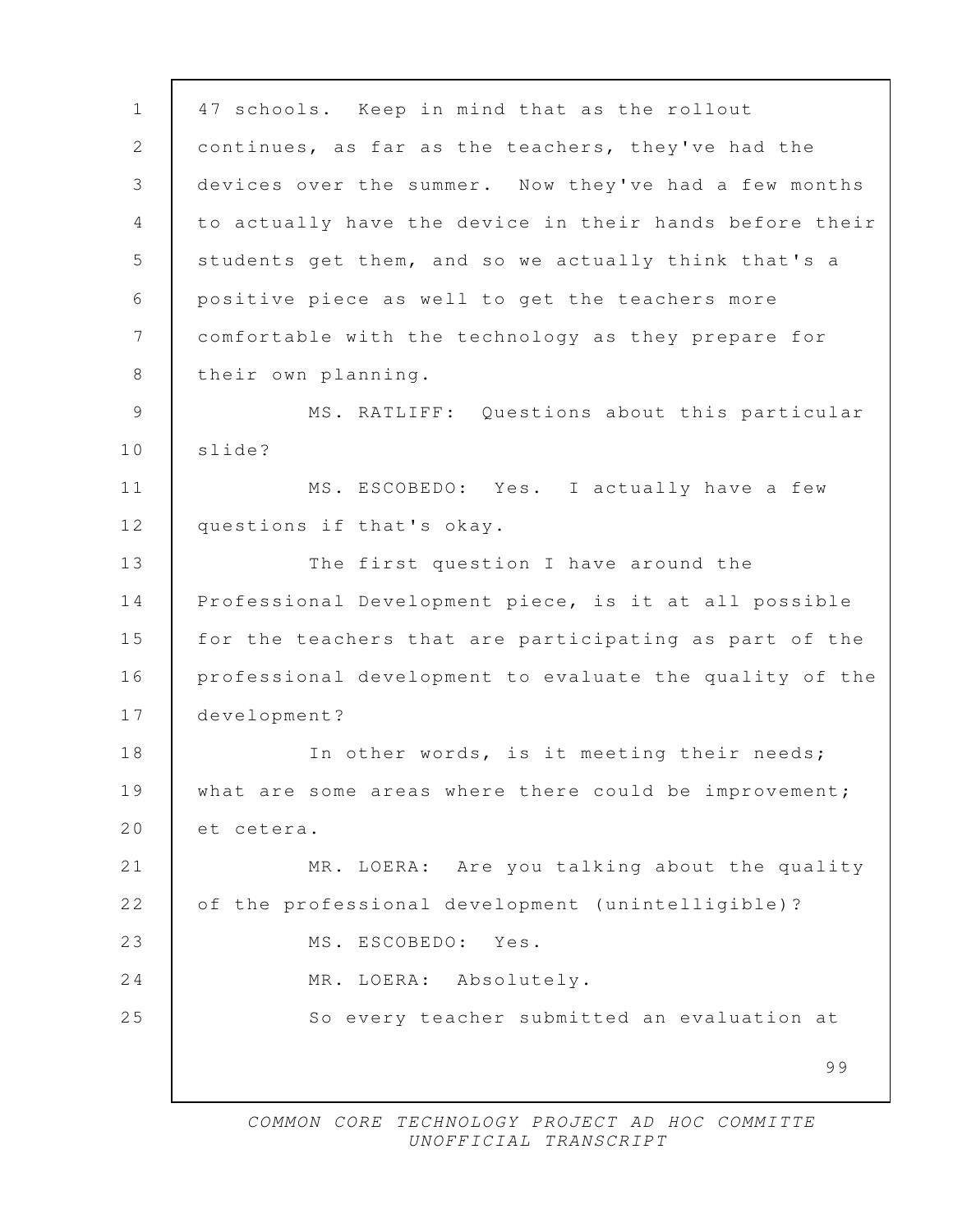47 schools. Keep in mind that as the rollout continues, as far as the teachers, they've had the devices over the summer. Now they've had a few months to actually have the device in their hands before their students get them, and so we actually think that's a positive piece as well to get the teachers more comfortable with the technology as they prepare for their own planning.

MS. RATLIFF: Questions about this particular slide?

MS. ESCOBEDO: Yes. I actually have a few questions if that's okay.

The first question I have around the Professional Development piece, is it at all possible for the teachers that are participating as part of the professional development to evaluate the quality of the development?

In other words, is it meeting their needs; what are some areas where there could be improvement; et cetera.

MR. LOERA: Are you talking about the quality of the professional development (unintelligible)?

MS. ESCOBEDO: Yes.

MR. LOERA: Absolutely.

So every teacher submitted an evaluation at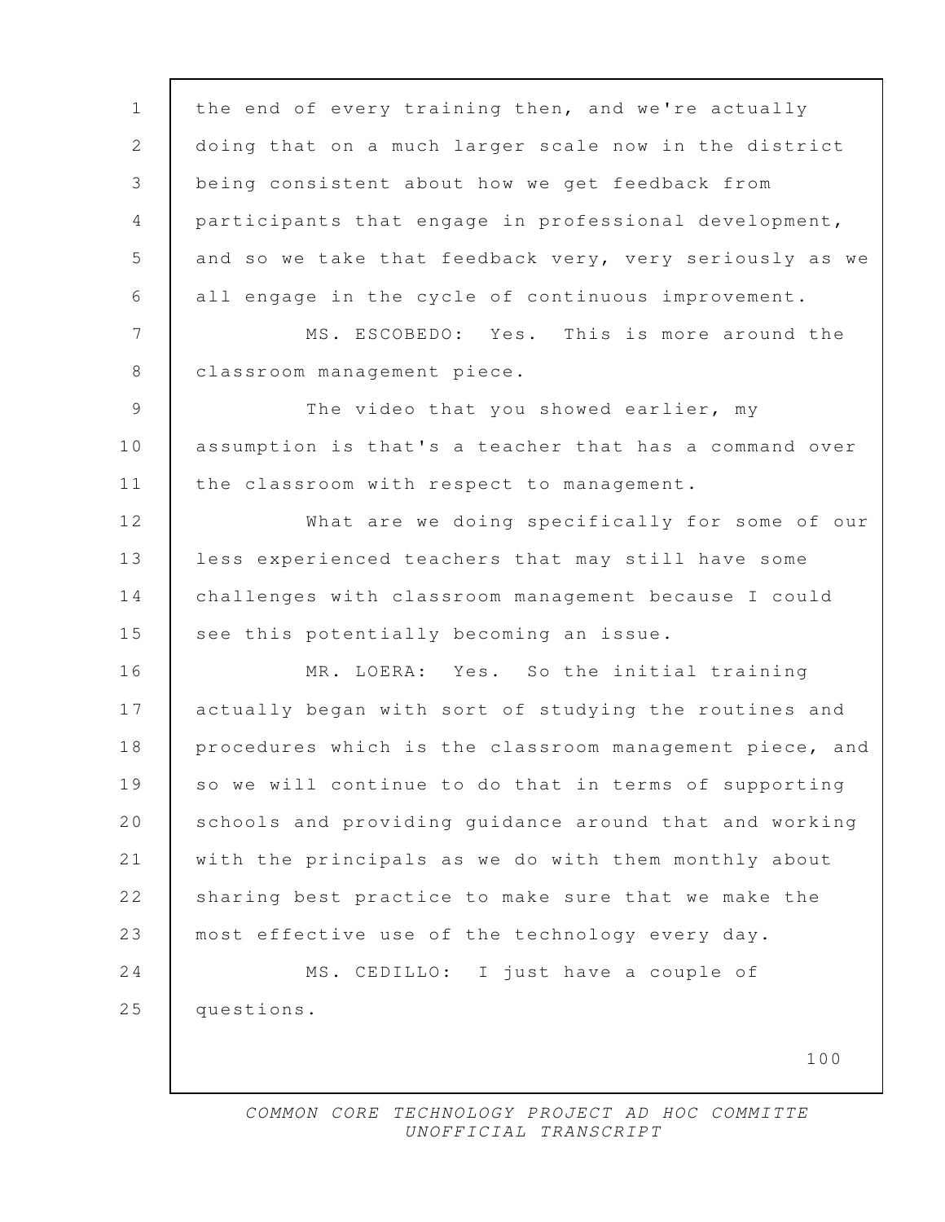the end of every training then, and we're actually doing that on a much larger scale now in the district being consistent about how we get feedback from participants that engage in professional development, and so we take that feedback very, very seriously as we all engage in the cycle of continuous improvement.

MS. ESCOBEDO: Yes. This is more around the classroom management piece.

The video that you showed earlier, my assumption is that's a teacher that has a command over the classroom with respect to management.

What are we doing specifically for some of our less experienced teachers that may still have some challenges with classroom management because I could see this potentially becoming an issue.

MR. LOERA: Yes. So the initial training actually began with sort of studying the routines and procedures which is the classroom management piece, and so we will continue to do that in terms of supporting schools and providing guidance around that and working with the principals as we do with them monthly about sharing best practice to make sure that we make the most effective use of the technology every day.

MS. CEDILLO: I just have a couple of questions.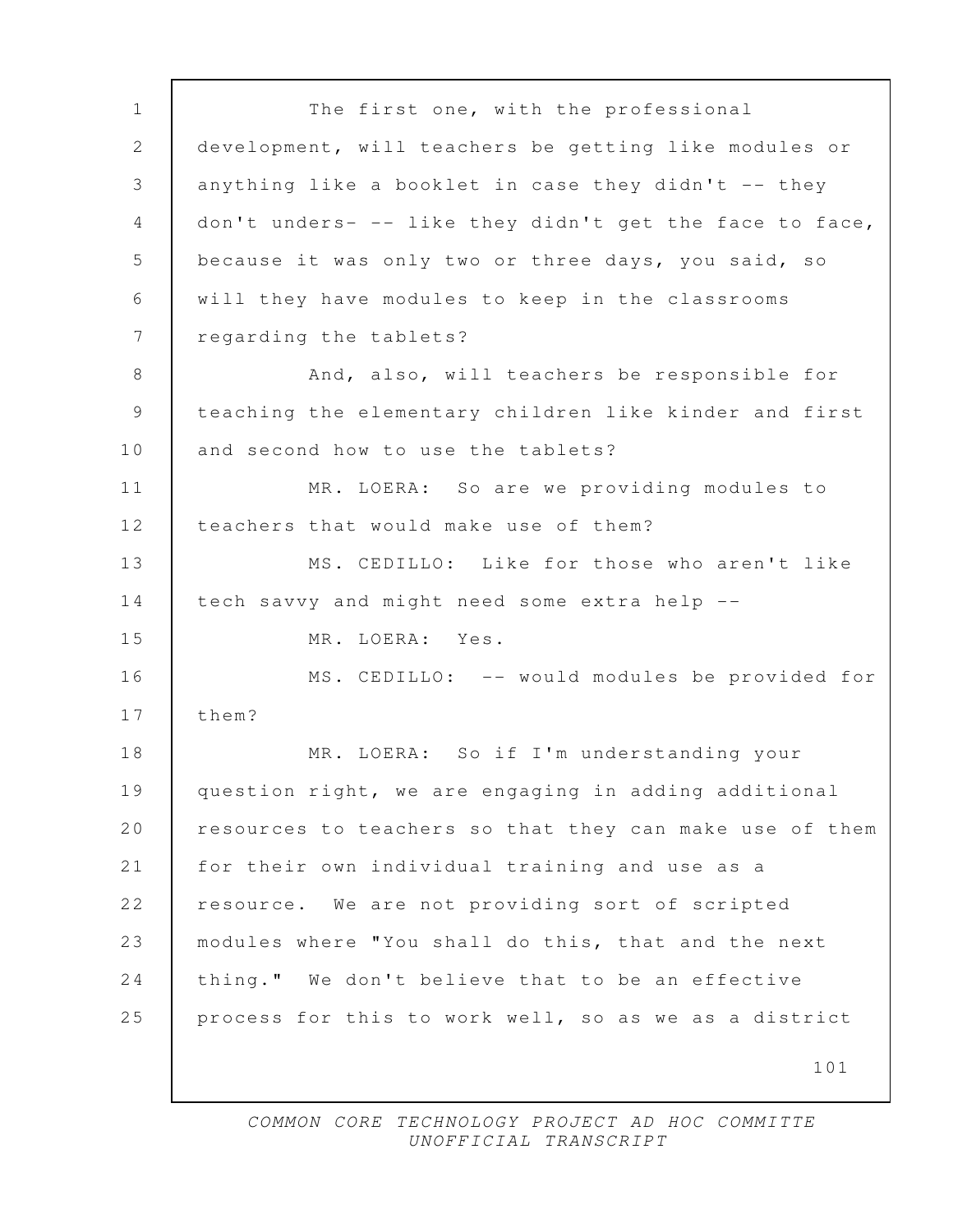The first one, with the professional development, will teachers be getting like modules or anything like a booklet in case they didn't -- they don't unders- -- like they didn't get the face to face, because it was only two or three days, you said, so will they have modules to keep in the classrooms regarding the tablets?

And, also, will teachers be responsible for teaching the elementary children like kinder and first and second how to use the tablets?

MR. LOERA: So are we providing modules to teachers that would make use of them?

MS. CEDILLO: Like for those who aren't like tech savvy and might need some extra help --

MR. LOERA: Yes.

MS. CEDILLO: -- would modules be provided for them?

MR. LOERA: So if I'm understanding your question right, we are engaging in adding additional resources to teachers so that they can make use of them for their own individual training and use as a resource. We are not providing sort of scripted modules where "You shall do this, that and the next thing." We don't believe that to be an effective process for this to work well, so as we as a district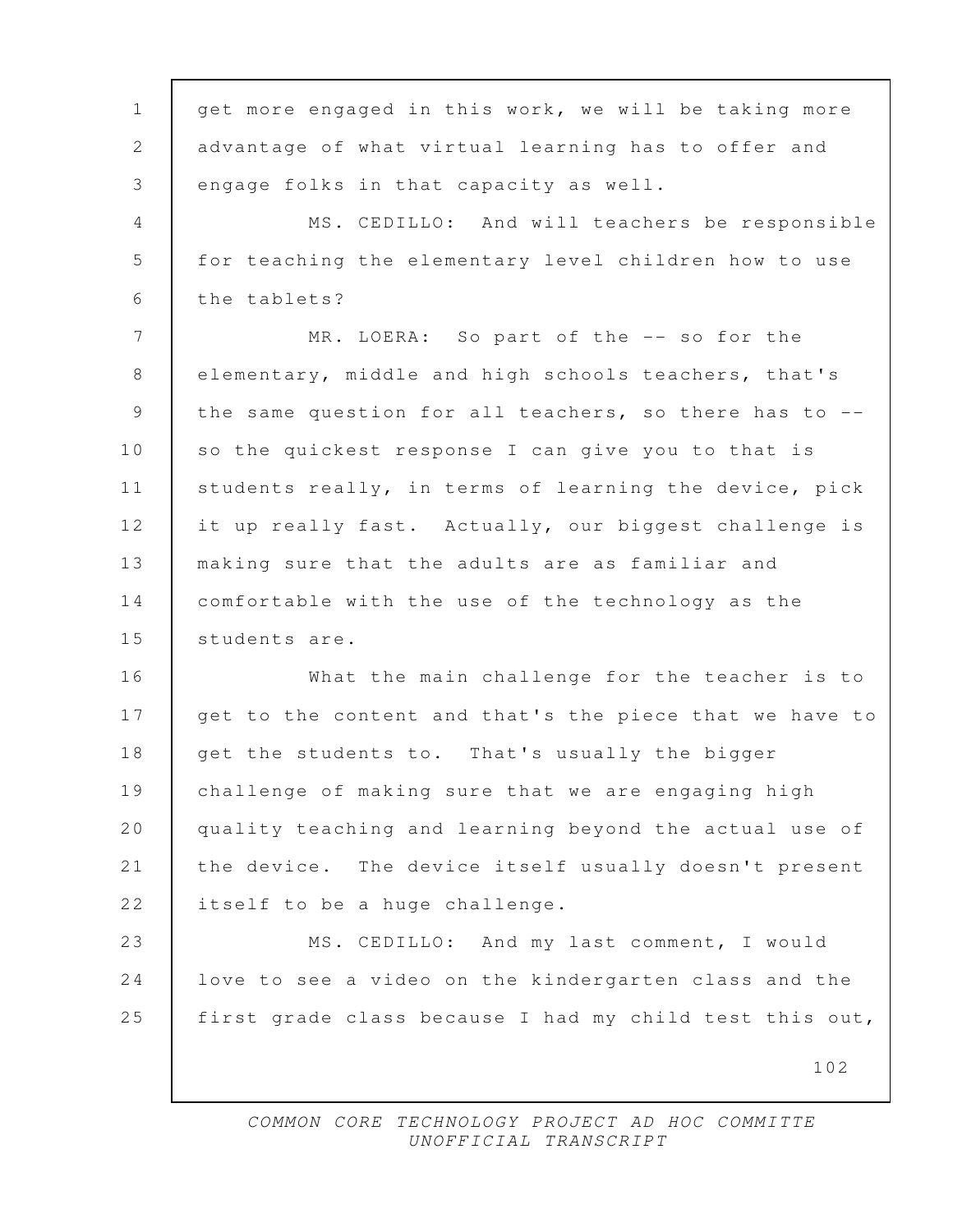get more engaged in this work, we will be taking more advantage of what virtual learning has to offer and engage folks in that capacity as well.

MS. CEDILLO: And will teachers be responsible for teaching the elementary level children how to use the tablets?

MR. LOERA: So part of the -- so for the elementary, middle and high schools teachers, that's the same question for all teachers, so there has to -- so the quickest response I can give you to that is students really, in terms of learning the device, pick it up really fast. Actually, our biggest challenge is making sure that the adults are as familiar and comfortable with the use of the technology as the students are.

What the main challenge for the teacher is to get to the content and that's the piece that we have to get the students to. That's usually the bigger challenge of making sure that we are engaging high quality teaching and learning beyond the actual use of the device. The device itself usually doesn't present itself to be a huge challenge.

MS. CEDILLO: And my last comment, I would love to see a video on the kindergarten class and the first grade class because I had my child test this out,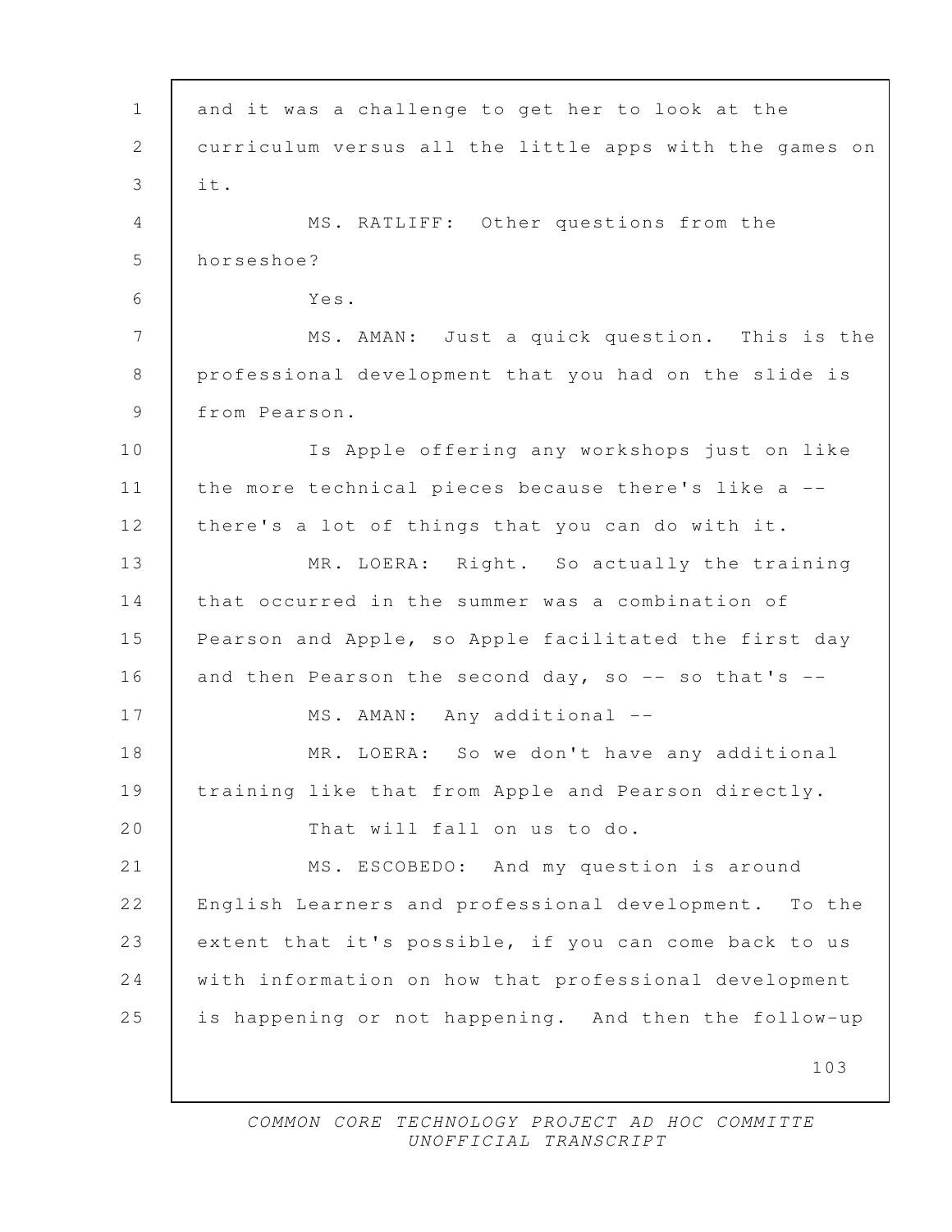and it was a challenge to get her to look at the curriculum versus all the little apps with the games on it.

MS. RATLIFF: Other questions from the horseshoe?

Yes.

MS. AMAN: Just a quick question. This is the professional development that you had on the slide is from Pearson.

Is Apple offering any workshops just on like the more technical pieces because there's like a -- there's a lot of things that you can do with it.

MR. LOERA: Right. So actually the training that occurred in the summer was a combination of Pearson and Apple, so Apple facilitated the first day and then Pearson the second day, so -- so that's --

MS. AMAN: Any additional --

MR. LOERA: So we don't have any additional training like that from Apple and Pearson directly.

That will fall on us to do.

MS. ESCOBEDO: And my question is around English Learners and professional development. To the extent that it's possible, if you can come back to us with information on how that professional development is happening or not happening. And then the follow-up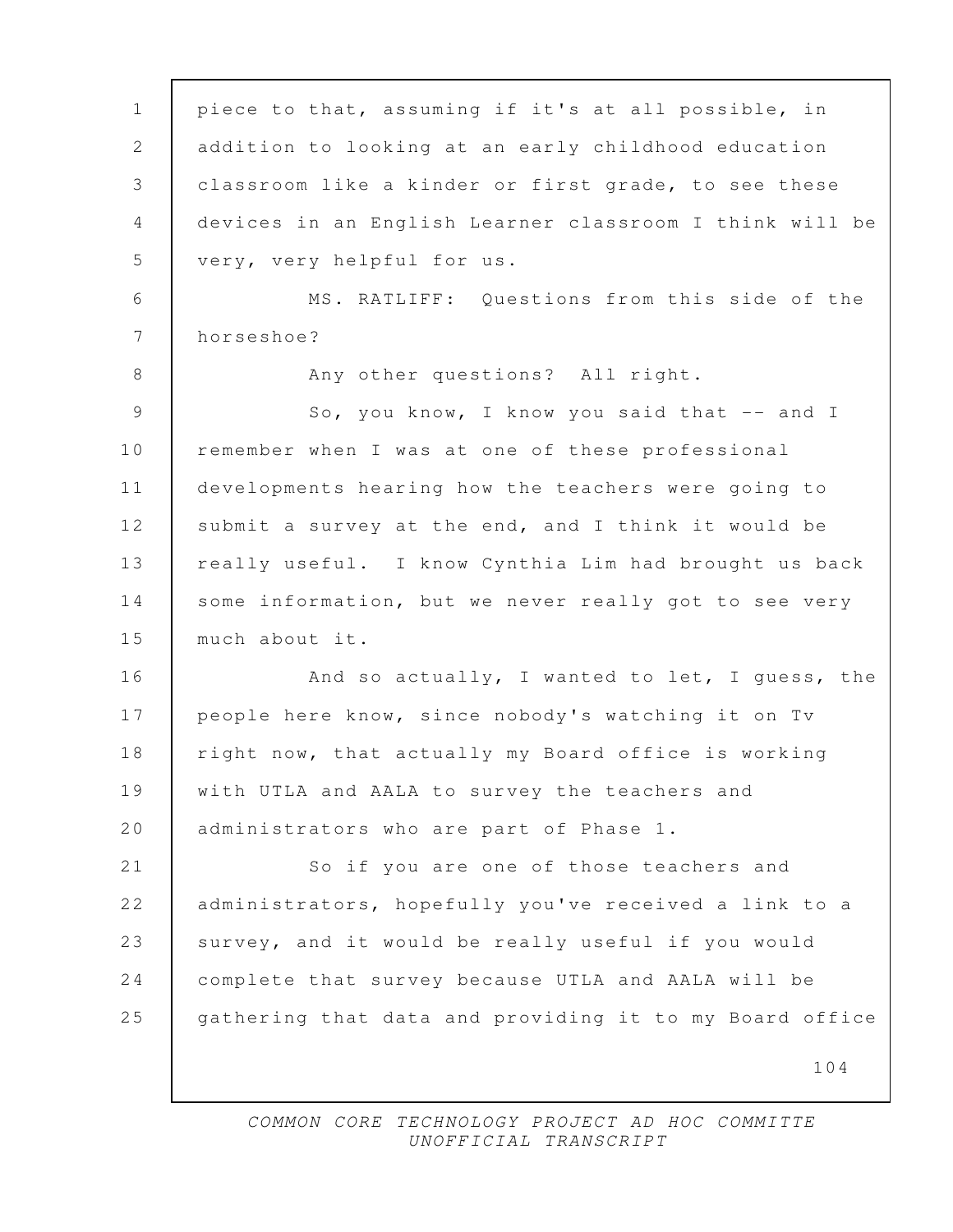piece to that, assuming if it's at all possible, in addition to looking at an early childhood education classroom like a kinder or first grade, to see these devices in an English Learner classroom I think will be very, very helpful for us.

MS. RATLIFF: Questions from this side of the horseshoe?

Any other questions? All right.

So, you know, I know you said that -- and I remember when I was at one of these professional developments hearing how the teachers were going to submit a survey at the end, and I think it would be really useful. I know Cynthia Lim had brought us back some information, but we never really got to see very much about it.

And so actually, I wanted to let, I guess, the people here know, since nobody's watching it on Tv right now, that actually my Board office is working with UTLA and AALA to survey the teachers and administrators who are part of Phase 1.

So if you are one of those teachers and administrators, hopefully you've received a link to a survey, and it would be really useful if you would complete that survey because UTLA and AALA will be gathering that data and providing it to my Board office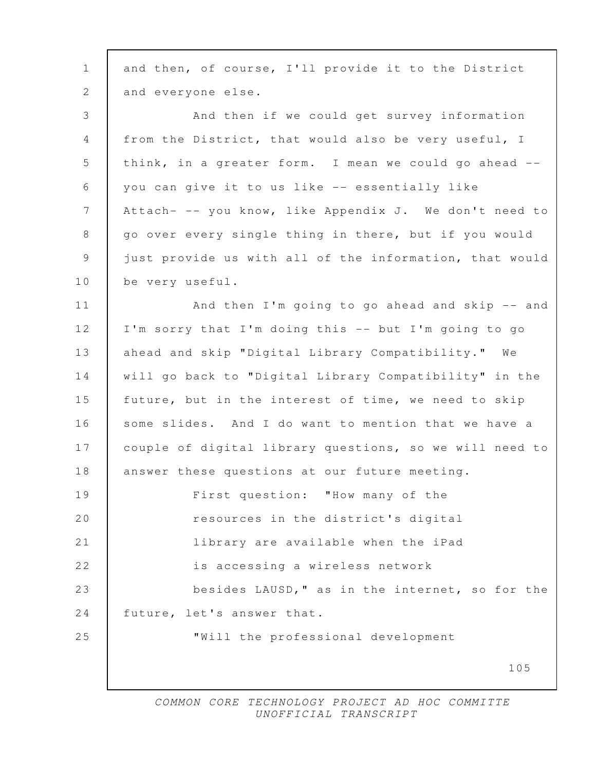and then, of course, I'll provide it to the District and everyone else.

And then if we could get survey information from the District, that would also be very useful, I think, in a greater form. I mean we could go ahead -- you can give it to us like -- essentially like Attach- -- you know, like Appendix J. We don't need to go over every single thing in there, but if you would just provide us with all of the information, that would be very useful.

And then I'm going to go ahead and skip -- and I'm sorry that I'm doing this -- but I'm going to go ahead and skip "Digital Library Compatibility." We will go back to "Digital Library Compatibility" in the future, but in the interest of time, we need to skip some slides. And I do want to mention that we have a couple of digital library questions, so we will need to answer these questions at our future meeting.

First question: "How many of the resources in the district's digital library are available when the iPad is accessing a wireless network besides LAUSD," as in the internet, so for the future, let's answer that.

"Will the professional development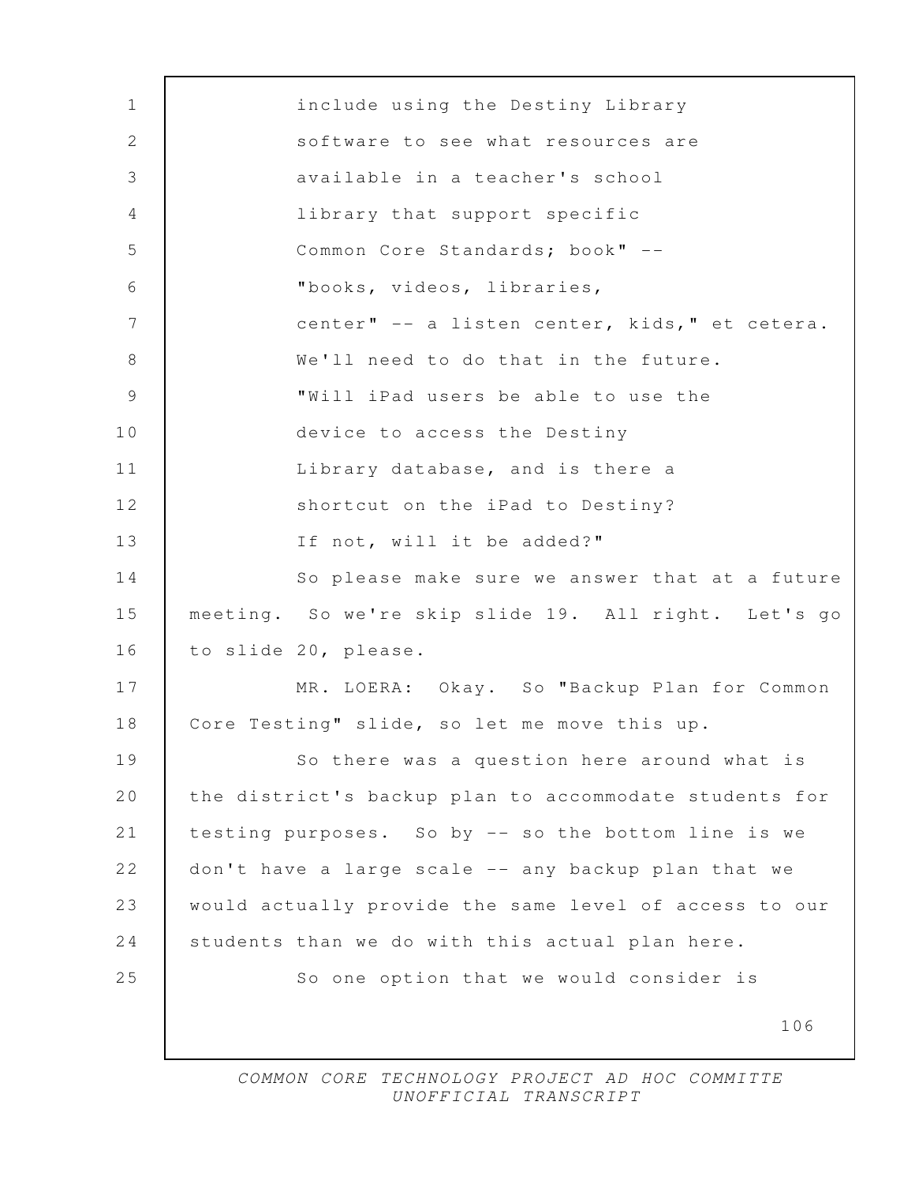include using the Destiny Library software to see what resources are available in a teacher's school library that support specific Common Core Standards; book" -- "books, videos, libraries, center" -- a listen center, kids," et cetera. We'll need to do that in the future.

"Will iPad users be able to use the device to access the Destiny Library database, and is there a shortcut on the iPad to Destiny? If not, will it be added?"

So please make sure we answer that at a future meeting. So we're skip slide 19. All right. Let's go to slide 20, please.

MR. LOERA: Okay. So "Backup Plan for Common Core Testing" slide, so let me move this up.

So there was a question here around what is the district's backup plan to accommodate students for testing purposes. So by -- so the bottom line is we don't have a large scale -- any backup plan that we would actually provide the same level of access to our students than we do with this actual plan here.

So one option that we would consider is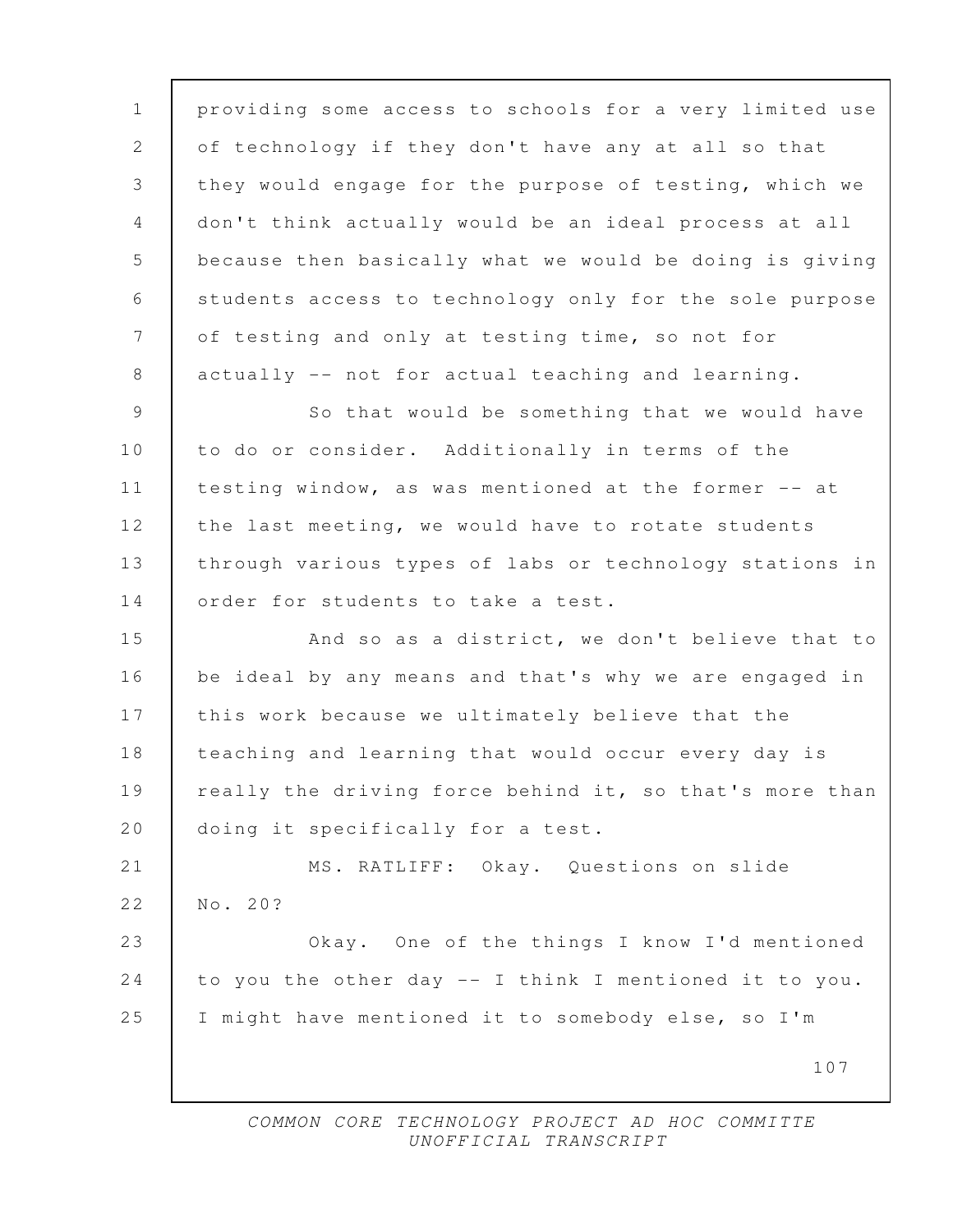providing some access to schools for a very limited use of technology if they don't have any at all so that they would engage for the purpose of testing, which we don't think actually would be an ideal process at all because then basically what we would be doing is giving students access to technology only for the sole purpose of testing and only at testing time, so not for actually -- not for actual teaching and learning.

So that would be something that we would have to do or consider. Additionally in terms of the testing window, as was mentioned at the former -- at the last meeting, we would have to rotate students through various types of labs or technology stations in order for students to take a test.

And so as a district, we don't believe that to be ideal by any means and that's why we are engaged in this work because we ultimately believe that the teaching and learning that would occur every day is really the driving force behind it, so that's more than doing it specifically for a test.

MS. RATLIFF: Okay. Questions on slide No. 20?

Okay. One of the things I know I'd mentioned to you the other day -- I think I mentioned it to you. I might have mentioned it to somebody else, so I'm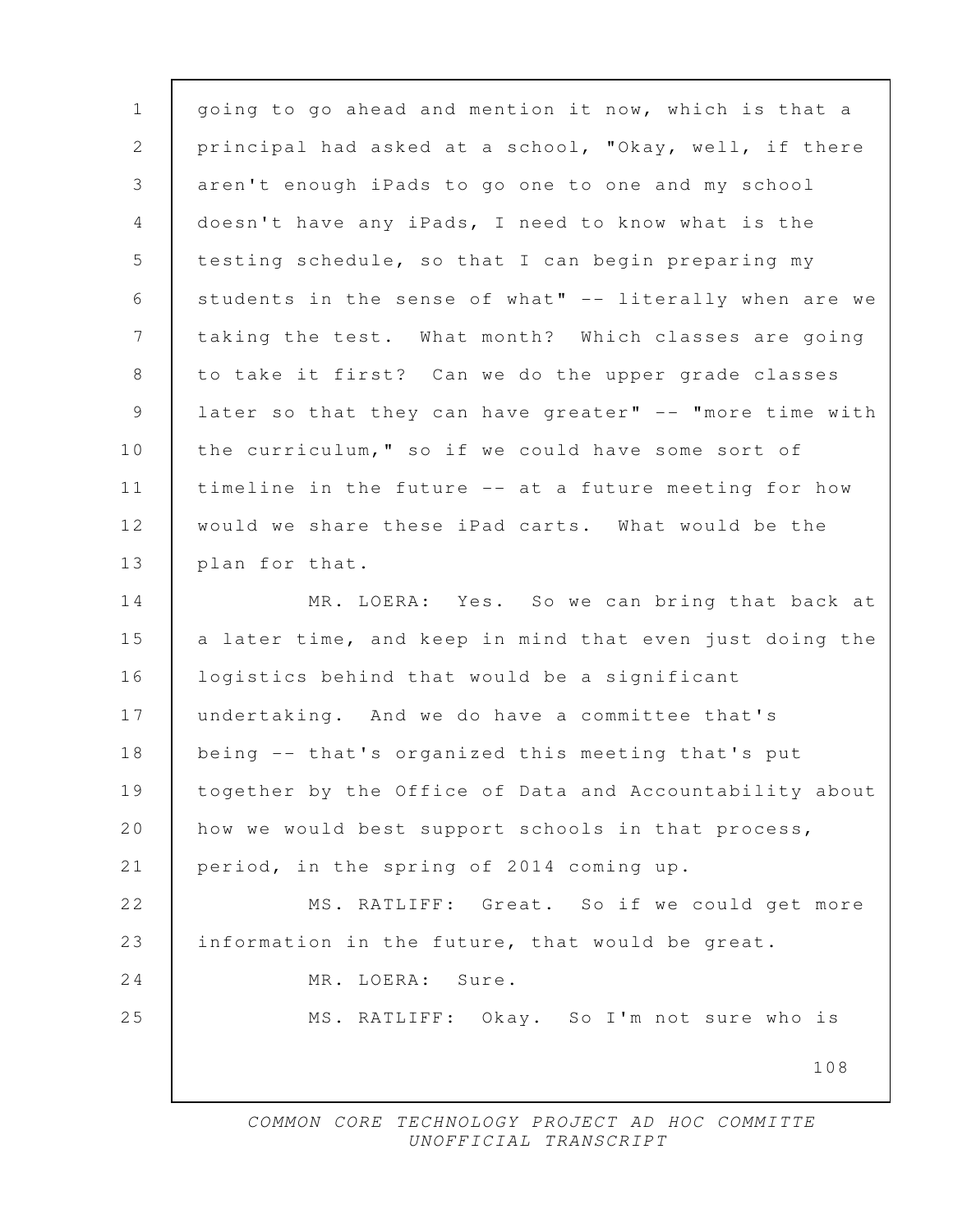going to go ahead and mention it now, which is that a principal had asked at a school, "Okay, well, if there aren't enough iPads to go one to one and my school doesn't have any iPads, I need to know what is the testing schedule, so that I can begin preparing my students in the sense of what" -- literally when are we taking the test. What month? Which classes are going to take it first? Can we do the upper grade classes later so that they can have greater" -- "more time with the curriculum," so if we could have some sort of timeline in the future -- at a future meeting for how would we share these iPad carts. What would be the plan for that.

MR. LOERA: Yes. So we can bring that back at a later time, and keep in mind that even just doing the logistics behind that would be a significant undertaking. And we do have a committee that's being -- that's organized this meeting that's put together by the Office of Data and Accountability about how we would best support schools in that process, period, in the spring of 2014 coming up.

MS. RATLIFF: Great. So if we could get more information in the future, that would be great.

MR. LOERA: Sure.

MS. RATLIFF: Okay. So I'm not sure who is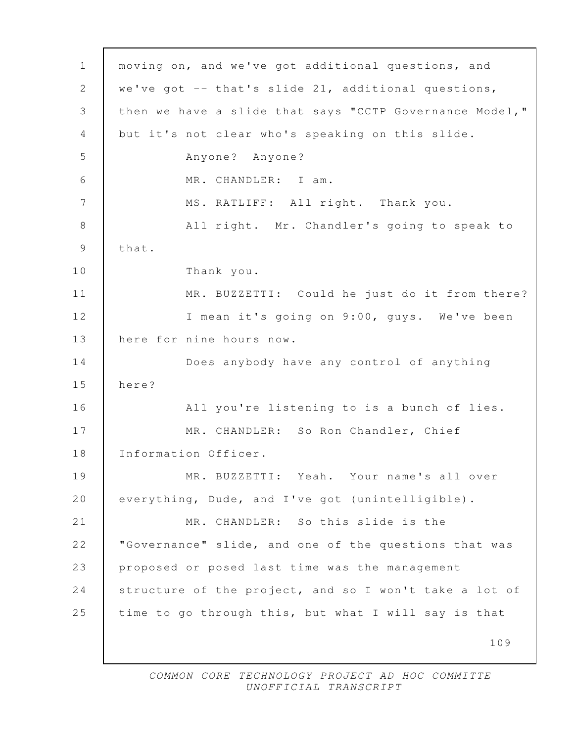moving on, and we've got additional questions, and we've got -- that's slide 21, additional questions, then we have a slide that says "CCTP Governance Model," but it's not clear who's speaking on this slide.

Anyone? Anyone?

MR. CHANDLER: I am.

MS. RATLIFF: All right. Thank you.

All right. Mr. Chandler's going to speak to that.

Thank you.

MR. BUZZETTI: Could he just do it from there?

I mean it's going on 9:00, guys. We've been here for nine hours now.

Does anybody have any control of anything here?

All you're listening to is a bunch of lies.

MR. CHANDLER: So Ron Chandler, Chief Information Officer.

MR. BUZZETTI: Yeah. Your name's all over everything, Dude, and I've got (unintelligible).

MR. CHANDLER: So this slide is the "Governance" slide, and one of the questions that was proposed or posed last time was the management structure of the project, and so I won't take a lot of time to go through this, but what I will say is that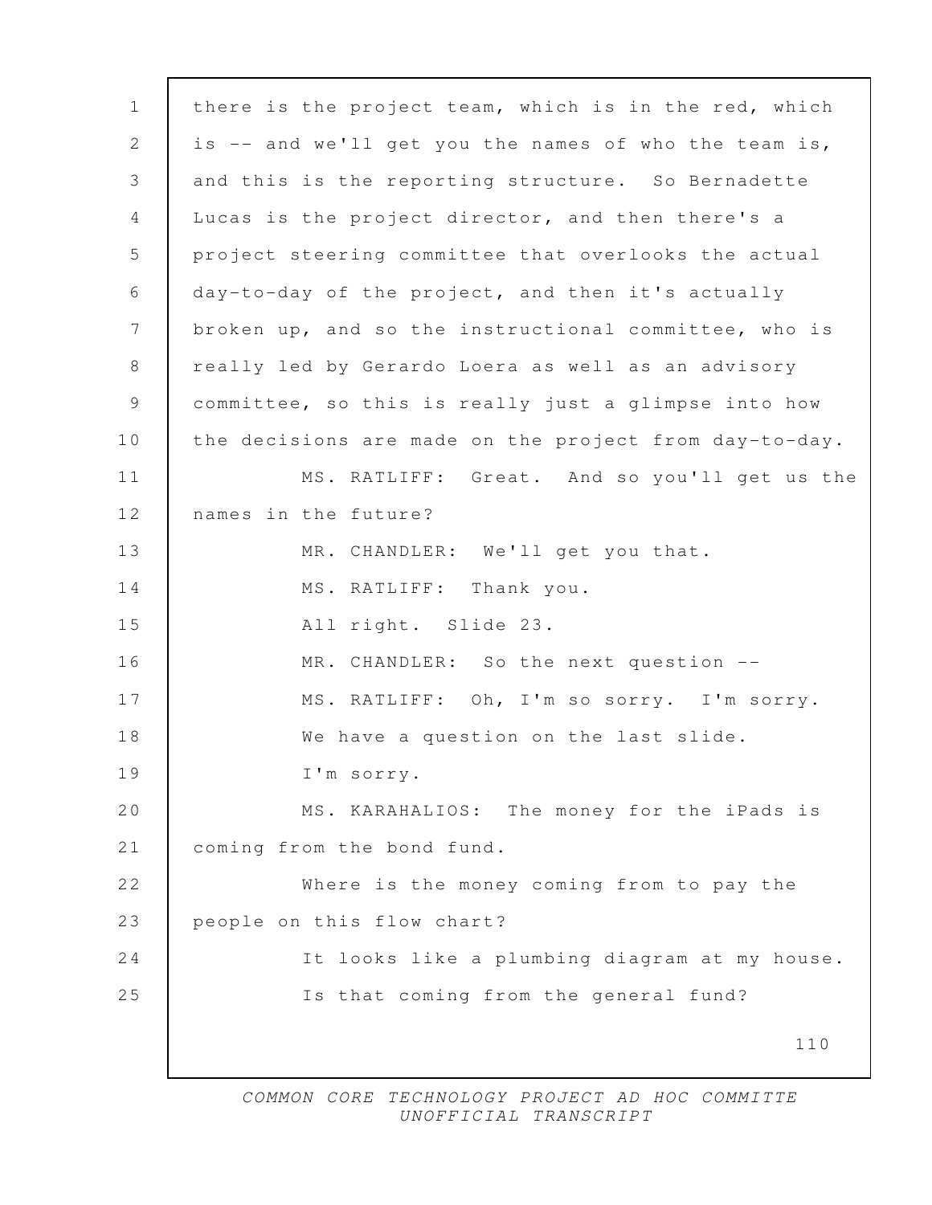there is the project team, which is in the red, which is -- and we'll get you the names of who the team is, and this is the reporting structure. So Bernadette Lucas is the project director, and then there's a project steering committee that overlooks the actual day-to-day of the project, and then it's actually broken up, and so the instructional committee, who is really led by Gerardo Loera as well as an advisory committee, so this is really just a glimpse into how the decisions are made on the project from day-to-day.

MS. RATLIFF: Great. And so you'll get us the names in the future?

MR. CHANDLER: We'll get you that.

MS. RATLIFF: Thank you.

All right. Slide 23.

MR. CHANDLER: So the next question --

MS. RATLIFF: Oh, I'm so sorry. I'm sorry.

We have a question on the last slide.

I'm sorry.

MS. KARAHALIOS: The money for the iPads is coming from the bond fund.

Where is the money coming from to pay the people on this flow chart?

It looks like a plumbing diagram at my house.

Is that coming from the general fund?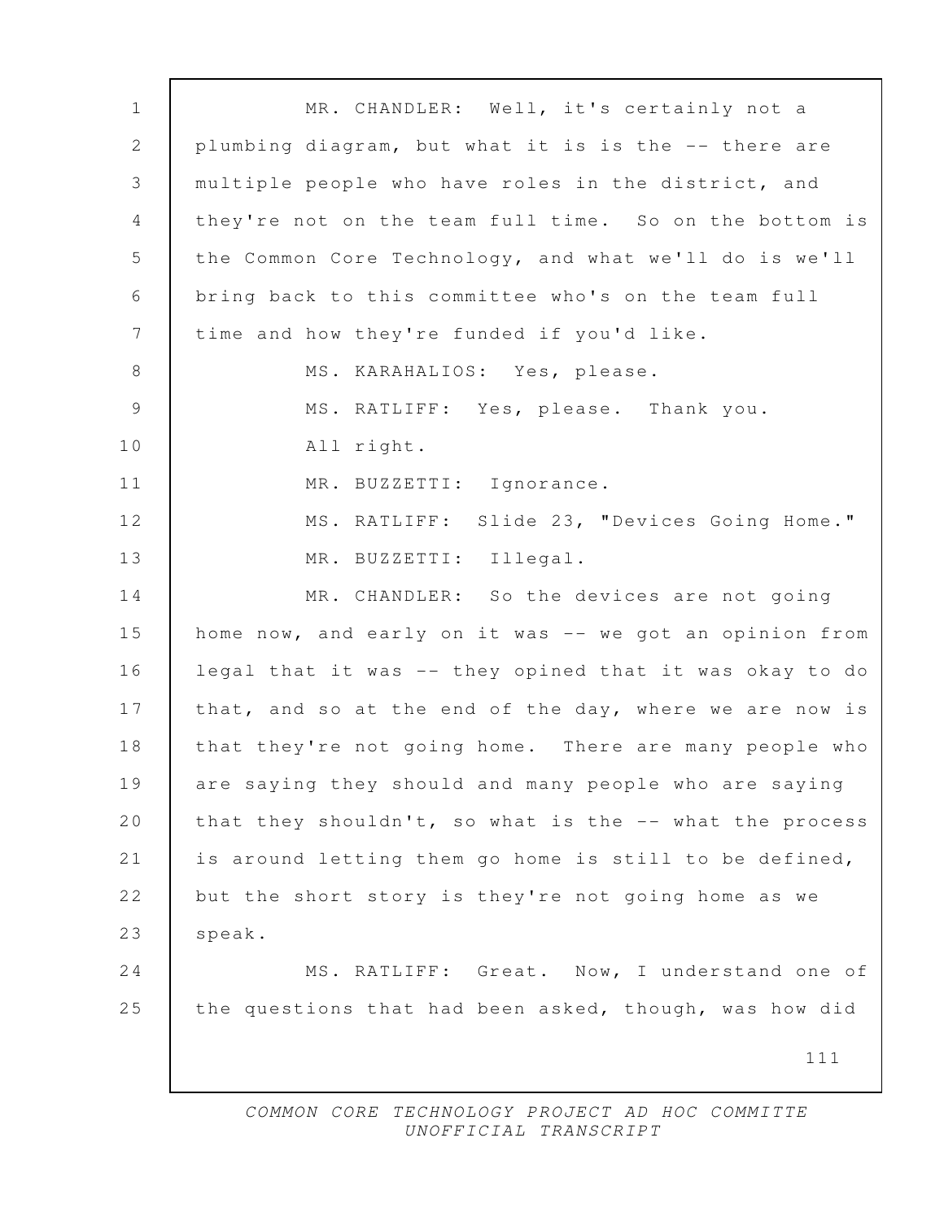MR. CHANDLER: Well, it's certainly not a plumbing diagram, but what it is is the -- there are multiple people who have roles in the district, and they're not on the team full time. So on the bottom is the Common Core Technology, and what we'll do is we'll bring back to this committee who's on the team full time and how they're funded if you'd like.

MS. KARAHALIOS: Yes, please.

MS. RATLIFF: Yes, please. Thank you.

All right.

MR. BUZZETTI: Ignorance.

MS. RATLIFF: Slide 23, "Devices Going Home."

MR. BUZZETTI: Illegal.

MR. CHANDLER: So the devices are not going home now, and early on it was -- we got an opinion from legal that it was -- they opined that it was okay to do that, and so at the end of the day, where we are now is that they're not going home. There are many people who are saying they should and many people who are saying that they shouldn't, so what is the -- what the process is around letting them go home is still to be defined, but the short story is they're not going home as we speak.

MS. RATLIFF: Great. Now, I understand one of the questions that had been asked, though, was how did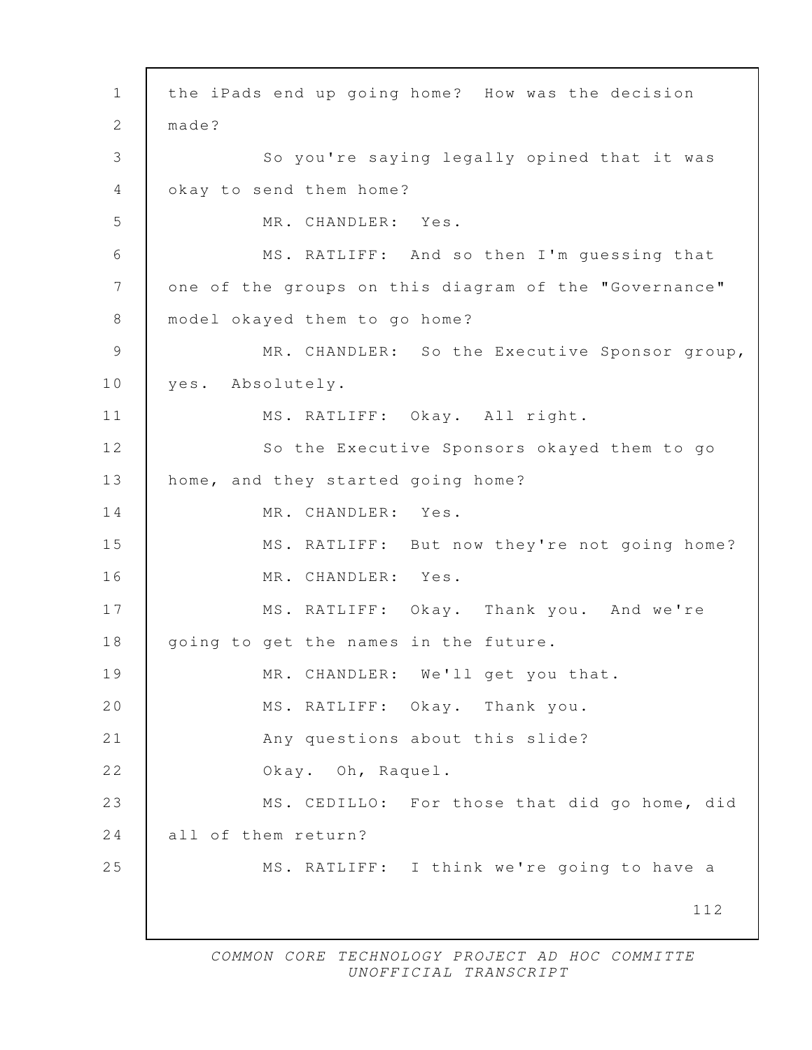the iPads end up going home? How was the decision made?

So you're saying legally opined that it was okay to send them home?

MR. CHANDLER: Yes.

MS. RATLIFF: And so then I'm guessing that one of the groups on this diagram of the "Governance" model okayed them to go home?

MR. CHANDLER: So the Executive Sponsor group, yes. Absolutely.

MS. RATLIFF: Okay. All right.

So the Executive Sponsors okayed them to go home, and they started going home?

MR. CHANDLER: Yes.

MS. RATLIFF: But now they're not going home?

MR. CHANDLER: Yes.

MS. RATLIFF: Okay. Thank you. And we're going to get the names in the future.

MR. CHANDLER: We'll get you that.

MS. RATLIFF: Okay. Thank you.

Any questions about this slide?

Okay. Oh, Raquel.

MS. CEDILLO: For those that did go home, did all of them return?

MS. RATLIFF: I think we're going to have a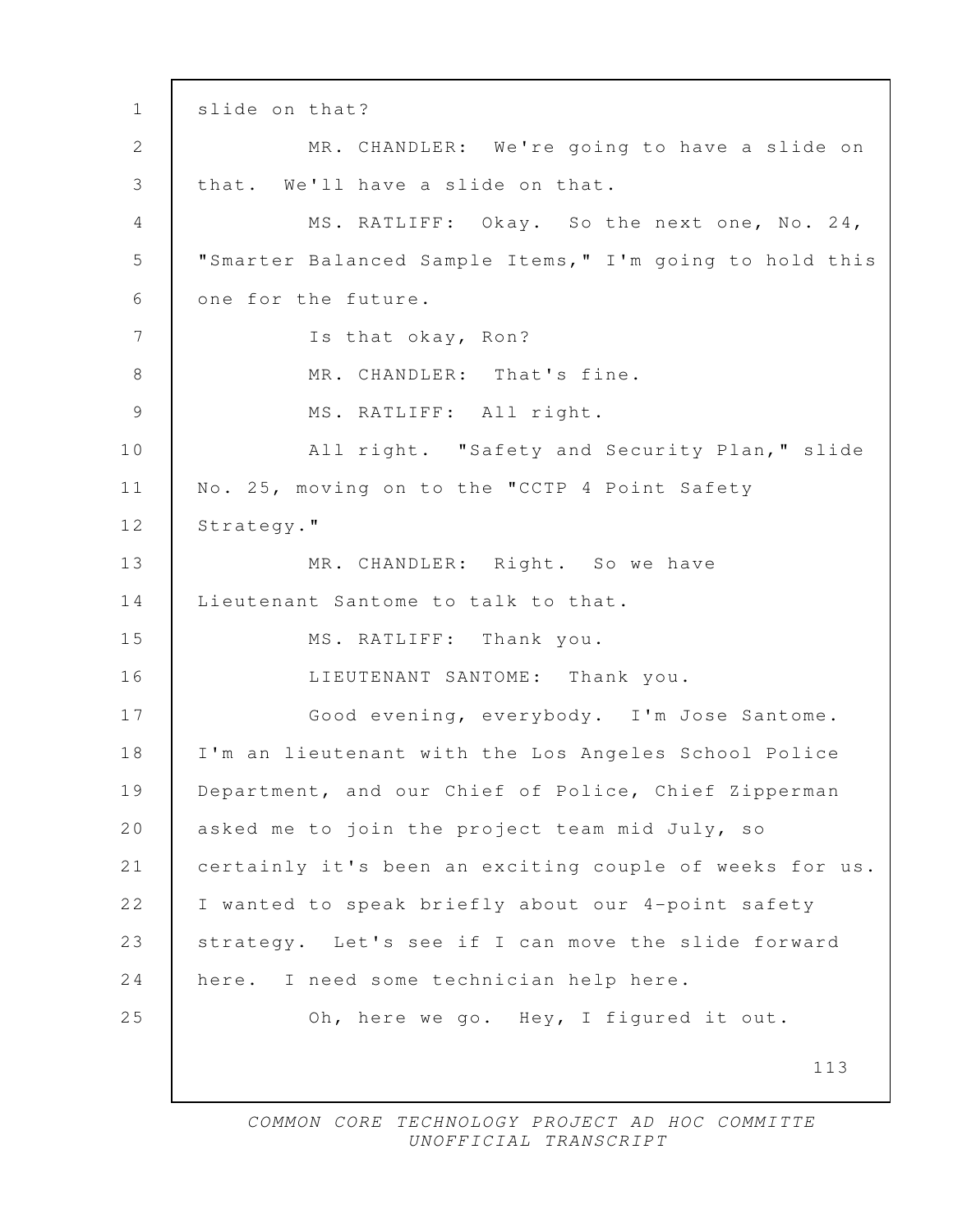slide on that?

MR. CHANDLER: We're going to have a slide on that. We'll have a slide on that.

MS. RATLIFF: Okay. So the next one, No. 24, "Smarter Balanced Sample Items," I'm going to hold this one for the future.

Is that okay, Ron?

MR. CHANDLER: That's fine.

MS. RATLIFF: All right.

All right. "Safety and Security Plan," slide No. 25, moving on to the "CCTP 4 Point Safety Strategy."

MR. CHANDLER: Right. So we have Lieutenant Santome to talk to that.

MS. RATLIFF: Thank you.

LIEUTENANT SANTOME: Thank you.

Good evening, everybody. I'm Jose Santome. I'm an lieutenant with the Los Angeles School Police Department, and our Chief of Police, Chief Zipperman asked me to join the project team mid July, so certainly it's been an exciting couple of weeks for us. I wanted to speak briefly about our 4-point safety strategy. Let's see if I can move the slide forward here. I need some technician help here.

Oh, here we go. Hey, I figured it out.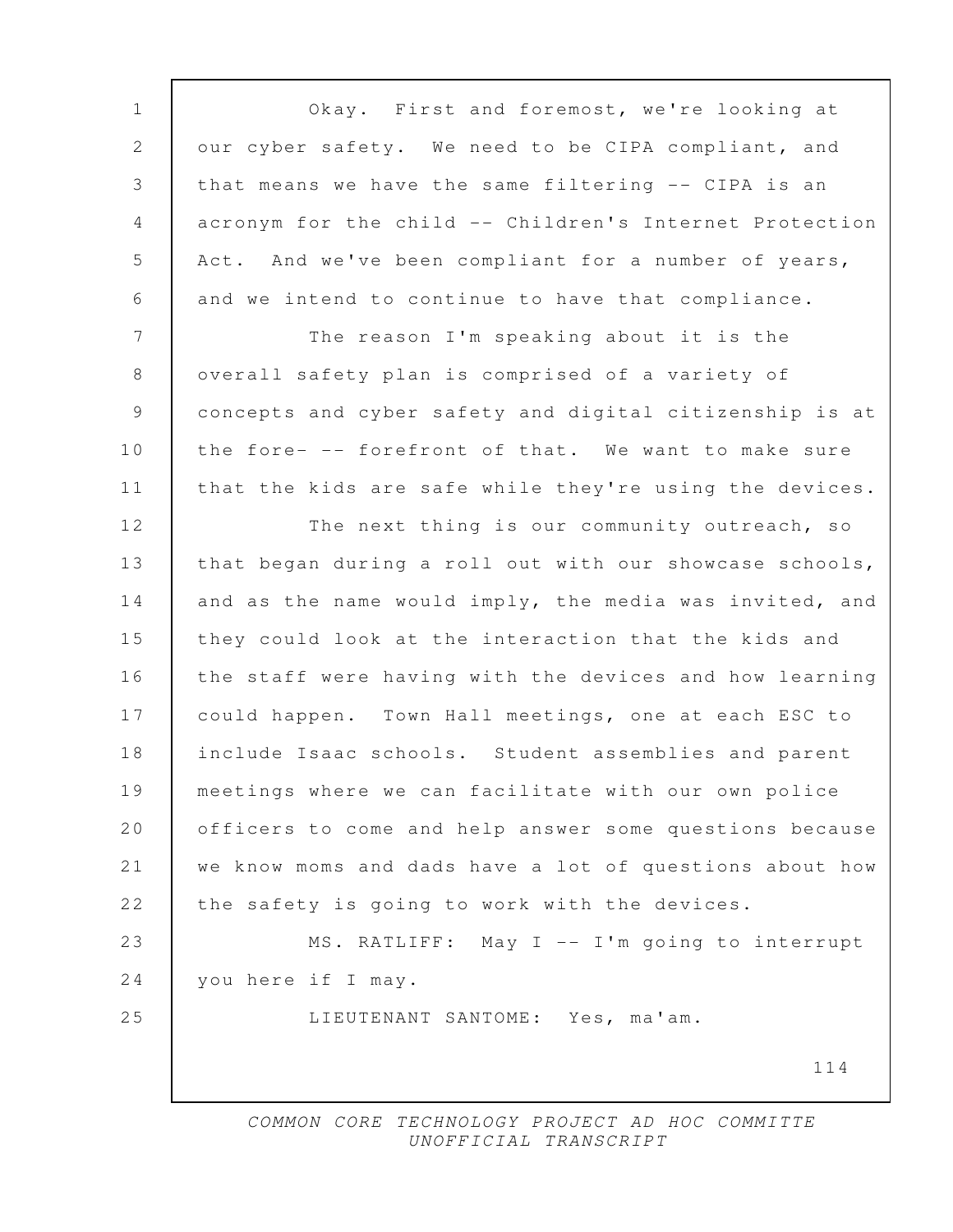Okay. First and foremost, we're looking at our cyber safety. We need to be CIPA compliant, and that means we have the same filtering -- CIPA is an acronym for the child -- Children's Internet Protection Act. And we've been compliant for a number of years, and we intend to continue to have that compliance.

The reason I'm speaking about it is the overall safety plan is comprised of a variety of concepts and cyber safety and digital citizenship is at the fore- -- forefront of that. We want to make sure that the kids are safe while they're using the devices.

The next thing is our community outreach, so that began during a roll out with our showcase schools, and as the name would imply, the media was invited, and they could look at the interaction that the kids and the staff were having with the devices and how learning could happen. Town Hall meetings, one at each ESC to include Isaac schools. Student assemblies and parent meetings where we can facilitate with our own police officers to come and help answer some questions because we know moms and dads have a lot of questions about how the safety is going to work with the devices.

MS. RATLIFF: May I -- I'm going to interrupt you here if I may.

LIEUTENANT SANTOME: Yes, ma'am.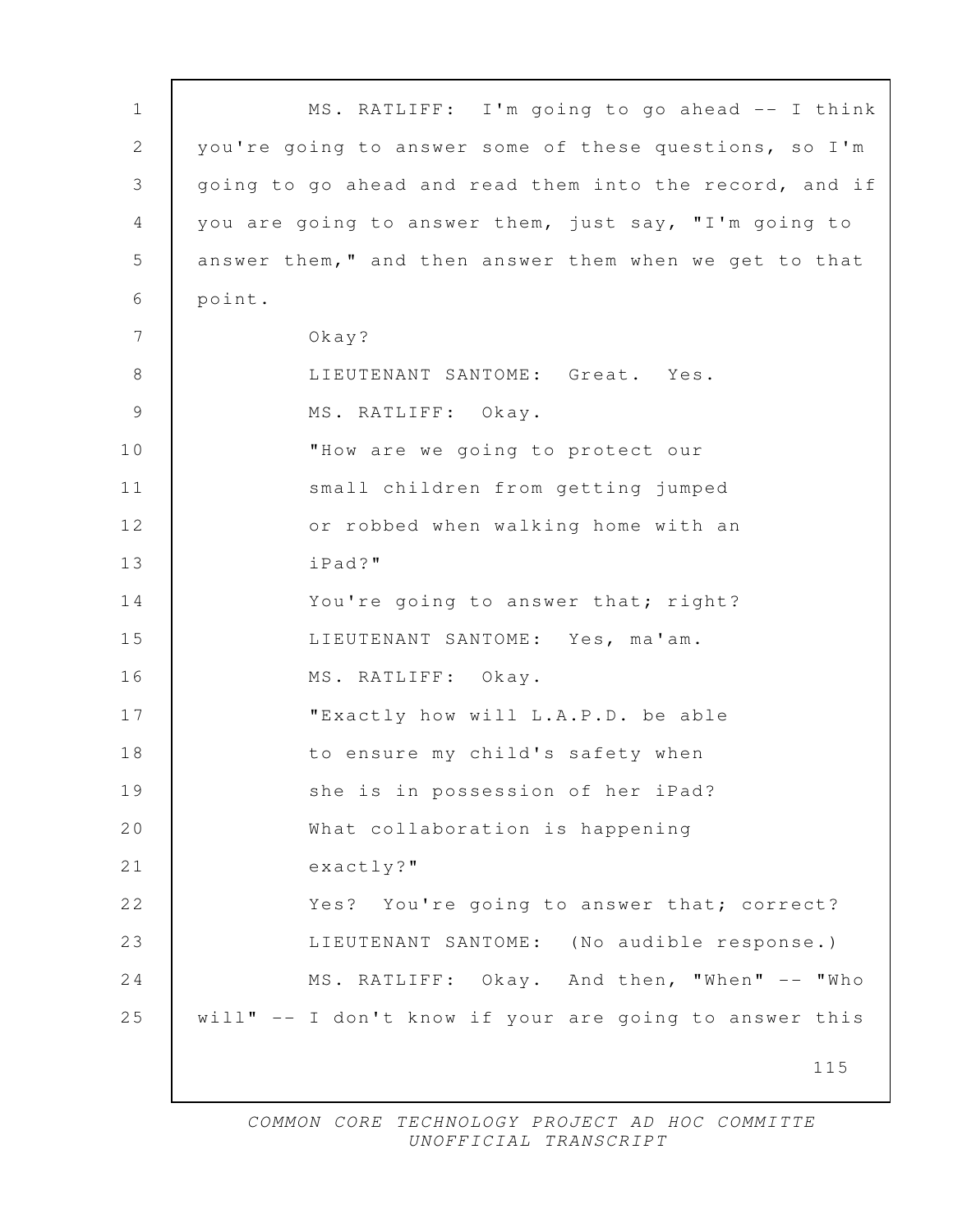MS. RATLIFF: I'm going to go ahead -- I think you're going to answer some of these questions, so I'm going to go ahead and read them into the record, and if you are going to answer them, just say, "I'm going to answer them," and then answer them when we get to that point.

Okay?

LIEUTENANT SANTOME: Great. Yes.

MS. RATLIFF: Okay.

"How are we going to protect our small children from getting jumped or robbed when walking home with an iPad?"

You're going to answer that; right?

LIEUTENANT SANTOME: Yes, ma'am.

MS. RATLIFF: Okay.

"Exactly how will L.A.P.D. be able to ensure my child's safety when she is in possession of her iPad? What collaboration is happening exactly?"

Yes? You're going to answer that; correct?

LIEUTENANT SANTOME: (No audible response.)

MS. RATLIFF: Okay. And then, "When" -- "Who will" -- I don't know if your are going to answer this

*COMMON CORE TECHNOLOGY PROJECT AD HOC COMMITTE*
*UNOFFICIAL TRANSCRIPT*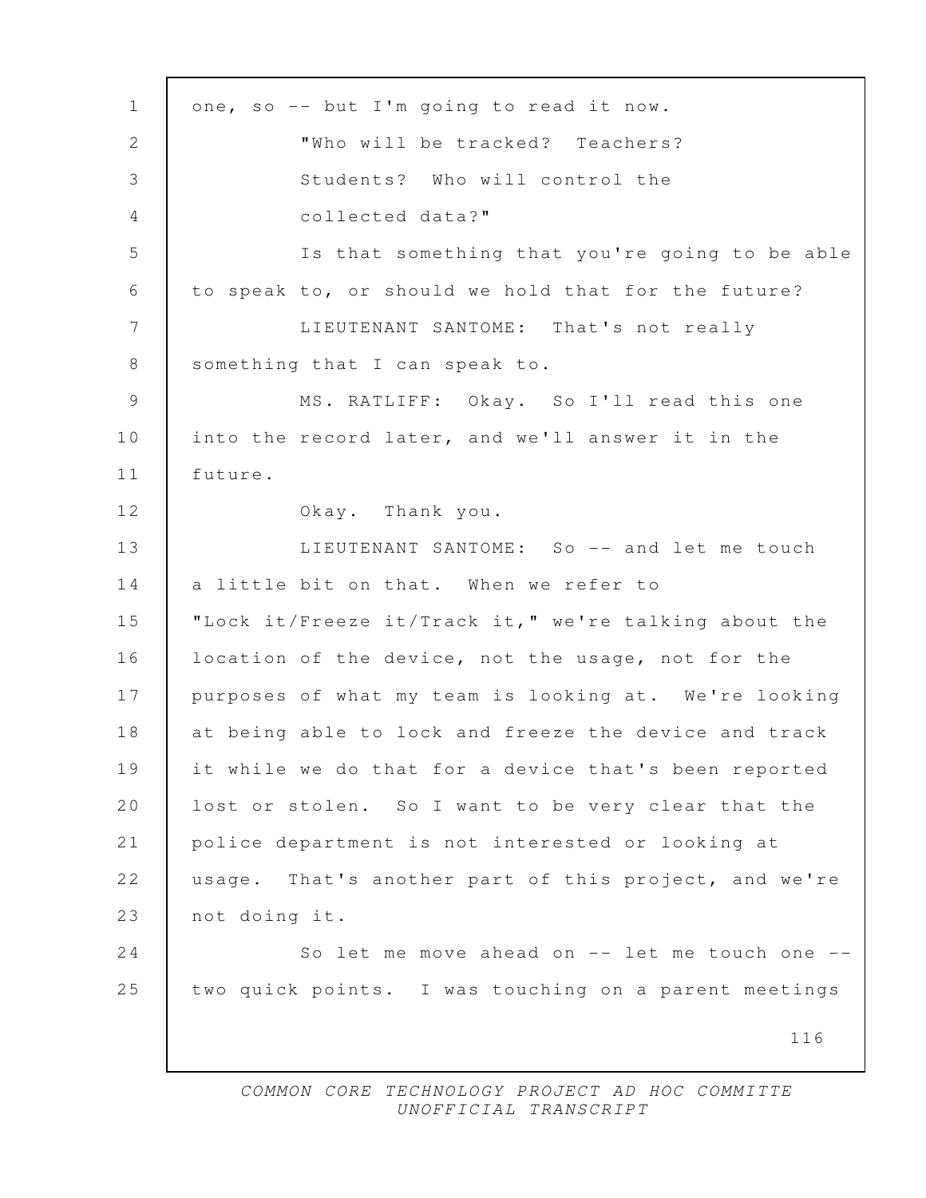one, so -- but I'm going to read it now.

"Who will be tracked? Teachers? Students? Who will control the collected data?"

Is that something that you're going to be able to speak to, or should we hold that for the future?

LIEUTENANT SANTOME: That's not really something that I can speak to.

MS. RATLIFF: Okay. So I'll read this one into the record later, and we'll answer it in the future.

Okay. Thank you.

LIEUTENANT SANTOME: So -- and let me touch a little bit on that. When we refer to "Lock it/Freeze it/Track it," we're talking about the location of the device, not the usage, not for the purposes of what my team is looking at. We're looking at being able to lock and freeze the device and track it while we do that for a device that's been reported lost or stolen. So I want to be very clear that the police department is not interested or looking at usage. That's another part of this project, and we're not doing it.

So let me move ahead on -- let me touch one -- two quick points. I was touching on a parent meetings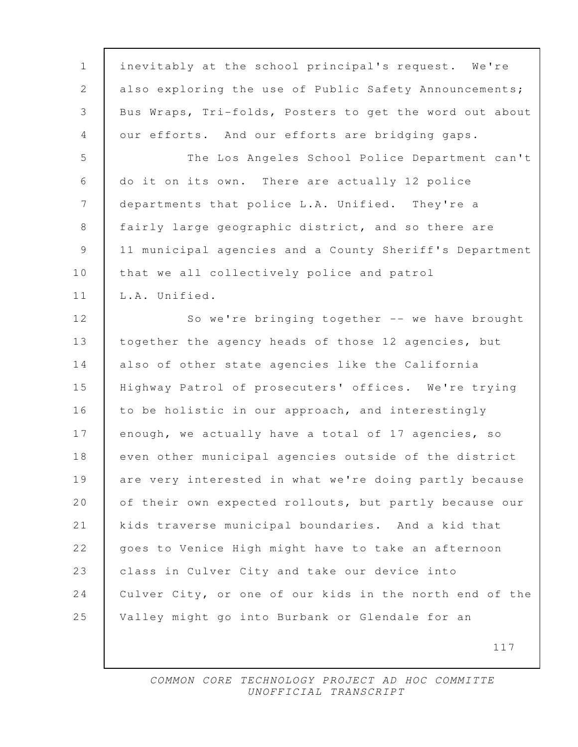inevitably at the school principal's request. We're also exploring the use of Public Safety Announcements; Bus Wraps, Tri-folds, Posters to get the word out about our efforts. And our efforts are bridging gaps.

The Los Angeles School Police Department can't do it on its own. There are actually 12 police departments that police L.A. Unified. They're a fairly large geographic district, and so there are 11 municipal agencies and a County Sheriff's Department that we all collectively police and patrol L.A. Unified.

So we're bringing together -- we have brought together the agency heads of those 12 agencies, but also of other state agencies like the California Highway Patrol of prosecuters' offices. We're trying to be holistic in our approach, and interestingly enough, we actually have a total of 17 agencies, so even other municipal agencies outside of the district are very interested in what we're doing partly because of their own expected rollouts, but partly because our kids traverse municipal boundaries. And a kid that goes to Venice High might have to take an afternoon class in Culver City and take our device into Culver City, or one of our kids in the north end of the Valley might go into Burbank or Glendale for an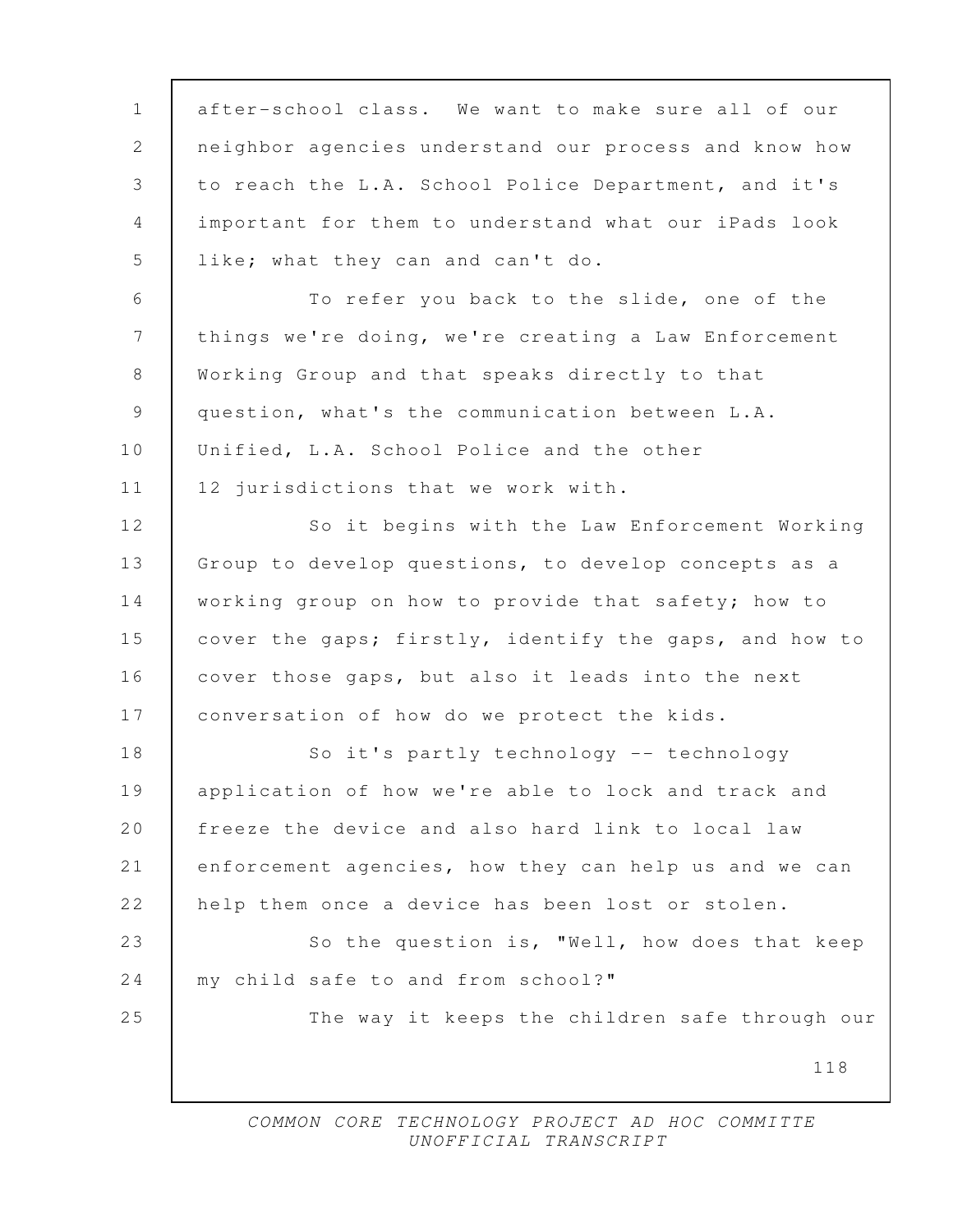after-school class. We want to make sure all of our neighbor agencies understand our process and know how to reach the L.A. School Police Department, and it's important for them to understand what our iPads look like; what they can and can't do.

To refer you back to the slide, one of the things we're doing, we're creating a Law Enforcement Working Group and that speaks directly to that question, what's the communication between L.A. Unified, L.A. School Police and the other 12 jurisdictions that we work with.

So it begins with the Law Enforcement Working Group to develop questions, to develop concepts as a working group on how to provide that safety; how to cover the gaps; firstly, identify the gaps, and how to cover those gaps, but also it leads into the next conversation of how do we protect the kids.

So it's partly technology -- technology application of how we're able to lock and track and freeze the device and also hard link to local law enforcement agencies, how they can help us and we can help them once a device has been lost or stolen.

So the question is, "Well, how does that keep my child safe to and from school?"

The way it keeps the children safe through our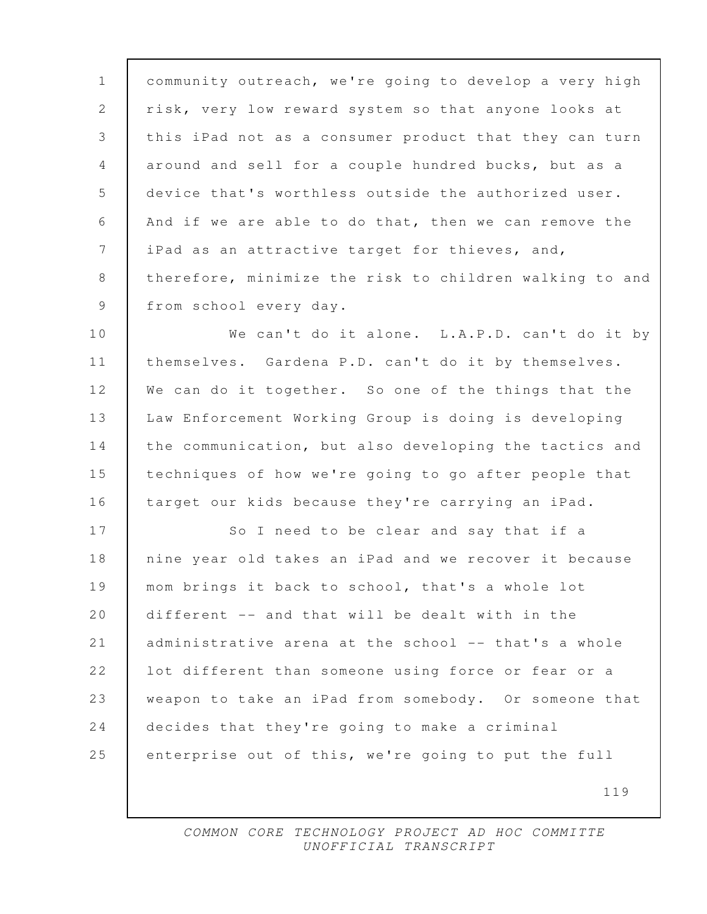community outreach, we're going to develop a very high risk, very low reward system so that anyone looks at this iPad not as a consumer product that they can turn around and sell for a couple hundred bucks, but as a device that's worthless outside the authorized user. And if we are able to do that, then we can remove the iPad as an attractive target for thieves, and, therefore, minimize the risk to children walking to and from school every day.

We can't do it alone. L.A.P.D. can't do it by themselves. Gardena P.D. can't do it by themselves. We can do it together. So one of the things that the Law Enforcement Working Group is doing is developing the communication, but also developing the tactics and techniques of how we're going to go after people that target our kids because they're carrying an iPad.

So I need to be clear and say that if a nine year old takes an iPad and we recover it because mom brings it back to school, that's a whole lot different -- and that will be dealt with in the administrative arena at the school -- that's a whole lot different than someone using force or fear or a weapon to take an iPad from somebody. Or someone that decides that they're going to make a criminal enterprise out of this, we're going to put the full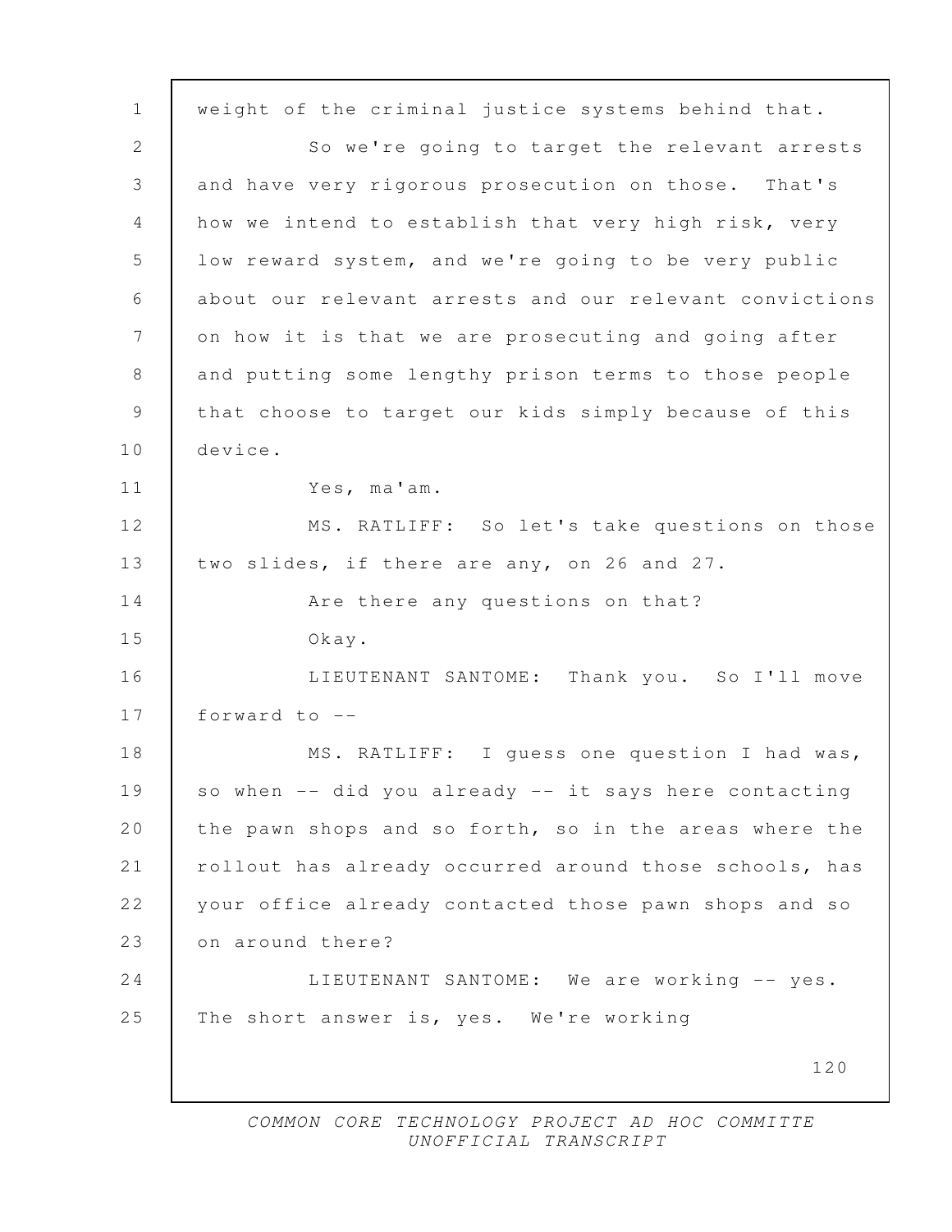weight of the criminal justice systems behind that.

So we're going to target the relevant arrests and have very rigorous prosecution on those. That's how we intend to establish that very high risk, very low reward system, and we're going to be very public about our relevant arrests and our relevant convictions on how it is that we are prosecuting and going after and putting some lengthy prison terms to those people that choose to target our kids simply because of this device.

Yes, ma'am.

MS. RATLIFF: So let's take questions on those two slides, if there are any, on 26 and 27.

Are there any questions on that?

Okay.

LIEUTENANT SANTOME: Thank you. So I'll move forward to --

MS. RATLIFF: I guess one question I had was, so when -- did you already -- it says here contacting the pawn shops and so forth, so in the areas where the rollout has already occurred around those schools, has your office already contacted those pawn shops and so on around there?

LIEUTENANT SANTOME: We are working -- yes. The short answer is, yes. We're working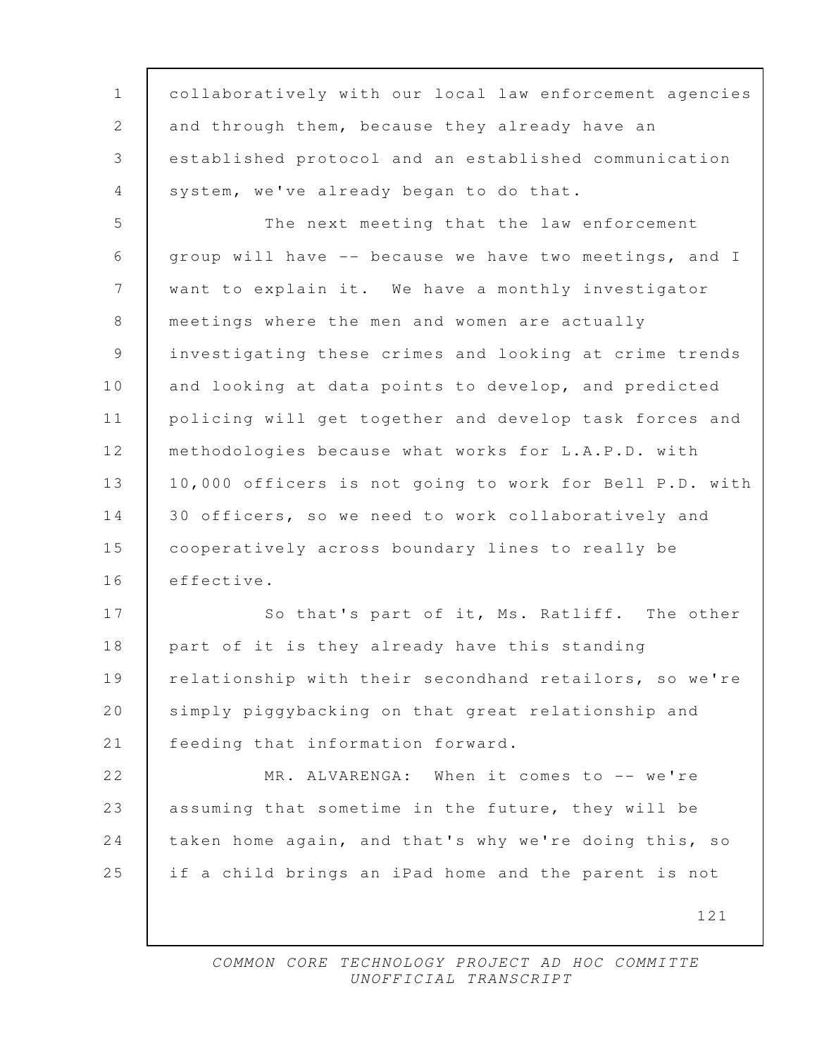collaboratively with our local law enforcement agencies and through them, because they already have an established protocol and an established communication system, we've already began to do that.

The next meeting that the law enforcement group will have -- because we have two meetings, and I want to explain it. We have a monthly investigator meetings where the men and women are actually investigating these crimes and looking at crime trends and looking at data points to develop, and predicted policing will get together and develop task forces and methodologies because what works for L.A.P.D. with 10,000 officers is not going to work for Bell P.D. with 30 officers, so we need to work collaboratively and cooperatively across boundary lines to really be effective.

So that's part of it, Ms. Ratliff. The other part of it is they already have this standing relationship with their secondhand retailors, so we're simply piggybacking on that great relationship and feeding that information forward.

MR. ALVARENGA: When it comes to -- we're assuming that sometime in the future, they will be taken home again, and that's why we're doing this, so if a child brings an iPad home and the parent is not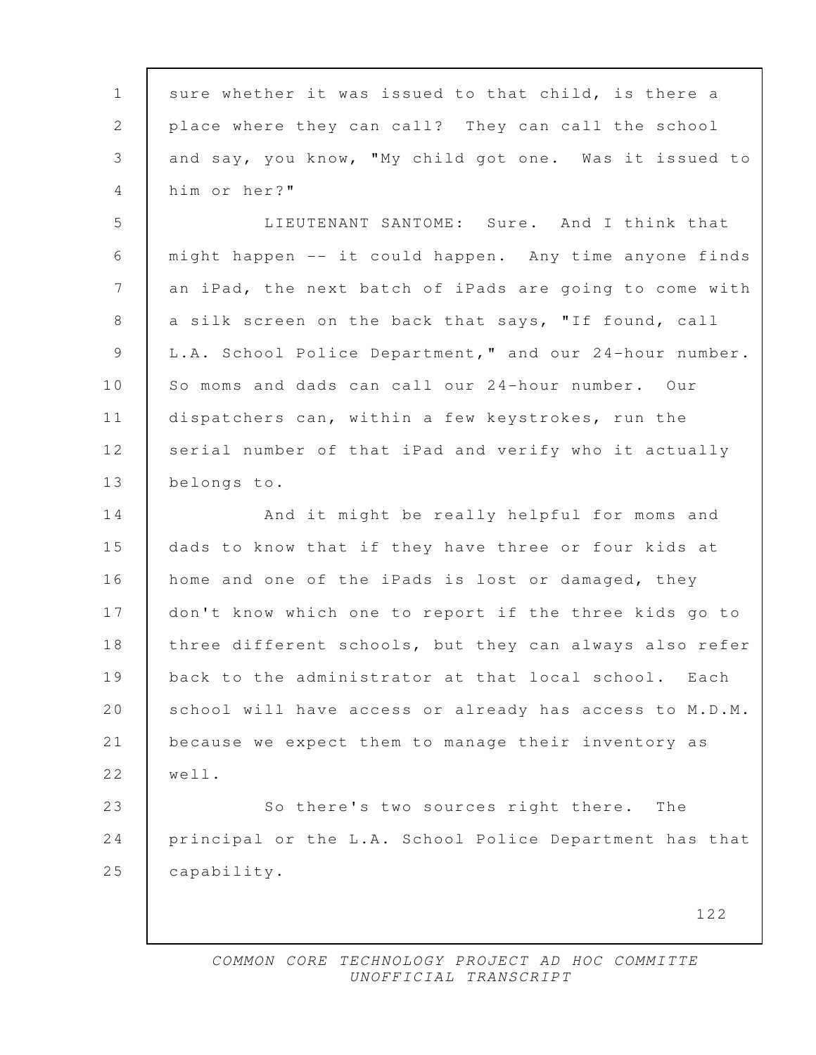sure whether it was issued to that child, is there a place where they can call? They can call the school and say, you know, "My child got one. Was it issued to him or her?"

LIEUTENANT SANTOME: Sure. And I think that might happen -- it could happen. Any time anyone finds an iPad, the next batch of iPads are going to come with a silk screen on the back that says, "If found, call L.A. School Police Department," and our 24-hour number. So moms and dads can call our 24-hour number. Our dispatchers can, within a few keystrokes, run the serial number of that iPad and verify who it actually belongs to.

And it might be really helpful for moms and dads to know that if they have three or four kids at home and one of the iPads is lost or damaged, they don't know which one to report if the three kids go to three different schools, but they can always also refer back to the administrator at that local school. Each school will have access or already has access to M.D.M. because we expect them to manage their inventory as well.

So there's two sources right there. The principal or the L.A. School Police Department has that capability.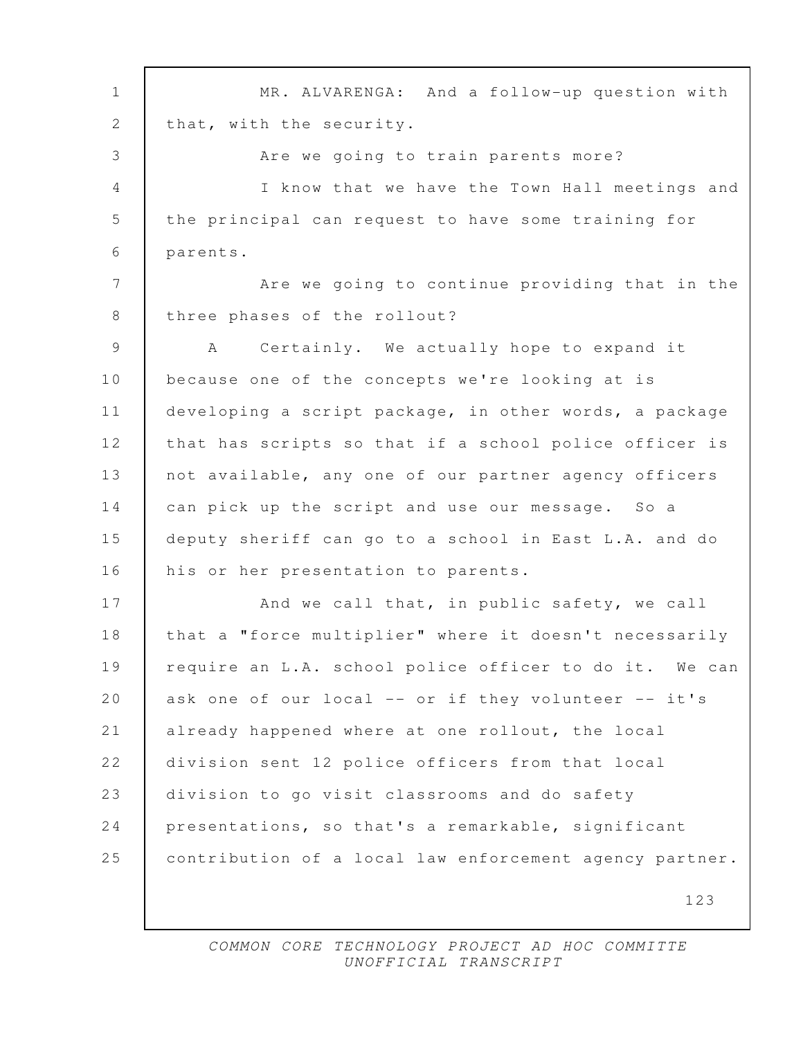MR. ALVARENGA: And a follow-up question with that, with the security.

Are we going to train parents more?

I know that we have the Town Hall meetings and the principal can request to have some training for parents.

Are we going to continue providing that in the three phases of the rollout?

A Certainly. We actually hope to expand it because one of the concepts we're looking at is developing a script package, in other words, a package that has scripts so that if a school police officer is not available, any one of our partner agency officers can pick up the script and use our message. So a deputy sheriff can go to a school in East L.A. and do his or her presentation to parents.

And we call that, in public safety, we call that a "force multiplier" where it doesn't necessarily require an L.A. school police officer to do it. We can ask one of our local -- or if they volunteer -- it's already happened where at one rollout, the local division sent 12 police officers from that local division to go visit classrooms and do safety presentations, so that's a remarkable, significant contribution of a local law enforcement agency partner.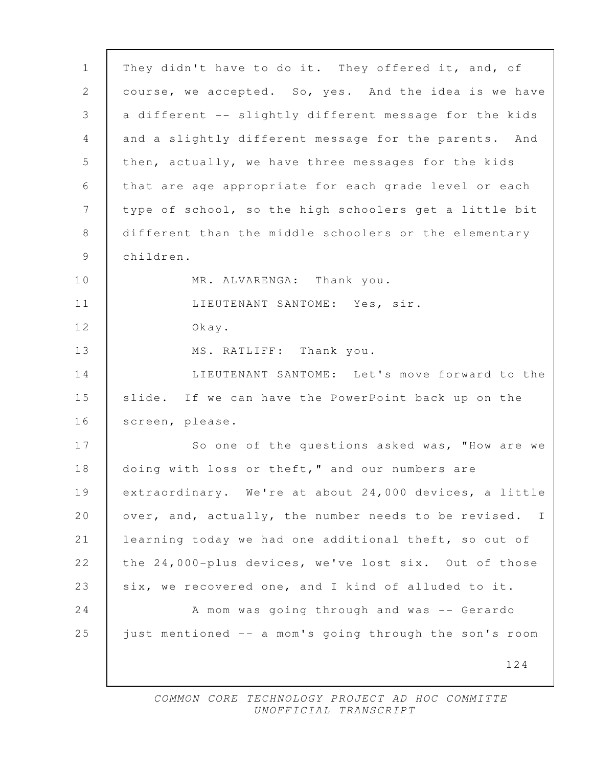They didn't have to do it. They offered it, and, of course, we accepted. So, yes. And the idea is we have a different -- slightly different message for the kids and a slightly different message for the parents. And then, actually, we have three messages for the kids that are age appropriate for each grade level or each type of school, so the high schoolers get a little bit different than the middle schoolers or the elementary children.

MR. ALVARENGA: Thank you.

LIEUTENANT SANTOME: Yes, sir.

Okay.

MS. RATLIFF: Thank you.

LIEUTENANT SANTOME: Let's move forward to the slide. If we can have the PowerPoint back up on the screen, please.

So one of the questions asked was, "How are we doing with loss or theft," and our numbers are extraordinary. We're at about 24,000 devices, a little over, and, actually, the number needs to be revised. I learning today we had one additional theft, so out of the 24,000-plus devices, we've lost six. Out of those six, we recovered one, and I kind of alluded to it.

A mom was going through and was -- Gerardo just mentioned -- a mom's going through the son's room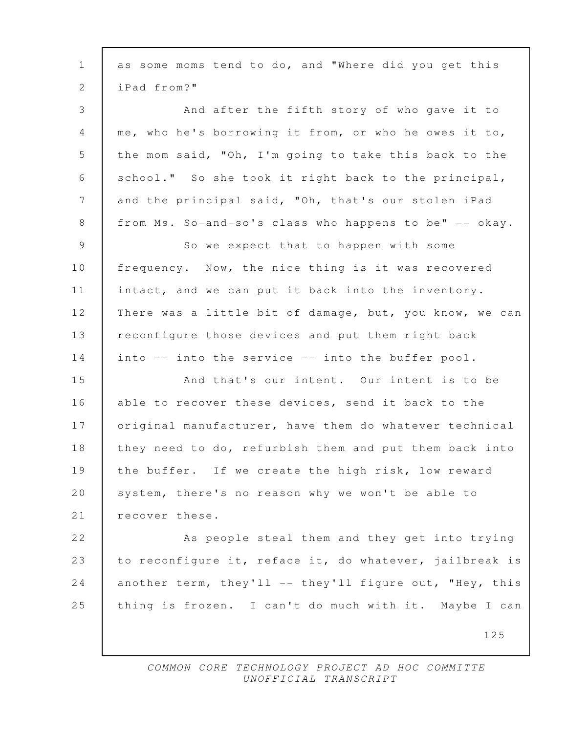as some moms tend to do, and "Where did you get this iPad from?"

And after the fifth story of who gave it to me, who he's borrowing it from, or who he owes it to, the mom said, "Oh, I'm going to take this back to the school." So she took it right back to the principal, and the principal said, "Oh, that's our stolen iPad from Ms. So-and-so's class who happens to be" -- okay.

So we expect that to happen with some frequency. Now, the nice thing is it was recovered intact, and we can put it back into the inventory. There was a little bit of damage, but, you know, we can reconfigure those devices and put them right back into -- into the service -- into the buffer pool.

And that's our intent. Our intent is to be able to recover these devices, send it back to the original manufacturer, have them do whatever technical they need to do, refurbish them and put them back into the buffer. If we create the high risk, low reward system, there's no reason why we won't be able to recover these.

As people steal them and they get into trying to reconfigure it, reface it, do whatever, jailbreak is another term, they'll -- they'll figure out, "Hey, this thing is frozen. I can't do much with it. Maybe I can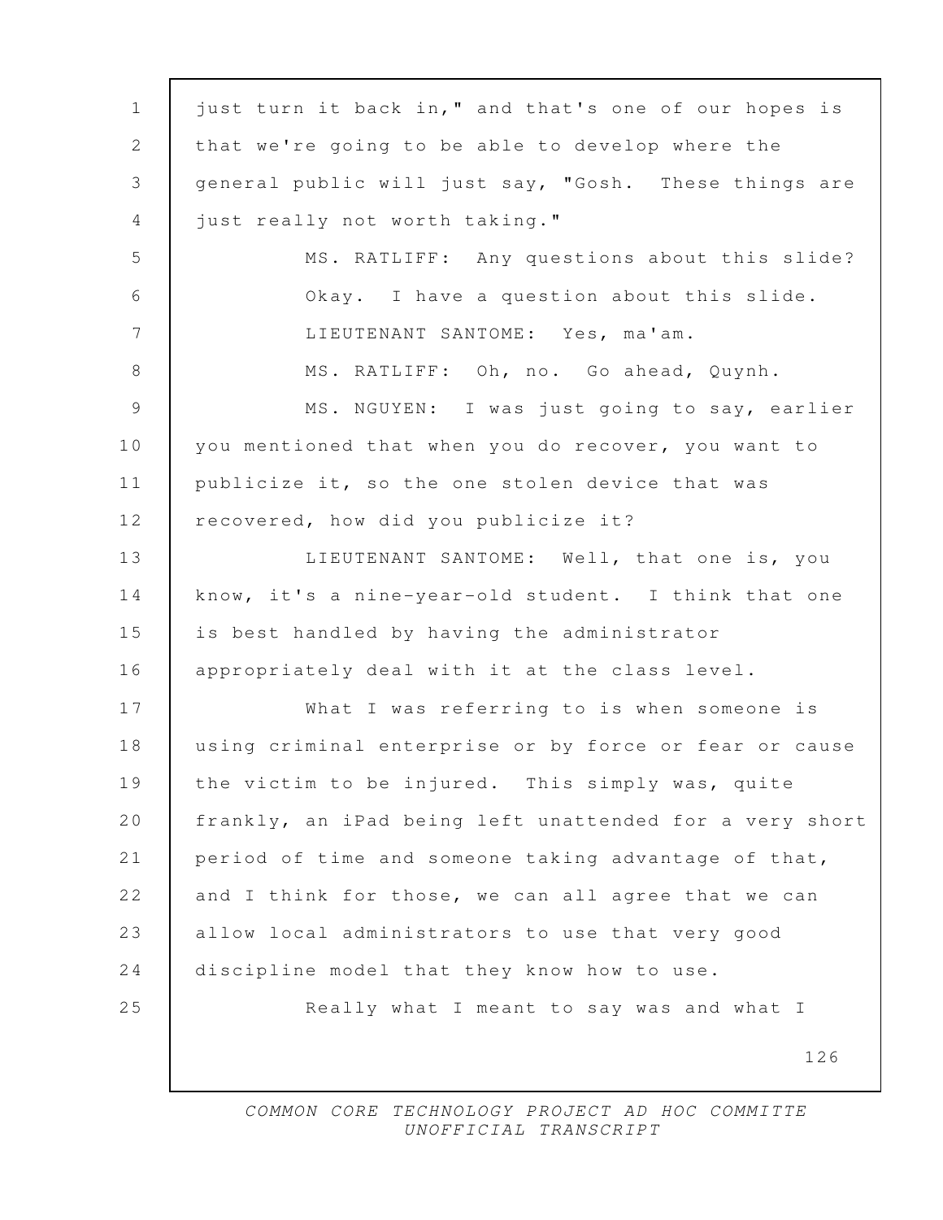just turn it back in," and that's one of our hopes is that we're going to be able to develop where the general public will just say, "Gosh. These things are just really not worth taking."

MS. RATLIFF: Any questions about this slide? Okay. I have a question about this slide.

LIEUTENANT SANTOME: Yes, ma'am.

MS. RATLIFF: Oh, no. Go ahead, Quynh.

MS. NGUYEN: I was just going to say, earlier you mentioned that when you do recover, you want to publicize it, so the one stolen device that was recovered, how did you publicize it?

LIEUTENANT SANTOME: Well, that one is, you know, it's a nine-year-old student. I think that one is best handled by having the administrator appropriately deal with it at the class level.

What I was referring to is when someone is using criminal enterprise or by force or fear or cause the victim to be injured. This simply was, quite frankly, an iPad being left unattended for a very short period of time and someone taking advantage of that, and I think for those, we can all agree that we can allow local administrators to use that very good discipline model that they know how to use.

Really what I meant to say was and what I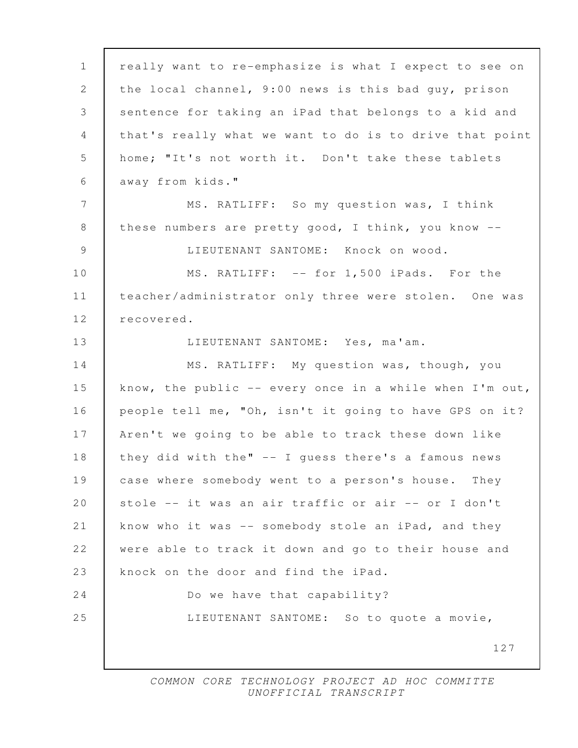really want to re-emphasize is what I expect to see on the local channel, 9:00 news is this bad guy, prison sentence for taking an iPad that belongs to a kid and that's really what we want to do is to drive that point home; "It's not worth it. Don't take these tablets away from kids."

MS. RATLIFF: So my question was, I think these numbers are pretty good, I think, you know --

LIEUTENANT SANTOME: Knock on wood.

MS. RATLIFF: -- for 1,500 iPads. For the teacher/administrator only three were stolen. One was recovered.

LIEUTENANT SANTOME: Yes, ma'am.

MS. RATLIFF: My question was, though, you know, the public -- every once in a while when I'm out, people tell me, "Oh, isn't it going to have GPS on it? Aren't we going to be able to track these down like they did with the" -- I guess there's a famous news case where somebody went to a person's house. They stole -- it was an air traffic or air -- or I don't know who it was -- somebody stole an iPad, and they were able to track it down and go to their house and knock on the door and find the iPad.

Do we have that capability?

LIEUTENANT SANTOME: So to quote a movie,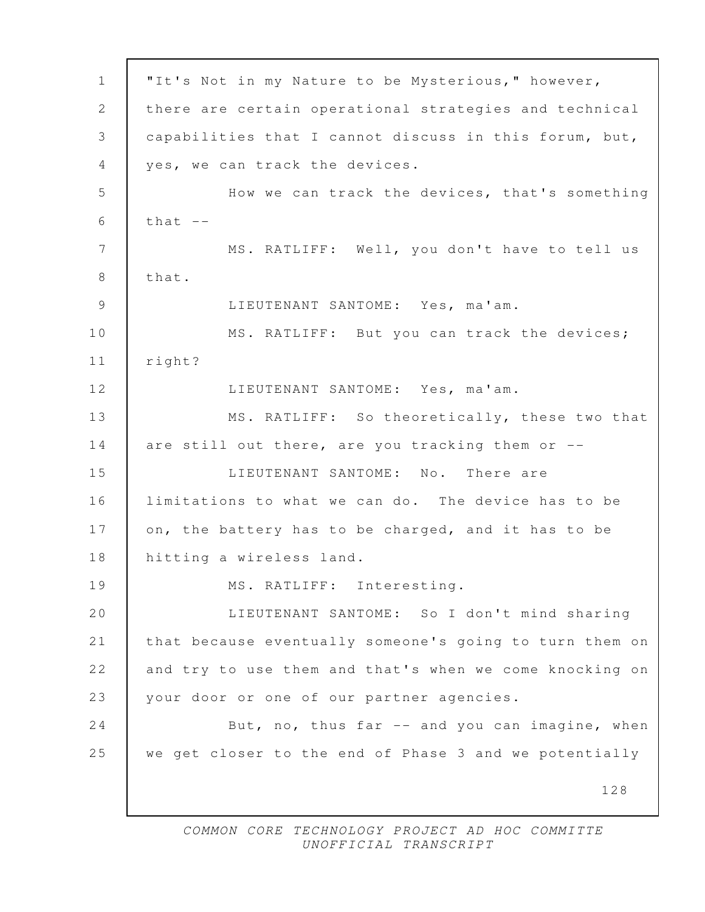"It's Not in my Nature to be Mysterious," however, there are certain operational strategies and technical capabilities that I cannot discuss in this forum, but, yes, we can track the devices.

How we can track the devices, that's something that --

MS. RATLIFF: Well, you don't have to tell us that.

LIEUTENANT SANTOME: Yes, ma'am.

MS. RATLIFF: But you can track the devices; right?

LIEUTENANT SANTOME: Yes, ma'am.

MS. RATLIFF: So theoretically, these two that are still out there, are you tracking them or --

LIEUTENANT SANTOME: No. There are limitations to what we can do. The device has to be on, the battery has to be charged, and it has to be hitting a wireless land.

MS. RATLIFF: Interesting.

LIEUTENANT SANTOME: So I don't mind sharing that because eventually someone's going to turn them on and try to use them and that's when we come knocking on your door or one of our partner agencies.

But, no, thus far -- and you can imagine, when we get closer to the end of Phase 3 and we potentially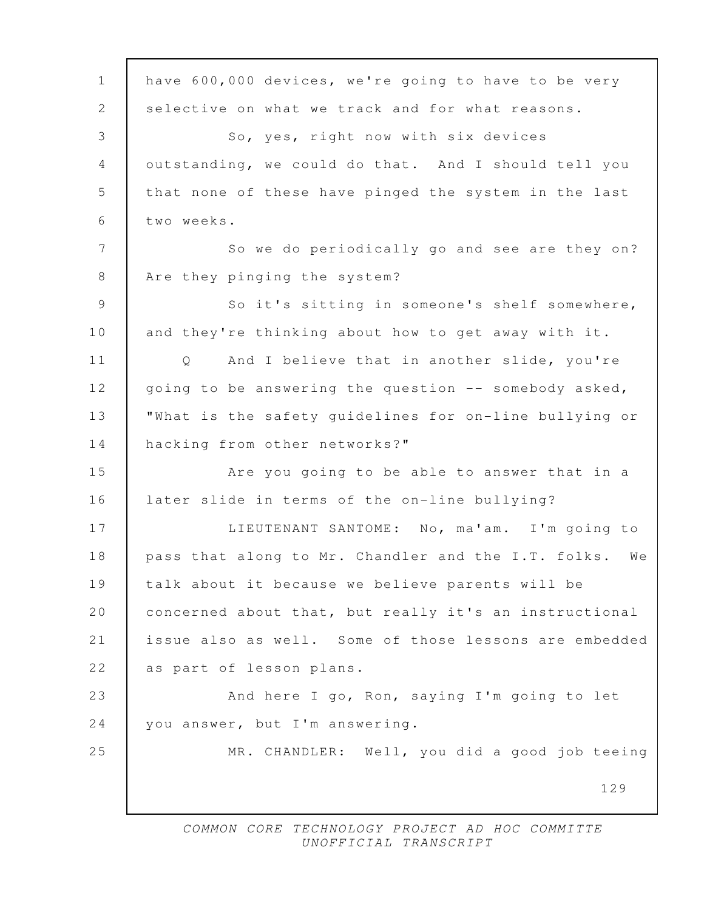have 600,000 devices, we're going to have to be very selective on what we track and for what reasons.

So, yes, right now with six devices outstanding, we could do that. And I should tell you that none of these have pinged the system in the last two weeks.

So we do periodically go and see are they on? Are they pinging the system?

So it's sitting in someone's shelf somewhere, and they're thinking about how to get away with it.

Q And I believe that in another slide, you're going to be answering the question -- somebody asked, "What is the safety guidelines for on-line bullying or hacking from other networks?"

Are you going to be able to answer that in a later slide in terms of the on-line bullying?

LIEUTENANT SANTOME: No, ma'am. I'm going to pass that along to Mr. Chandler and the I.T. folks. We talk about it because we believe parents will be concerned about that, but really it's an instructional issue also as well. Some of those lessons are embedded as part of lesson plans.

And here I go, Ron, saying I'm going to let you answer, but I'm answering.

MR. CHANDLER: Well, you did a good job teeing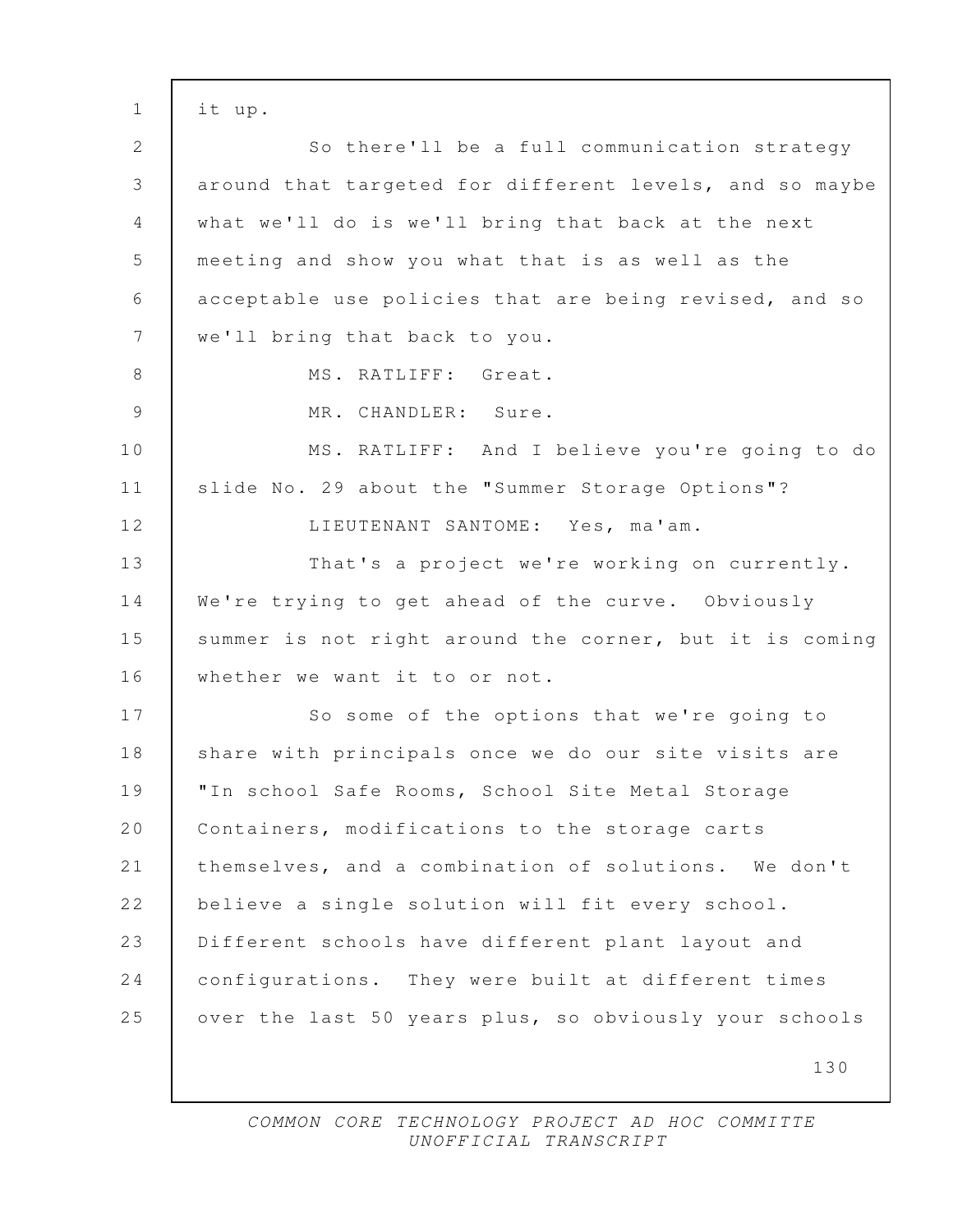it up.

So there'll be a full communication strategy around that targeted for different levels, and so maybe what we'll do is we'll bring that back at the next meeting and show you what that is as well as the acceptable use policies that are being revised, and so we'll bring that back to you.

MS. RATLIFF: Great.

MR. CHANDLER: Sure.

MS. RATLIFF: And I believe you're going to do slide No. 29 about the "Summer Storage Options"?

LIEUTENANT SANTOME: Yes, ma'am.

That's a project we're working on currently. We're trying to get ahead of the curve. Obviously summer is not right around the corner, but it is coming whether we want it to or not.

So some of the options that we're going to share with principals once we do our site visits are "In school Safe Rooms, School Site Metal Storage Containers, modifications to the storage carts themselves, and a combination of solutions. We don't believe a single solution will fit every school. Different schools have different plant layout and configurations. They were built at different times over the last 50 years plus, so obviously your schools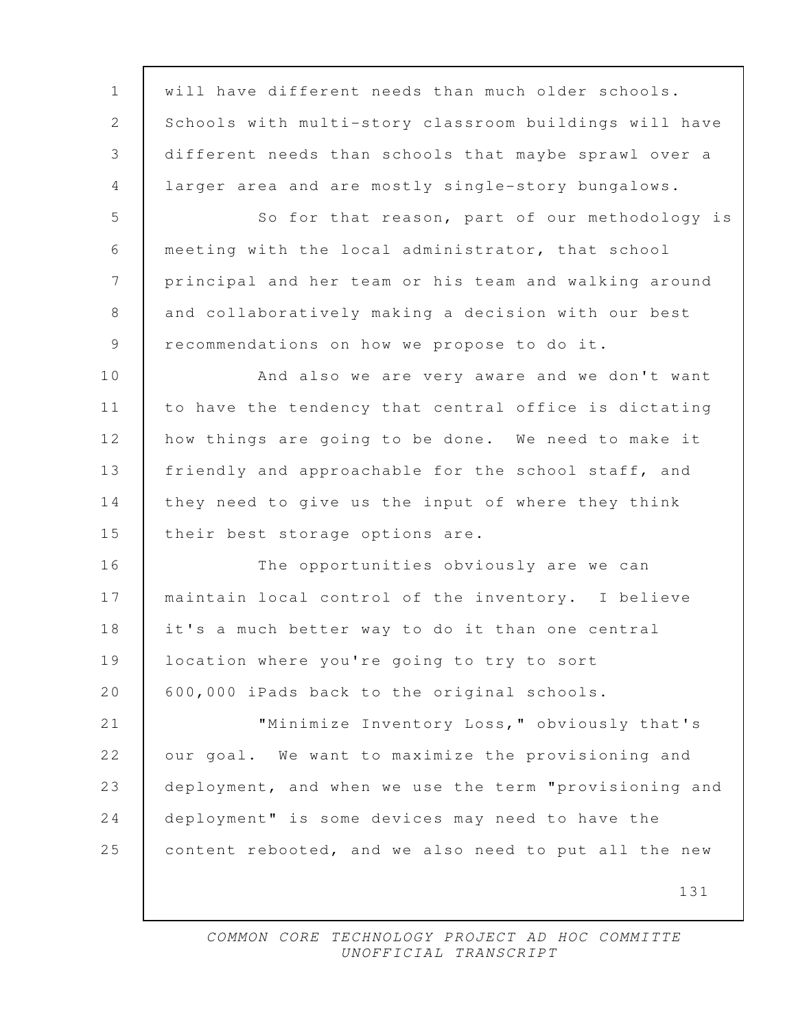will have different needs than much older schools. Schools with multi-story classroom buildings will have different needs than schools that maybe sprawl over a larger area and are mostly single-story bungalows.

So for that reason, part of our methodology is meeting with the local administrator, that school principal and her team or his team and walking around and collaboratively making a decision with our best recommendations on how we propose to do it.

And also we are very aware and we don't want to have the tendency that central office is dictating how things are going to be done. We need to make it friendly and approachable for the school staff, and they need to give us the input of where they think their best storage options are.

The opportunities obviously are we can maintain local control of the inventory. I believe it's a much better way to do it than one central location where you're going to try to sort 600,000 iPads back to the original schools.

"Minimize Inventory Loss," obviously that's our goal. We want to maximize the provisioning and deployment, and when we use the term "provisioning and deployment" is some devices may need to have the content rebooted, and we also need to put all the new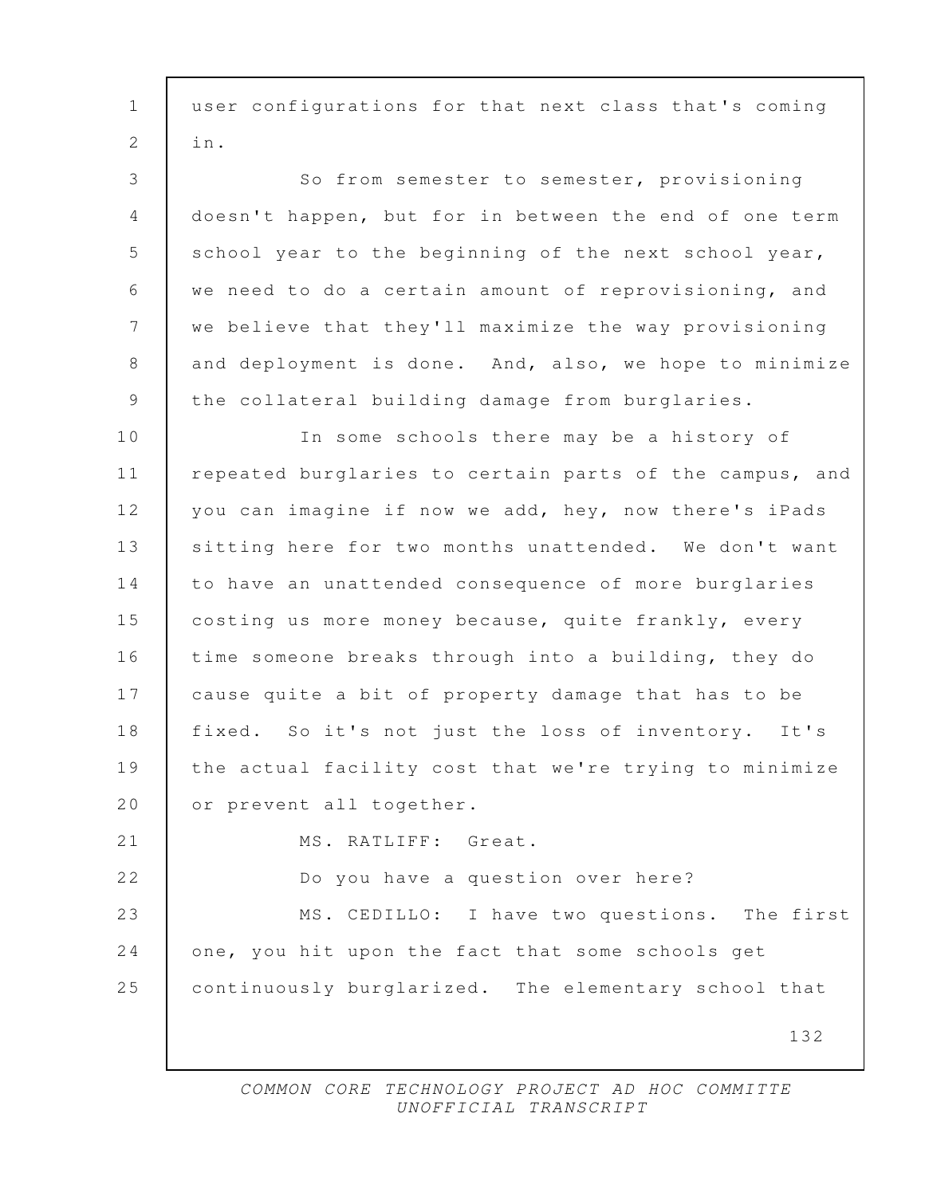user configurations for that next class that's coming in.

So from semester to semester, provisioning doesn't happen, but for in between the end of one term school year to the beginning of the next school year, we need to do a certain amount of reprovisioning, and we believe that they'll maximize the way provisioning and deployment is done. And, also, we hope to minimize the collateral building damage from burglaries.

In some schools there may be a history of repeated burglaries to certain parts of the campus, and you can imagine if now we add, hey, now there's iPads sitting here for two months unattended. We don't want to have an unattended consequence of more burglaries costing us more money because, quite frankly, every time someone breaks through into a building, they do cause quite a bit of property damage that has to be fixed. So it's not just the loss of inventory. It's the actual facility cost that we're trying to minimize or prevent all together.

MS. RATLIFF: Great.

Do you have a question over here?

MS. CEDILLO: I have two questions. The first one, you hit upon the fact that some schools get continuously burglarized. The elementary school that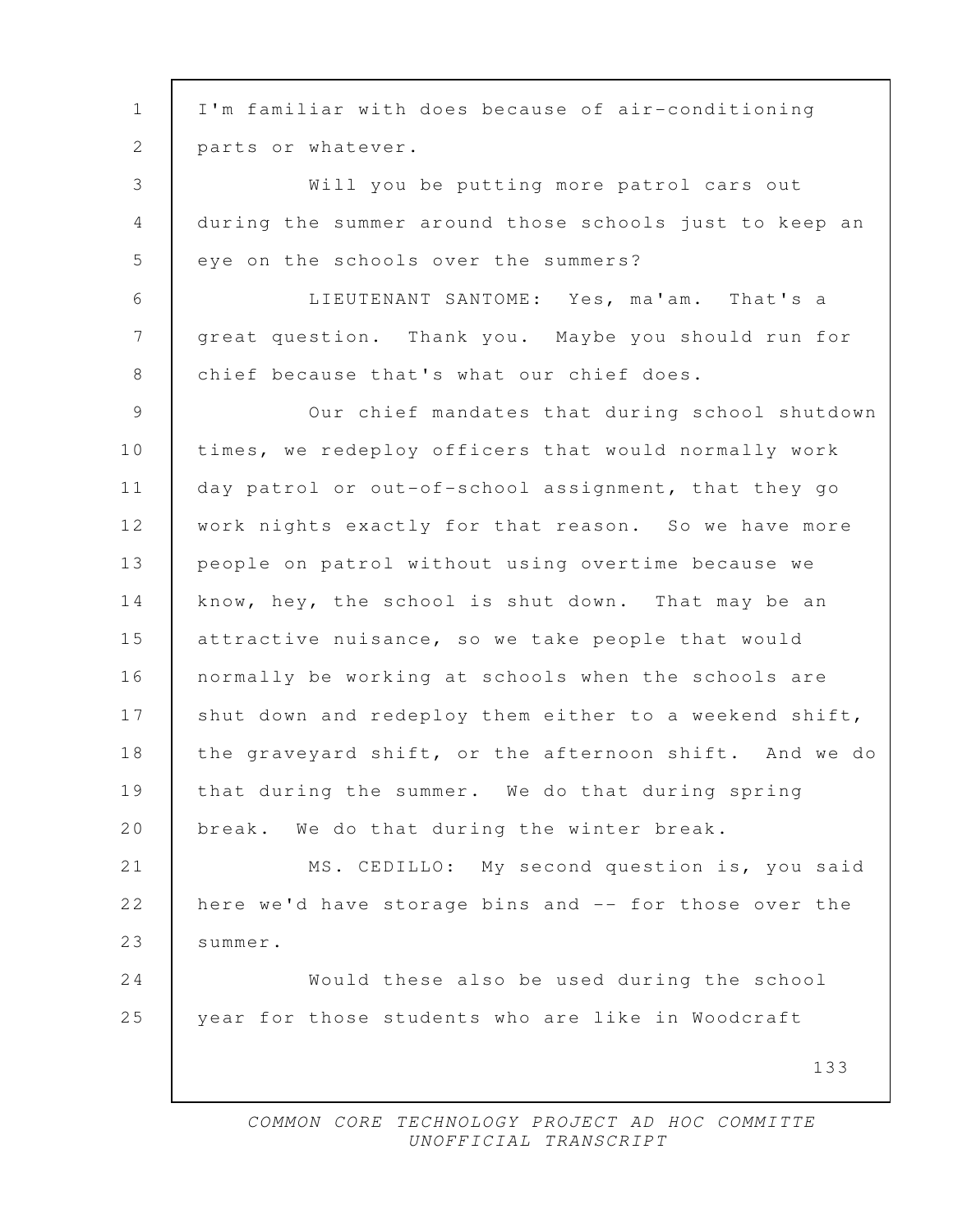I'm familiar with does because of air-conditioning parts or whatever.

Will you be putting more patrol cars out during the summer around those schools just to keep an eye on the schools over the summers?

LIEUTENANT SANTOME: Yes, ma'am. That's a great question. Thank you. Maybe you should run for chief because that's what our chief does.

Our chief mandates that during school shutdown times, we redeploy officers that would normally work day patrol or out-of-school assignment, that they go work nights exactly for that reason. So we have more people on patrol without using overtime because we know, hey, the school is shut down. That may be an attractive nuisance, so we take people that would normally be working at schools when the schools are shut down and redeploy them either to a weekend shift, the graveyard shift, or the afternoon shift. And we do that during the summer. We do that during spring break. We do that during the winter break.

MS. CEDILLO: My second question is, you said here we'd have storage bins and -- for those over the summer.

Would these also be used during the school year for those students who are like in Woodcraft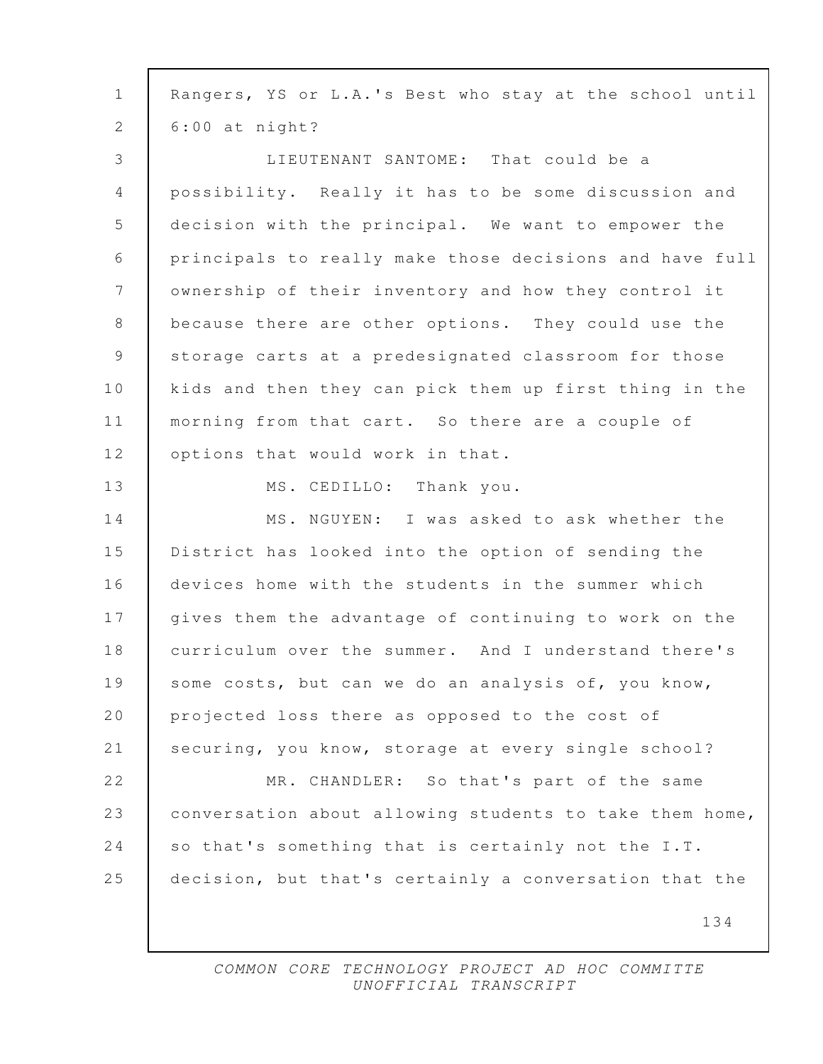Rangers, YS or L.A.'s Best who stay at the school until 6:00 at night?

LIEUTENANT SANTOME: That could be a possibility. Really it has to be some discussion and decision with the principal. We want to empower the principals to really make those decisions and have full ownership of their inventory and how they control it because there are other options. They could use the storage carts at a predesignated classroom for those kids and then they can pick them up first thing in the morning from that cart. So there are a couple of options that would work in that.

MS. CEDILLO: Thank you.

MS. NGUYEN: I was asked to ask whether the District has looked into the option of sending the devices home with the students in the summer which gives them the advantage of continuing to work on the curriculum over the summer. And I understand there's some costs, but can we do an analysis of, you know, projected loss there as opposed to the cost of securing, you know, storage at every single school?

MR. CHANDLER: So that's part of the same conversation about allowing students to take them home, so that's something that is certainly not the I.T. decision, but that's certainly a conversation that the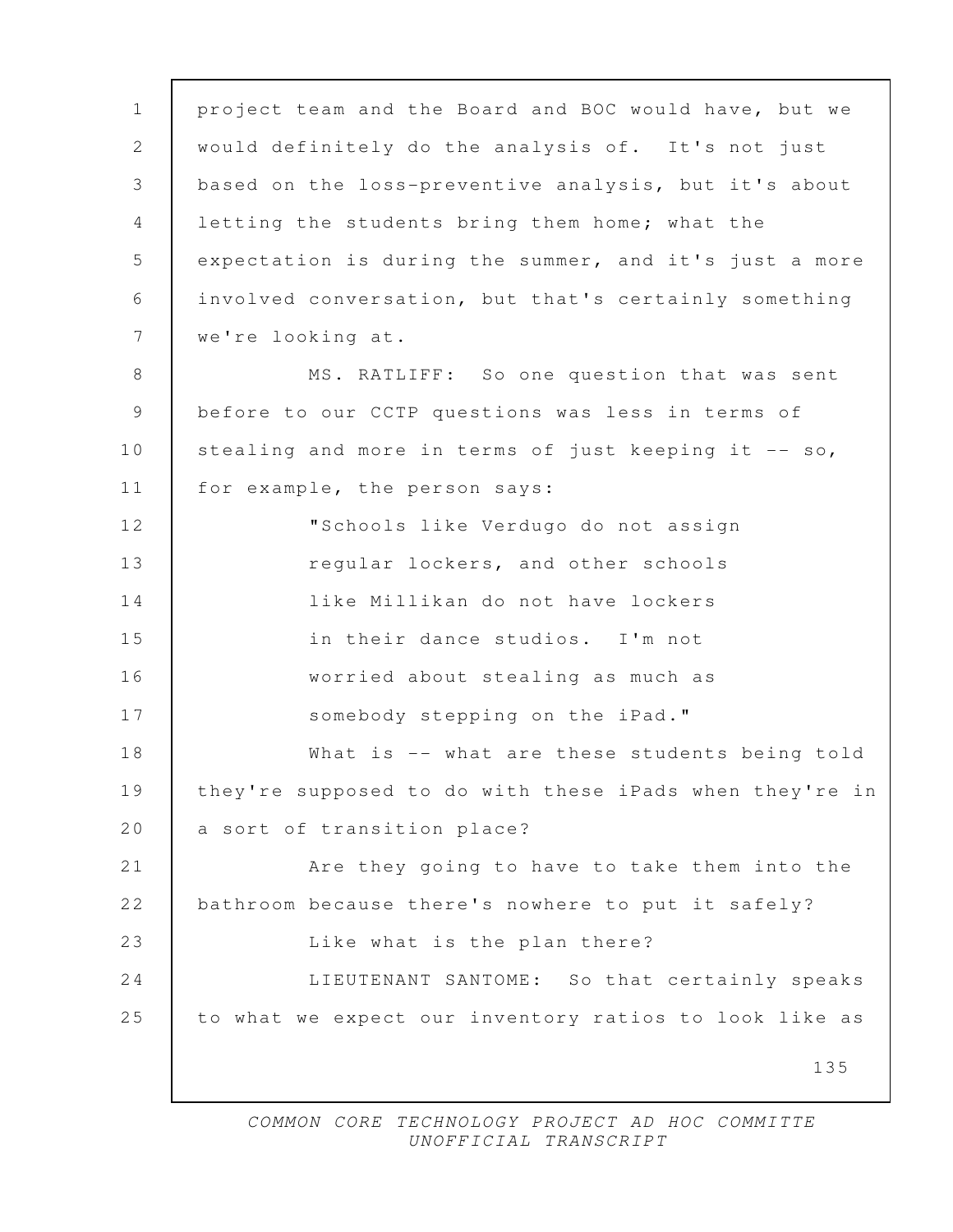project team and the Board and BOC would have, but we would definitely do the analysis of. It's not just based on the loss-preventive analysis, but it's about letting the students bring them home; what the expectation is during the summer, and it's just a more involved conversation, but that's certainly something we're looking at.

MS. RATLIFF: So one question that was sent before to our CCTP questions was less in terms of stealing and more in terms of just keeping it -- so, for example, the person says:

> "Schools like Verdugo do not assign regular lockers, and other schools like Millikan do not have lockers in their dance studios. I'm not worried about stealing as much as somebody stepping on the iPad."

What is -- what are these students being told they're supposed to do with these iPads when they're in a sort of transition place?

Are they going to have to take them into the bathroom because there's nowhere to put it safely?

Like what is the plan there?

LIEUTENANT SANTOME: So that certainly speaks to what we expect our inventory ratios to look like as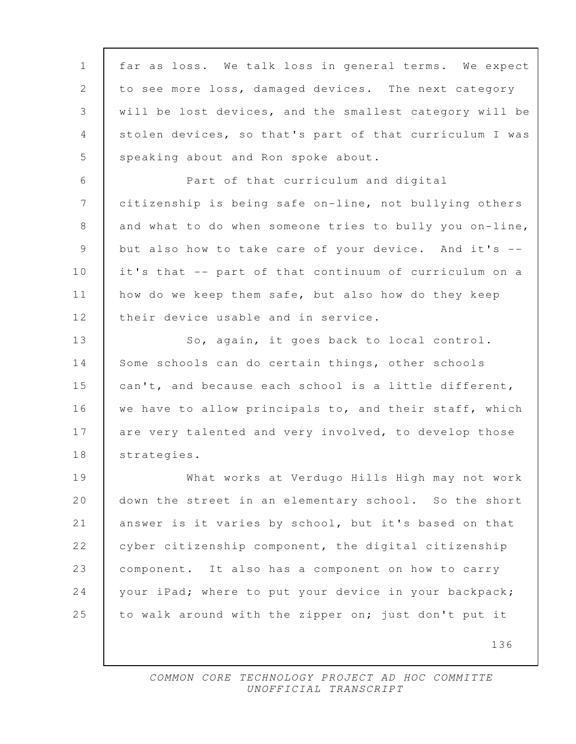far as loss. We talk loss in general terms. We expect to see more loss, damaged devices. The next category will be lost devices, and the smallest category will be stolen devices, so that's part of that curriculum I was speaking about and Ron spoke about.

Part of that curriculum and digital citizenship is being safe on-line, not bullying others and what to do when someone tries to bully you on-line, but also how to take care of your device. And it's -- it's that -- part of that continuum of curriculum on a how do we keep them safe, but also how do they keep their device usable and in service.

So, again, it goes back to local control. Some schools can do certain things, other schools can't, and because each school is a little different, we have to allow principals to, and their staff, which are very talented and very involved, to develop those strategies.

What works at Verdugo Hills High may not work down the street in an elementary school. So the short answer is it varies by school, but it's based on that cyber citizenship component, the digital citizenship component. It also has a component on how to carry your iPad; where to put your device in your backpack; to walk around with the zipper on; just don't put it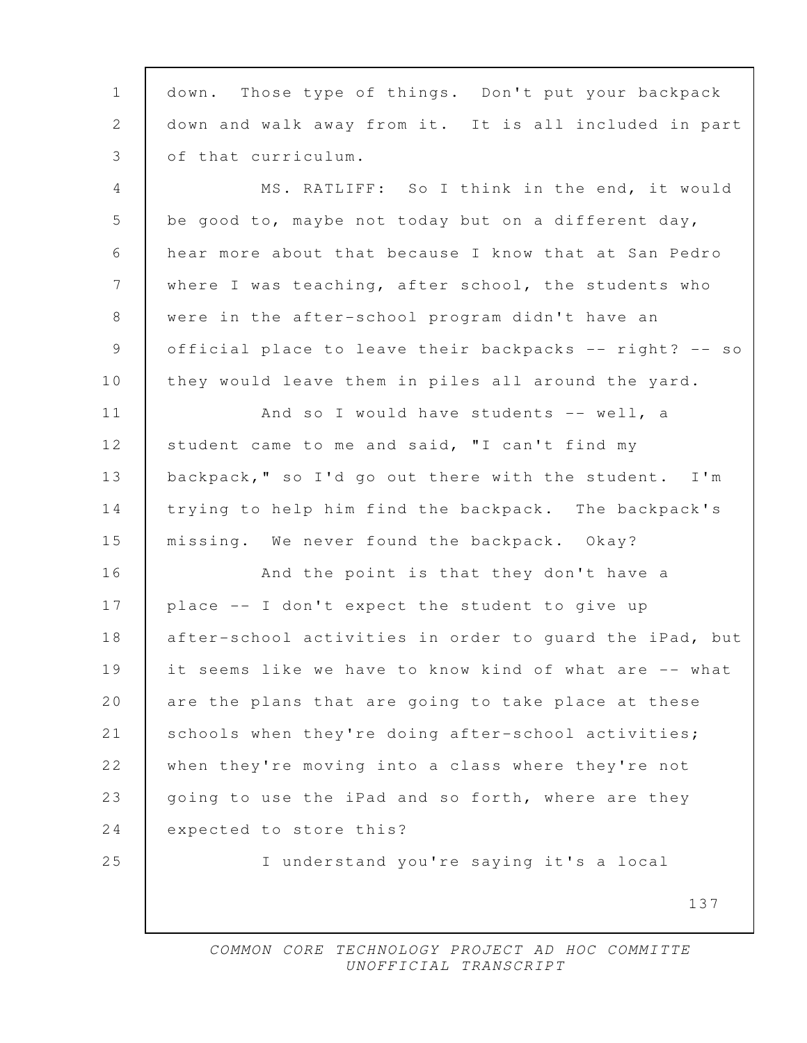down. Those type of things. Don't put your backpack down and walk away from it. It is all included in part of that curriculum.

MS. RATLIFF: So I think in the end, it would be good to, maybe not today but on a different day, hear more about that because I know that at San Pedro where I was teaching, after school, the students who were in the after-school program didn't have an official place to leave their backpacks -- right? -- so they would leave them in piles all around the yard.

And so I would have students -- well, a student came to me and said, "I can't find my backpack," so I'd go out there with the student. I'm trying to help him find the backpack. The backpack's missing. We never found the backpack. Okay?

And the point is that they don't have a place -- I don't expect the student to give up after-school activities in order to guard the iPad, but it seems like we have to know kind of what are -- what are the plans that are going to take place at these schools when they're doing after-school activities; when they're moving into a class where they're not going to use the iPad and so forth, where are they expected to store this?

I understand you're saying it's a local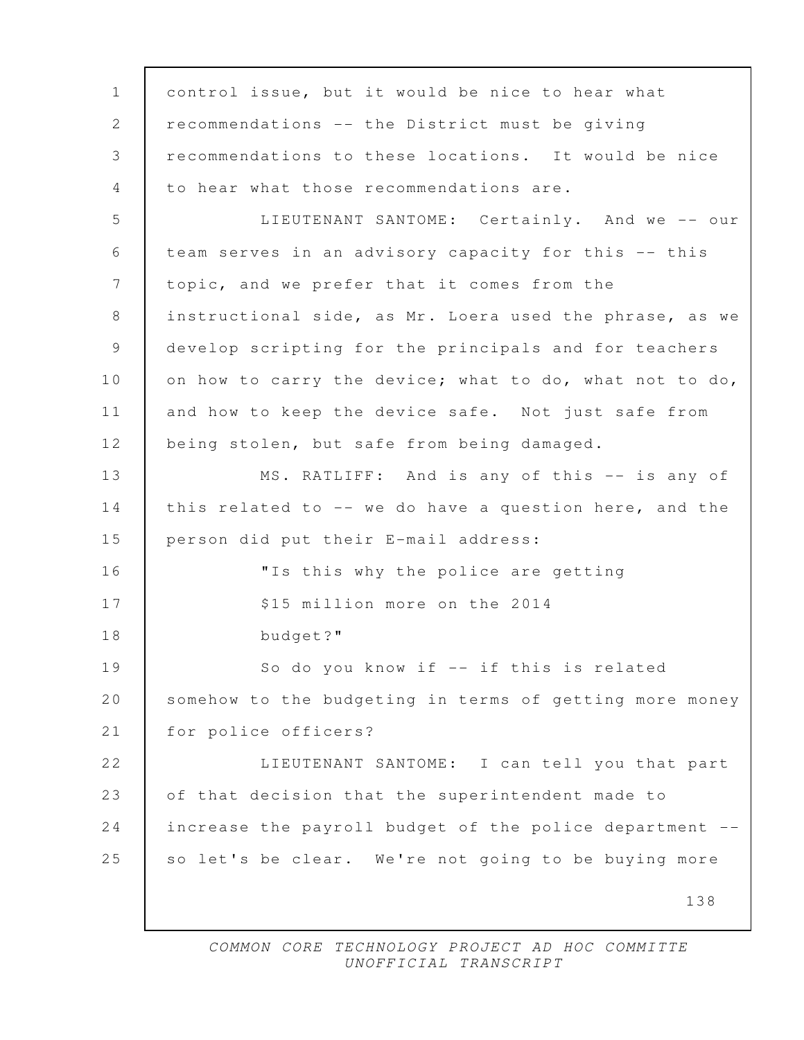control issue, but it would be nice to hear what recommendations -- the District must be giving recommendations to these locations. It would be nice to hear what those recommendations are.

LIEUTENANT SANTOME: Certainly. And we -- our team serves in an advisory capacity for this -- this topic, and we prefer that it comes from the instructional side, as Mr. Loera used the phrase, as we develop scripting for the principals and for teachers on how to carry the device; what to do, what not to do, and how to keep the device safe. Not just safe from being stolen, but safe from being damaged.

MS. RATLIFF: And is any of this -- is any of this related to -- we do have a question here, and the person did put their E-mail address:

"Is this why the police are getting $15 million more on the 2014 budget?"

So do you know if -- if this is related somehow to the budgeting in terms of getting more money for police officers?

LIEUTENANT SANTOME: I can tell you that part of that decision that the superintendent made to increase the payroll budget of the police department -- so let's be clear. We're not going to be buying more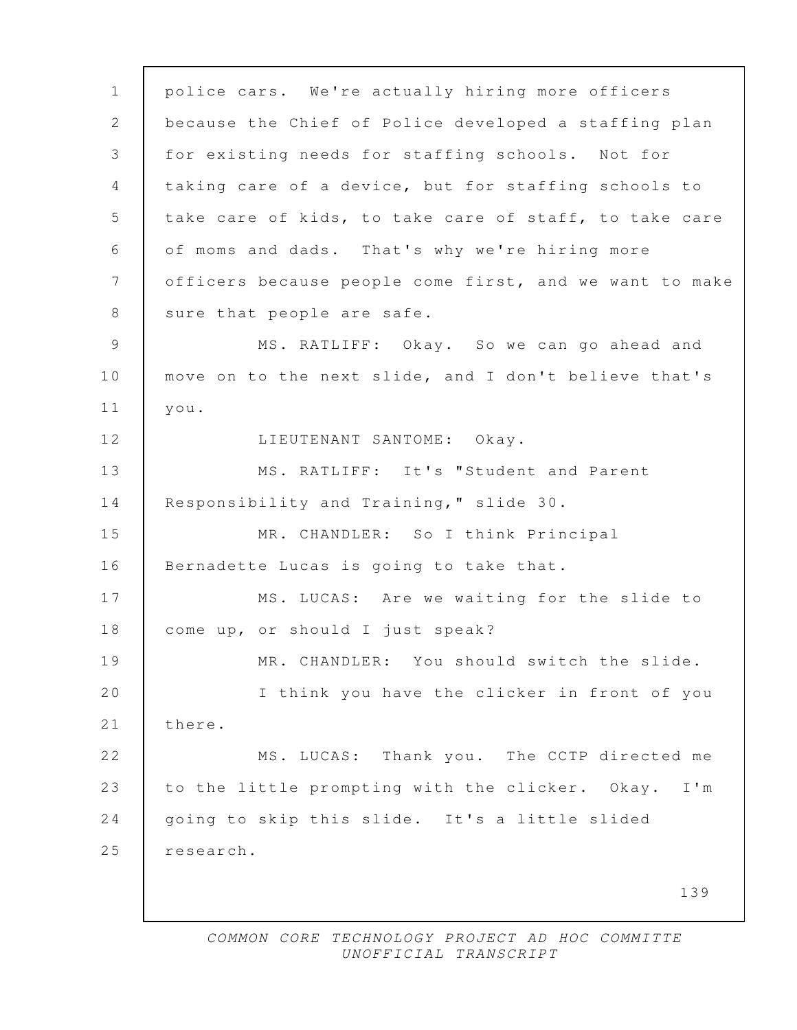police cars. We're actually hiring more officers because the Chief of Police developed a staffing plan for existing needs for staffing schools. Not for taking care of a device, but for staffing schools to take care of kids, to take care of staff, to take care of moms and dads. That's why we're hiring more officers because people come first, and we want to make sure that people are safe.

MS. RATLIFF: Okay. So we can go ahead and move on to the next slide, and I don't believe that's you.

LIEUTENANT SANTOME: Okay.

MS. RATLIFF: It's "Student and Parent Responsibility and Training," slide 30.

MR. CHANDLER: So I think Principal Bernadette Lucas is going to take that.

MS. LUCAS: Are we waiting for the slide to come up, or should I just speak?

MR. CHANDLER: You should switch the slide.

I think you have the clicker in front of you there.

MS. LUCAS: Thank you. The CCTP directed me to the little prompting with the clicker. Okay. I'm going to skip this slide. It's a little slided research.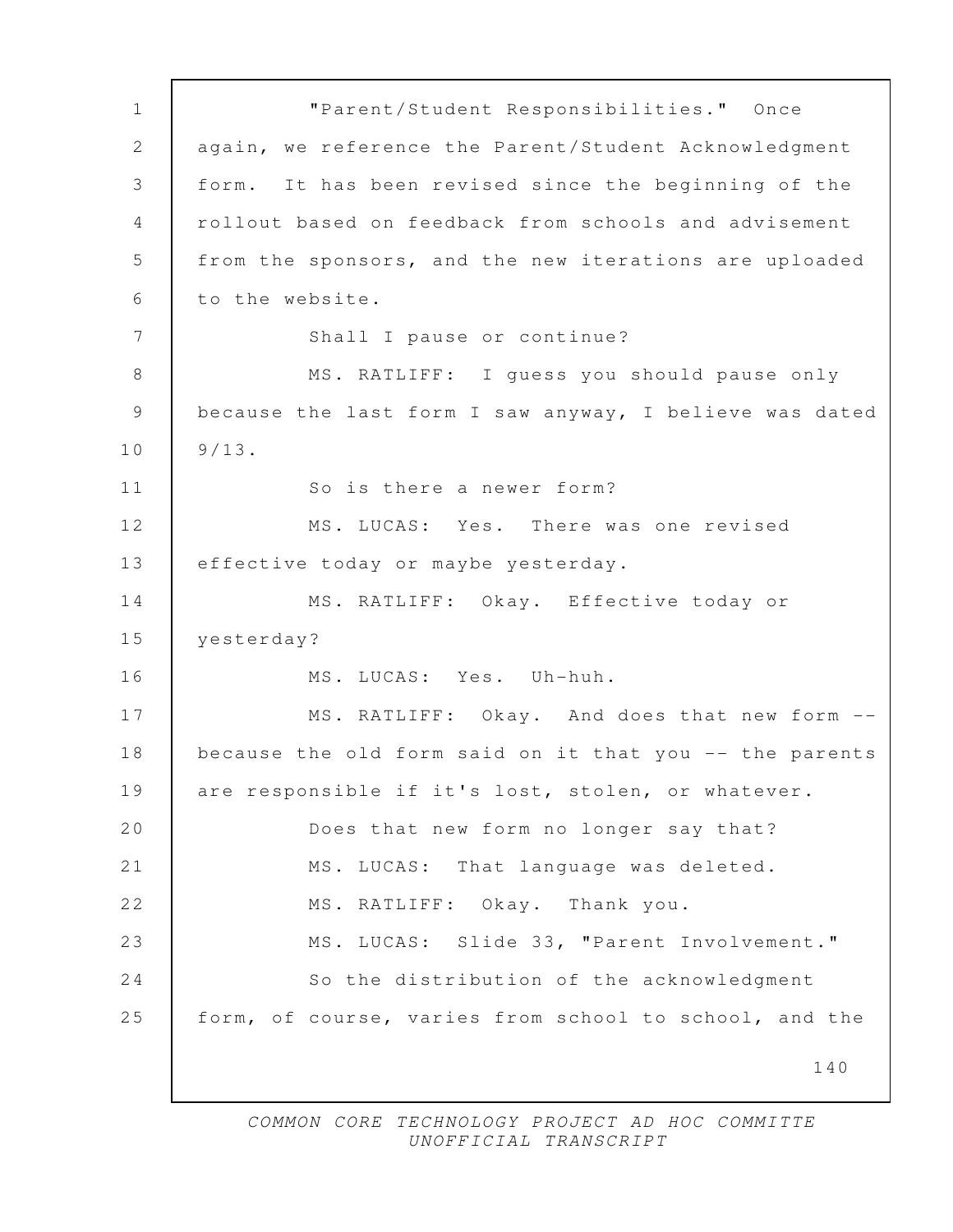"Parent/Student Responsibilities." Once again, we reference the Parent/Student Acknowledgment form. It has been revised since the beginning of the rollout based on feedback from schools and advisement from the sponsors, and the new iterations are uploaded to the website.

Shall I pause or continue?

MS. RATLIFF: I guess you should pause only because the last form I saw anyway, I believe was dated 9/13.

So is there a newer form?

MS. LUCAS: Yes. There was one revised effective today or maybe yesterday.

MS. RATLIFF: Okay. Effective today or yesterday?

MS. LUCAS: Yes. Uh-huh.

MS. RATLIFF: Okay. And does that new form -- because the old form said on it that you -- the parents are responsible if it's lost, stolen, or whatever.

Does that new form no longer say that?

MS. LUCAS: That language was deleted.

MS. RATLIFF: Okay. Thank you.

MS. LUCAS: Slide 33, "Parent Involvement."

So the distribution of the acknowledgment form, of course, varies from school to school, and the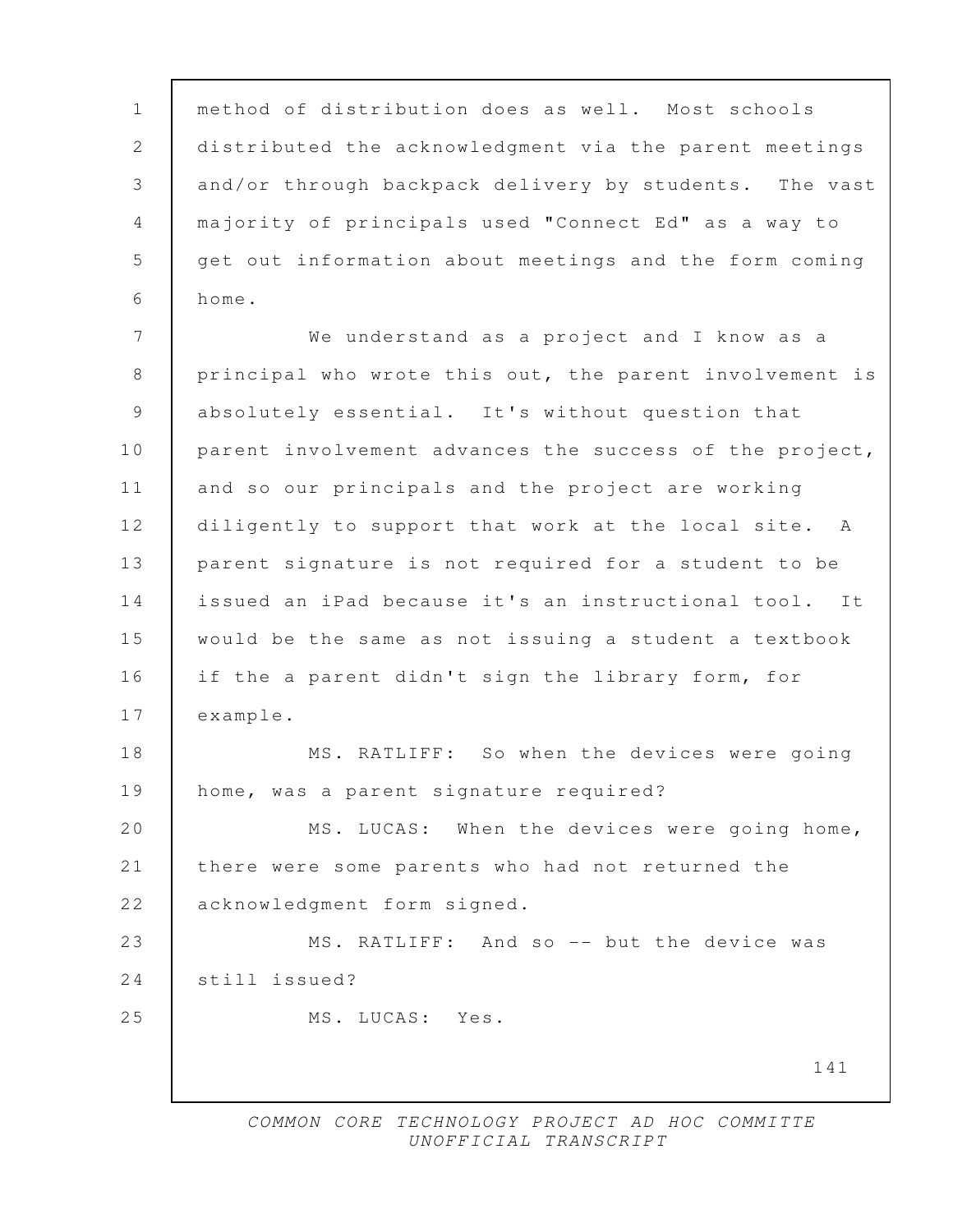method of distribution does as well. Most schools distributed the acknowledgment via the parent meetings and/or through backpack delivery by students. The vast majority of principals used "Connect Ed" as a way to get out information about meetings and the form coming home.

We understand as a project and I know as a principal who wrote this out, the parent involvement is absolutely essential. It's without question that parent involvement advances the success of the project, and so our principals and the project are working diligently to support that work at the local site. A parent signature is not required for a student to be issued an iPad because it's an instructional tool. It would be the same as not issuing a student a textbook if the a parent didn't sign the library form, for example.

MS. RATLIFF: So when the devices were going home, was a parent signature required?

MS. LUCAS: When the devices were going home, there were some parents who had not returned the acknowledgment form signed.

MS. RATLIFF: And so -- but the device was still issued?

MS. LUCAS: Yes.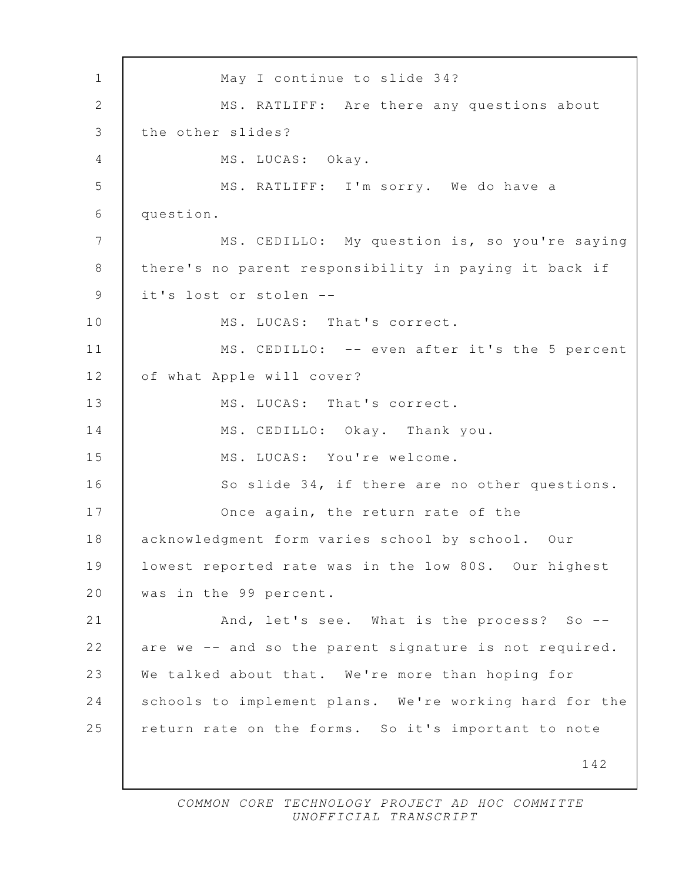May I continue to slide 34?

MS. RATLIFF: Are there any questions about the other slides?

MS. LUCAS: Okay.

MS. RATLIFF: I'm sorry. We do have a question.

MS. CEDILLO: My question is, so you're saying there's no parent responsibility in paying it back if it's lost or stolen --

MS. LUCAS: That's correct.

MS. CEDILLO: -- even after it's the 5 percent of what Apple will cover?

MS. LUCAS: That's correct.

MS. CEDILLO: Okay. Thank you.

MS. LUCAS: You're welcome.

So slide 34, if there are no other questions.

Once again, the return rate of the acknowledgment form varies school by school. Our lowest reported rate was in the low 80S. Our highest was in the 99 percent.

And, let's see. What is the process? So -- are we -- and so the parent signature is not required. We talked about that. We're more than hoping for schools to implement plans. We're working hard for the return rate on the forms. So it's important to note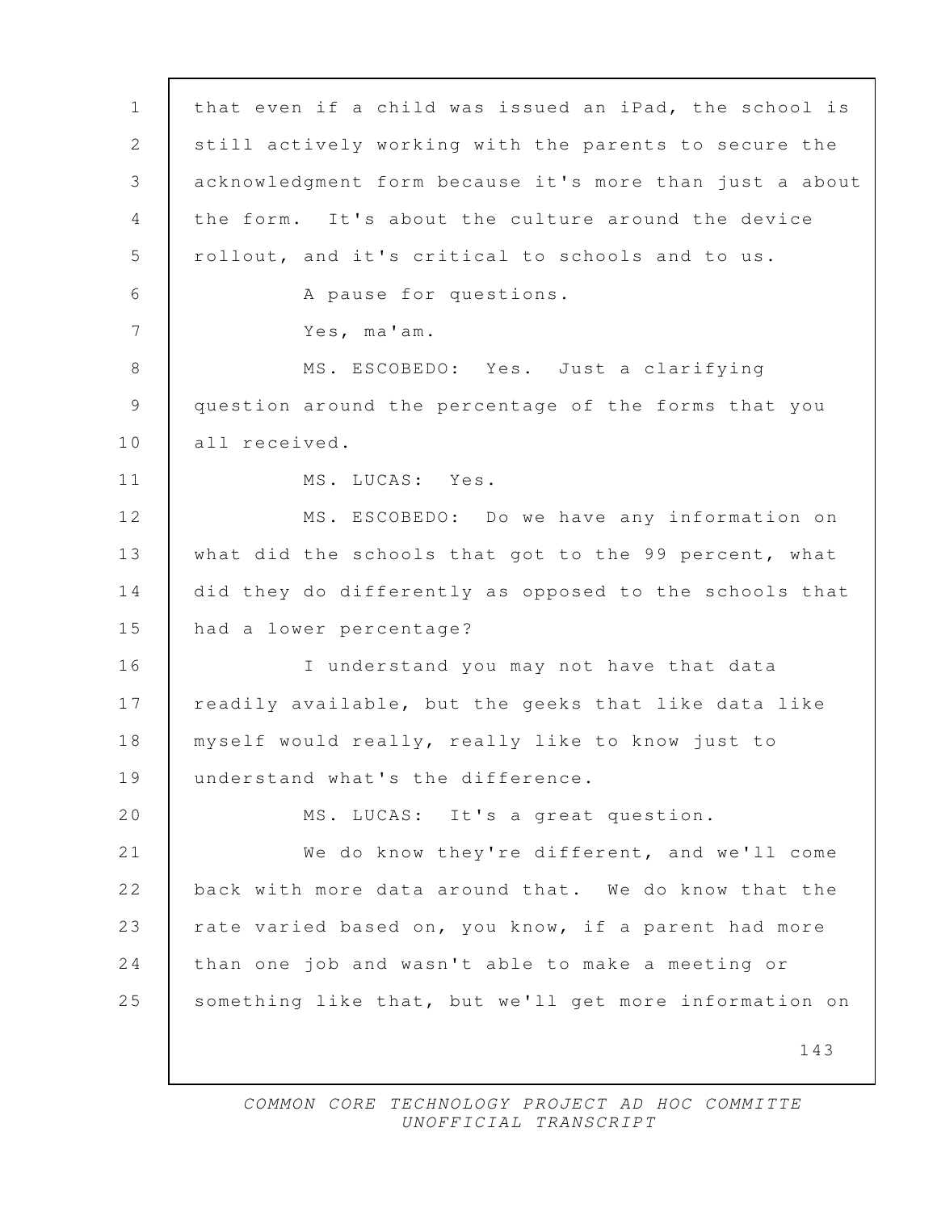that even if a child was issued an iPad, the school is still actively working with the parents to secure the acknowledgment form because it's more than just a about the form. It's about the culture around the device rollout, and it's critical to schools and to us.

A pause for questions.

Yes, ma'am.

MS. ESCOBEDO: Yes. Just a clarifying question around the percentage of the forms that you all received.

MS. LUCAS: Yes.

MS. ESCOBEDO: Do we have any information on what did the schools that got to the 99 percent, what did they do differently as opposed to the schools that had a lower percentage?

I understand you may not have that data readily available, but the geeks that like data like myself would really, really like to know just to understand what's the difference.

MS. LUCAS: It's a great question.

We do know they're different, and we'll come back with more data around that. We do know that the rate varied based on, you know, if a parent had more than one job and wasn't able to make a meeting or something like that, but we'll get more information on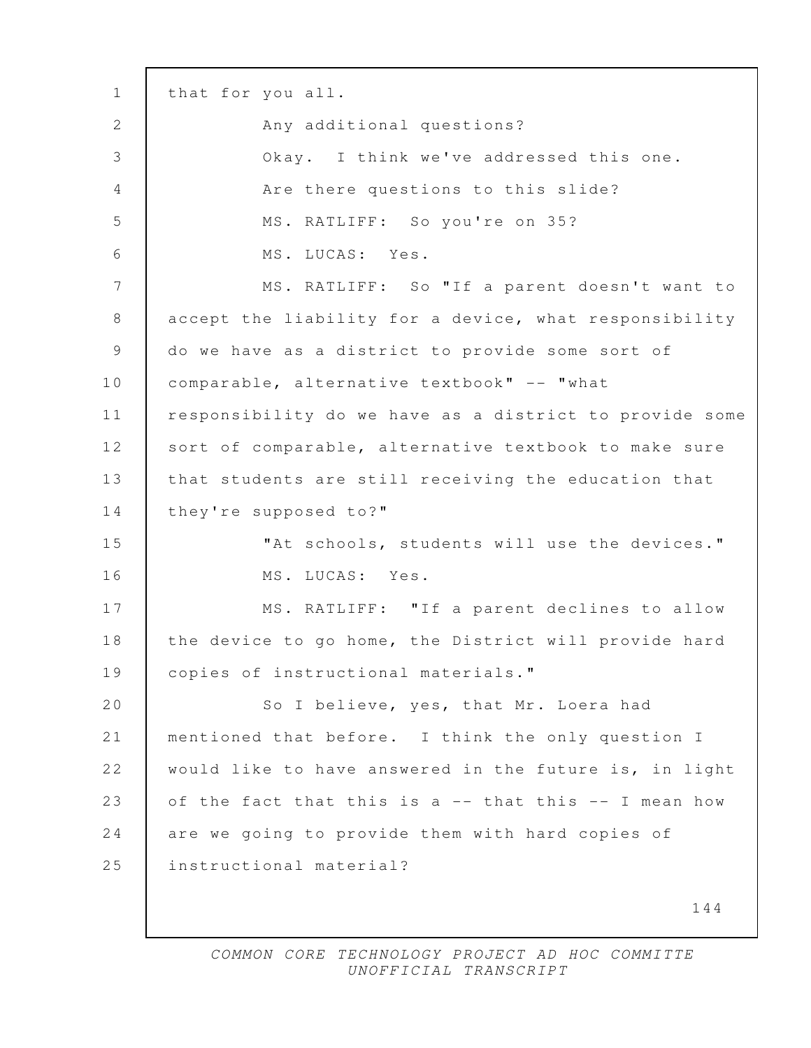that for you all.

Any additional questions?

Okay. I think we've addressed this one.

Are there questions to this slide?

MS. RATLIFF: So you're on 35?

MS. LUCAS: Yes.

MS. RATLIFF: So "If a parent doesn't want to accept the liability for a device, what responsibility do we have as a district to provide some sort of comparable, alternative textbook" -- "what responsibility do we have as a district to provide some sort of comparable, alternative textbook to make sure that students are still receiving the education that they're supposed to?"

"At schools, students will use the devices."

MS. LUCAS: Yes.

MS. RATLIFF: "If a parent declines to allow the device to go home, the District will provide hard copies of instructional materials."

So I believe, yes, that Mr. Loera had mentioned that before. I think the only question I would like to have answered in the future is, in light of the fact that this is a -- that this -- I mean how are we going to provide them with hard copies of instructional material?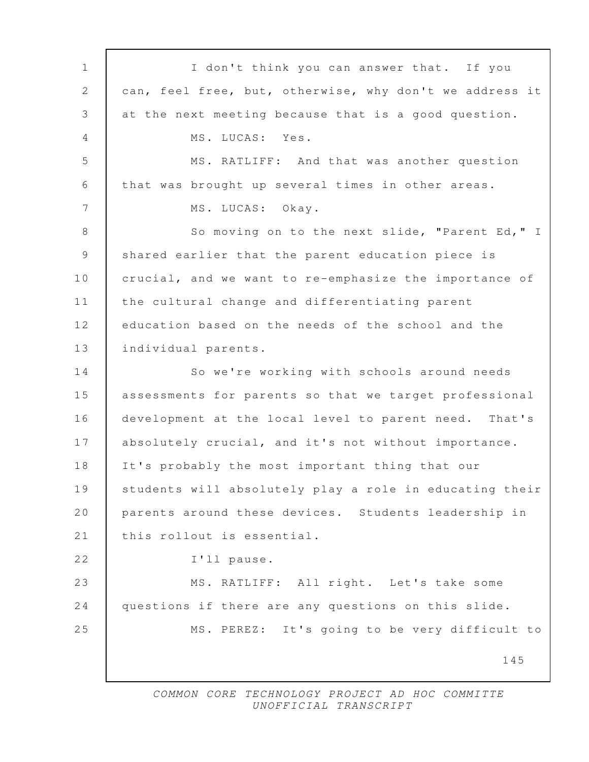I don't think you can answer that. If you can, feel free, but, otherwise, why don't we address it at the next meeting because that is a good question.

MS. LUCAS: Yes.

MS. RATLIFF: And that was another question that was brought up several times in other areas.

MS. LUCAS: Okay.

So moving on to the next slide, "Parent Ed," I shared earlier that the parent education piece is crucial, and we want to re-emphasize the importance of the cultural change and differentiating parent education based on the needs of the school and the individual parents.

So we're working with schools around needs assessments for parents so that we target professional development at the local level to parent need. That's absolutely crucial, and it's not without importance. It's probably the most important thing that our students will absolutely play a role in educating their parents around these devices. Students leadership in this rollout is essential.

I'll pause.

MS. RATLIFF: All right. Let's take some questions if there are any questions on this slide.

MS. PEREZ: It's going to be very difficult to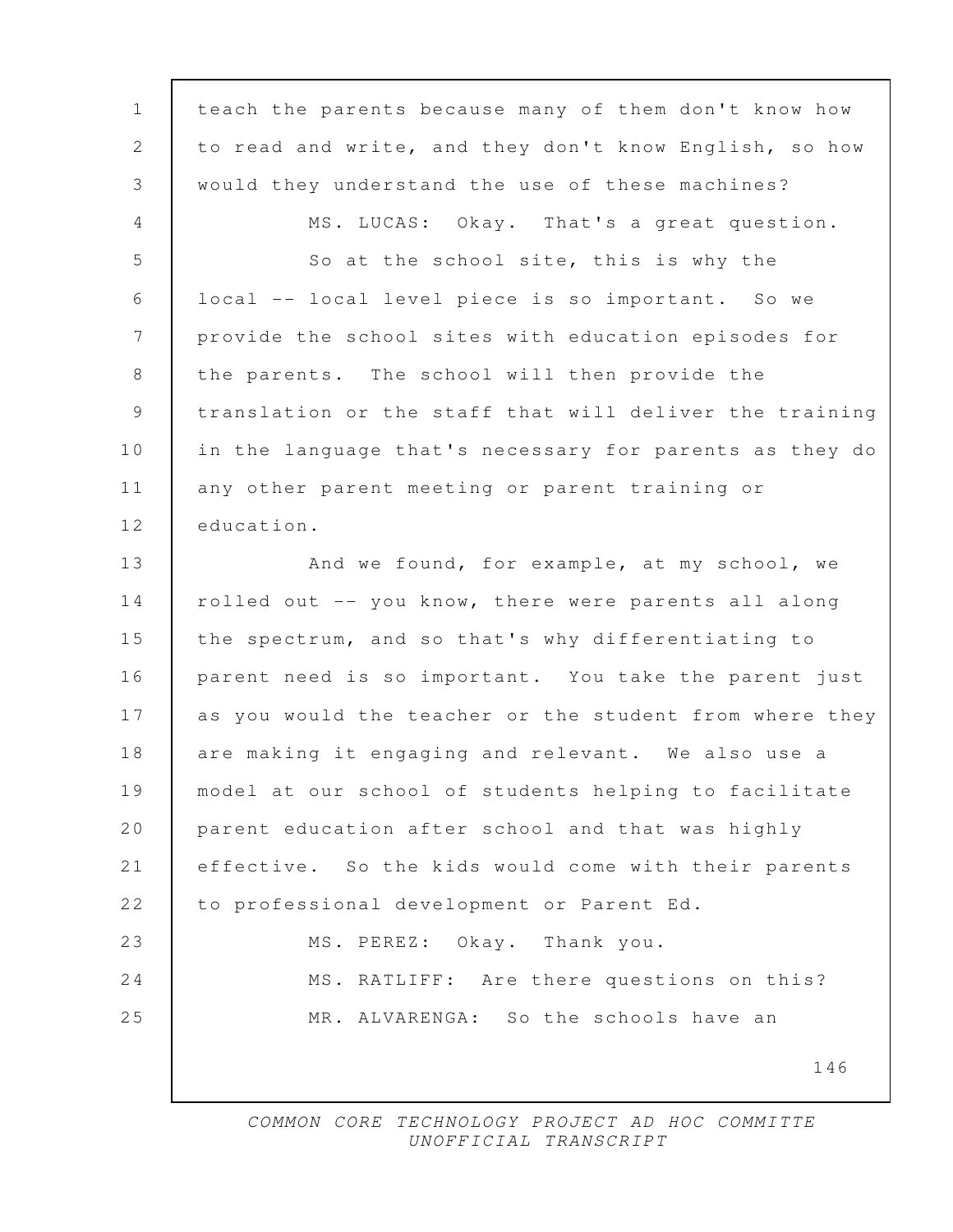teach the parents because many of them don't know how to read and write, and they don't know English, so how would they understand the use of these machines?

MS. LUCAS: Okay. That's a great question.

So at the school site, this is why the local -- local level piece is so important. So we provide the school sites with education episodes for the parents. The school will then provide the translation or the staff that will deliver the training in the language that's necessary for parents as they do any other parent meeting or parent training or education.

And we found, for example, at my school, we rolled out -- you know, there were parents all along the spectrum, and so that's why differentiating to parent need is so important. You take the parent just as you would the teacher or the student from where they are making it engaging and relevant. We also use a model at our school of students helping to facilitate parent education after school and that was highly effective. So the kids would come with their parents to professional development or Parent Ed.

MS. PEREZ: Okay. Thank you.

MS. RATLIFF: Are there questions on this?

MR. ALVARENGA: So the schools have an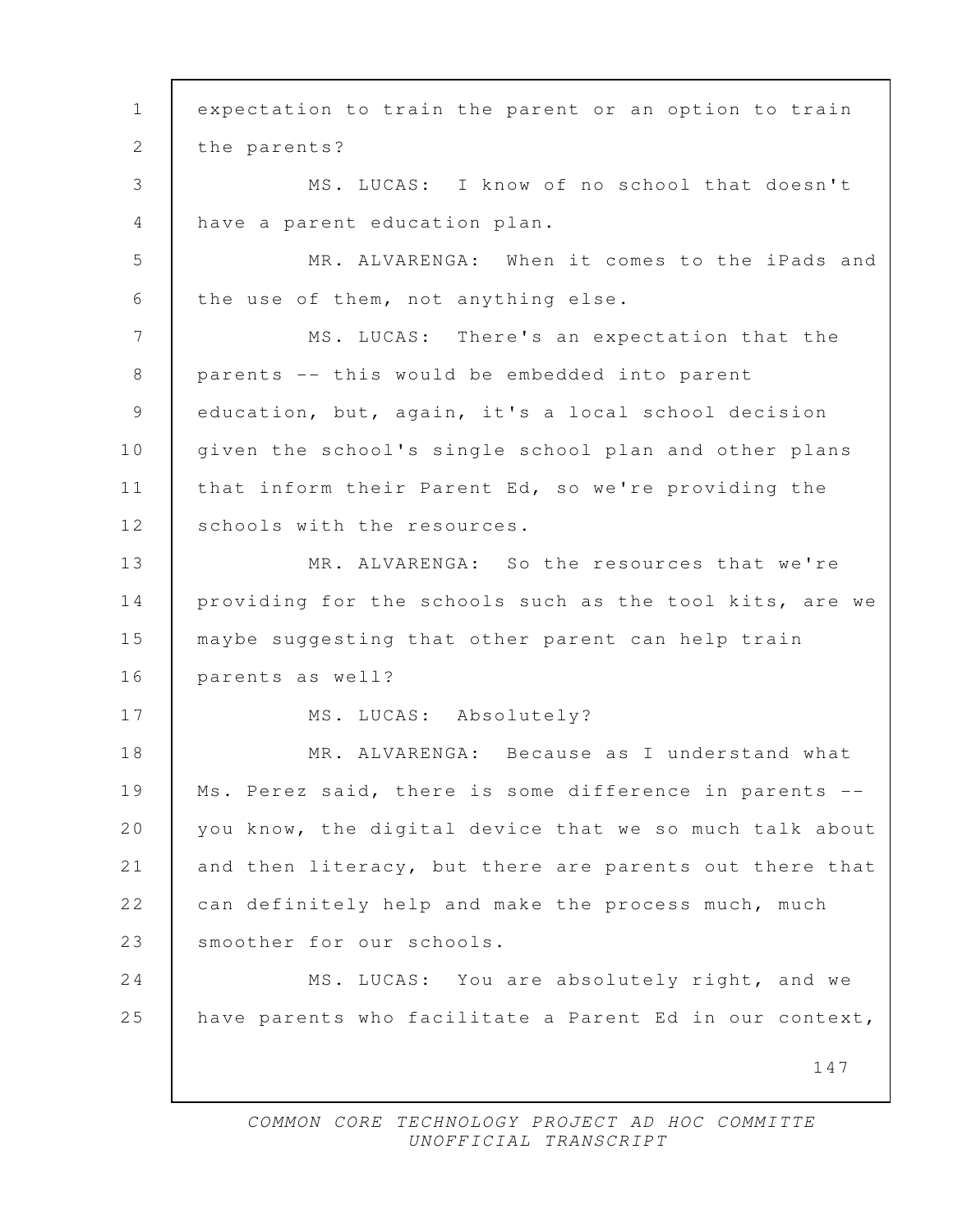expectation to train the parent or an option to train the parents?

MS. LUCAS: I know of no school that doesn't have a parent education plan.

MR. ALVARENGA: When it comes to the iPads and the use of them, not anything else.

MS. LUCAS: There's an expectation that the parents -- this would be embedded into parent education, but, again, it's a local school decision given the school's single school plan and other plans that inform their Parent Ed, so we're providing the schools with the resources.

MR. ALVARENGA: So the resources that we're providing for the schools such as the tool kits, are we maybe suggesting that other parent can help train parents as well?

MS. LUCAS: Absolutely?

MR. ALVARENGA: Because as I understand what Ms. Perez said, there is some difference in parents -- you know, the digital device that we so much talk about and then literacy, but there are parents out there that can definitely help and make the process much, much smoother for our schools.

MS. LUCAS: You are absolutely right, and we have parents who facilitate a Parent Ed in our context,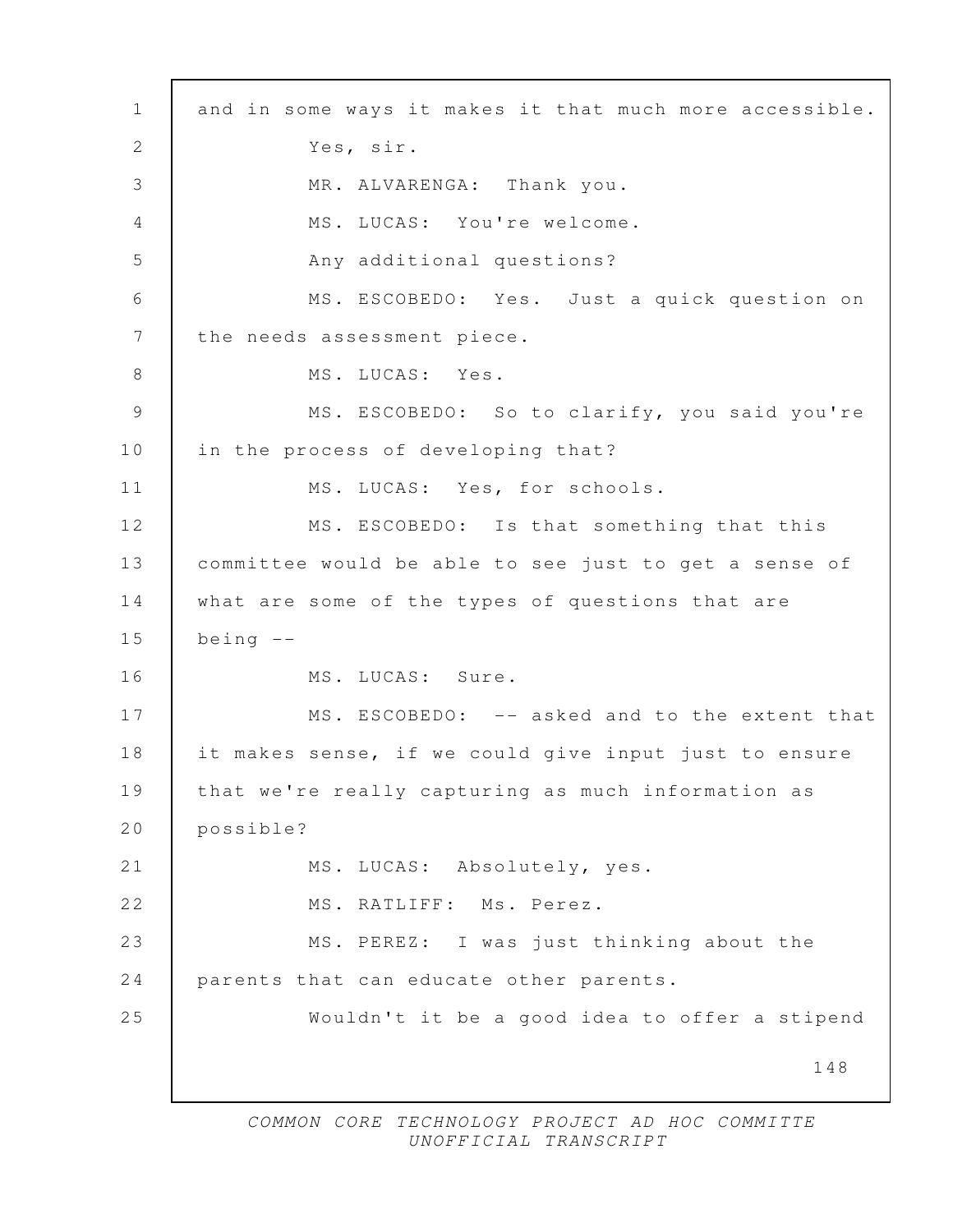and in some ways it makes it that much more accessible.

Yes, sir.

MR. ALVARENGA: Thank you.

MS. LUCAS: You're welcome.

Any additional questions?

MS. ESCOBEDO: Yes. Just a quick question on the needs assessment piece.

MS. LUCAS: Yes.

MS. ESCOBEDO: So to clarify, you said you're in the process of developing that?

MS. LUCAS: Yes, for schools.

MS. ESCOBEDO: Is that something that this committee would be able to see just to get a sense of what are some of the types of questions that are being --

MS. LUCAS: Sure.

MS. ESCOBEDO: -- asked and to the extent that it makes sense, if we could give input just to ensure that we're really capturing as much information as possible?

MS. LUCAS: Absolutely, yes.

MS. RATLIFF: Ms. Perez.

MS. PEREZ: I was just thinking about the parents that can educate other parents.

Wouldn't it be a good idea to offer a stipend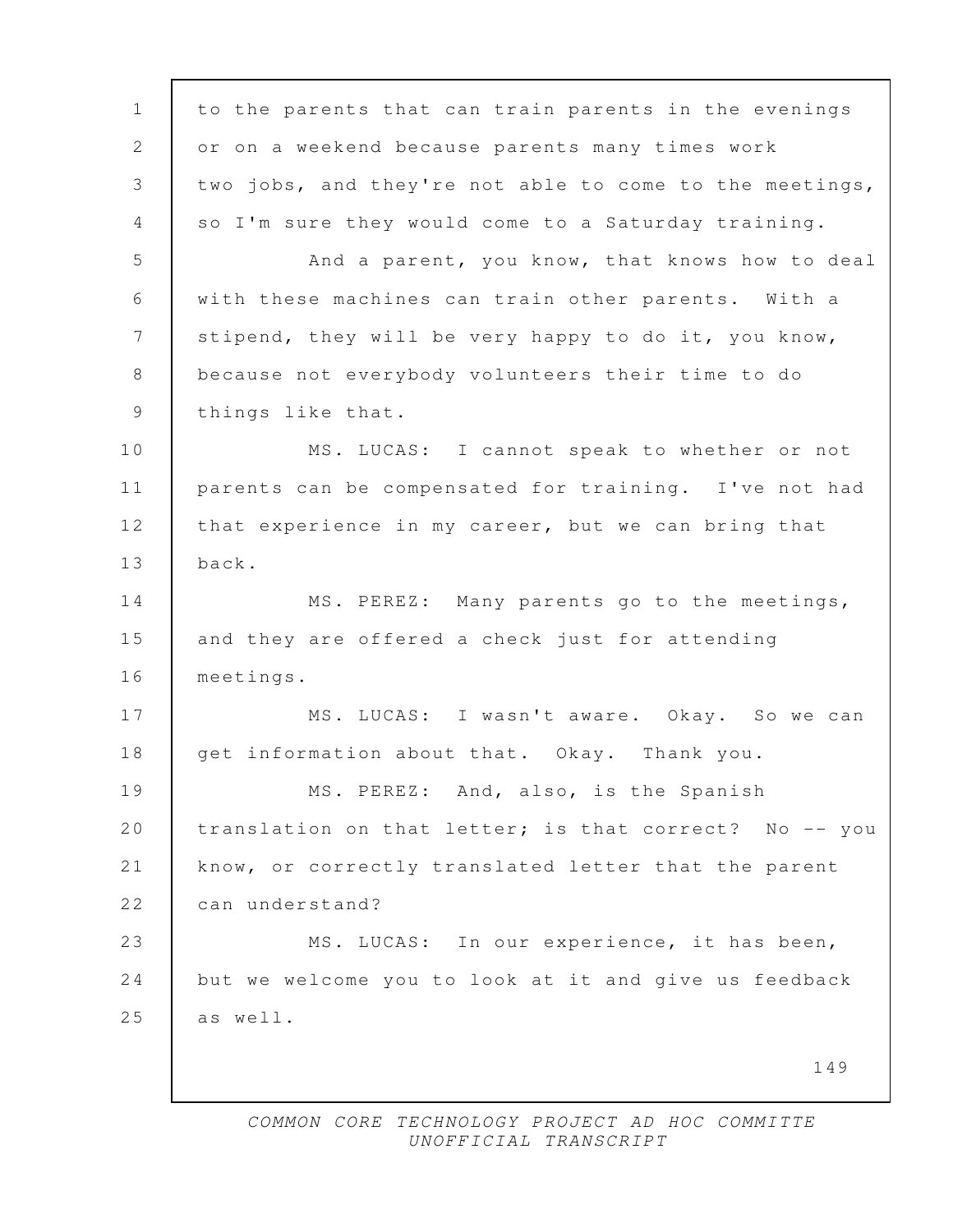to the parents that can train parents in the evenings or on a weekend because parents many times work two jobs, and they're not able to come to the meetings, so I'm sure they would come to a Saturday training.

And a parent, you know, that knows how to deal with these machines can train other parents. With a stipend, they will be very happy to do it, you know, because not everybody volunteers their time to do things like that.

MS. LUCAS: I cannot speak to whether or not parents can be compensated for training. I've not had that experience in my career, but we can bring that back.

MS. PEREZ: Many parents go to the meetings, and they are offered a check just for attending meetings.

MS. LUCAS: I wasn't aware. Okay. So we can get information about that. Okay. Thank you.

MS. PEREZ: And, also, is the Spanish translation on that letter; is that correct? No -- you know, or correctly translated letter that the parent can understand?

MS. LUCAS: In our experience, it has been, but we welcome you to look at it and give us feedback as well.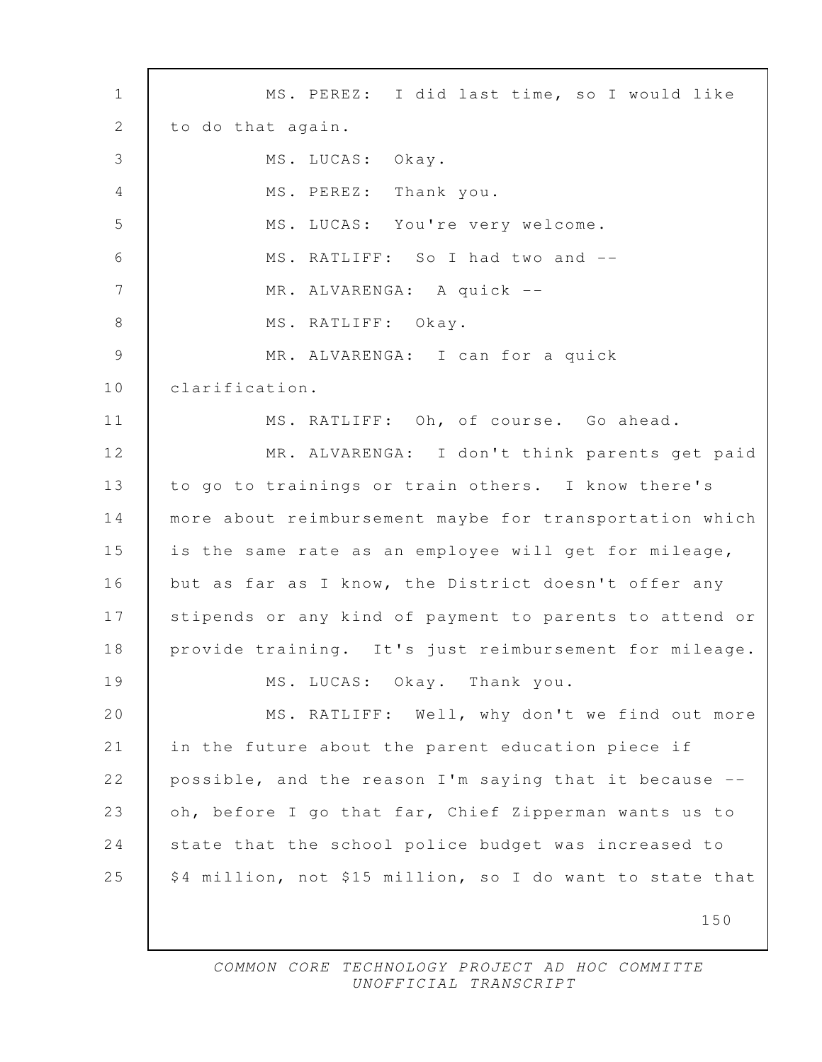MS. PEREZ: I did last time, so I would like to do that again.

MS. LUCAS: Okay.

MS. PEREZ: Thank you.

MS. LUCAS: You're very welcome.

MS. RATLIFF: So I had two and --

MR. ALVARENGA: A quick --

MS. RATLIFF: Okay.

MR. ALVARENGA: I can for a quick clarification.

MS. RATLIFF: Oh, of course. Go ahead.

MR. ALVARENGA: I don't think parents get paid to go to trainings or train others. I know there's more about reimbursement maybe for transportation which is the same rate as an employee will get for mileage, but as far as I know, the District doesn't offer any stipends or any kind of payment to parents to attend or provide training. It's just reimbursement for mileage.

MS. LUCAS: Okay. Thank you.

MS. RATLIFF: Well, why don't we find out more in the future about the parent education piece if possible, and the reason I'm saying that it because -- oh, before I go that far, Chief Zipperman wants us to state that the school police budget was increased to $4 million, not $15 million, so I do want to state that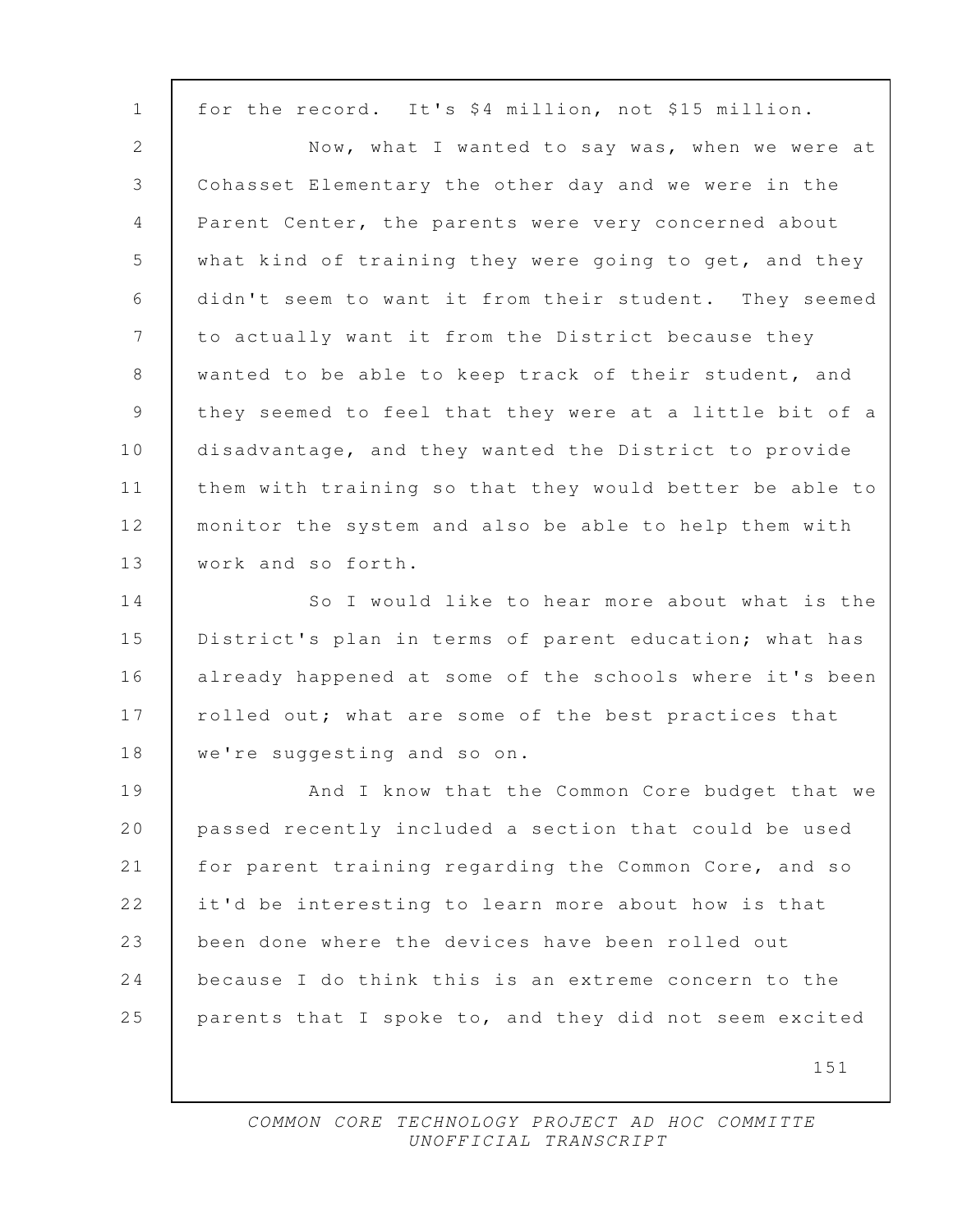for the record. It's $4 million, not $15 million.

Now, what I wanted to say was, when we were at Cohasset Elementary the other day and we were in the Parent Center, the parents were very concerned about what kind of training they were going to get, and they didn't seem to want it from their student. They seemed to actually want it from the District because they wanted to be able to keep track of their student, and they seemed to feel that they were at a little bit of a disadvantage, and they wanted the District to provide them with training so that they would better be able to monitor the system and also be able to help them with work and so forth.

So I would like to hear more about what is the District's plan in terms of parent education; what has already happened at some of the schools where it's been rolled out; what are some of the best practices that we're suggesting and so on.

And I know that the Common Core budget that we passed recently included a section that could be used for parent training regarding the Common Core, and so it'd be interesting to learn more about how is that been done where the devices have been rolled out because I do think this is an extreme concern to the parents that I spoke to, and they did not seem excited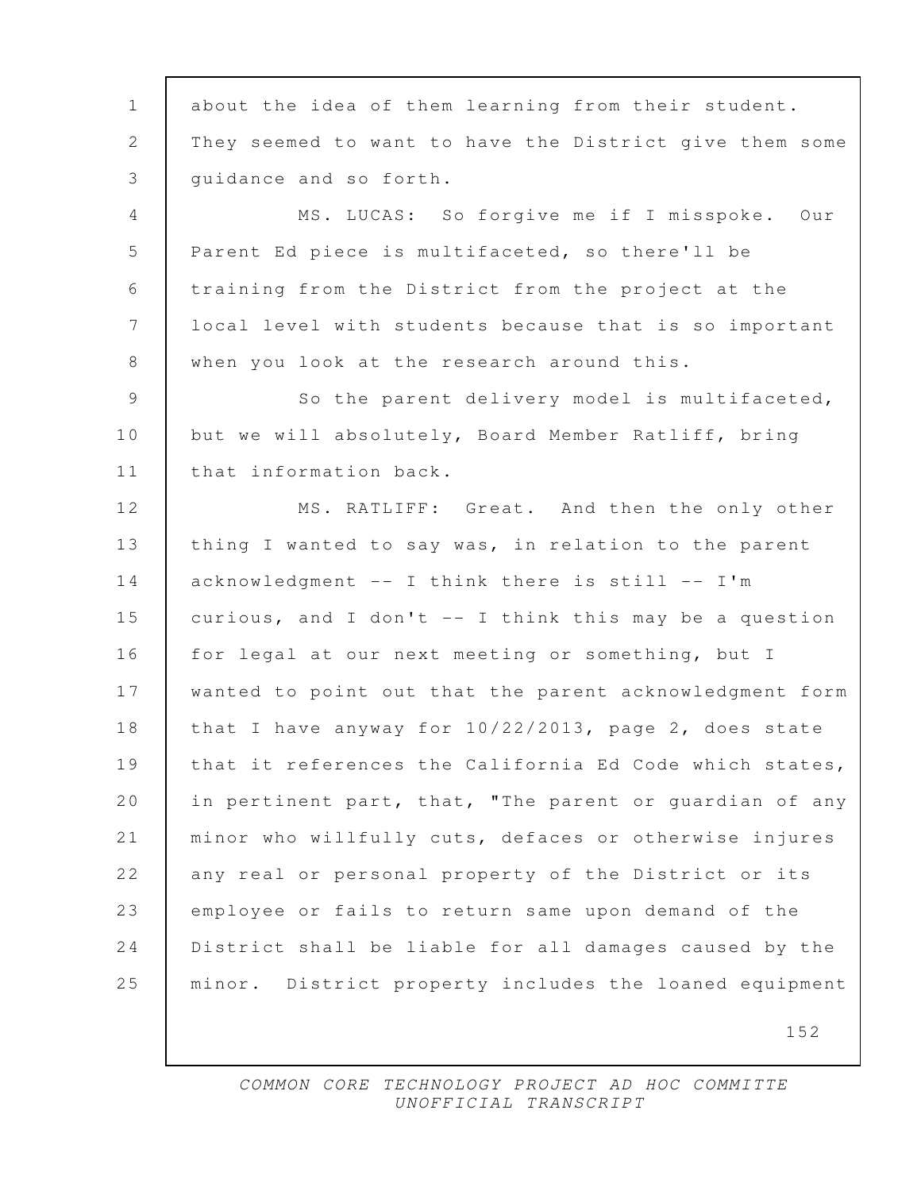about the idea of them learning from their student. They seemed to want to have the District give them some guidance and so forth.

MS. LUCAS: So forgive me if I misspoke. Our Parent Ed piece is multifaceted, so there'll be training from the District from the project at the local level with students because that is so important when you look at the research around this.

So the parent delivery model is multifaceted, but we will absolutely, Board Member Ratliff, bring that information back.

MS. RATLIFF: Great. And then the only other thing I wanted to say was, in relation to the parent acknowledgment -- I think there is still -- I'm curious, and I don't -- I think this may be a question for legal at our next meeting or something, but I wanted to point out that the parent acknowledgment form that I have anyway for 10/22/2013, page 2, does state that it references the California Ed Code which states, in pertinent part, that, "The parent or guardian of any minor who willfully cuts, defaces or otherwise injures any real or personal property of the District or its employee or fails to return same upon demand of the District shall be liable for all damages caused by the minor. District property includes the loaned equipment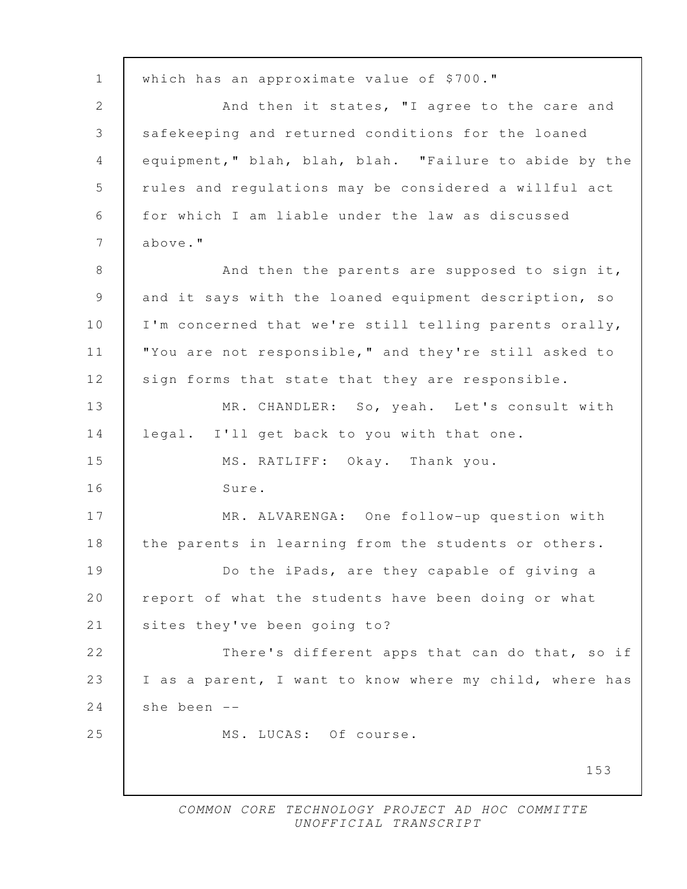which has an approximate value of $700."

And then it states, "I agree to the care and safekeeping and returned conditions for the loaned equipment," blah, blah, blah. "Failure to abide by the rules and regulations may be considered a willful act for which I am liable under the law as discussed above."

And then the parents are supposed to sign it, and it says with the loaned equipment description, so I'm concerned that we're still telling parents orally, "You are not responsible," and they're still asked to sign forms that state that they are responsible.

MR. CHANDLER: So, yeah. Let's consult with legal. I'll get back to you with that one.

MS. RATLIFF: Okay. Thank you.

Sure.

MR. ALVARENGA: One follow-up question with the parents in learning from the students or others.

Do the iPads, are they capable of giving a report of what the students have been doing or what sites they've been going to?

There's different apps that can do that, so if I as a parent, I want to know where my child, where has she been --

MS. LUCAS: Of course.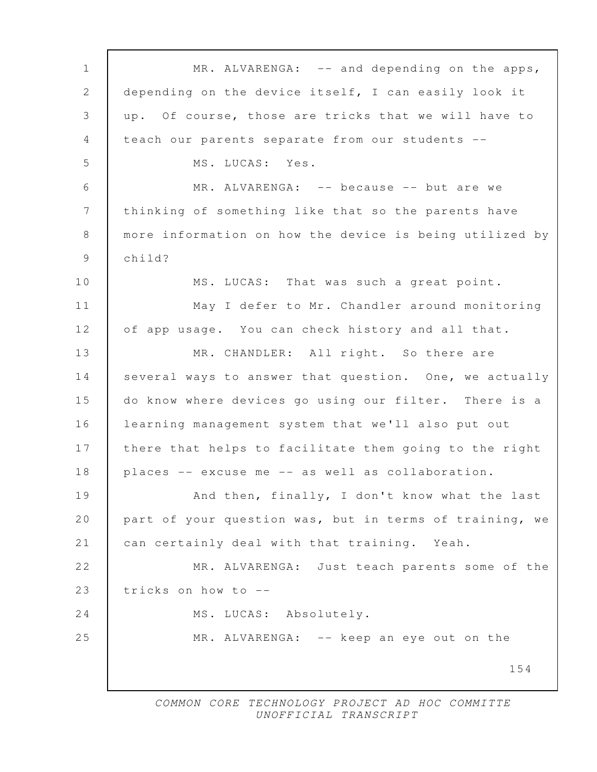MR. ALVARENGA: -- and depending on the apps, depending on the device itself, I can easily look it up. Of course, those are tricks that we will have to teach our parents separate from our students --

MS. LUCAS: Yes.

MR. ALVARENGA: -- because -- but are we thinking of something like that so the parents have more information on how the device is being utilized by child?

MS. LUCAS: That was such a great point.

May I defer to Mr. Chandler around monitoring of app usage. You can check history and all that.

MR. CHANDLER: All right. So there are several ways to answer that question. One, we actually do know where devices go using our filter. There is a learning management system that we'll also put out there that helps to facilitate them going to the right places -- excuse me -- as well as collaboration.

And then, finally, I don't know what the last part of your question was, but in terms of training, we can certainly deal with that training. Yeah.

MR. ALVARENGA: Just teach parents some of the tricks on how to --

MS. LUCAS: Absolutely.

MR. ALVARENGA: -- keep an eye out on the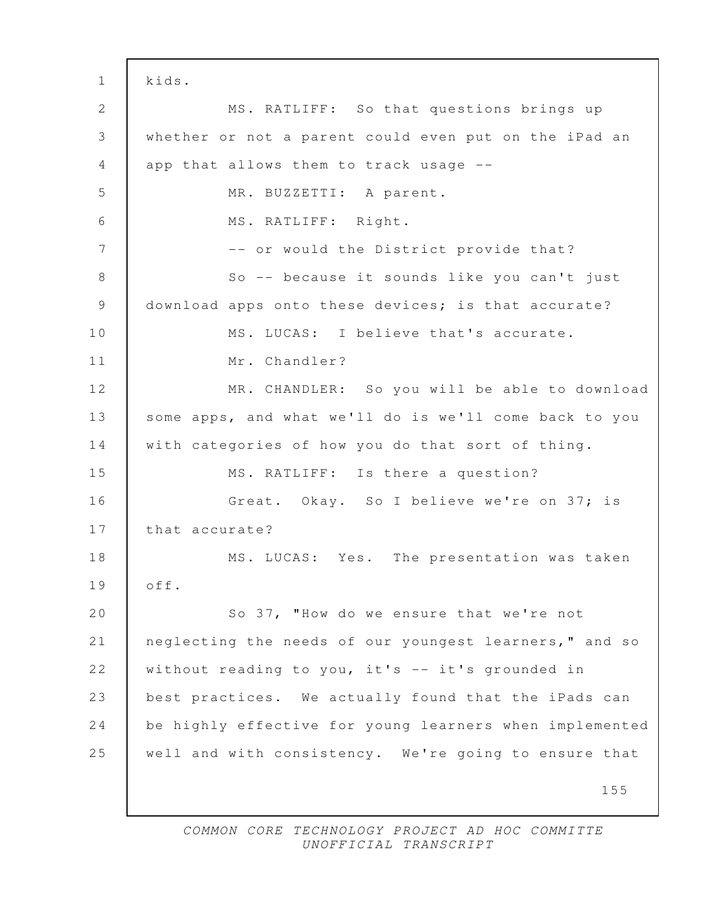kids.

MS. RATLIFF: So that questions brings up whether or not a parent could even put on the iPad an app that allows them to track usage --

MR. BUZZETTI: A parent.

MS. RATLIFF: Right.

-- or would the District provide that?

So -- because it sounds like you can't just download apps onto these devices; is that accurate?

MS. LUCAS: I believe that's accurate.

Mr. Chandler?

MR. CHANDLER: So you will be able to download some apps, and what we'll do is we'll come back to you with categories of how you do that sort of thing.

MS. RATLIFF: Is there a question?

Great. Okay. So I believe we're on 37; is that accurate?

MS. LUCAS: Yes. The presentation was taken off.

So 37, "How do we ensure that we're not neglecting the needs of our youngest learners," and so without reading to you, it's -- it's grounded in best practices. We actually found that the iPads can be highly effective for young learners when implemented well and with consistency. We're going to ensure that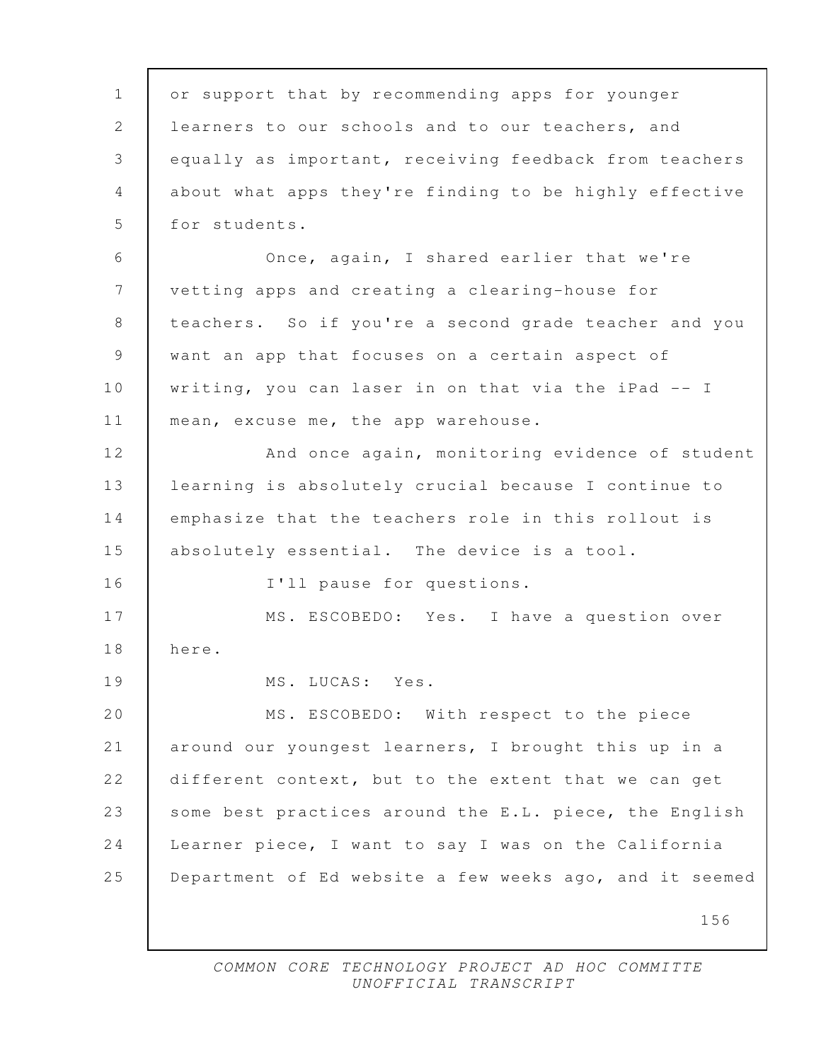or support that by recommending apps for younger learners to our schools and to our teachers, and equally as important, receiving feedback from teachers about what apps they're finding to be highly effective for students.

Once, again, I shared earlier that we're vetting apps and creating a clearing-house for teachers. So if you're a second grade teacher and you want an app that focuses on a certain aspect of writing, you can laser in on that via the iPad -- I mean, excuse me, the app warehouse.

And once again, monitoring evidence of student learning is absolutely crucial because I continue to emphasize that the teachers role in this rollout is absolutely essential. The device is a tool.

I'll pause for questions.

MS. ESCOBEDO: Yes. I have a question over here.

MS. LUCAS: Yes.

MS. ESCOBEDO: With respect to the piece around our youngest learners, I brought this up in a different context, but to the extent that we can get some best practices around the E.L. piece, the English Learner piece, I want to say I was on the California Department of Ed website a few weeks ago, and it seemed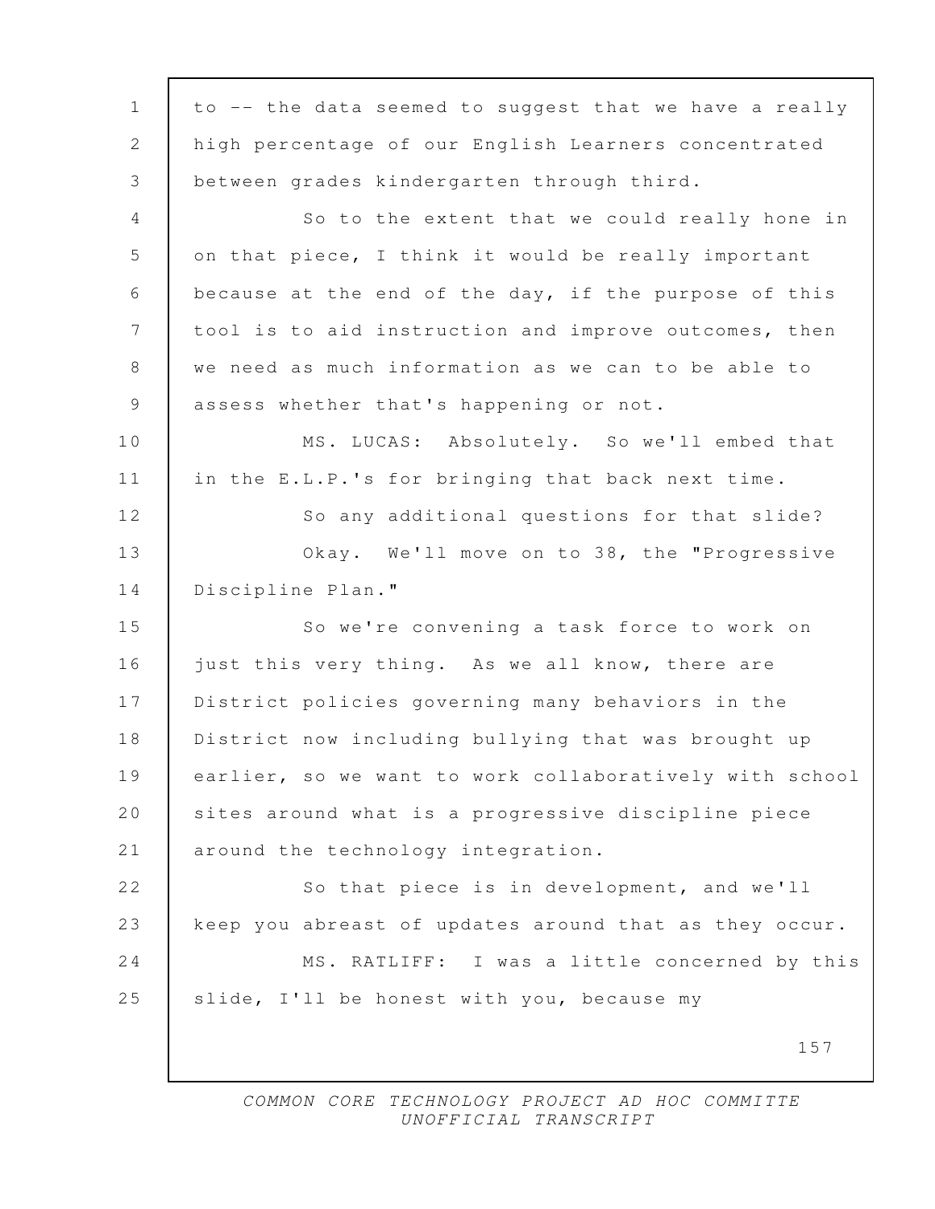to -- the data seemed to suggest that we have a really high percentage of our English Learners concentrated between grades kindergarten through third.

So to the extent that we could really hone in on that piece, I think it would be really important because at the end of the day, if the purpose of this tool is to aid instruction and improve outcomes, then we need as much information as we can to be able to assess whether that's happening or not.

MS. LUCAS: Absolutely. So we'll embed that in the E.L.P.'s for bringing that back next time.

So any additional questions for that slide?

Okay. We'll move on to 38, the "Progressive Discipline Plan."

So we're convening a task force to work on just this very thing. As we all know, there are District policies governing many behaviors in the District now including bullying that was brought up earlier, so we want to work collaboratively with school sites around what is a progressive discipline piece around the technology integration.

So that piece is in development, and we'll keep you abreast of updates around that as they occur.

MS. RATLIFF: I was a little concerned by this slide, I'll be honest with you, because my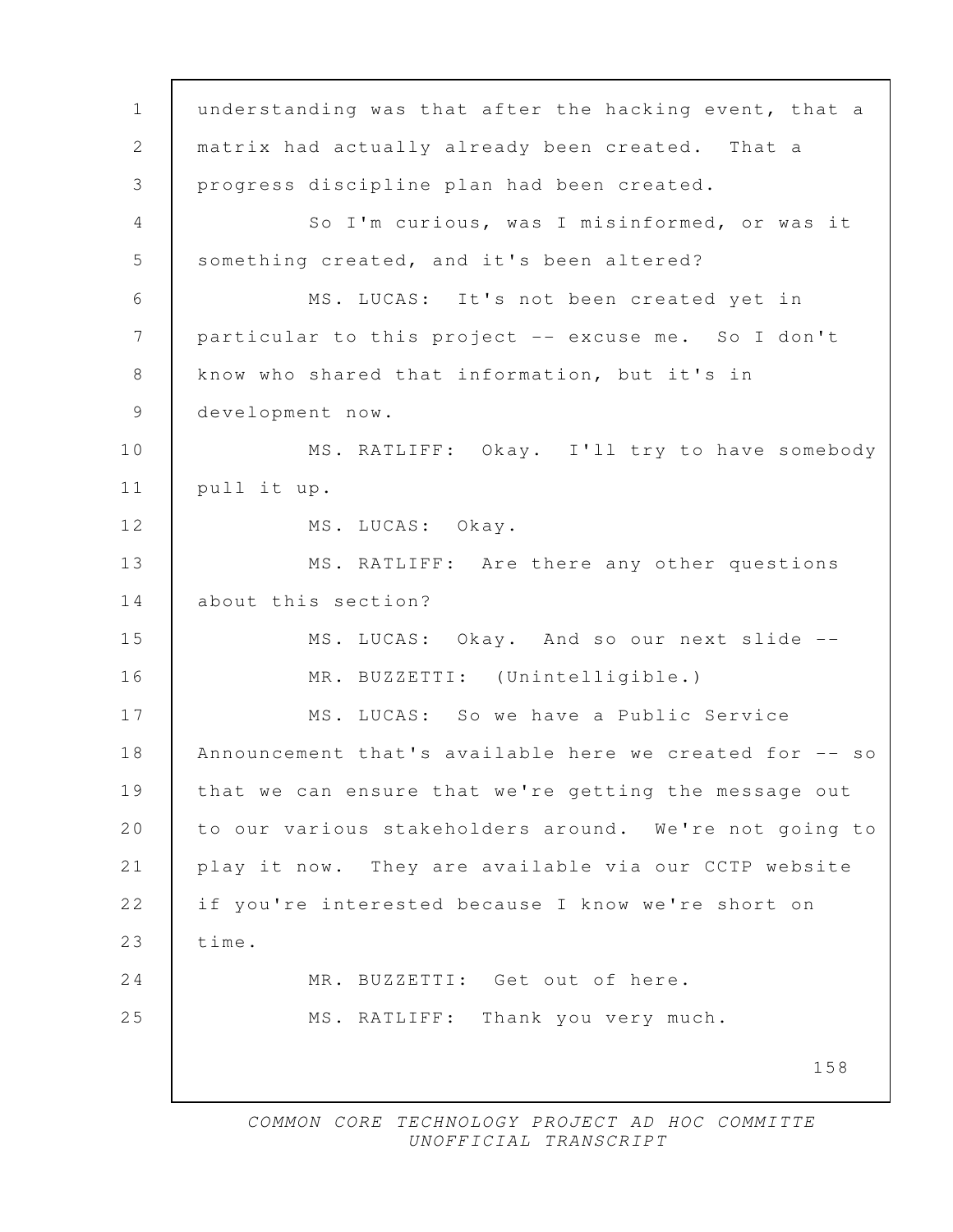understanding was that after the hacking event, that a matrix had actually already been created. That a progress discipline plan had been created.

So I'm curious, was I misinformed, or was it something created, and it's been altered?

MS. LUCAS: It's not been created yet in particular to this project -- excuse me. So I don't know who shared that information, but it's in development now.

MS. RATLIFF: Okay. I'll try to have somebody pull it up.

MS. LUCAS: Okay.

MS. RATLIFF: Are there any other questions about this section?

MS. LUCAS: Okay. And so our next slide --

MR. BUZZETTI: (Unintelligible.)

MS. LUCAS: So we have a Public Service Announcement that's available here we created for -- so that we can ensure that we're getting the message out to our various stakeholders around. We're not going to play it now. They are available via our CCTP website if you're interested because I know we're short on time.

MR. BUZZETTI: Get out of here.

MS. RATLIFF: Thank you very much.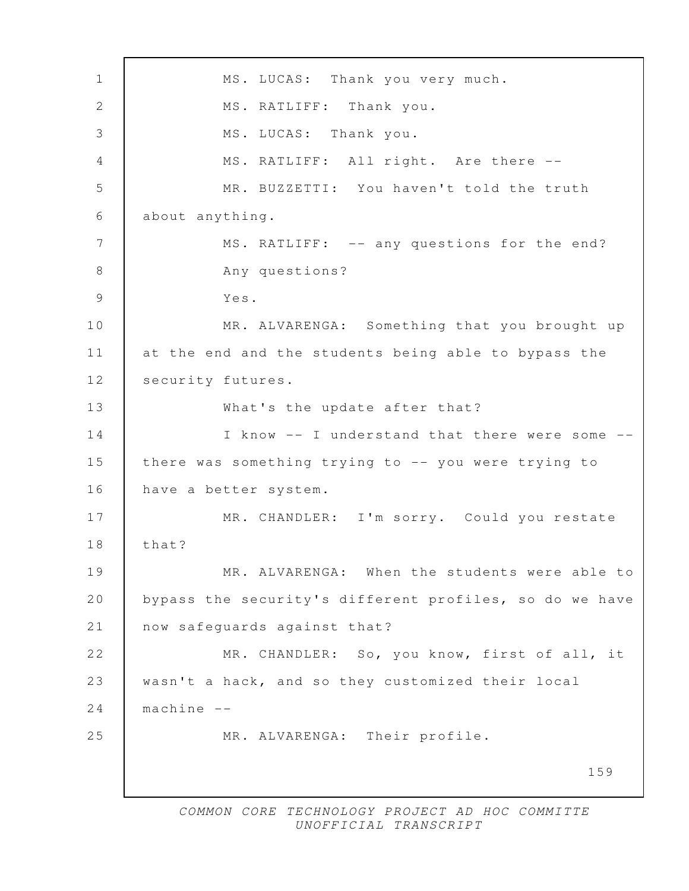MS. LUCAS: Thank you very much.

MS. RATLIFF: Thank you.

MS. LUCAS: Thank you.

MS. RATLIFF: All right. Are there --

MR. BUZZETTI: You haven't told the truth about anything.

MS. RATLIFF: -- any questions for the end? Any questions?

Yes.

MR. ALVARENGA: Something that you brought up at the end and the students being able to bypass the security futures.

What's the update after that?

I know -- I understand that there were some -- there was something trying to -- you were trying to have a better system.

MR. CHANDLER: I'm sorry. Could you restate that?

MR. ALVARENGA: When the students were able to bypass the security's different profiles, so do we have now safeguards against that?

MR. CHANDLER: So, you know, first of all, it wasn't a hack, and so they customized their local machine --

MR. ALVARENGA: Their profile.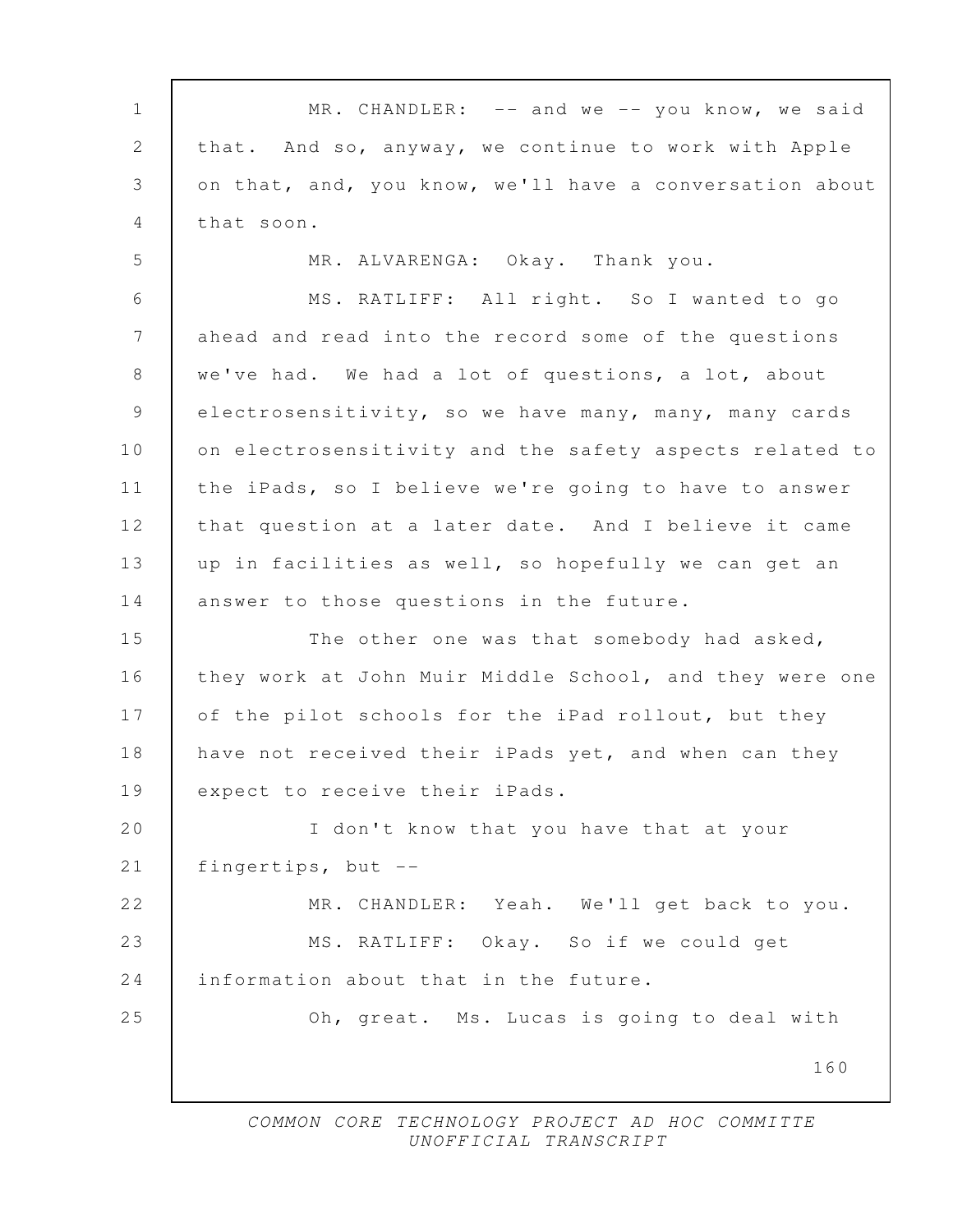MR. CHANDLER: -- and we -- you know, we said that. And so, anyway, we continue to work with Apple on that, and, you know, we'll have a conversation about that soon.

MR. ALVARENGA: Okay. Thank you.

MS. RATLIFF: All right. So I wanted to go ahead and read into the record some of the questions we've had. We had a lot of questions, a lot, about electrosensitivity, so we have many, many, many cards on electrosensitivity and the safety aspects related to the iPads, so I believe we're going to have to answer that question at a later date. And I believe it came up in facilities as well, so hopefully we can get an answer to those questions in the future.

The other one was that somebody had asked, they work at John Muir Middle School, and they were one of the pilot schools for the iPad rollout, but they have not received their iPads yet, and when can they expect to receive their iPads.

I don't know that you have that at your fingertips, but --

MR. CHANDLER: Yeah. We'll get back to you.

MS. RATLIFF: Okay. So if we could get information about that in the future.

Oh, great. Ms. Lucas is going to deal with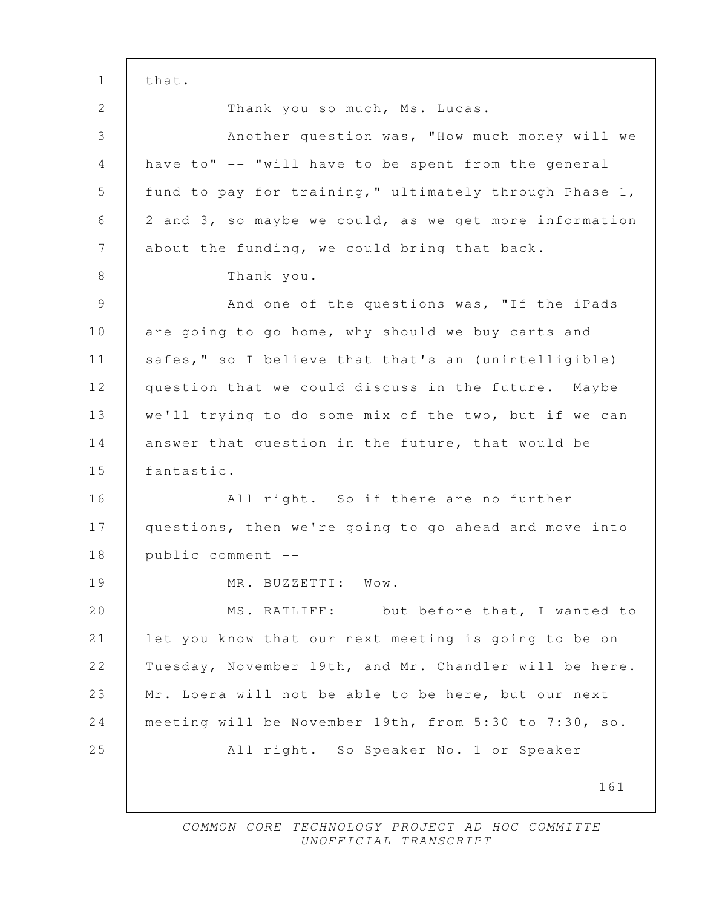that.

Thank you so much, Ms. Lucas.

Another question was, "How much money will we have to" -- "will have to be spent from the general fund to pay for training," ultimately through Phase 1, 2 and 3, so maybe we could, as we get more information about the funding, we could bring that back.

Thank you.

And one of the questions was, "If the iPads are going to go home, why should we buy carts and safes," so I believe that that's an (unintelligible) question that we could discuss in the future. Maybe we'll trying to do some mix of the two, but if we can answer that question in the future, that would be fantastic.

All right. So if there are no further questions, then we're going to go ahead and move into public comment --

MR. BUZZETTI: Wow.

MS. RATLIFF: -- but before that, I wanted to let you know that our next meeting is going to be on Tuesday, November 19th, and Mr. Chandler will be here. Mr. Loera will not be able to be here, but our next meeting will be November 19th, from 5:30 to 7:30, so.

All right. So Speaker No. 1 or Speaker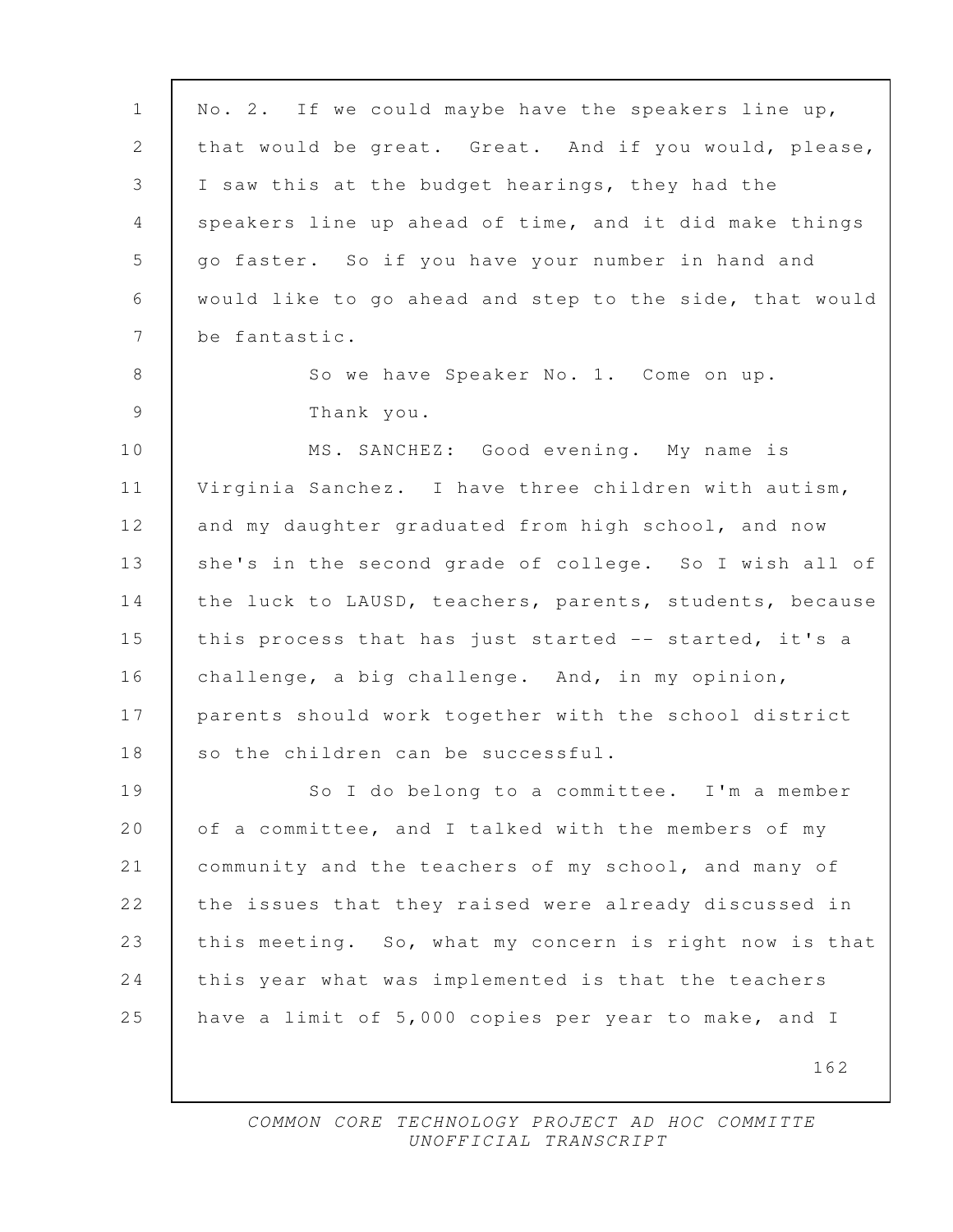No. 2. If we could maybe have the speakers line up, that would be great. Great. And if you would, please, I saw this at the budget hearings, they had the speakers line up ahead of time, and it did make things go faster. So if you have your number in hand and would like to go ahead and step to the side, that would be fantastic.

So we have Speaker No. 1. Come on up.

Thank you.

MS. SANCHEZ: Good evening. My name is Virginia Sanchez. I have three children with autism, and my daughter graduated from high school, and now she's in the second grade of college. So I wish all of the luck to LAUSD, teachers, parents, students, because this process that has just started -- started, it's a challenge, a big challenge. And, in my opinion, parents should work together with the school district so the children can be successful.

So I do belong to a committee. I'm a member of a committee, and I talked with the members of my community and the teachers of my school, and many of the issues that they raised were already discussed in this meeting. So, what my concern is right now is that this year what was implemented is that the teachers have a limit of 5,000 copies per year to make, and I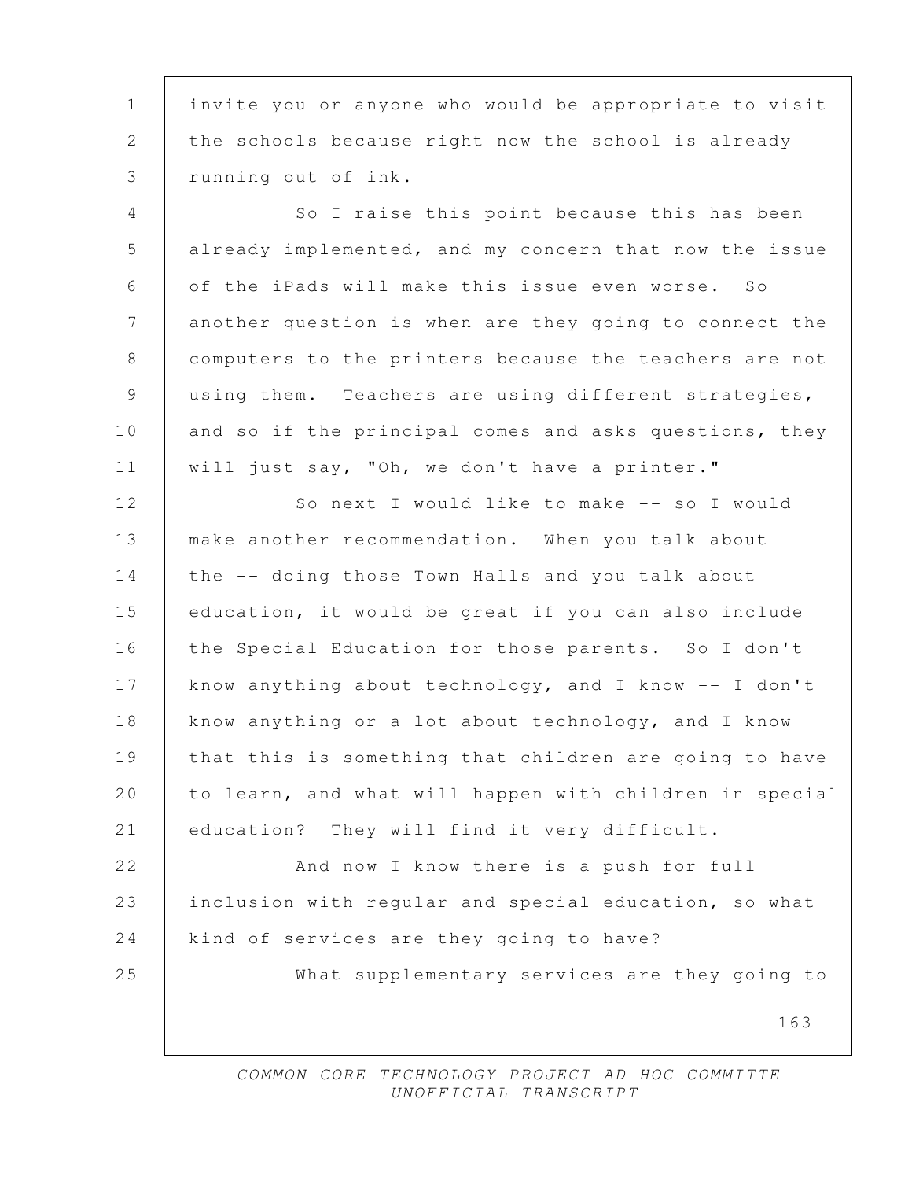invite you or anyone who would be appropriate to visit the schools because right now the school is already running out of ink.

So I raise this point because this has been already implemented, and my concern that now the issue of the iPads will make this issue even worse. So another question is when are they going to connect the computers to the printers because the teachers are not using them. Teachers are using different strategies, and so if the principal comes and asks questions, they will just say, "Oh, we don't have a printer."

So next I would like to make -- so I would make another recommendation. When you talk about the -- doing those Town Halls and you talk about education, it would be great if you can also include the Special Education for those parents. So I don't know anything about technology, and I know -- I don't know anything or a lot about technology, and I know that this is something that children are going to have to learn, and what will happen with children in special education? They will find it very difficult.

And now I know there is a push for full inclusion with regular and special education, so what kind of services are they going to have?

What supplementary services are they going to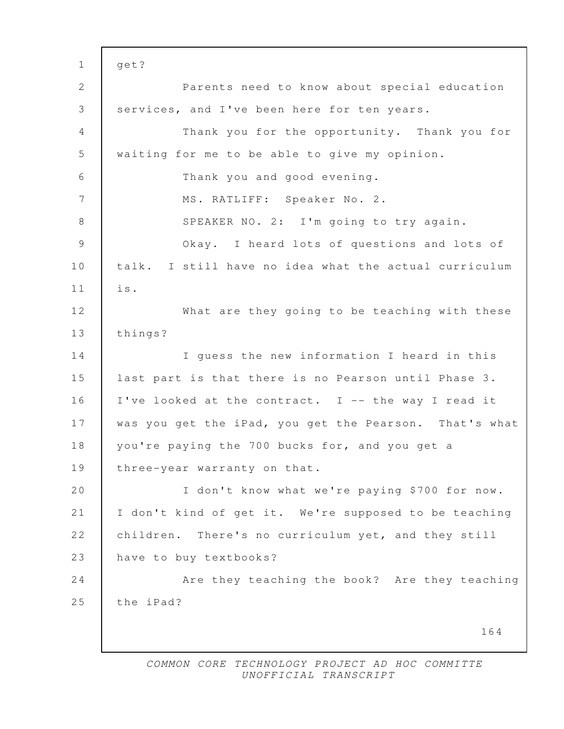get?

Parents need to know about special education services, and I've been here for ten years.

Thank you for the opportunity. Thank you for waiting for me to be able to give my opinion.

Thank you and good evening.

MS. RATLIFF: Speaker No. 2.

SPEAKER NO. 2: I'm going to try again.

Okay. I heard lots of questions and lots of talk. I still have no idea what the actual curriculum is.

What are they going to be teaching with these things?

I guess the new information I heard in this last part is that there is no Pearson until Phase 3. I've looked at the contract. I -- the way I read it was you get the iPad, you get the Pearson. That's what you're paying the 700 bucks for, and you get a three-year warranty on that.

I don't know what we're paying $700 for now. I don't kind of get it. We're supposed to be teaching children. There's no curriculum yet, and they still have to buy textbooks?

Are they teaching the book? Are they teaching the iPad?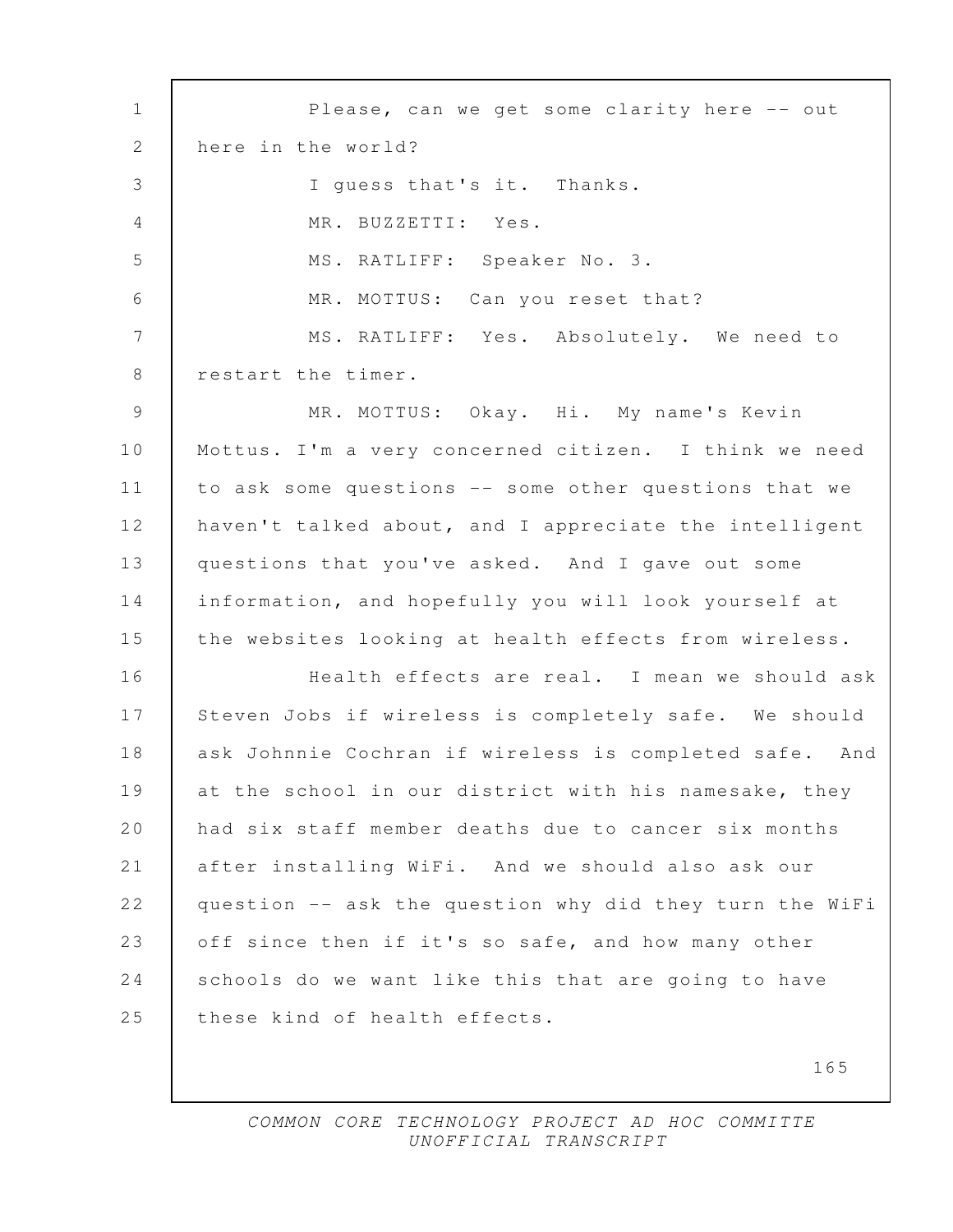Please, can we get some clarity here -- out here in the world?

I guess that's it. Thanks.

MR. BUZZETTI: Yes.

MS. RATLIFF: Speaker No. 3.

MR. MOTTUS: Can you reset that?

MS. RATLIFF: Yes. Absolutely. We need to restart the timer.

MR. MOTTUS: Okay. Hi. My name's Kevin Mottus. I'm a very concerned citizen. I think we need to ask some questions -- some other questions that we haven't talked about, and I appreciate the intelligent questions that you've asked. And I gave out some information, and hopefully you will look yourself at the websites looking at health effects from wireless.

Health effects are real. I mean we should ask Steven Jobs if wireless is completely safe. We should ask Johnnie Cochran if wireless is completed safe. And at the school in our district with his namesake, they had six staff member deaths due to cancer six months after installing WiFi. And we should also ask our question -- ask the question why did they turn the WiFi off since then if it's so safe, and how many other schools do we want like this that are going to have these kind of health effects.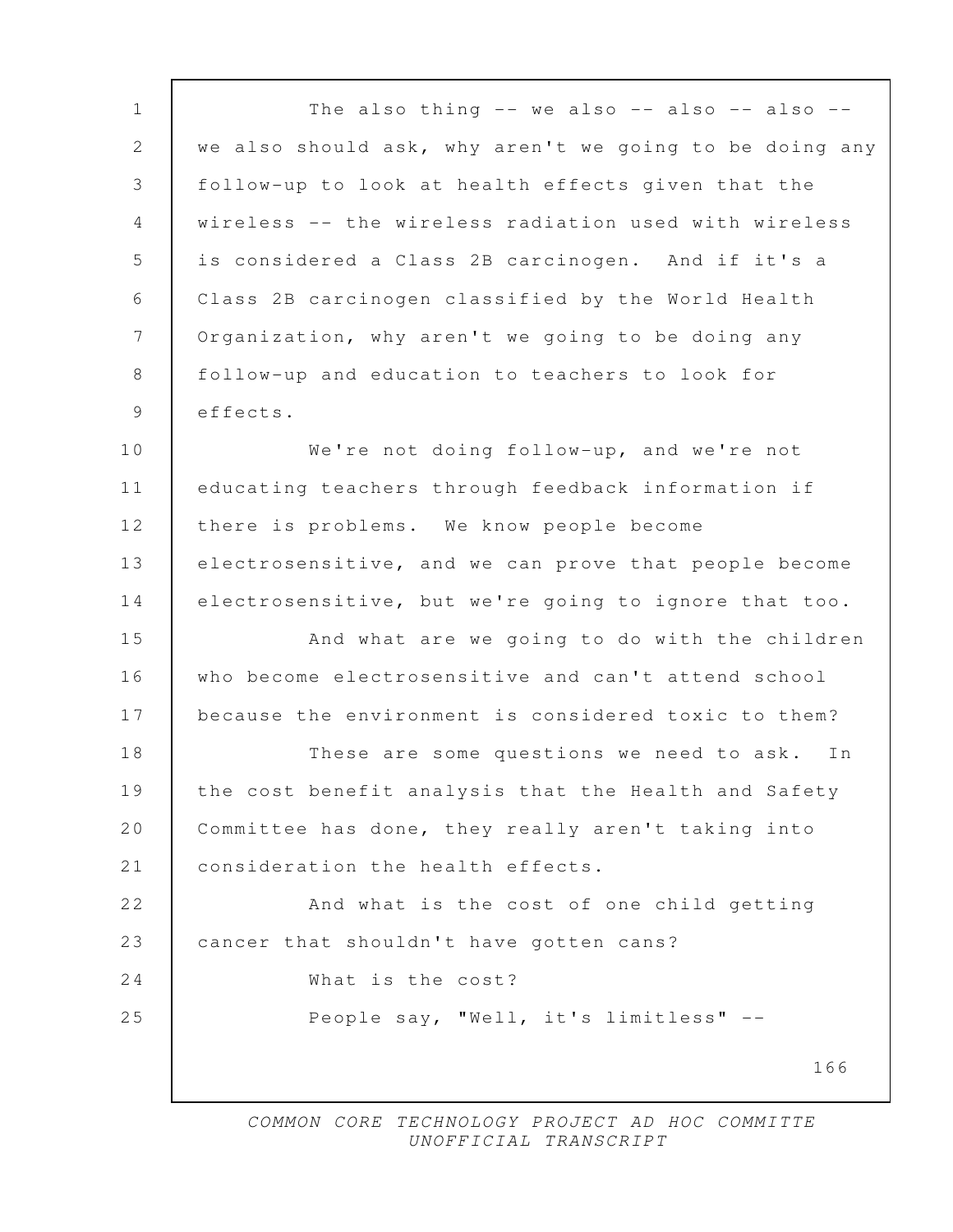The also thing -- we also -- also -- also -- we also should ask, why aren't we going to be doing any follow-up to look at health effects given that the wireless -- the wireless radiation used with wireless is considered a Class 2B carcinogen. And if it's a Class 2B carcinogen classified by the World Health Organization, why aren't we going to be doing any follow-up and education to teachers to look for effects.

We're not doing follow-up, and we're not educating teachers through feedback information if there is problems. We know people become electrosensitive, and we can prove that people become electrosensitive, but we're going to ignore that too.

And what are we going to do with the children who become electrosensitive and can't attend school because the environment is considered toxic to them?

These are some questions we need to ask. In the cost benefit analysis that the Health and Safety Committee has done, they really aren't taking into consideration the health effects.

And what is the cost of one child getting cancer that shouldn't have gotten cans?

What is the cost?

People say, "Well, it's limitless" --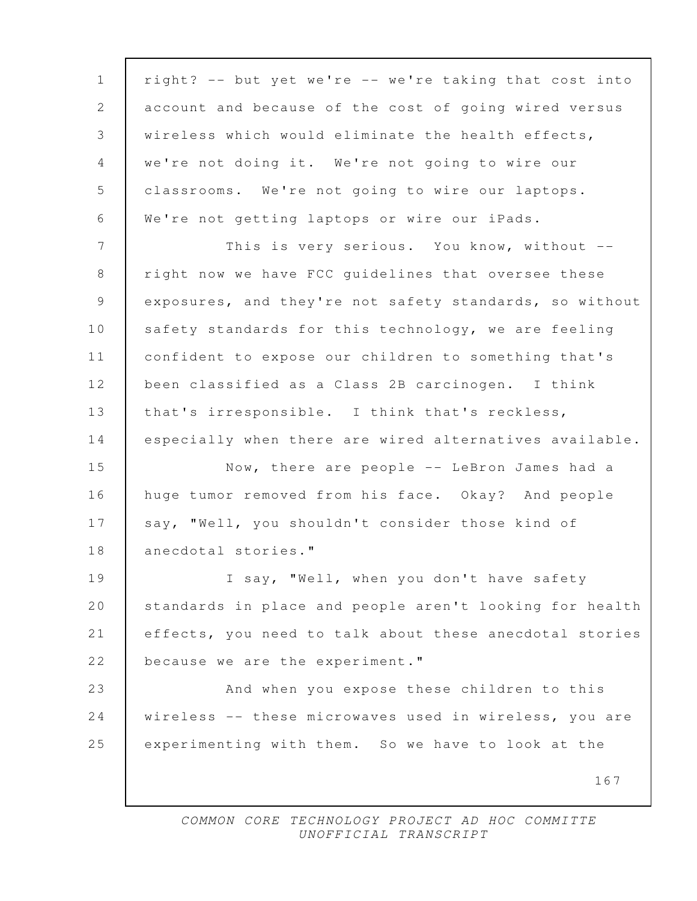right? -- but yet we're -- we're taking that cost into account and because of the cost of going wired versus wireless which would eliminate the health effects, we're not doing it. We're not going to wire our classrooms. We're not going to wire our laptops. We're not getting laptops or wire our iPads.

This is very serious. You know, without -- right now we have FCC guidelines that oversee these exposures, and they're not safety standards, so without safety standards for this technology, we are feeling confident to expose our children to something that's been classified as a Class 2B carcinogen. I think that's irresponsible. I think that's reckless, especially when there are wired alternatives available.

Now, there are people -- LeBron James had a huge tumor removed from his face. Okay? And people say, "Well, you shouldn't consider those kind of anecdotal stories."

I say, "Well, when you don't have safety standards in place and people aren't looking for health effects, you need to talk about these anecdotal stories because we are the experiment."

And when you expose these children to this wireless -- these microwaves used in wireless, you are experimenting with them. So we have to look at the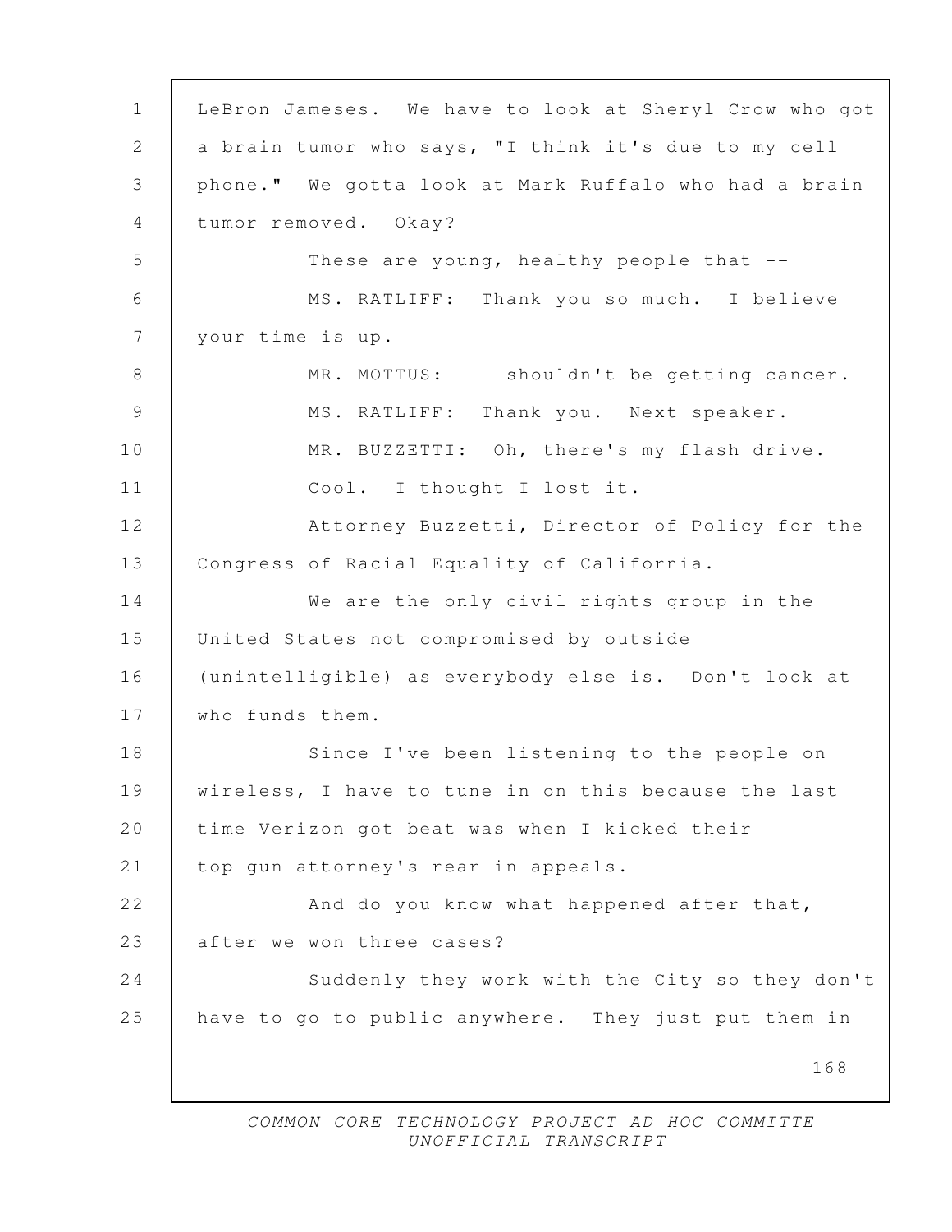LeBron Jameses. We have to look at Sheryl Crow who got a brain tumor who says, "I think it's due to my cell phone." We gotta look at Mark Ruffalo who had a brain tumor removed. Okay?

These are young, healthy people that --

MS. RATLIFF: Thank you so much. I believe your time is up.

MR. MOTTUS: -- shouldn't be getting cancer.

MS. RATLIFF: Thank you. Next speaker.

MR. BUZZETTI: Oh, there's my flash drive.

Cool. I thought I lost it.

Attorney Buzzetti, Director of Policy for the Congress of Racial Equality of California.

We are the only civil rights group in the United States not compromised by outside (unintelligible) as everybody else is. Don't look at who funds them.

Since I've been listening to the people on wireless, I have to tune in on this because the last time Verizon got beat was when I kicked their top-gun attorney's rear in appeals.

And do you know what happened after that, after we won three cases?

Suddenly they work with the City so they don't have to go to public anywhere. They just put them in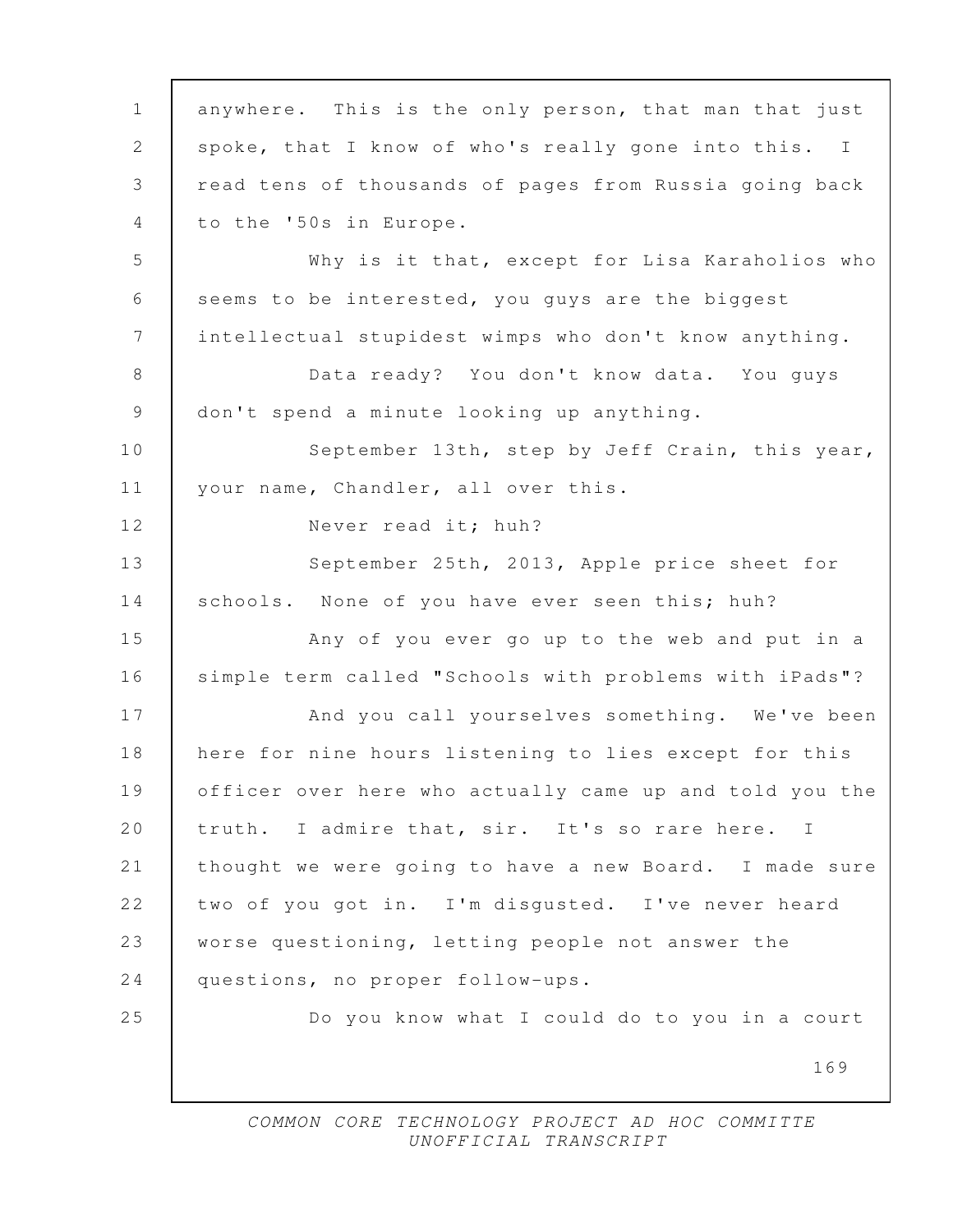anywhere. This is the only person, that man that just spoke, that I know of who's really gone into this. I read tens of thousands of pages from Russia going back to the '50s in Europe.

Why is it that, except for Lisa Karaholios who seems to be interested, you guys are the biggest intellectual stupidest wimps who don't know anything.

Data ready? You don't know data. You guys don't spend a minute looking up anything.

September 13th, step by Jeff Crain, this year, your name, Chandler, all over this.

Never read it; huh?

September 25th, 2013, Apple price sheet for schools. None of you have ever seen this; huh?

Any of you ever go up to the web and put in a simple term called "Schools with problems with iPads"?

And you call yourselves something. We've been here for nine hours listening to lies except for this officer over here who actually came up and told you the truth. I admire that, sir. It's so rare here. I thought we were going to have a new Board. I made sure two of you got in. I'm disgusted. I've never heard worse questioning, letting people not answer the questions, no proper follow-ups.

Do you know what I could do to you in a court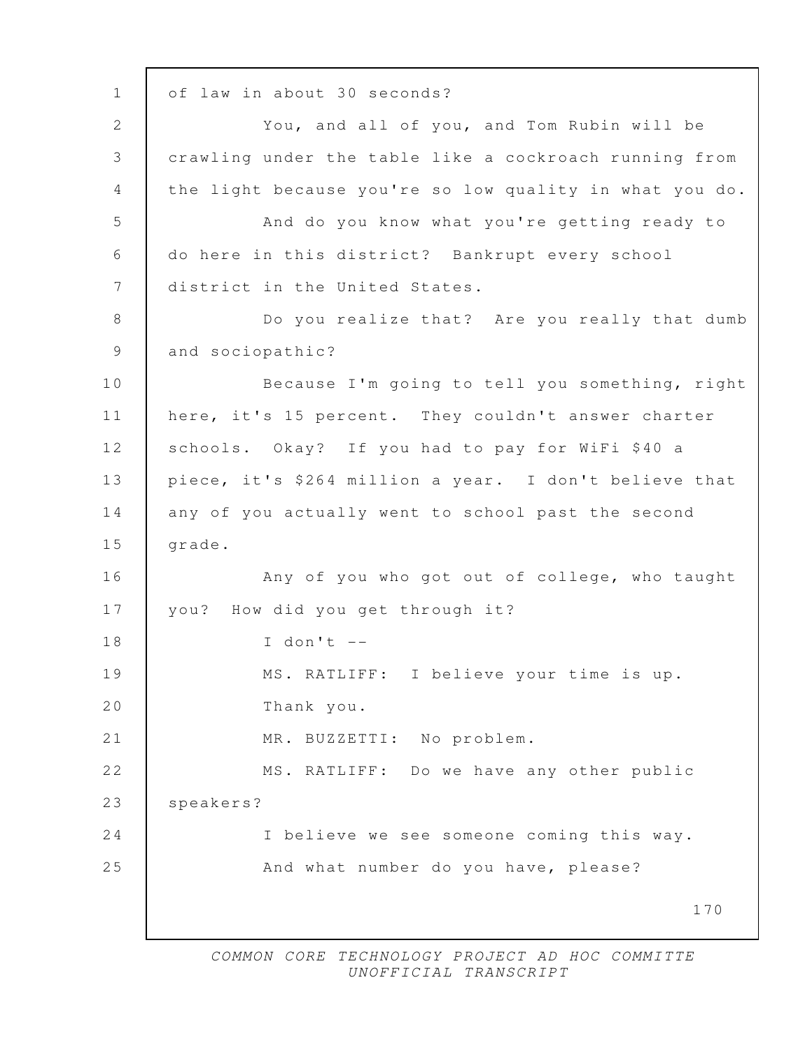of law in about 30 seconds?

You, and all of you, and Tom Rubin will be crawling under the table like a cockroach running from the light because you're so low quality in what you do.

And do you know what you're getting ready to do here in this district? Bankrupt every school district in the United States.

Do you realize that? Are you really that dumb and sociopathic?

Because I'm going to tell you something, right here, it's 15 percent. They couldn't answer charter schools. Okay? If you had to pay for WiFi $40 a piece, it's $264 million a year. I don't believe that any of you actually went to school past the second grade.

Any of you who got out of college, who taught you? How did you get through it?

I don't --

MS. RATLIFF: I believe your time is up.

Thank you.

MR. BUZZETTI: No problem.

MS. RATLIFF: Do we have any other public speakers?

I believe we see someone coming this way.

And what number do you have, please?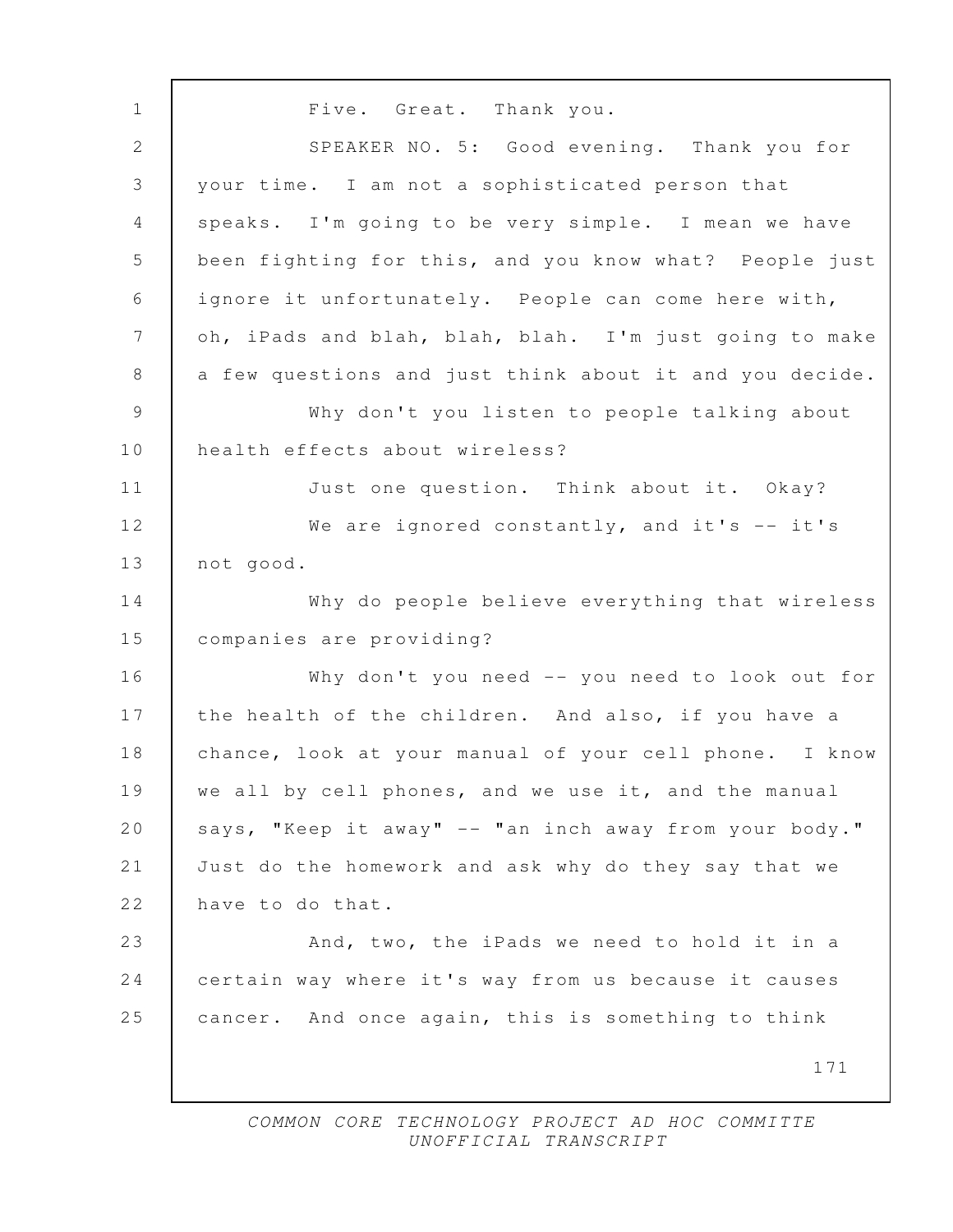Five. Great. Thank you.

SPEAKER NO. 5: Good evening. Thank you for your time. I am not a sophisticated person that speaks. I'm going to be very simple. I mean we have been fighting for this, and you know what? People just ignore it unfortunately. People can come here with, oh, iPads and blah, blah, blah. I'm just going to make a few questions and just think about it and you decide.

Why don't you listen to people talking about health effects about wireless?

Just one question. Think about it. Okay?

We are ignored constantly, and it's -- it's not good.

Why do people believe everything that wireless companies are providing?

Why don't you need -- you need to look out for the health of the children. And also, if you have a chance, look at your manual of your cell phone. I know we all by cell phones, and we use it, and the manual says, "Keep it away" -- "an inch away from your body." Just do the homework and ask why do they say that we have to do that.

And, two, the iPads we need to hold it in a certain way where it's way from us because it causes cancer. And once again, this is something to think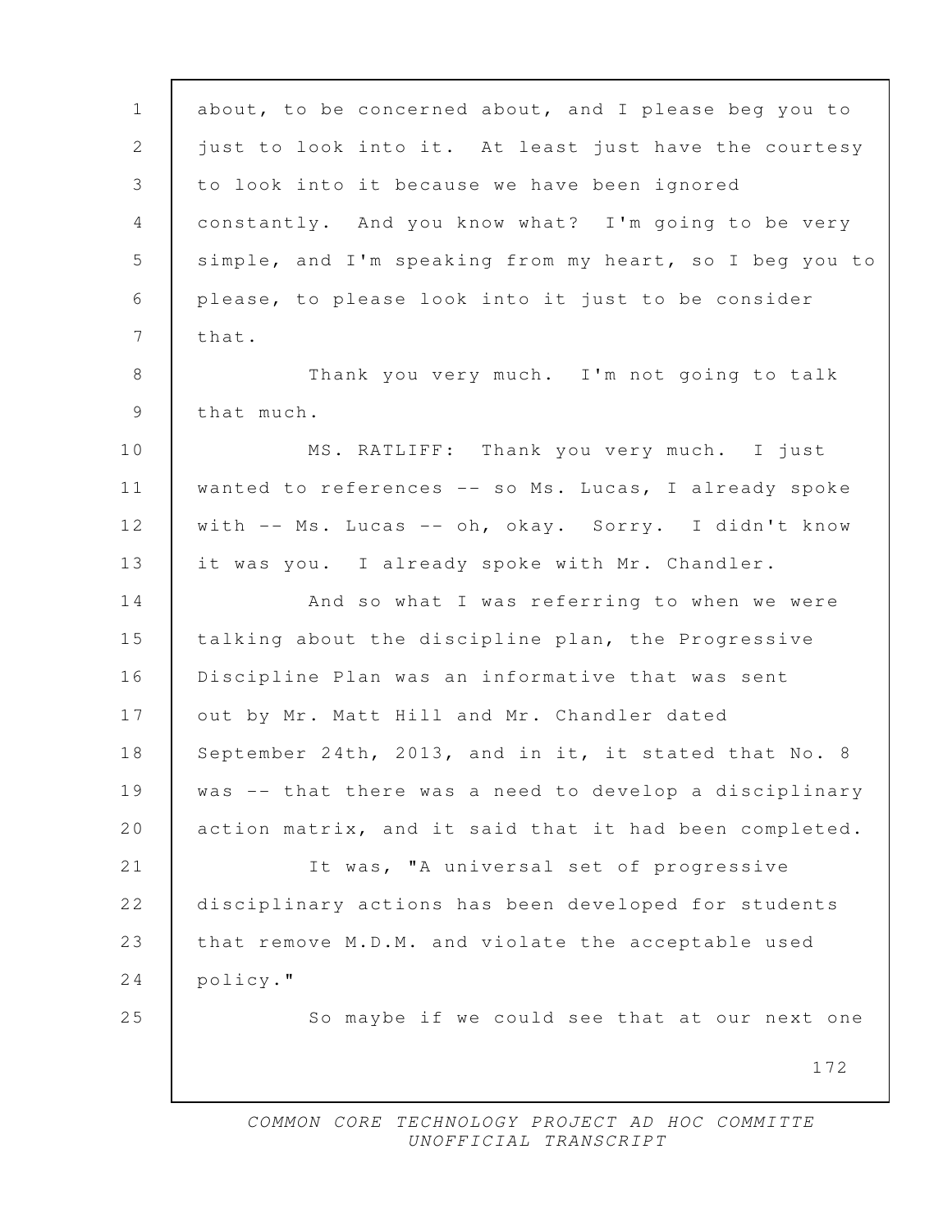about, to be concerned about, and I please beg you to just to look into it. At least just have the courtesy to look into it because we have been ignored constantly. And you know what? I'm going to be very simple, and I'm speaking from my heart, so I beg you to please, to please look into it just to be consider that.

Thank you very much. I'm not going to talk that much.

MS. RATLIFF: Thank you very much. I just wanted to references -- so Ms. Lucas, I already spoke with -- Ms. Lucas -- oh, okay. Sorry. I didn't know it was you. I already spoke with Mr. Chandler.

And so what I was referring to when we were talking about the discipline plan, the Progressive Discipline Plan was an informative that was sent out by Mr. Matt Hill and Mr. Chandler dated September 24th, 2013, and in it, it stated that No. 8 was -- that there was a need to develop a disciplinary action matrix, and it said that it had been completed.

It was, "A universal set of progressive disciplinary actions has been developed for students that remove M.D.M. and violate the acceptable used policy."

So maybe if we could see that at our next one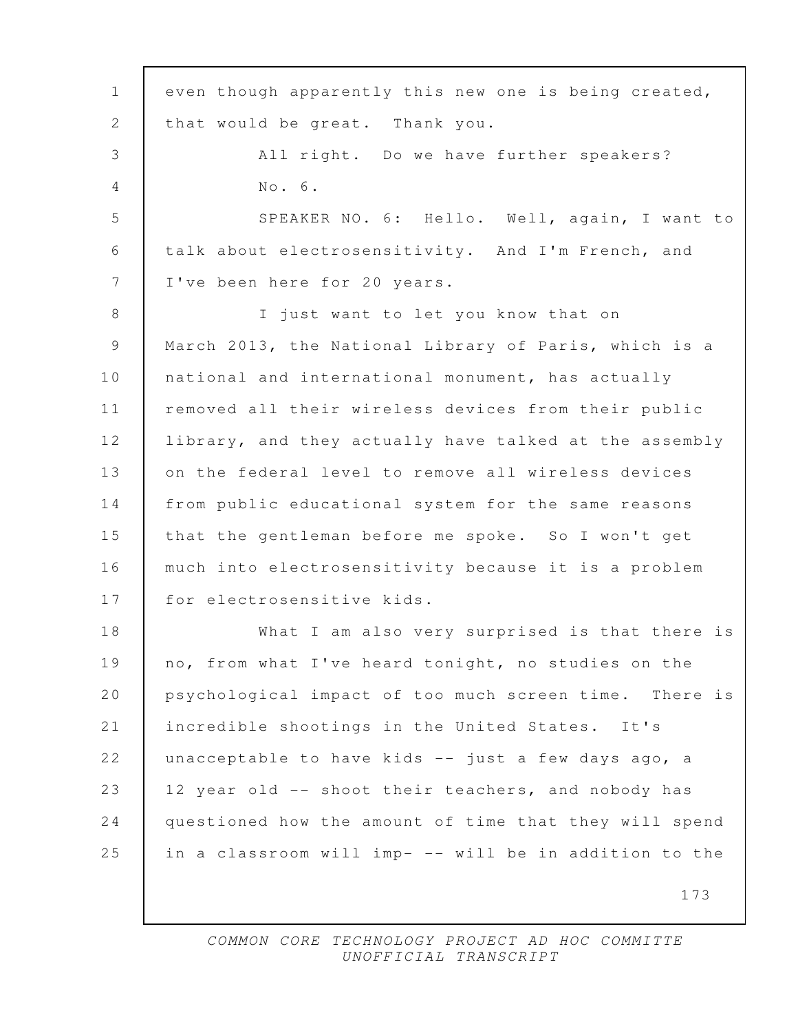even though apparently this new one is being created, that would be great. Thank you.

All right. Do we have further speakers?

No. 6.

SPEAKER NO. 6: Hello. Well, again, I want to talk about electrosensitivity. And I'm French, and I've been here for 20 years.

I just want to let you know that on March 2013, the National Library of Paris, which is a national and international monument, has actually removed all their wireless devices from their public library, and they actually have talked at the assembly on the federal level to remove all wireless devices from public educational system for the same reasons that the gentleman before me spoke. So I won't get much into electrosensitivity because it is a problem for electrosensitive kids.

What I am also very surprised is that there is no, from what I've heard tonight, no studies on the psychological impact of too much screen time. There is incredible shootings in the United States. It's unacceptable to have kids -- just a few days ago, a 12 year old -- shoot their teachers, and nobody has questioned how the amount of time that they will spend in a classroom will imp- -- will be in addition to the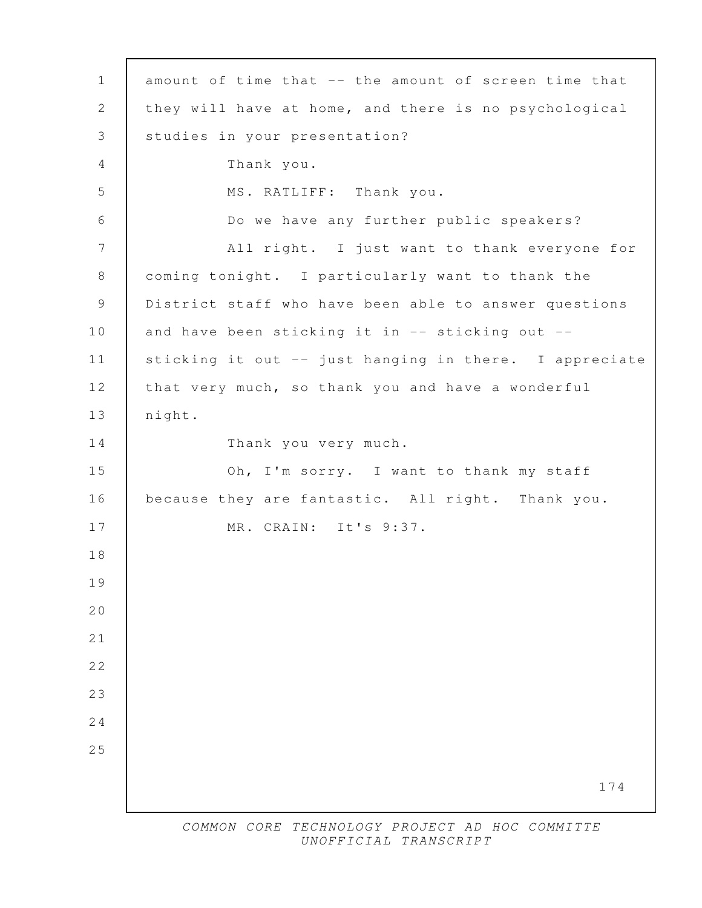amount of time that -- the amount of screen time that they will have at home, and there is no psychological studies in your presentation?

Thank you.

MS. RATLIFF: Thank you.

Do we have any further public speakers?

All right. I just want to thank everyone for coming tonight. I particularly want to thank the District staff who have been able to answer questions and have been sticking it in -- sticking out -- sticking it out -- just hanging in there. I appreciate that very much, so thank you and have a wonderful night.

Thank you very much.

Oh, I'm sorry. I want to thank my staff because they are fantastic. All right. Thank you.

MR. CRAIN: It's 9:37.